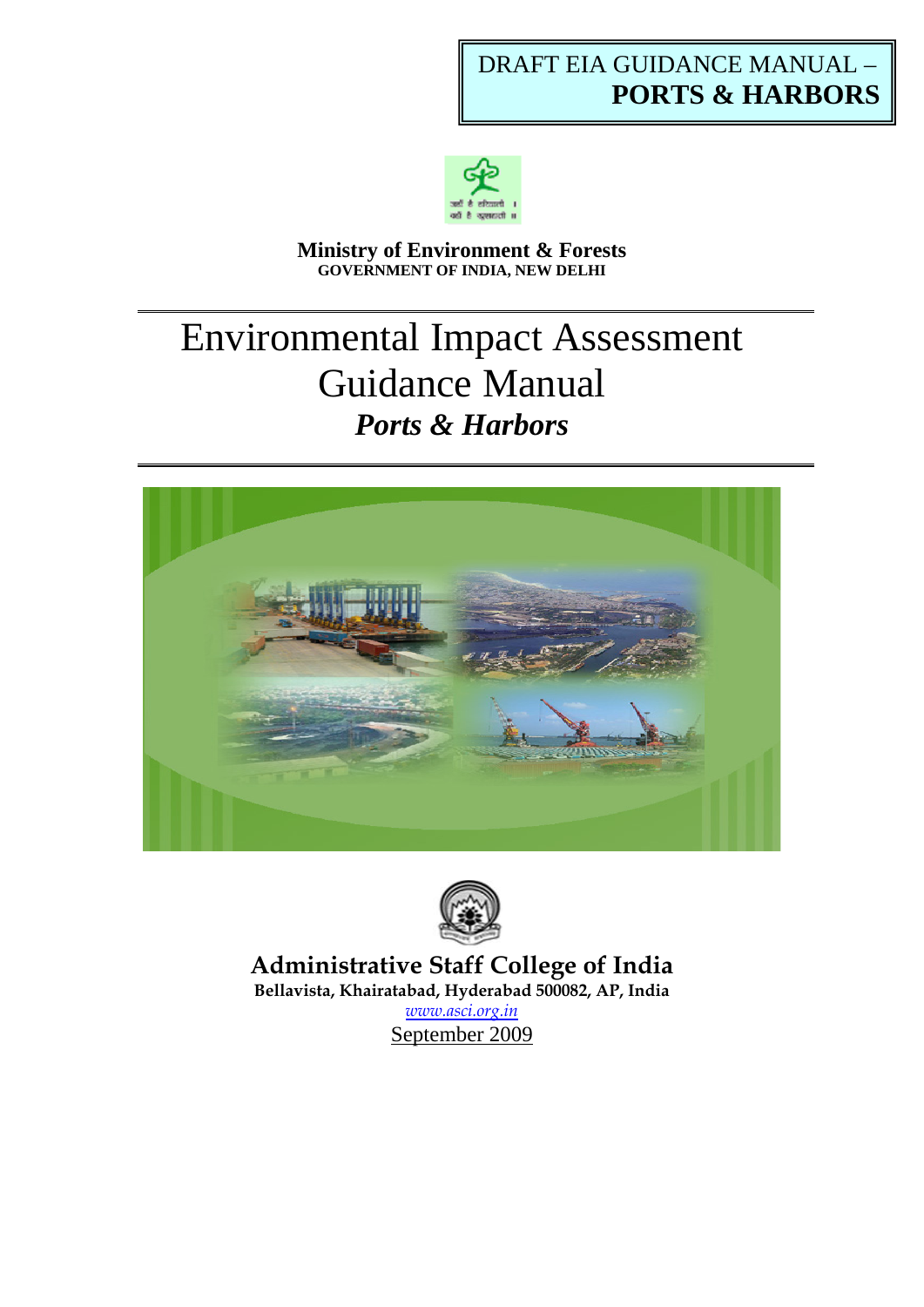DRAFT EIA GUIDANCE MANUAL –
**PORTS & HARBORS**

**Ministry of Environment & Forests**
**GOVERNMENT OF INDIA, NEW DELHI**

# Environmental Impact Assessment Guidance Manual

## *Ports & Harbors*

**Administrative Staff College of India**
**Bellavista, Khairatabad, Hyderabad 500082, AP, India**
*www.asci.org.in*
September 2009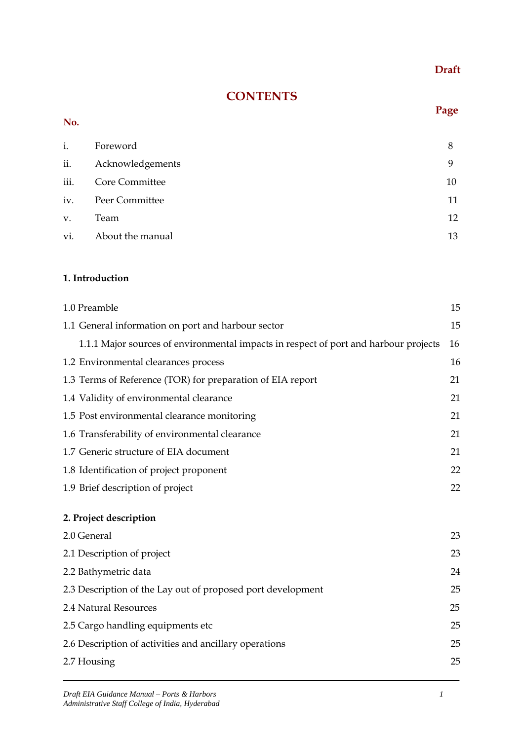**Draft**

# CONTENTS

| No. | | Page |
|---|---|---|
| i. | Foreword | 8 |
| ii. | Acknowledgements | 9 |
| iii. | Core Committee | 10 |
| iv. | Peer Committee | 11 |
| v. | Team | 12 |
| vi. | About the manual | 13 |

**1. Introduction**

| | |
|---|---|
| 1.0 Preamble | 15 |
| 1.1 General information on port and harbour sector | 15 |
| 1.1.1 Major sources of environmental impacts in respect of port and harbour projects | 16 |
| 1.2 Environmental clearances process | 16 |
| 1.3 Terms of Reference (TOR) for preparation of EIA report | 21 |
| 1.4 Validity of environmental clearance | 21 |
| 1.5 Post environmental clearance monitoring | 21 |
| 1.6 Transferability of environmental clearance | 21 |
| 1.7 Generic structure of EIA document | 21 |
| 1.8 Identification of project proponent | 22 |
| 1.9 Brief description of project | 22 |

**2. Project description**

| | |
|---|---|
| 2.0 General | 23 |
| 2.1 Description of project | 23 |
| 2.2 Bathymetric data | 24 |
| 2.3 Description of the Lay out of proposed port development | 25 |
| 2.4 Natural Resources | 25 |
| 2.5 Cargo handling equipments etc | 25 |
| 2.6 Description of activities and ancillary operations | 25 |
| 2.7 Housing | 25 |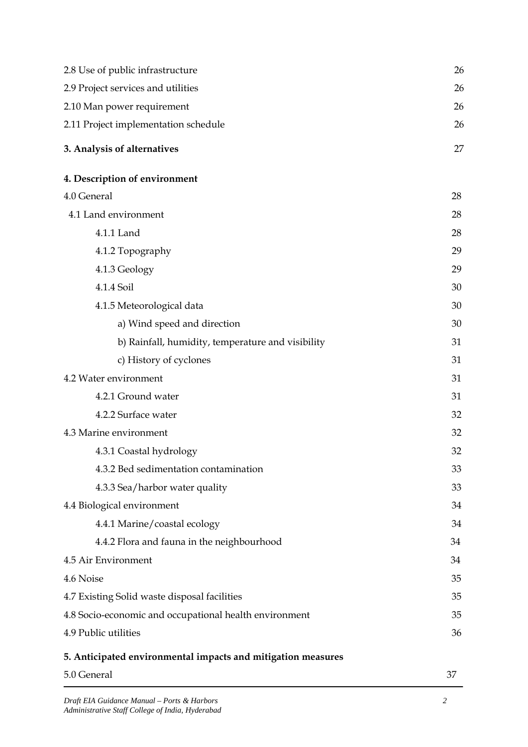| | |
|---|---|
| 2.8 Use of public infrastructure | 26 |
| 2.9 Project services and utilities | 26 |
| 2.10 Man power requirement | 26 |
| 2.11 Project implementation schedule | 26 |
| **3. Analysis of alternatives** | 27 |
| **4. Description of environment** | |
| 4.0 General | 28 |
| 4.1 Land environment | 28 |
| 4.1.1 Land | 28 |
| 4.1.2 Topography | 29 |
| 4.1.3 Geology | 29 |
| 4.1.4 Soil | 30 |
| 4.1.5 Meteorological data | 30 |
| a) Wind speed and direction | 30 |
| b) Rainfall, humidity, temperature and visibility | 31 |
| c) History of cyclones | 31 |
| 4.2 Water environment | 31 |
| 4.2.1 Ground water | 31 |
| 4.2.2 Surface water | 32 |
| 4.3 Marine environment | 32 |
| 4.3.1 Coastal hydrology | 32 |
| 4.3.2 Bed sedimentation contamination | 33 |
| 4.3.3 Sea/harbor water quality | 33 |
| 4.4 Biological environment | 34 |
| 4.4.1 Marine/coastal ecology | 34 |
| 4.4.2 Flora and fauna in the neighbourhood | 34 |
| 4.5 Air Environment | 34 |
| 4.6 Noise | 35 |
| 4.7 Existing Solid waste disposal facilities | 35 |
| 4.8 Socio-economic and occupational health environment | 35 |
| 4.9 Public utilities | 36 |
| **5. Anticipated environmental impacts and mitigation measures** | |
| 5.0 General | 37 |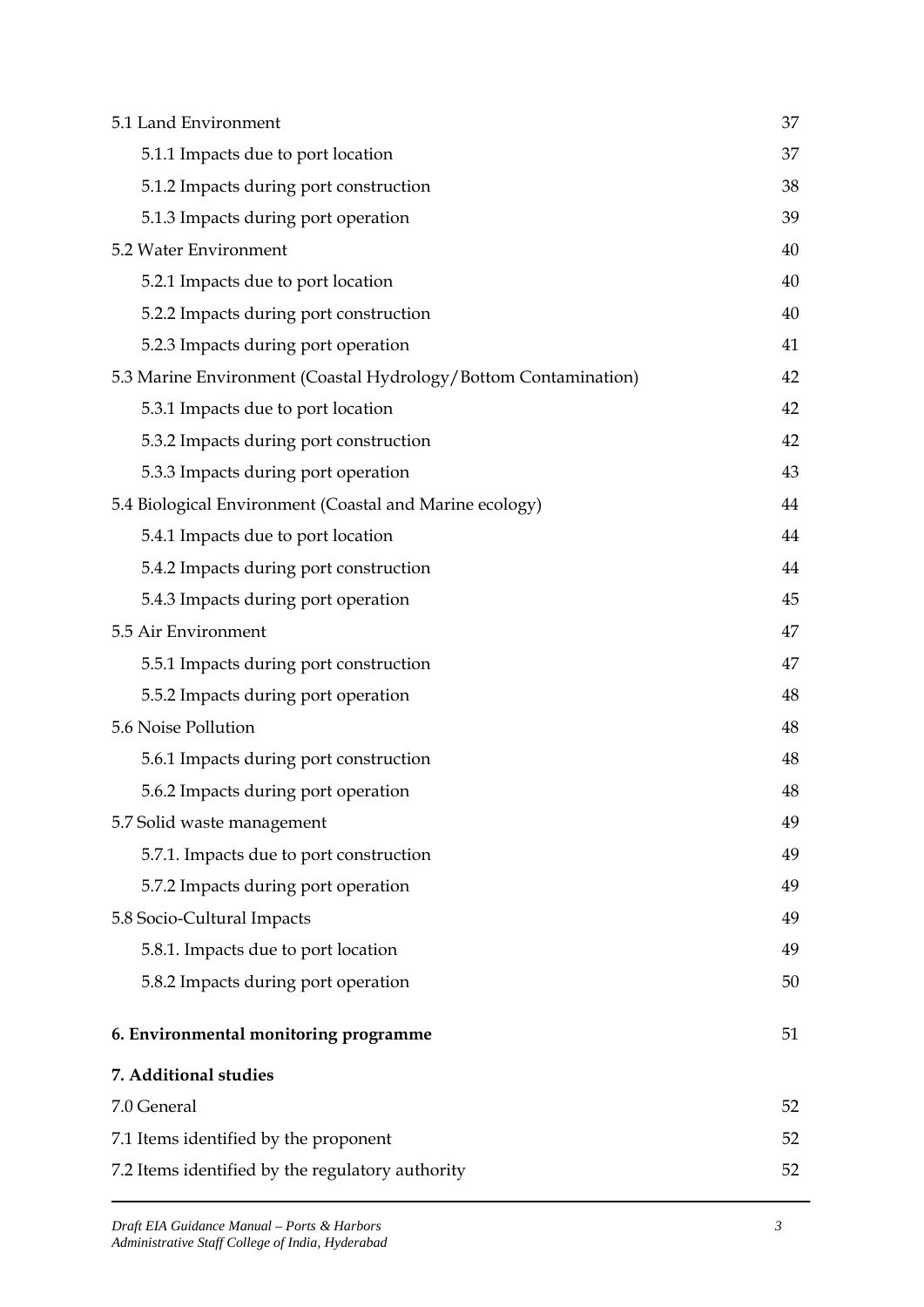| | |
|---|---|
| 5.1 Land Environment | 37 |
| 5.1.1 Impacts due to port location | 37 |
| 5.1.2 Impacts during port construction | 38 |
| 5.1.3 Impacts during port operation | 39 |
| 5.2 Water Environment | 40 |
| 5.2.1 Impacts due to port location | 40 |
| 5.2.2 Impacts during port construction | 40 |
| 5.2.3 Impacts during port operation | 41 |
| 5.3 Marine Environment (Coastal Hydrology/Bottom Contamination) | 42 |
| 5.3.1 Impacts due to port location | 42 |
| 5.3.2 Impacts during port construction | 42 |
| 5.3.3 Impacts during port operation | 43 |
| 5.4 Biological Environment (Coastal and Marine ecology) | 44 |
| 5.4.1 Impacts due to port location | 44 |
| 5.4.2 Impacts during port construction | 44 |
| 5.4.3 Impacts during port operation | 45 |
| 5.5 Air Environment | 47 |
| 5.5.1 Impacts during port construction | 47 |
| 5.5.2 Impacts during port operation | 48 |
| 5.6 Noise Pollution | 48 |
| 5.6.1 Impacts during port construction | 48 |
| 5.6.2 Impacts during port operation | 48 |
| 5.7 Solid waste management | 49 |
| 5.7.1. Impacts due to port construction | 49 |
| 5.7.2 Impacts during port operation | 49 |
| 5.8 Socio-Cultural Impacts | 49 |
| 5.8.1. Impacts due to port location | 49 |
| 5.8.2 Impacts during port operation | 50 |
| **6. Environmental monitoring programme** | 51 |
| **7. Additional studies** | |
| 7.0 General | 52 |
| 7.1 Items identified by the proponent | 52 |
| 7.2 Items identified by the regulatory authority | 52 |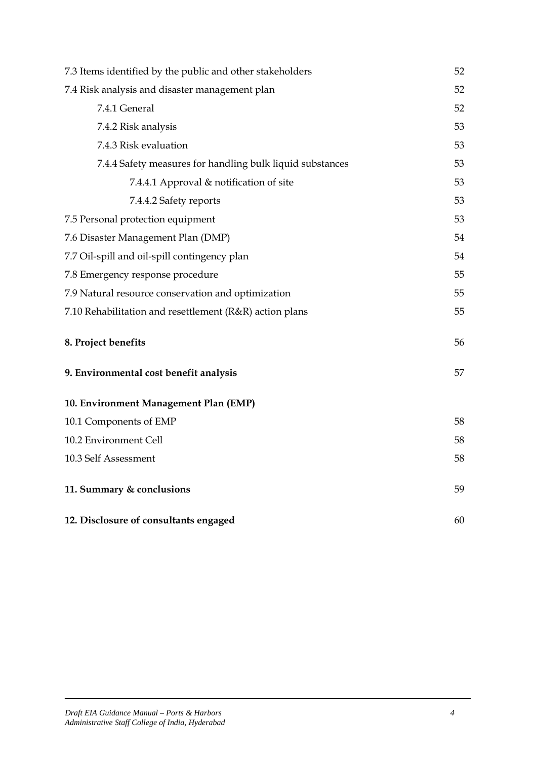7.3 Items identified by the public and other stakeholders 52

7.4 Risk analysis and disaster management plan 52

- 7.4.1 General 52
- 7.4.2 Risk analysis 53
- 7.4.3 Risk evaluation 53
- 7.4.4 Safety measures for handling bulk liquid substances 53
  - 7.4.4.1 Approval & notification of site 53
  - 7.4.4.2 Safety reports 53

7.5 Personal protection equipment 53

7.6 Disaster Management Plan (DMP) 54

7.7 Oil-spill and oil-spill contingency plan 54

7.8 Emergency response procedure 55

7.9 Natural resource conservation and optimization 55

7.10 Rehabilitation and resettlement (R&R) action plans 55

**8. Project benefits** 56

**9. Environmental cost benefit analysis** 57

**10. Environment Management Plan (EMP)**

10.1 Components of EMP 58

10.2 Environment Cell 58

10.3 Self Assessment 58

**11. Summary & conclusions** 59

**12. Disclosure of consultants engaged** 60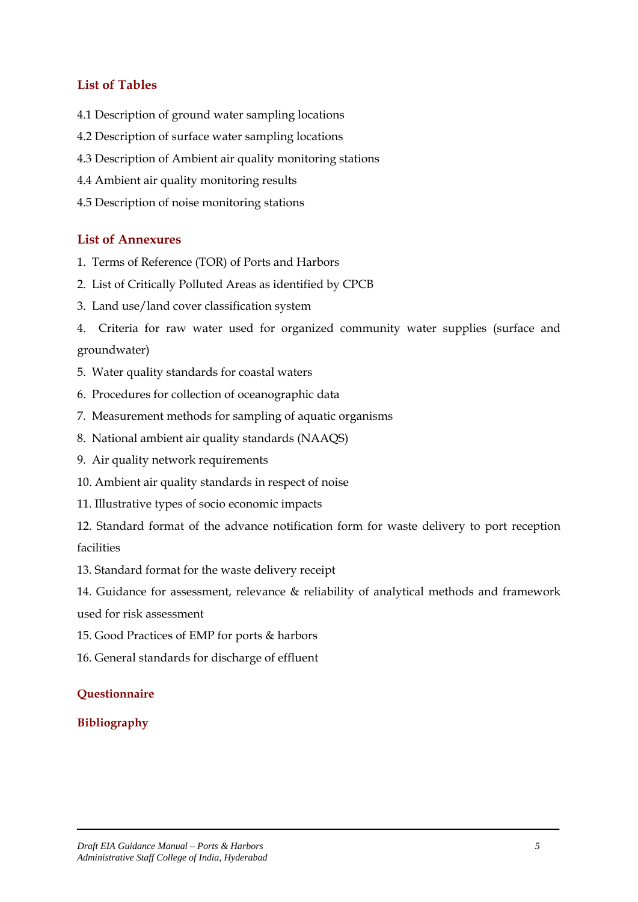## List of Tables

4.1 Description of ground water sampling locations

4.2 Description of surface water sampling locations

4.3 Description of Ambient air quality monitoring stations

4.4 Ambient air quality monitoring results

4.5 Description of noise monitoring stations

## List of Annexures

1. Terms of Reference (TOR) of Ports and Harbors
2. List of Critically Polluted Areas as identified by CPCB
3. Land use/land cover classification system
4. Criteria for raw water used for organized community water supplies (surface and groundwater)
5. Water quality standards for coastal waters
6. Procedures for collection of oceanographic data
7. Measurement methods for sampling of aquatic organisms
8. National ambient air quality standards (NAAQS)
9. Air quality network requirements
10. Ambient air quality standards in respect of noise
11. Illustrative types of socio economic impacts
12. Standard format of the advance notification form for waste delivery to port reception facilities
13. Standard format for the waste delivery receipt
14. Guidance for assessment, relevance & reliability of analytical methods and framework used for risk assessment
15. Good Practices of EMP for ports & harbors
16. General standards for discharge of effluent

## Questionnaire

## Bibliography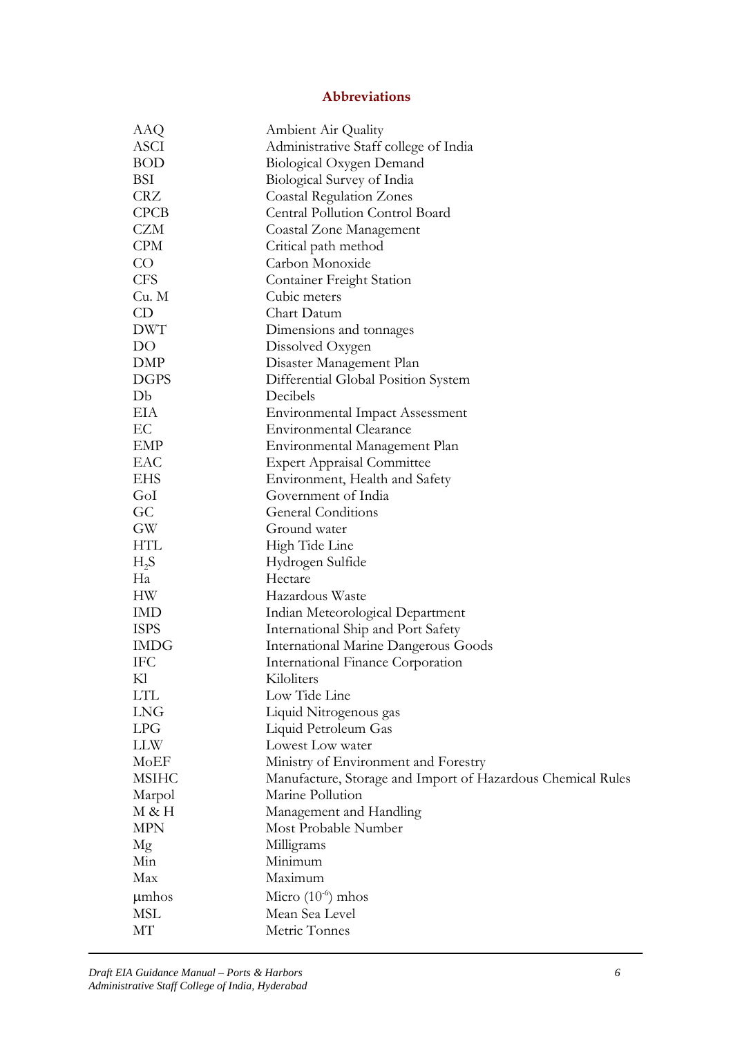## Abbreviations

| | |
|---|---|
| AAQ | Ambient Air Quality |
| ASCI | Administrative Staff college of India |
| BOD | Biological Oxygen Demand |
| BSI | Biological Survey of India |
| CRZ | Coastal Regulation Zones |
| CPCB | Central Pollution Control Board |
| CZM | Coastal Zone Management |
| CPM | Critical path method |
| CO | Carbon Monoxide |
| CFS | Container Freight Station |
| Cu. M | Cubic meters |
| CD | Chart Datum |
| DWT | Dimensions and tonnages |
| DO | Dissolved Oxygen |
| DMP | Disaster Management Plan |
| DGPS | Differential Global Position System |
| Db | Decibels |
| EIA | Environmental Impact Assessment |
| EC | Environmental Clearance |
| EMP | Environmental Management Plan |
| EAC | Expert Appraisal Committee |
| EHS | Environment, Health and Safety |
| GoI | Government of India |
| GC | General Conditions |
| GW | Ground water |
| HTL | High Tide Line |
| $H_2S$ | Hydrogen Sulfide |
| Ha | Hectare |
| HW | Hazardous Waste |
| IMD | Indian Meteorological Department |
| ISPS | International Ship and Port Safety |
| IMDG | International Marine Dangerous Goods |
| IFC | International Finance Corporation |
| Kl | Kiloliters |
| LTL | Low Tide Line |
| LNG | Liquid Nitrogenous gas |
| LPG | Liquid Petroleum Gas |
| LLW | Lowest Low water |
| MoEF | Ministry of Environment and Forestry |
| MSIHC | Manufacture, Storage and Import of Hazardous Chemical Rules |
| Marpol | Marine Pollution |
| M & H | Management and Handling |
| MPN | Most Probable Number |
| Mg | Milligrams |
| Min | Minimum |
| Max | Maximum |
| µmhos | Micro ($10^{-6}$) mhos |
| MSL | Mean Sea Level |
| MT | Metric Tonnes |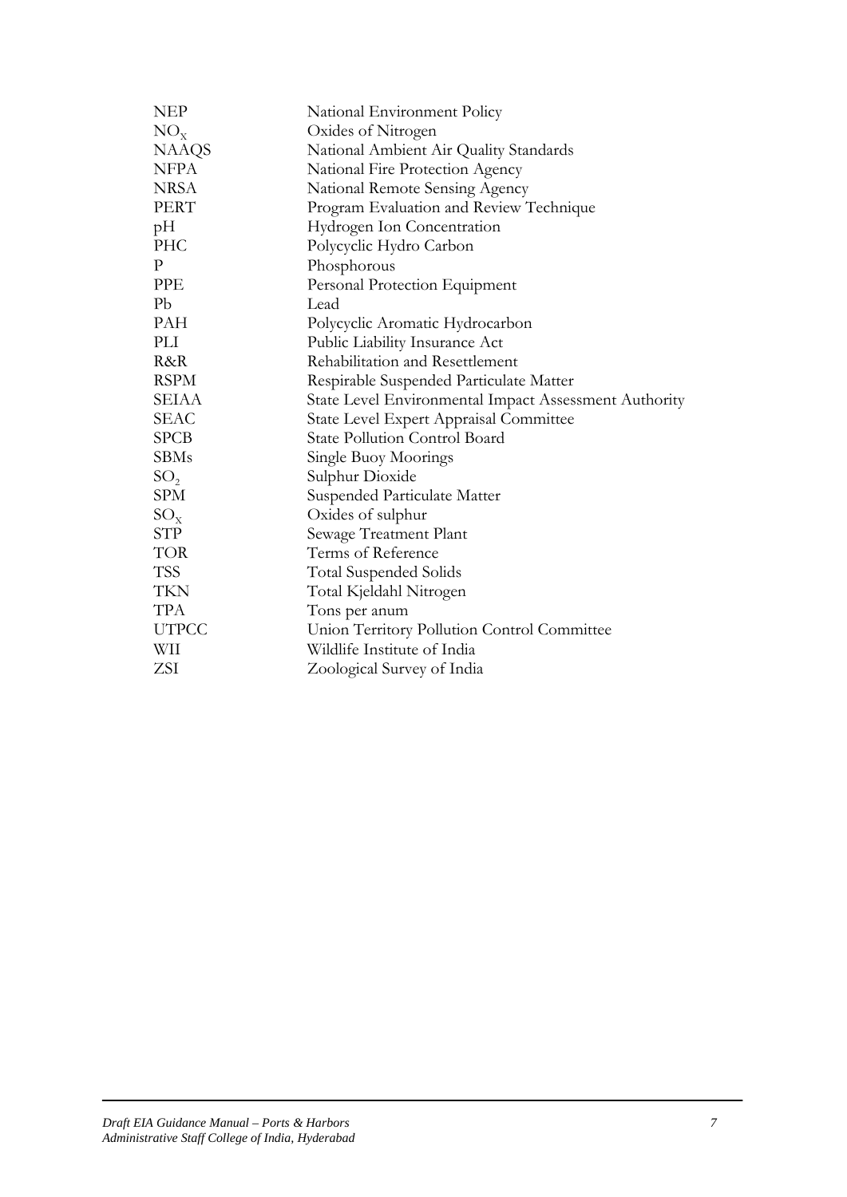| | |
|---|---|
| NEP | National Environment Policy |
| $NO_x$ | Oxides of Nitrogen |
| NAAQS | National Ambient Air Quality Standards |
| NFPA | National Fire Protection Agency |
| NRSA | National Remote Sensing Agency |
| PERT | Program Evaluation and Review Technique |
| pH | Hydrogen Ion Concentration |
| PHC | Polycyclic Hydro Carbon |
| P | Phosphorous |
| PPE | Personal Protection Equipment |
| Pb | Lead |
| PAH | Polycyclic Aromatic Hydrocarbon |
| PLI | Public Liability Insurance Act |
| R&R | Rehabilitation and Resettlement |
| RSPM | Respirable Suspended Particulate Matter |
| SEIAA | State Level Environmental Impact Assessment Authority |
| SEAC | State Level Expert Appraisal Committee |
| SPCB | State Pollution Control Board |
| SBMs | Single Buoy Moorings |
| $SO_2$ | Sulphur Dioxide |
| SPM | Suspended Particulate Matter |
| $SO_x$ | Oxides of sulphur |
| STP | Sewage Treatment Plant |
| TOR | Terms of Reference |
| TSS | Total Suspended Solids |
| TKN | Total Kjeldahl Nitrogen |
| TPA | Tons per anum |
| UTPCC | Union Territory Pollution Control Committee |
| WII | Wildlife Institute of India |
| ZSI | Zoological Survey of India |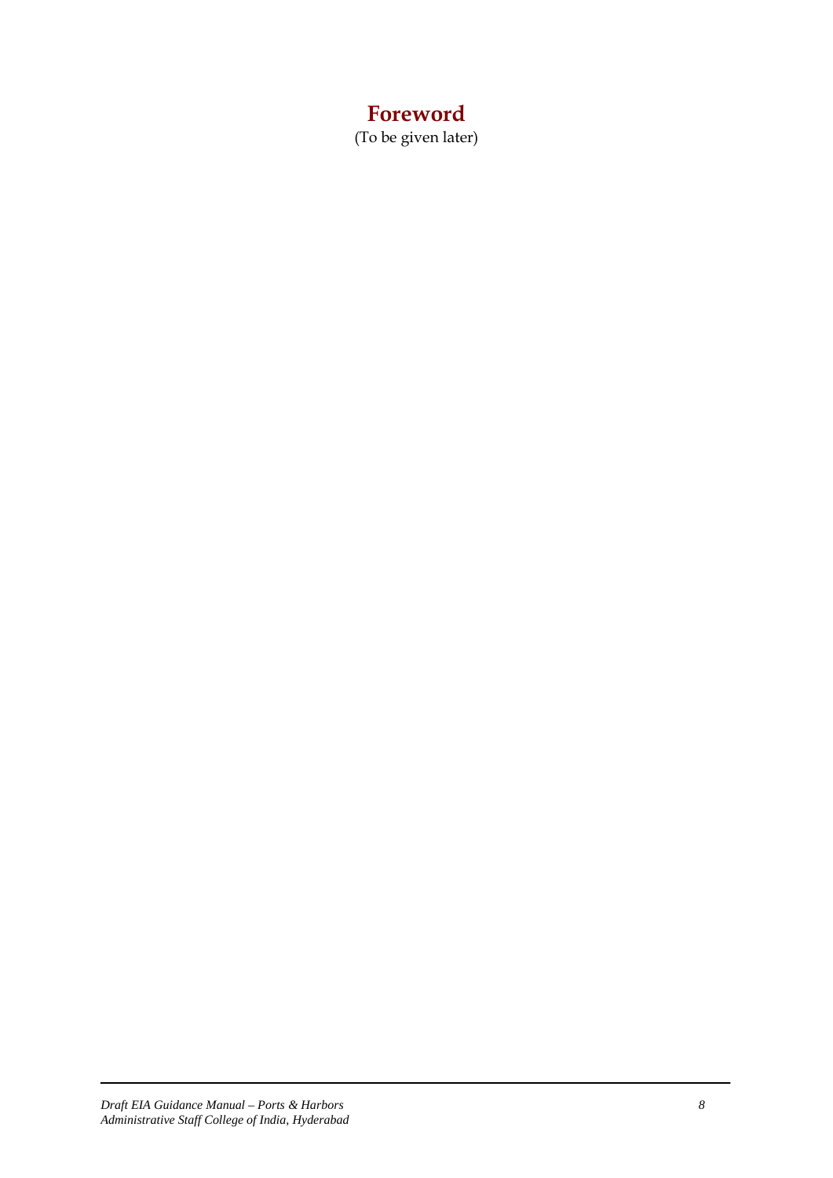# Foreword

(To be given later)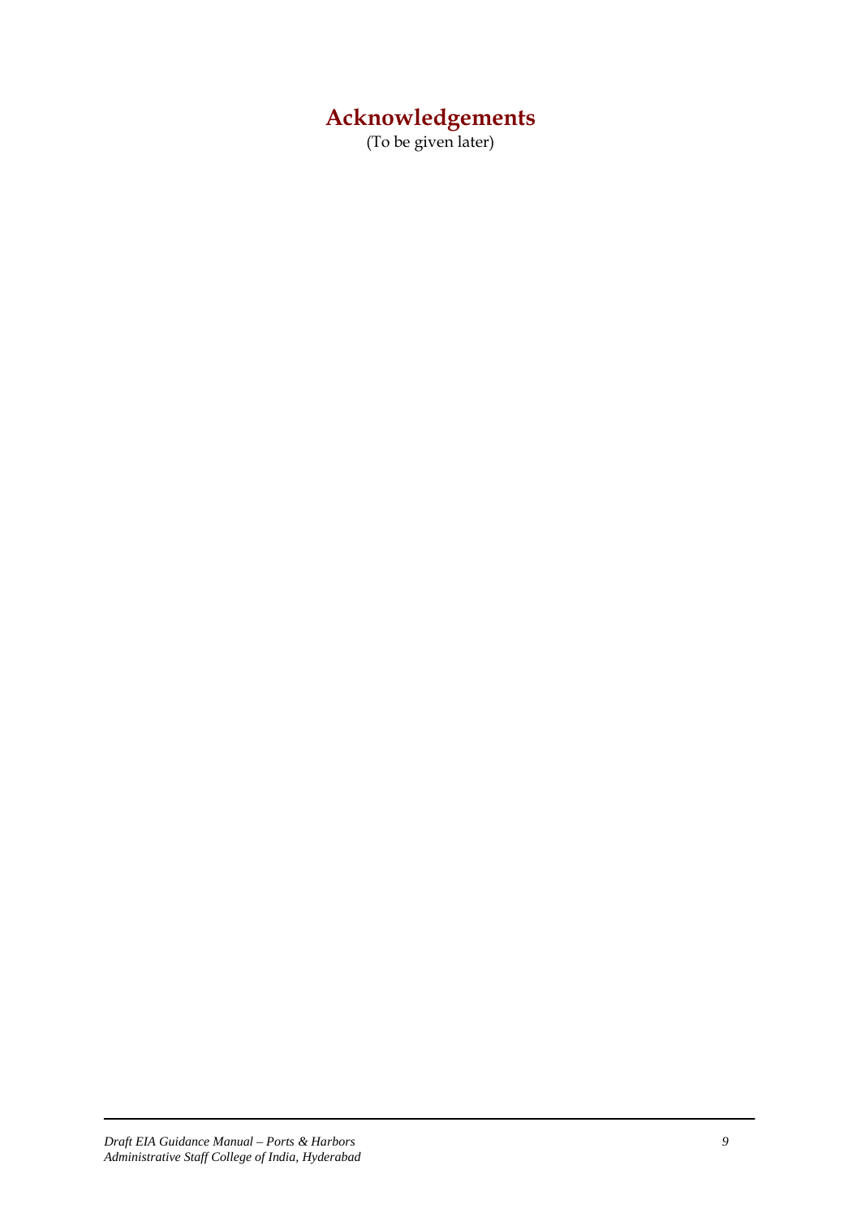# Acknowledgements

(To be given later)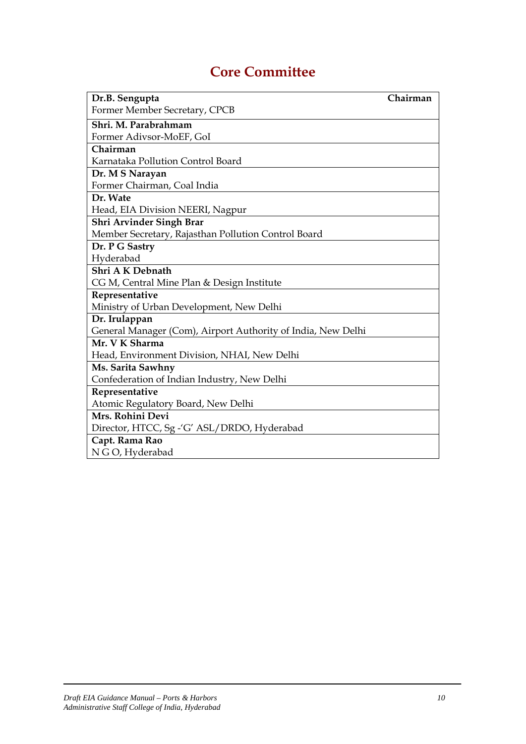# Core Committee

| | |
|---|---|
| **Dr.B. Sengupta**<br>Former Member Secretary, CPCB | **Chairman** |
| **Shri. M. Parabrahmam**<br>Former Adivsor-MoEF, GoI | |
| **Chairman**<br>Karnataka Pollution Control Board | |
| **Dr. M S Narayan**<br>Former Chairman, Coal India | |
| **Dr. Wate**<br>Head, EIA Division NEERI, Nagpur | |
| **Shri Arvinder Singh Brar**<br>Member Secretary, Rajasthan Pollution Control Board | |
| **Dr. P G Sastry**<br>Hyderabad | |
| **Shri A K Debnath**<br>CG M, Central Mine Plan & Design Institute | |
| **Representative**<br>Ministry of Urban Development, New Delhi | |
| **Dr. Irulappan**<br>General Manager (Com), Airport Authority of India, New Delhi | |
| **Mr. V K Sharma**<br>Head, Environment Division, NHAI, New Delhi | |
| **Ms. Sarita Sawhny**<br>Confederation of Indian Industry, New Delhi | |
| **Representative**<br>Atomic Regulatory Board, New Delhi | |
| **Mrs. Rohini Devi**<br>Director, HTCC, Sg -'G' ASL/DRDO, Hyderabad | |
| **Capt. Rama Rao**<br>N G O, Hyderabad | |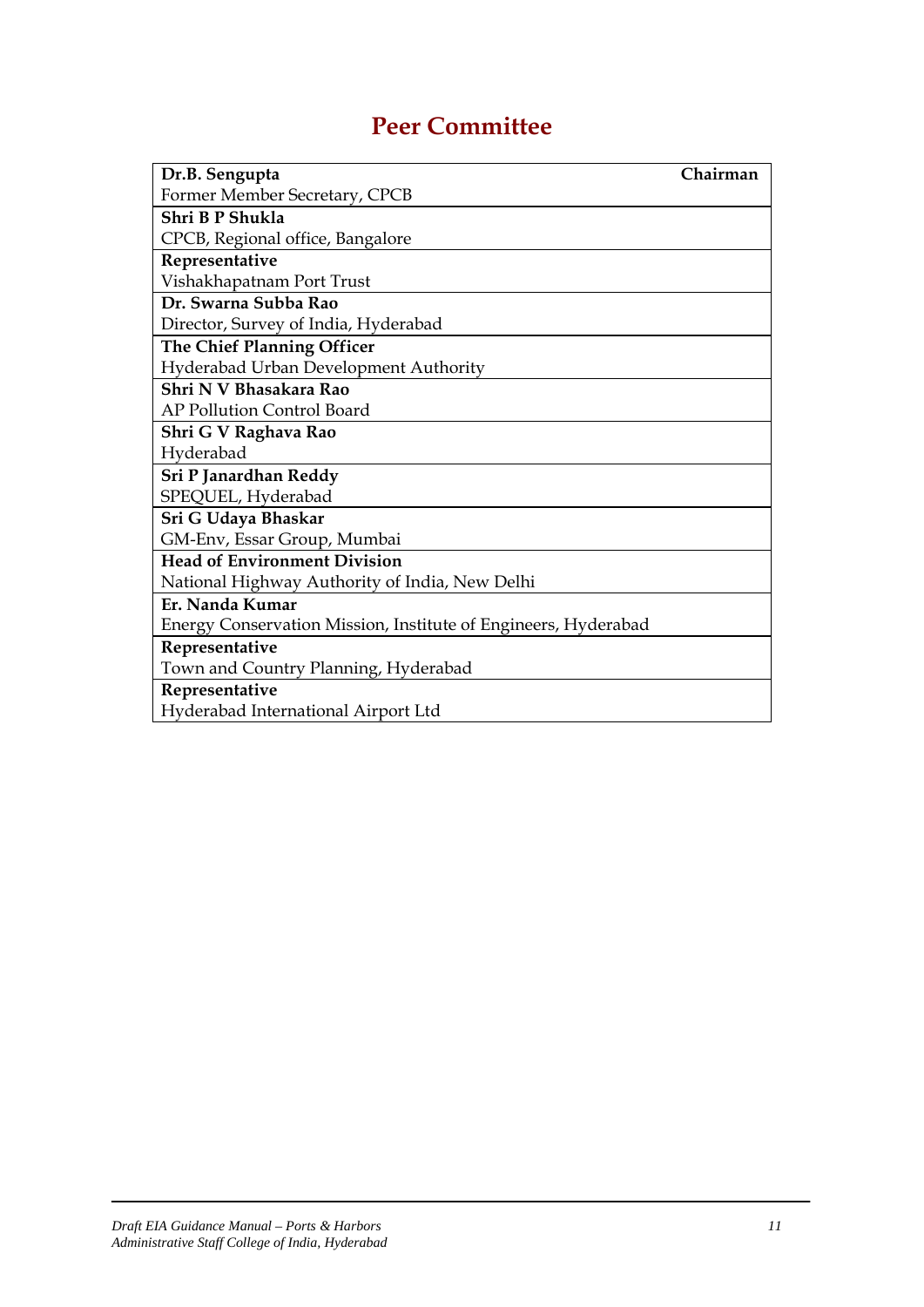# Peer Committee

| Name / Affiliation | Role |
|---|---|
| **Dr.B. Sengupta**<br>Former Member Secretary, CPCB | **Chairman** |
| **Shri B P Shukla**<br>CPCB, Regional office, Bangalore | |
| **Representative**<br>Vishakhapatnam Port Trust | |
| **Dr. Swarna Subba Rao**<br>Director, Survey of India, Hyderabad | |
| **The Chief Planning Officer**<br>Hyderabad Urban Development Authority | |
| **Shri N V Bhasakara Rao**<br>AP Pollution Control Board | |
| **Shri G V Raghava Rao**<br>Hyderabad | |
| **Sri P Janardhan Reddy**<br>SPEQUEL, Hyderabad | |
| **Sri G Udaya Bhaskar**<br>GM-Env, Essar Group, Mumbai | |
| **Head of Environment Division**<br>National Highway Authority of India, New Delhi | |
| **Er. Nanda Kumar**<br>Energy Conservation Mission, Institute of Engineers, Hyderabad | |
| **Representative**<br>Town and Country Planning, Hyderabad | |
| **Representative**<br>Hyderabad International Airport Ltd | |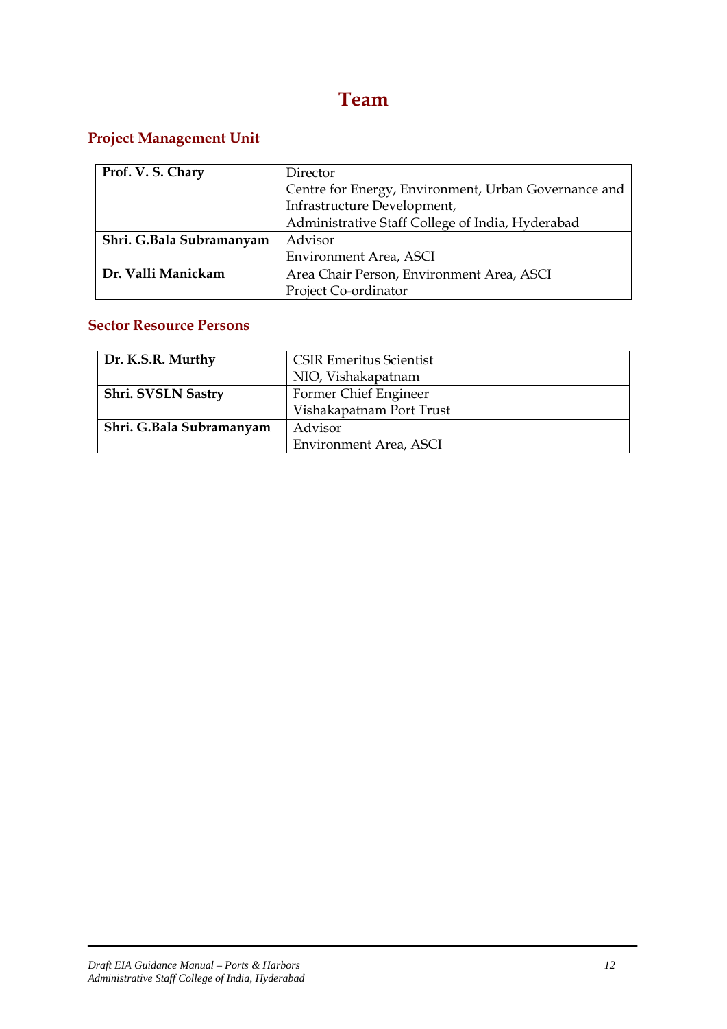# Team

## Project Management Unit

| | |
|---|---|
| **Prof. V. S. Chary** | Director<br>Centre for Energy, Environment, Urban Governance and Infrastructure Development,<br>Administrative Staff College of India, Hyderabad |
| **Shri. G.Bala Subramanyam** | Advisor<br>Environment Area, ASCI |
| **Dr. Valli Manickam** | Area Chair Person, Environment Area, ASCI<br>Project Co-ordinator |

## Sector Resource Persons

| | |
|---|---|
| **Dr. K.S.R. Murthy** | CSIR Emeritus Scientist<br>NIO, Vishakapatnam |
| **Shri. SVSLN Sastry** | Former Chief Engineer<br>Vishakapatnam Port Trust |
| **Shri. G.Bala Subramanyam** | Advisor<br>Environment Area, ASCI |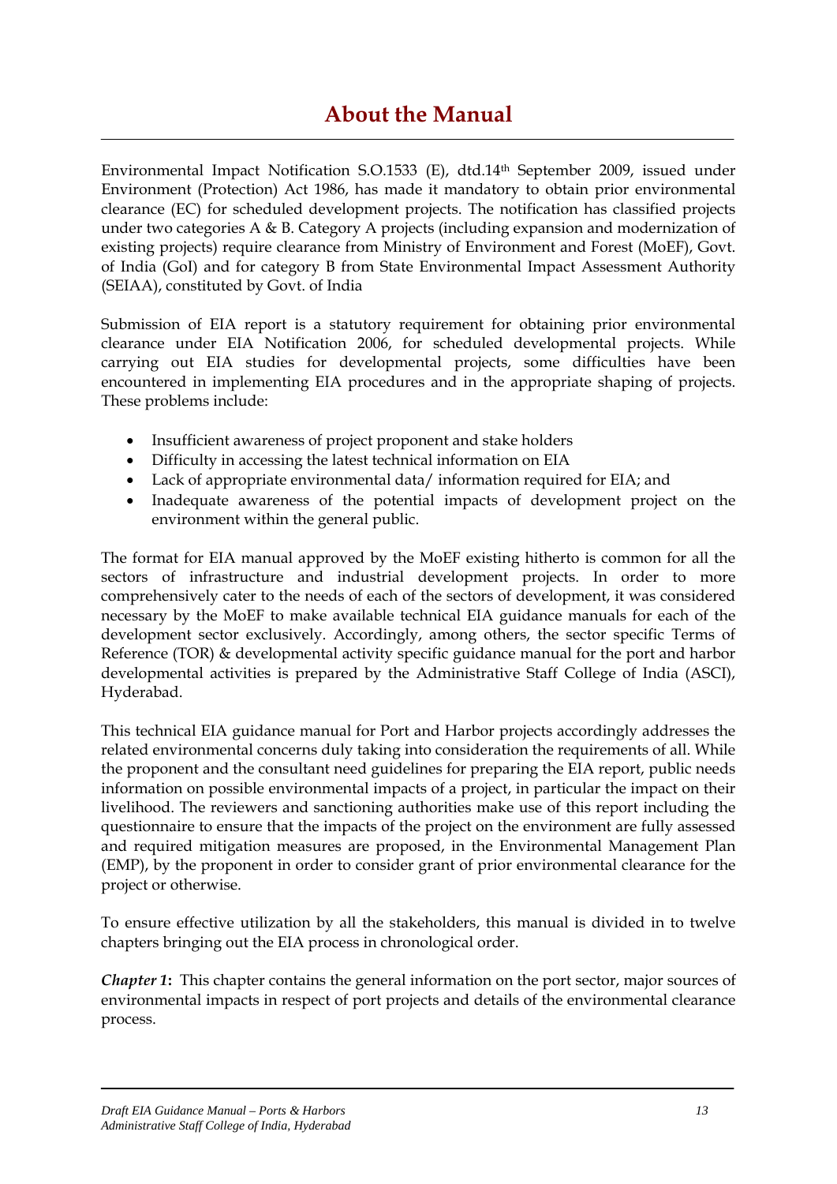# About the Manual

Environmental Impact Notification S.O.1533 (E), dtd.14th September 2009, issued under Environment (Protection) Act 1986, has made it mandatory to obtain prior environmental clearance (EC) for scheduled development projects. The notification has classified projects under two categories A & B. Category A projects (including expansion and modernization of existing projects) require clearance from Ministry of Environment and Forest (MoEF), Govt. of India (GoI) and for category B from State Environmental Impact Assessment Authority (SEIAA), constituted by Govt. of India

Submission of EIA report is a statutory requirement for obtaining prior environmental clearance under EIA Notification 2006, for scheduled developmental projects. While carrying out EIA studies for developmental projects, some difficulties have been encountered in implementing EIA procedures and in the appropriate shaping of projects. These problems include:

- Insufficient awareness of project proponent and stake holders
- Difficulty in accessing the latest technical information on EIA
- Lack of appropriate environmental data/ information required for EIA; and
- Inadequate awareness of the potential impacts of development project on the environment within the general public.

The format for EIA manual approved by the MoEF existing hitherto is common for all the sectors of infrastructure and industrial development projects. In order to more comprehensively cater to the needs of each of the sectors of development, it was considered necessary by the MoEF to make available technical EIA guidance manuals for each of the development sector exclusively. Accordingly, among others, the sector specific Terms of Reference (TOR) & developmental activity specific guidance manual for the port and harbor developmental activities is prepared by the Administrative Staff College of India (ASCI), Hyderabad.

This technical EIA guidance manual for Port and Harbor projects accordingly addresses the related environmental concerns duly taking into consideration the requirements of all. While the proponent and the consultant need guidelines for preparing the EIA report, public needs information on possible environmental impacts of a project, in particular the impact on their livelihood. The reviewers and sanctioning authorities make use of this report including the questionnaire to ensure that the impacts of the project on the environment are fully assessed and required mitigation measures are proposed, in the Environmental Management Plan (EMP), by the proponent in order to consider grant of prior environmental clearance for the project or otherwise.

To ensure effective utilization by all the stakeholders, this manual is divided in to twelve chapters bringing out the EIA process in chronological order.

***Chapter 1*:** This chapter contains the general information on the port sector, major sources of environmental impacts in respect of port projects and details of the environmental clearance process.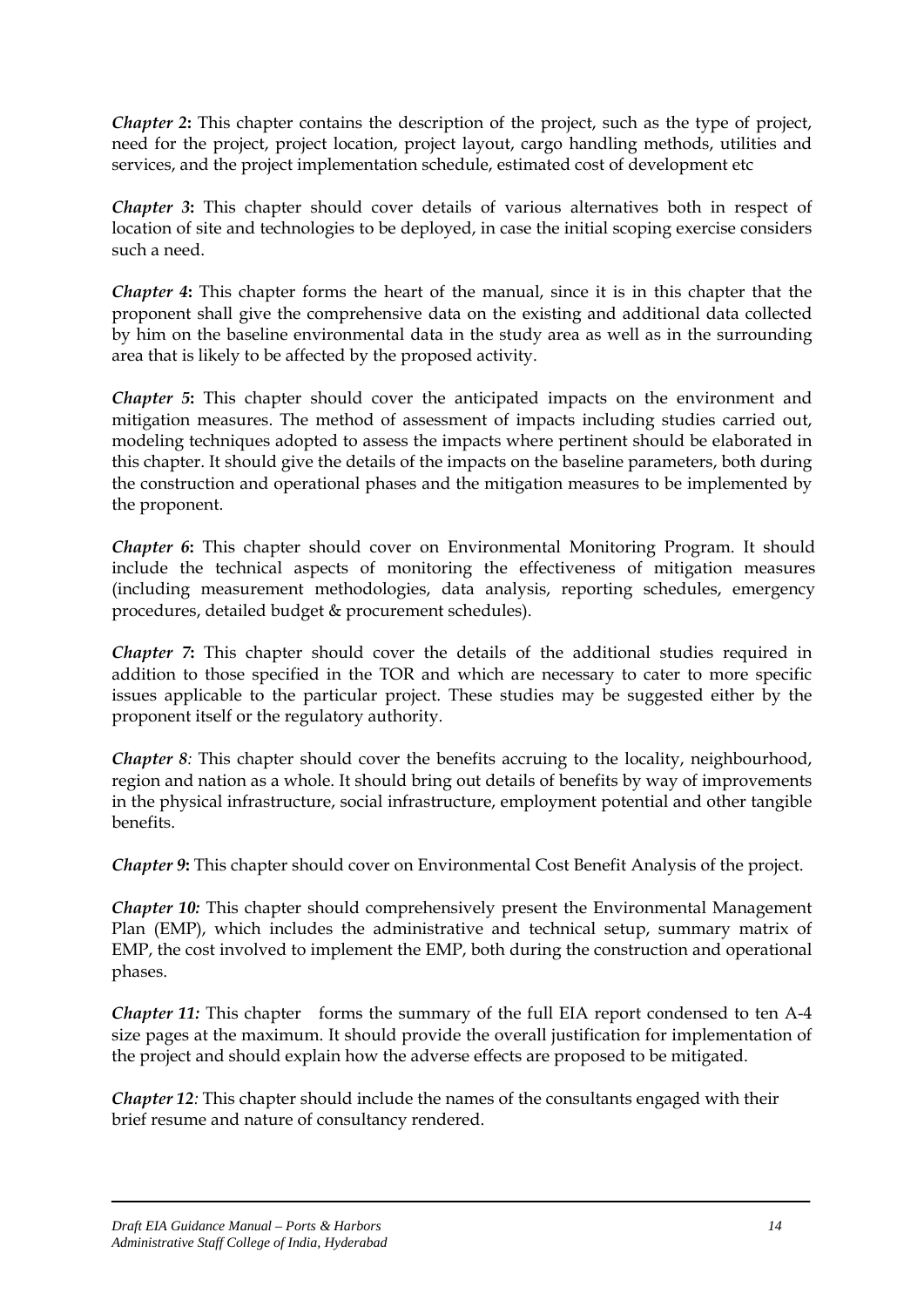***Chapter 2*****:** This chapter contains the description of the project, such as the type of project, need for the project, project location, project layout, cargo handling methods, utilities and services, and the project implementation schedule, estimated cost of development etc

***Chapter 3*****:** This chapter should cover details of various alternatives both in respect of location of site and technologies to be deployed, in case the initial scoping exercise considers such a need.

***Chapter 4*****:** This chapter forms the heart of the manual, since it is in this chapter that the proponent shall give the comprehensive data on the existing and additional data collected by him on the baseline environmental data in the study area as well as in the surrounding area that is likely to be affected by the proposed activity.

***Chapter 5*****:** This chapter should cover the anticipated impacts on the environment and mitigation measures. The method of assessment of impacts including studies carried out, modeling techniques adopted to assess the impacts where pertinent should be elaborated in this chapter. It should give the details of the impacts on the baseline parameters, both during the construction and operational phases and the mitigation measures to be implemented by the proponent.

***Chapter 6*****:** This chapter should cover on Environmental Monitoring Program. It should include the technical aspects of monitoring the effectiveness of mitigation measures (including measurement methodologies, data analysis, reporting schedules, emergency procedures, detailed budget & procurement schedules).

***Chapter 7*****:** This chapter should cover the details of the additional studies required in addition to those specified in the TOR and which are necessary to cater to more specific issues applicable to the particular project. These studies may be suggested either by the proponent itself or the regulatory authority.

***Chapter 8****:* This chapter should cover the benefits accruing to the locality, neighbourhood, region and nation as a whole. It should bring out details of benefits by way of improvements in the physical infrastructure, social infrastructure, employment potential and other tangible benefits.

***Chapter 9*****:** This chapter should cover on Environmental Cost Benefit Analysis of the project.

***Chapter 10:*** This chapter should comprehensively present the Environmental Management Plan (EMP), which includes the administrative and technical setup, summary matrix of EMP, the cost involved to implement the EMP, both during the construction and operational phases.

***Chapter 11:*** This chapter forms the summary of the full EIA report condensed to ten A-4 size pages at the maximum. It should provide the overall justification for implementation of the project and should explain how the adverse effects are proposed to be mitigated.

***Chapter 12****:* This chapter should include the names of the consultants engaged with their brief resume and nature of consultancy rendered.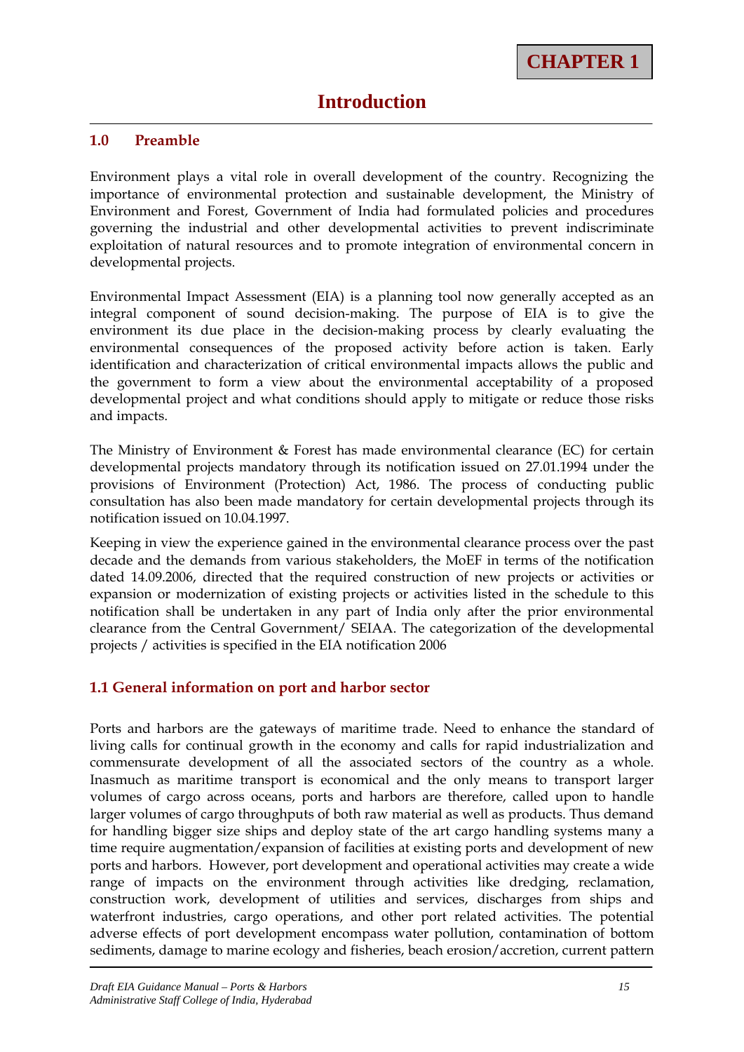**CHAPTER 1**

# Introduction

## 1.0 Preamble

Environment plays a vital role in overall development of the country. Recognizing the importance of environmental protection and sustainable development, the Ministry of Environment and Forest, Government of India had formulated policies and procedures governing the industrial and other developmental activities to prevent indiscriminate exploitation of natural resources and to promote integration of environmental concern in developmental projects.

Environmental Impact Assessment (EIA) is a planning tool now generally accepted as an integral component of sound decision-making. The purpose of EIA is to give the environment its due place in the decision-making process by clearly evaluating the environmental consequences of the proposed activity before action is taken. Early identification and characterization of critical environmental impacts allows the public and the government to form a view about the environmental acceptability of a proposed developmental project and what conditions should apply to mitigate or reduce those risks and impacts.

The Ministry of Environment & Forest has made environmental clearance (EC) for certain developmental projects mandatory through its notification issued on 27.01.1994 under the provisions of Environment (Protection) Act, 1986. The process of conducting public consultation has also been made mandatory for certain developmental projects through its notification issued on 10.04.1997.

Keeping in view the experience gained in the environmental clearance process over the past decade and the demands from various stakeholders, the MoEF in terms of the notification dated 14.09.2006, directed that the required construction of new projects or activities or expansion or modernization of existing projects or activities listed in the schedule to this notification shall be undertaken in any part of India only after the prior environmental clearance from the Central Government/ SEIAA. The categorization of the developmental projects / activities is specified in the EIA notification 2006

## 1.1 General information on port and harbor sector

Ports and harbors are the gateways of maritime trade. Need to enhance the standard of living calls for continual growth in the economy and calls for rapid industrialization and commensurate development of all the associated sectors of the country as a whole. Inasmuch as maritime transport is economical and the only means to transport larger volumes of cargo across oceans, ports and harbors are therefore, called upon to handle larger volumes of cargo throughputs of both raw material as well as products. Thus demand for handling bigger size ships and deploy state of the art cargo handling systems many a time require augmentation/expansion of facilities at existing ports and development of new ports and harbors. However, port development and operational activities may create a wide range of impacts on the environment through activities like dredging, reclamation, construction work, development of utilities and services, discharges from ships and waterfront industries, cargo operations, and other port related activities. The potential adverse effects of port development encompass water pollution, contamination of bottom sediments, damage to marine ecology and fisheries, beach erosion/accretion, current pattern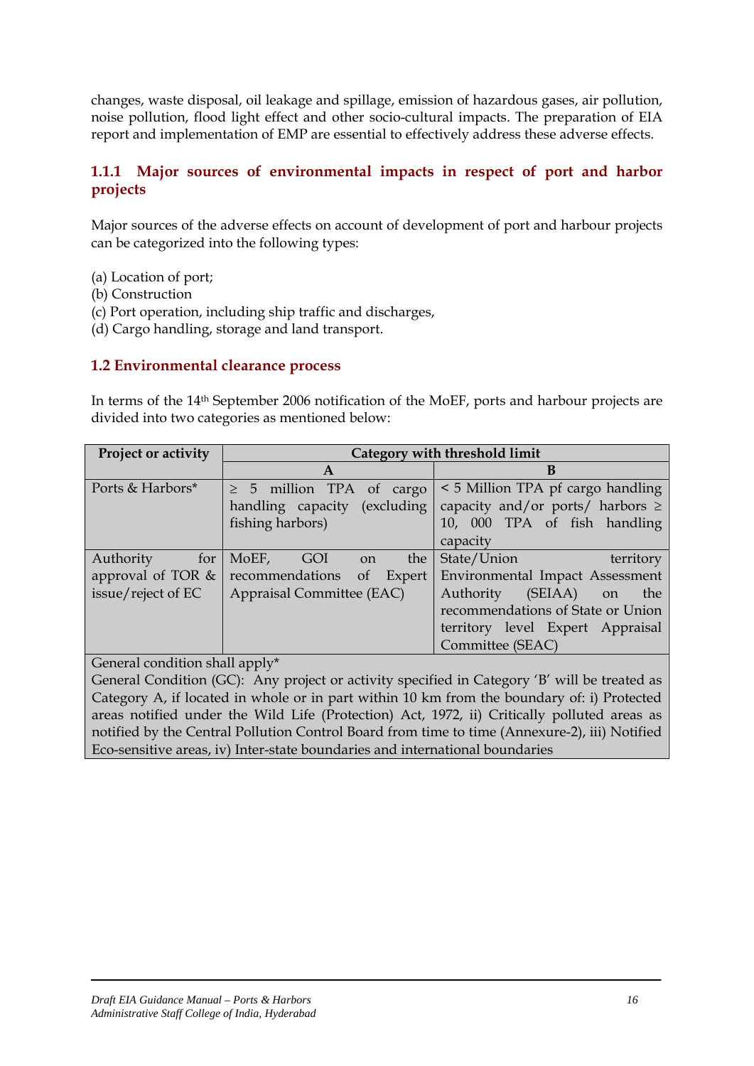changes, waste disposal, oil leakage and spillage, emission of hazardous gases, air pollution, noise pollution, flood light effect and other socio-cultural impacts. The preparation of EIA report and implementation of EMP are essential to effectively address these adverse effects.

### 1.1.1 Major sources of environmental impacts in respect of port and harbor projects

Major sources of the adverse effects on account of development of port and harbour projects can be categorized into the following types:

(a) Location of port;
(b) Construction
(c) Port operation, including ship traffic and discharges,
(d) Cargo handling, storage and land transport.

## 1.2 Environmental clearance process

In terms of the 14th September 2006 notification of the MoEF, ports and harbour projects are divided into two categories as mentioned below:

| Project or activity | Category with threshold limit | |
|---|---|---|
| | **A** | **B** |
| Ports & Harbors* | ≥ 5 million TPA of cargo handling capacity (excluding fishing harbors) | < 5 Million TPA pf cargo handling capacity and/or ports/ harbors ≥ 10, 000 TPA of fish handling capacity |
| Authority for approval of TOR & issue/reject of EC | MoEF, GOI on the recommendations of Expert Appraisal Committee (EAC) | State/Union territory Environmental Impact Assessment Authority (SEIAA) on the recommendations of State or Union territory level Expert Appraisal Committee (SEAC) |
| General condition shall apply* General Condition (GC): Any project or activity specified in Category 'B' will be treated as Category A, if located in whole or in part within 10 km from the boundary of: i) Protected areas notified under the Wild Life (Protection) Act, 1972, ii) Critically polluted areas as notified by the Central Pollution Control Board from time to time (Annexure-2), iii) Notified Eco-sensitive areas, iv) Inter-state boundaries and international boundaries | | |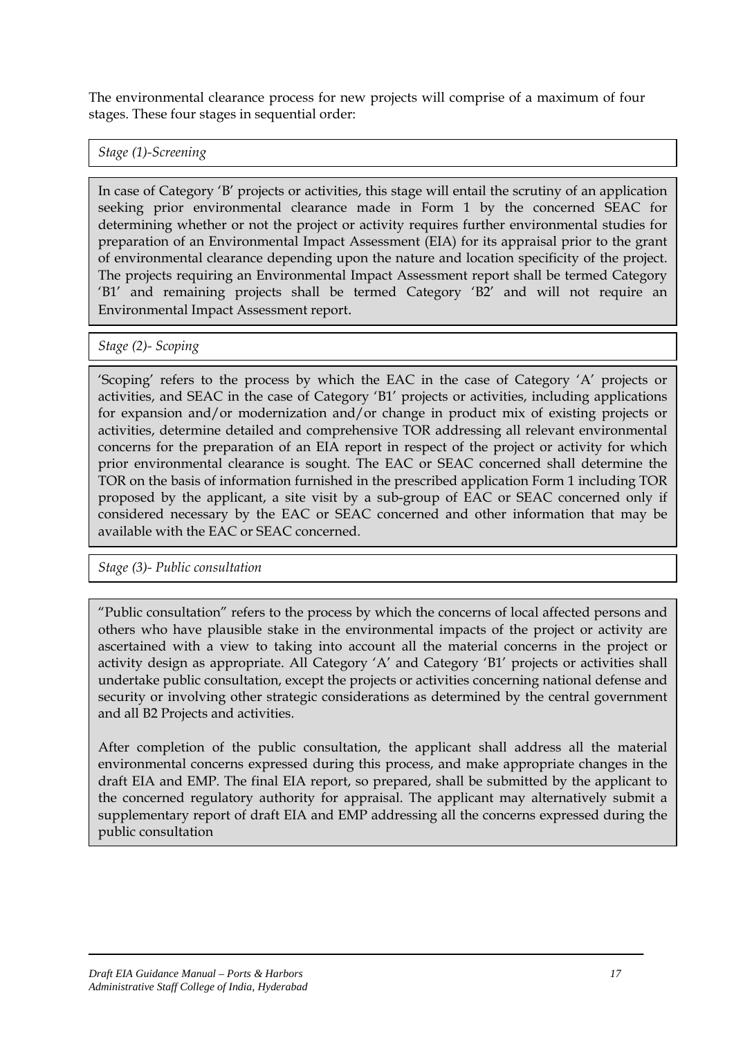The environmental clearance process for new projects will comprise of a maximum of four stages. These four stages in sequential order:

*Stage (1)-Screening*

In case of Category 'B' projects or activities, this stage will entail the scrutiny of an application seeking prior environmental clearance made in Form 1 by the concerned SEAC for determining whether or not the project or activity requires further environmental studies for preparation of an Environmental Impact Assessment (EIA) for its appraisal prior to the grant of environmental clearance depending upon the nature and location specificity of the project. The projects requiring an Environmental Impact Assessment report shall be termed Category 'B1' and remaining projects shall be termed Category 'B2' and will not require an Environmental Impact Assessment report.

*Stage (2)- Scoping*

'Scoping' refers to the process by which the EAC in the case of Category 'A' projects or activities, and SEAC in the case of Category 'B1' projects or activities, including applications for expansion and/or modernization and/or change in product mix of existing projects or activities, determine detailed and comprehensive TOR addressing all relevant environmental concerns for the preparation of an EIA report in respect of the project or activity for which prior environmental clearance is sought. The EAC or SEAC concerned shall determine the TOR on the basis of information furnished in the prescribed application Form 1 including TOR proposed by the applicant, a site visit by a sub-group of EAC or SEAC concerned only if considered necessary by the EAC or SEAC concerned and other information that may be available with the EAC or SEAC concerned.

*Stage (3)- Public consultation*

"Public consultation" refers to the process by which the concerns of local affected persons and others who have plausible stake in the environmental impacts of the project or activity are ascertained with a view to taking into account all the material concerns in the project or activity design as appropriate. All Category 'A' and Category 'B1' projects or activities shall undertake public consultation, except the projects or activities concerning national defense and security or involving other strategic considerations as determined by the central government and all B2 Projects and activities.

After completion of the public consultation, the applicant shall address all the material environmental concerns expressed during this process, and make appropriate changes in the draft EIA and EMP. The final EIA report, so prepared, shall be submitted by the applicant to the concerned regulatory authority for appraisal. The applicant may alternatively submit a supplementary report of draft EIA and EMP addressing all the concerns expressed during the public consultation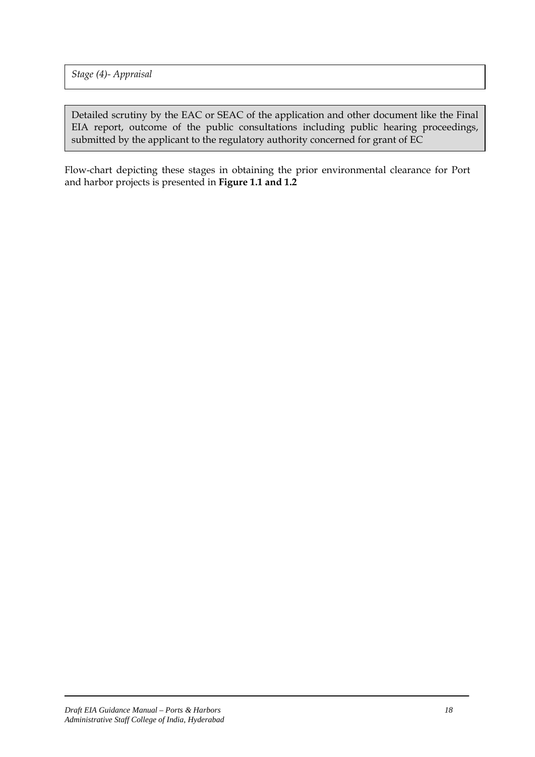*Stage (4)- Appraisal*

Detailed scrutiny by the EAC or SEAC of the application and other document like the Final EIA report, outcome of the public consultations including public hearing proceedings, submitted by the applicant to the regulatory authority concerned for grant of EC

Flow-chart depicting these stages in obtaining the prior environmental clearance for Port and harbor projects is presented in **Figure 1.1 and 1.2**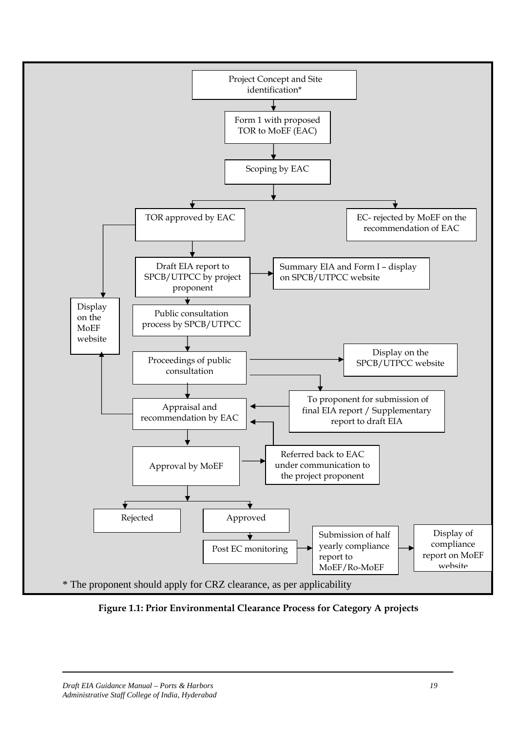Project Concept and Site identification*

↓

Form 1 with proposed TOR to MoEF (EAC)

↓

Scoping by EAC

↓

- TOR approved by EAC
- EC- rejected by MoEF on the recommendation of EAC

TOR approved by EAC → Display on the MoEF website

TOR approved by EAC → Draft EIA report to SPCB/UTPCC by project proponent

Draft EIA report to SPCB/UTPCC by project proponent → Summary EIA and Form I – display on SPCB/UTPCC website

Draft EIA report to SPCB/UTPCC by project proponent → Public consultation process by SPCB/UTPCC

Public consultation process by SPCB/UTPCC → Proceedings of public consultation

Proceedings of public consultation → Display on the SPCB/UTPCC website

Proceedings of public consultation → To proponent for submission of final EIA report / Supplementary report to draft EIA

Proceedings of public consultation → Appraisal and recommendation by EAC

To proponent for submission of final EIA report / Supplementary report to draft EIA → Appraisal and recommendation by EAC

Appraisal and recommendation by EAC → Display on the MoEF website

Appraisal and recommendation by EAC → Approval by MoEF

Approval by MoEF → Referred back to EAC under communication to the project proponent

Referred back to EAC under communication to the project proponent → Appraisal and recommendation by EAC

Approval by MoEF → Rejected / Approved

Approved → Post EC monitoring → Submission of half yearly compliance report to MoEF/Ro-MoEF → Display of compliance report on MoEF website

* The proponent should apply for CRZ clearance, as per applicability

**Figure 1.1: Prior Environmental Clearance Process for Category A projects**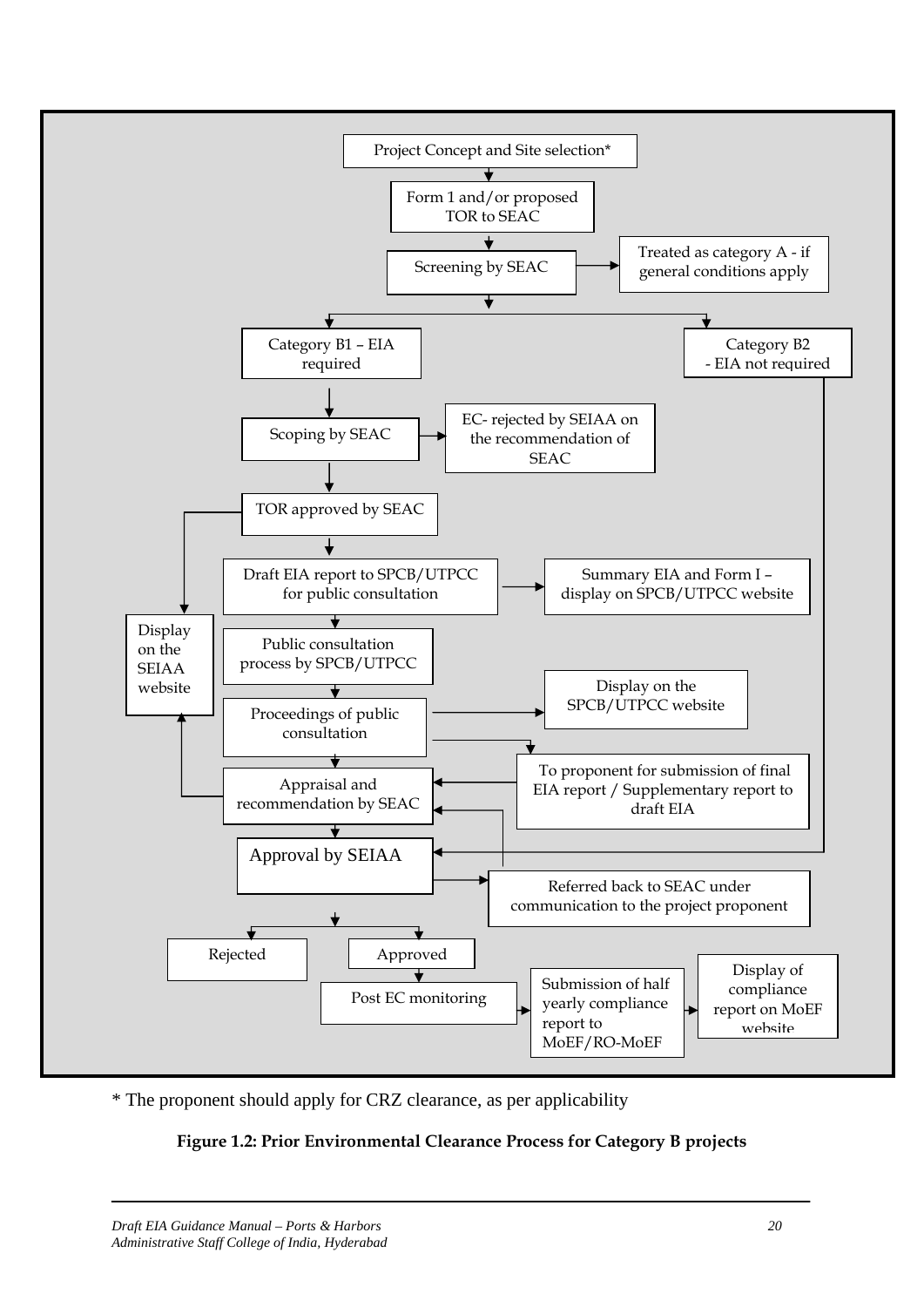Project Concept and Site selection*

Form 1 and/or proposed TOR to SEAC

Screening by SEAC

Treated as category A - if general conditions apply

Category B1 – EIA required

Category B2 - EIA not required

Scoping by SEAC

EC- rejected by SEIAA on the recommendation of SEAC

TOR approved by SEAC

Draft EIA report to SPCB/UTPCC for public consultation

Summary EIA and Form I – display on SPCB/UTPCC website

Display on the SEIAA website

Public consultation process by SPCB/UTPCC

Proceedings of public consultation

Display on the SPCB/UTPCC website

To proponent for submission of final EIA report / Supplementary report to draft EIA

Appraisal and recommendation by SEAC

Approval by SEIAA

Referred back to SEAC under communication to the project proponent

Rejected

Approved

Post EC monitoring

Submission of half yearly compliance report to MoEF/RO-MoEF

Display of compliance report on MoEF website

\* The proponent should apply for CRZ clearance, as per applicability

**Figure 1.2: Prior Environmental Clearance Process for Category B projects**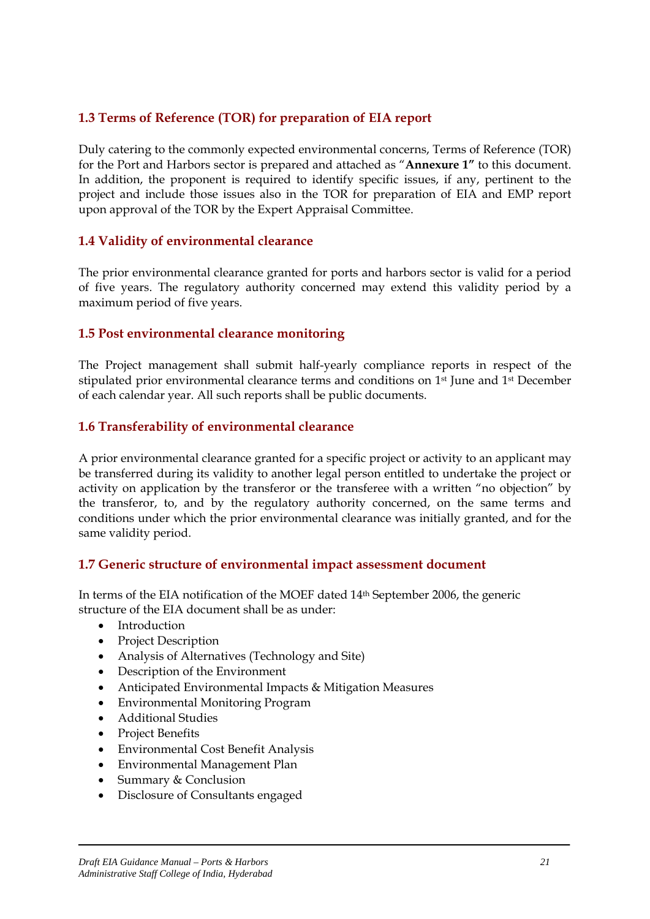## 1.3 Terms of Reference (TOR) for preparation of EIA report

Duly catering to the commonly expected environmental concerns, Terms of Reference (TOR) for the Port and Harbors sector is prepared and attached as "**Annexure 1"** to this document. In addition, the proponent is required to identify specific issues, if any, pertinent to the project and include those issues also in the TOR for preparation of EIA and EMP report upon approval of the TOR by the Expert Appraisal Committee.

## 1.4 Validity of environmental clearance

The prior environmental clearance granted for ports and harbors sector is valid for a period of five years. The regulatory authority concerned may extend this validity period by a maximum period of five years.

## 1.5 Post environmental clearance monitoring

The Project management shall submit half-yearly compliance reports in respect of the stipulated prior environmental clearance terms and conditions on 1st June and 1st December of each calendar year. All such reports shall be public documents.

## 1.6 Transferability of environmental clearance

A prior environmental clearance granted for a specific project or activity to an applicant may be transferred during its validity to another legal person entitled to undertake the project or activity on application by the transferor or the transferee with a written "no objection" by the transferor, to, and by the regulatory authority concerned, on the same terms and conditions under which the prior environmental clearance was initially granted, and for the same validity period.

## 1.7 Generic structure of environmental impact assessment document

In terms of the EIA notification of the MOEF dated 14th September 2006, the generic structure of the EIA document shall be as under:

- Introduction
- Project Description
- Analysis of Alternatives (Technology and Site)
- Description of the Environment
- Anticipated Environmental Impacts & Mitigation Measures
- Environmental Monitoring Program
- Additional Studies
- Project Benefits
- Environmental Cost Benefit Analysis
- Environmental Management Plan
- Summary & Conclusion
- Disclosure of Consultants engaged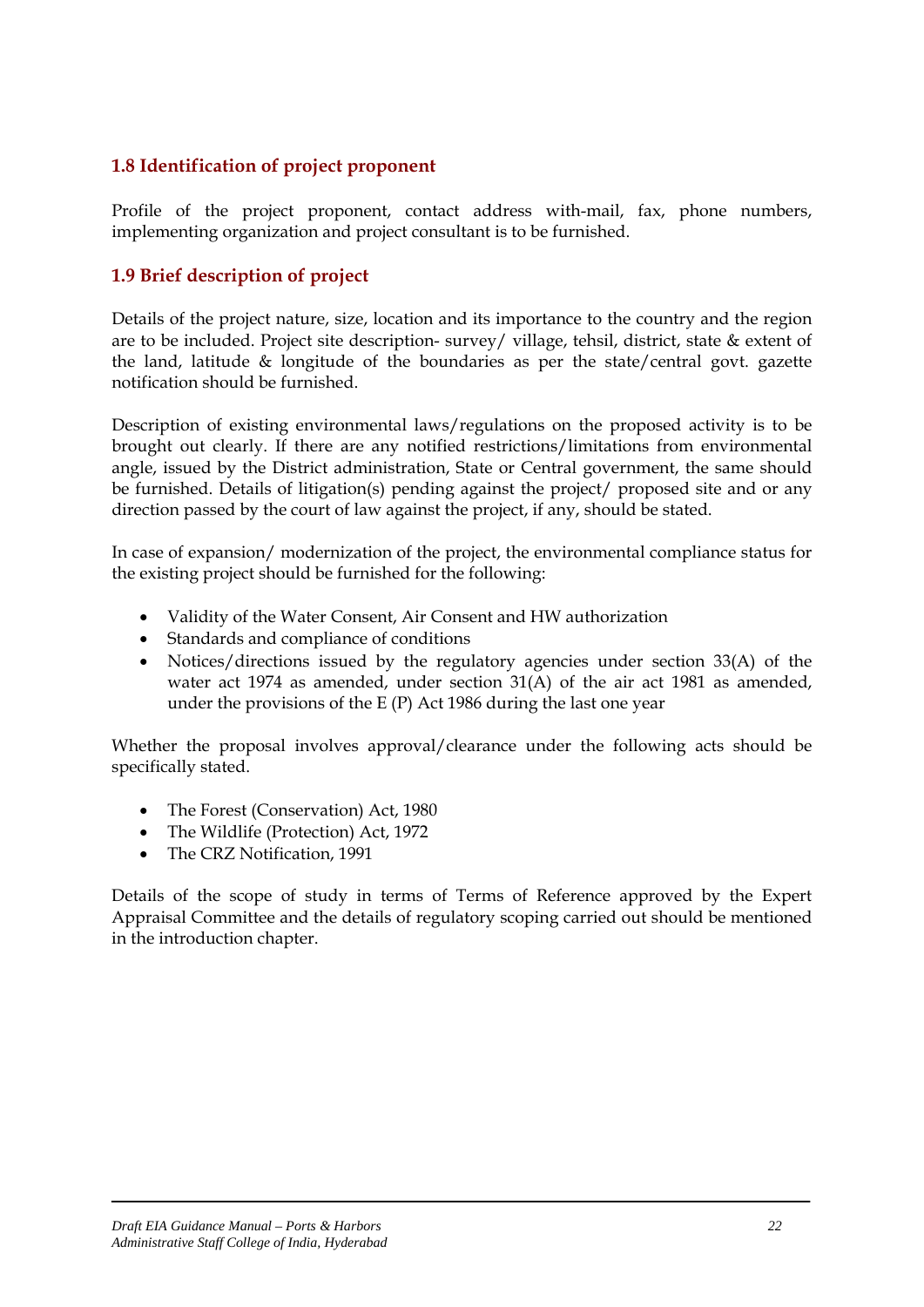## 1.8 Identification of project proponent

Profile of the project proponent, contact address with-mail, fax, phone numbers, implementing organization and project consultant is to be furnished.

## 1.9 Brief description of project

Details of the project nature, size, location and its importance to the country and the region are to be included. Project site description- survey/ village, tehsil, district, state & extent of the land, latitude & longitude of the boundaries as per the state/central govt. gazette notification should be furnished.

Description of existing environmental laws/regulations on the proposed activity is to be brought out clearly. If there are any notified restrictions/limitations from environmental angle, issued by the District administration, State or Central government, the same should be furnished. Details of litigation(s) pending against the project/ proposed site and or any direction passed by the court of law against the project, if any, should be stated.

In case of expansion/ modernization of the project, the environmental compliance status for the existing project should be furnished for the following:

- Validity of the Water Consent, Air Consent and HW authorization
- Standards and compliance of conditions
- Notices/directions issued by the regulatory agencies under section 33(A) of the water act 1974 as amended, under section 31(A) of the air act 1981 as amended, under the provisions of the E (P) Act 1986 during the last one year

Whether the proposal involves approval/clearance under the following acts should be specifically stated.

- The Forest (Conservation) Act, 1980
- The Wildlife (Protection) Act, 1972
- The CRZ Notification, 1991

Details of the scope of study in terms of Terms of Reference approved by the Expert Appraisal Committee and the details of regulatory scoping carried out should be mentioned in the introduction chapter.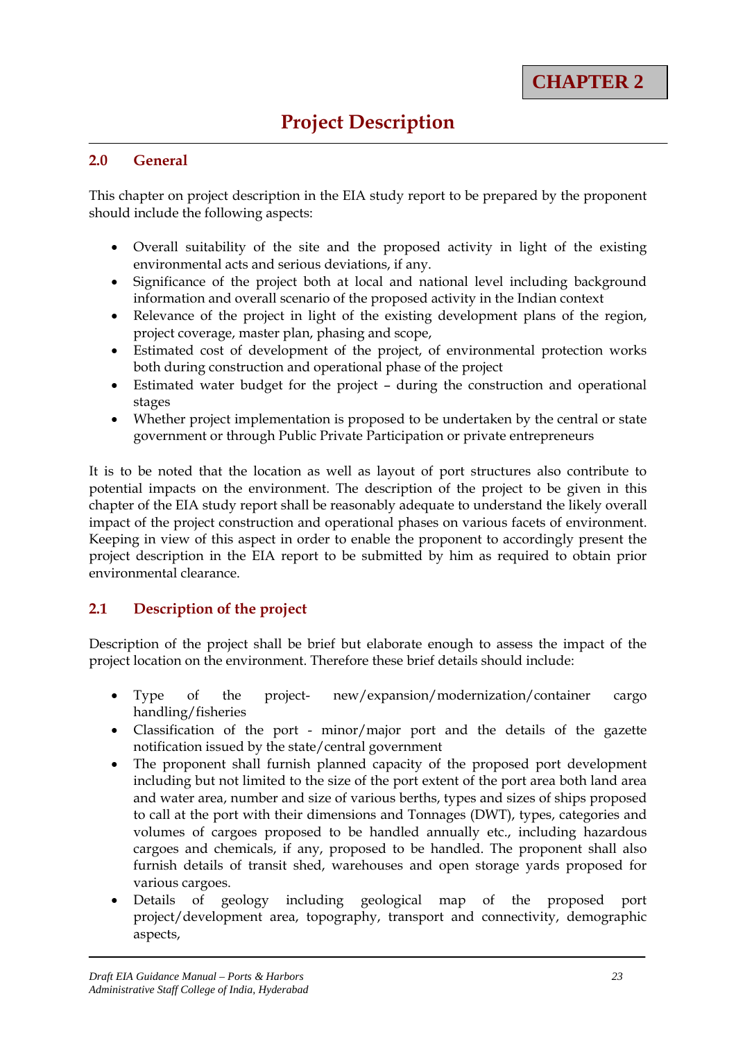# CHAPTER 2

# Project Description

## 2.0 General

This chapter on project description in the EIA study report to be prepared by the proponent should include the following aspects:

- Overall suitability of the site and the proposed activity in light of the existing environmental acts and serious deviations, if any.
- Significance of the project both at local and national level including background information and overall scenario of the proposed activity in the Indian context
- Relevance of the project in light of the existing development plans of the region, project coverage, master plan, phasing and scope,
- Estimated cost of development of the project, of environmental protection works both during construction and operational phase of the project
- Estimated water budget for the project – during the construction and operational stages
- Whether project implementation is proposed to be undertaken by the central or state government or through Public Private Participation or private entrepreneurs

It is to be noted that the location as well as layout of port structures also contribute to potential impacts on the environment. The description of the project to be given in this chapter of the EIA study report shall be reasonably adequate to understand the likely overall impact of the project construction and operational phases on various facets of environment. Keeping in view of this aspect in order to enable the proponent to accordingly present the project description in the EIA report to be submitted by him as required to obtain prior environmental clearance.

## 2.1 Description of the project

Description of the project shall be brief but elaborate enough to assess the impact of the project location on the environment. Therefore these brief details should include:

- Type of the project- new/expansion/modernization/container cargo handling/fisheries
- Classification of the port - minor/major port and the details of the gazette notification issued by the state/central government
- The proponent shall furnish planned capacity of the proposed port development including but not limited to the size of the port extent of the port area both land area and water area, number and size of various berths, types and sizes of ships proposed to call at the port with their dimensions and Tonnages (DWT), types, categories and volumes of cargoes proposed to be handled annually etc., including hazardous cargoes and chemicals, if any, proposed to be handled. The proponent shall also furnish details of transit shed, warehouses and open storage yards proposed for various cargoes.
- Details of geology including geological map of the proposed port project/development area, topography, transport and connectivity, demographic aspects,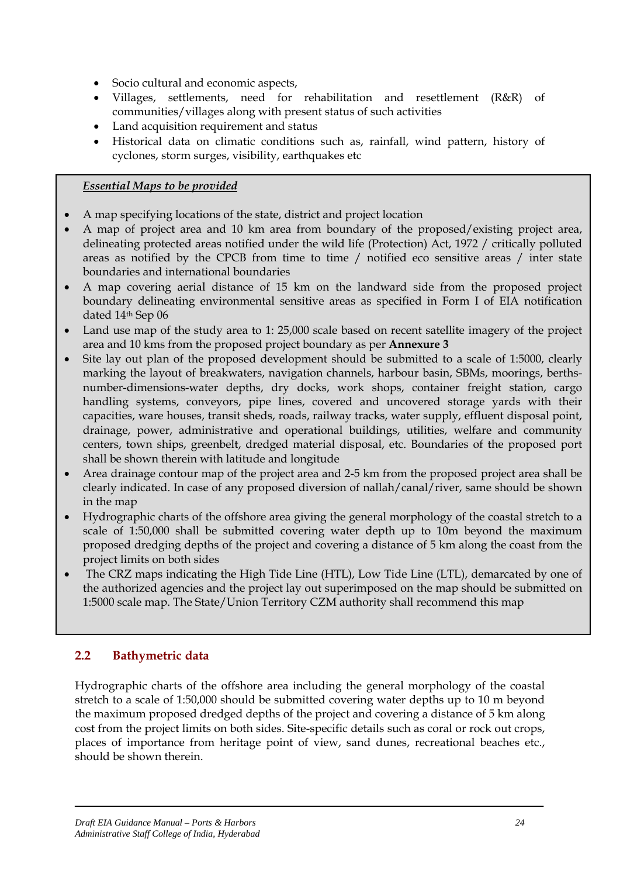- Socio cultural and economic aspects,
- Villages, settlements, need for rehabilitation and resettlement (R&R) of communities/villages along with present status of such activities
- Land acquisition requirement and status
- Historical data on climatic conditions such as, rainfall, wind pattern, history of cyclones, storm surges, visibility, earthquakes etc

***Essential Maps to be provided***

- A map specifying locations of the state, district and project location
- A map of project area and 10 km area from boundary of the proposed/existing project area, delineating protected areas notified under the wild life (Protection) Act, 1972 / critically polluted areas as notified by the CPCB from time to time / notified eco sensitive areas / inter state boundaries and international boundaries
- A map covering aerial distance of 15 km on the landward side from the proposed project boundary delineating environmental sensitive areas as specified in Form I of EIA notification dated 14th Sep 06
- Land use map of the study area to 1: 25,000 scale based on recent satellite imagery of the project area and 10 kms from the proposed project boundary as per **Annexure 3**
- Site lay out plan of the proposed development should be submitted to a scale of 1:5000, clearly marking the layout of breakwaters, navigation channels, harbour basin, SBMs, moorings, berths-number-dimensions-water depths, dry docks, work shops, container freight station, cargo handling systems, conveyors, pipe lines, covered and uncovered storage yards with their capacities, ware houses, transit sheds, roads, railway tracks, water supply, effluent disposal point, drainage, power, administrative and operational buildings, utilities, welfare and community centers, town ships, greenbelt, dredged material disposal, etc. Boundaries of the proposed port shall be shown therein with latitude and longitude
- Area drainage contour map of the project area and 2-5 km from the proposed project area shall be clearly indicated. In case of any proposed diversion of nallah/canal/river, same should be shown in the map
- Hydrographic charts of the offshore area giving the general morphology of the coastal stretch to a scale of 1:50,000 shall be submitted covering water depth up to 10m beyond the maximum proposed dredging depths of the project and covering a distance of 5 km along the coast from the project limits on both sides
- The CRZ maps indicating the High Tide Line (HTL), Low Tide Line (LTL), demarcated by one of the authorized agencies and the project lay out superimposed on the map should be submitted on 1:5000 scale map. The State/Union Territory CZM authority shall recommend this map

## 2.2 Bathymetric data

Hydrographic charts of the offshore area including the general morphology of the coastal stretch to a scale of 1:50,000 should be submitted covering water depths up to 10 m beyond the maximum proposed dredged depths of the project and covering a distance of 5 km along cost from the project limits on both sides. Site-specific details such as coral or rock out crops, places of importance from heritage point of view, sand dunes, recreational beaches etc., should be shown therein.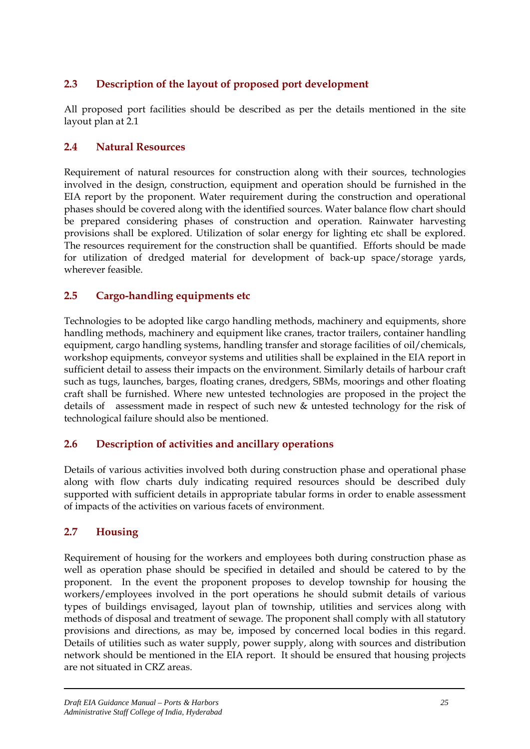## 2.3 Description of the layout of proposed port development

All proposed port facilities should be described as per the details mentioned in the site layout plan at 2.1

## 2.4 Natural Resources

Requirement of natural resources for construction along with their sources, technologies involved in the design, construction, equipment and operation should be furnished in the EIA report by the proponent. Water requirement during the construction and operational phases should be covered along with the identified sources. Water balance flow chart should be prepared considering phases of construction and operation. Rainwater harvesting provisions shall be explored. Utilization of solar energy for lighting etc shall be explored. The resources requirement for the construction shall be quantified. Efforts should be made for utilization of dredged material for development of back-up space/storage yards, wherever feasible.

## 2.5 Cargo-handling equipments etc

Technologies to be adopted like cargo handling methods, machinery and equipments, shore handling methods, machinery and equipment like cranes, tractor trailers, container handling equipment, cargo handling systems, handling transfer and storage facilities of oil/chemicals, workshop equipments, conveyor systems and utilities shall be explained in the EIA report in sufficient detail to assess their impacts on the environment. Similarly details of harbour craft such as tugs, launches, barges, floating cranes, dredgers, SBMs, moorings and other floating craft shall be furnished. Where new untested technologies are proposed in the project the details of assessment made in respect of such new & untested technology for the risk of technological failure should also be mentioned.

## 2.6 Description of activities and ancillary operations

Details of various activities involved both during construction phase and operational phase along with flow charts duly indicating required resources should be described duly supported with sufficient details in appropriate tabular forms in order to enable assessment of impacts of the activities on various facets of environment.

## 2.7 Housing

Requirement of housing for the workers and employees both during construction phase as well as operation phase should be specified in detailed and should be catered to by the proponent. In the event the proponent proposes to develop township for housing the workers/employees involved in the port operations he should submit details of various types of buildings envisaged, layout plan of township, utilities and services along with methods of disposal and treatment of sewage. The proponent shall comply with all statutory provisions and directions, as may be, imposed by concerned local bodies in this regard. Details of utilities such as water supply, power supply, along with sources and distribution network should be mentioned in the EIA report. It should be ensured that housing projects are not situated in CRZ areas.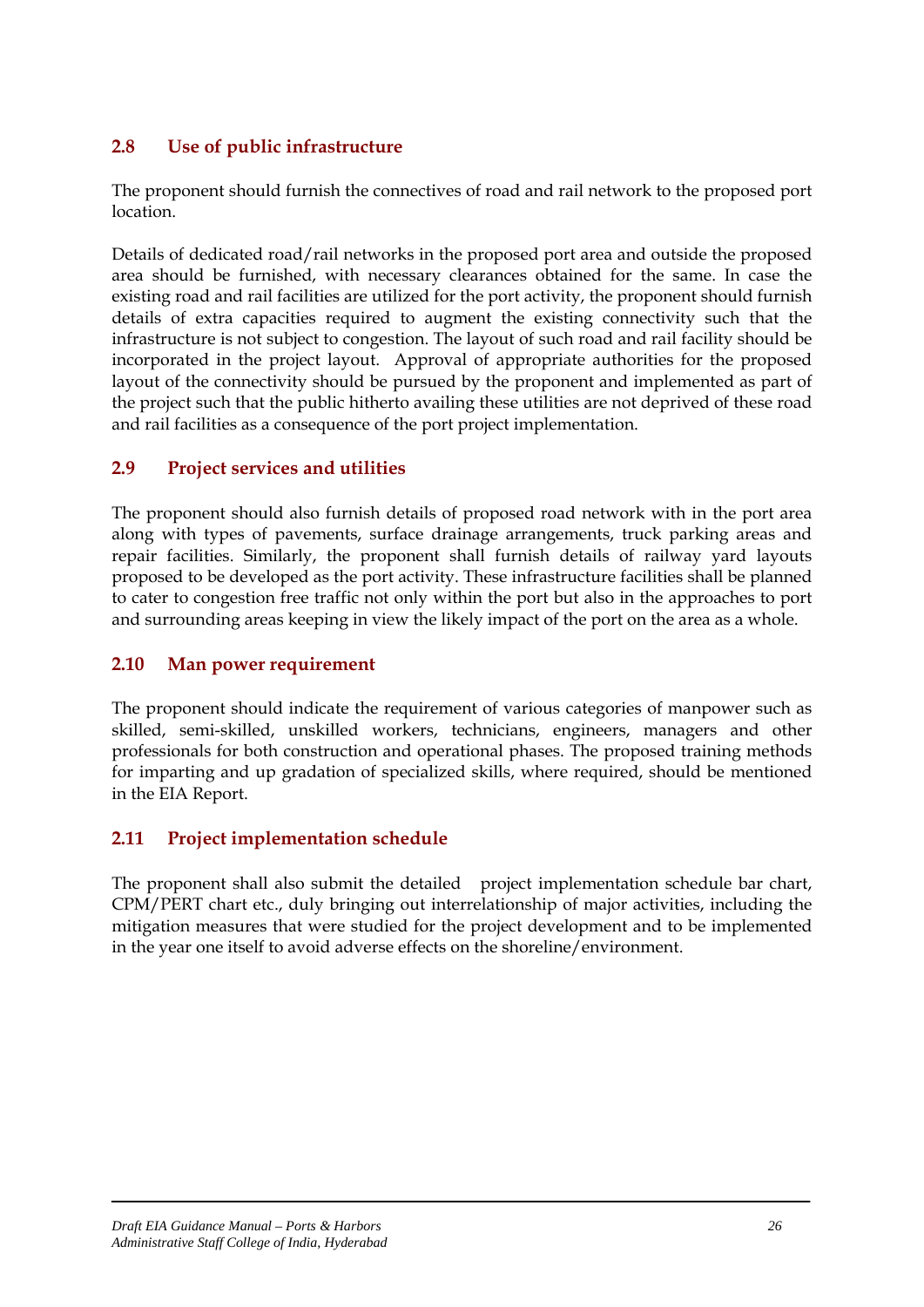## 2.8 Use of public infrastructure

The proponent should furnish the connectives of road and rail network to the proposed port location.

Details of dedicated road/rail networks in the proposed port area and outside the proposed area should be furnished, with necessary clearances obtained for the same. In case the existing road and rail facilities are utilized for the port activity, the proponent should furnish details of extra capacities required to augment the existing connectivity such that the infrastructure is not subject to congestion. The layout of such road and rail facility should be incorporated in the project layout. Approval of appropriate authorities for the proposed layout of the connectivity should be pursued by the proponent and implemented as part of the project such that the public hitherto availing these utilities are not deprived of these road and rail facilities as a consequence of the port project implementation.

## 2.9 Project services and utilities

The proponent should also furnish details of proposed road network with in the port area along with types of pavements, surface drainage arrangements, truck parking areas and repair facilities. Similarly, the proponent shall furnish details of railway yard layouts proposed to be developed as the port activity. These infrastructure facilities shall be planned to cater to congestion free traffic not only within the port but also in the approaches to port and surrounding areas keeping in view the likely impact of the port on the area as a whole.

## 2.10 Man power requirement

The proponent should indicate the requirement of various categories of manpower such as skilled, semi-skilled, unskilled workers, technicians, engineers, managers and other professionals for both construction and operational phases. The proposed training methods for imparting and up gradation of specialized skills, where required, should be mentioned in the EIA Report.

## 2.11 Project implementation schedule

The proponent shall also submit the detailed project implementation schedule bar chart, CPM/PERT chart etc., duly bringing out interrelationship of major activities, including the mitigation measures that were studied for the project development and to be implemented in the year one itself to avoid adverse effects on the shoreline/environment.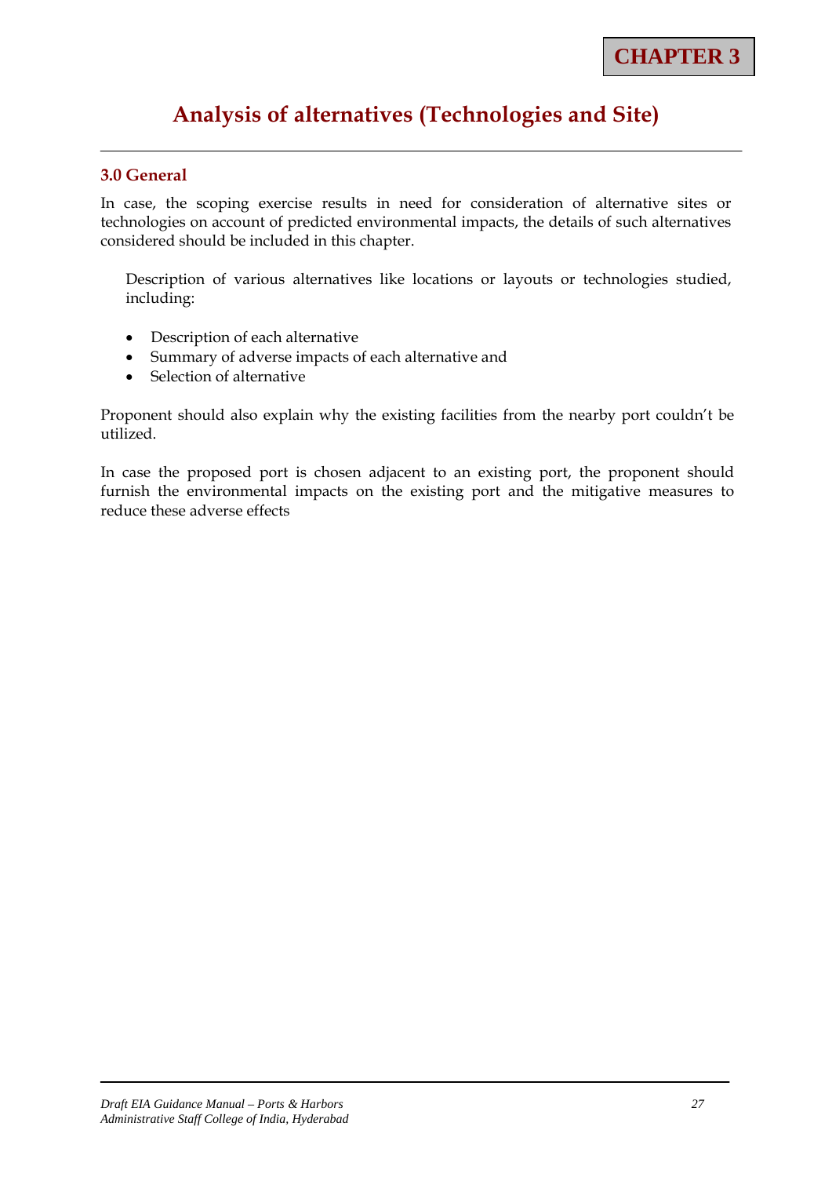**CHAPTER 3**

# Analysis of alternatives (Technologies and Site)

## 3.0 General

In case, the scoping exercise results in need for consideration of alternative sites or technologies on account of predicted environmental impacts, the details of such alternatives considered should be included in this chapter.

Description of various alternatives like locations or layouts or technologies studied, including:

- Description of each alternative
- Summary of adverse impacts of each alternative and
- Selection of alternative

Proponent should also explain why the existing facilities from the nearby port couldn't be utilized.

In case the proposed port is chosen adjacent to an existing port, the proponent should furnish the environmental impacts on the existing port and the mitigative measures to reduce these adverse effects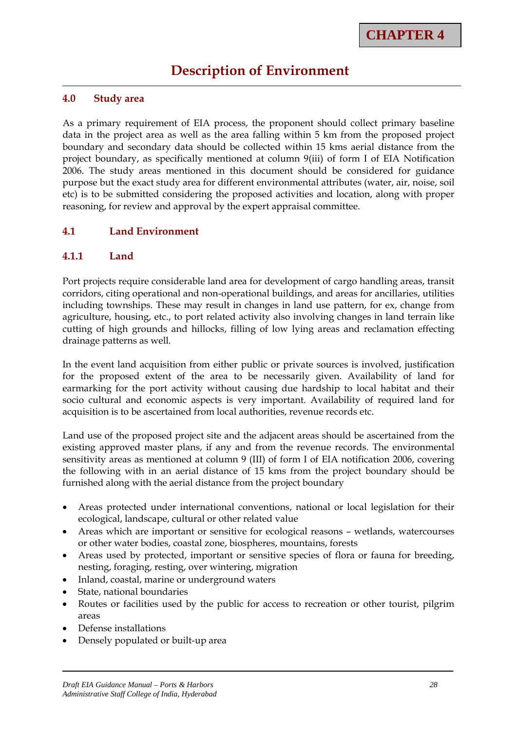**CHAPTER 4**

# Description of Environment

## 4.0 Study area

As a primary requirement of EIA process, the proponent should collect primary baseline data in the project area as well as the area falling within 5 km from the proposed project boundary and secondary data should be collected within 15 kms aerial distance from the project boundary, as specifically mentioned at column 9(iii) of form I of EIA Notification 2006. The study areas mentioned in this document should be considered for guidance purpose but the exact study area for different environmental attributes (water, air, noise, soil etc) is to be submitted considering the proposed activities and location, along with proper reasoning, for review and approval by the expert appraisal committee.

## 4.1 Land Environment

### 4.1.1 Land

Port projects require considerable land area for development of cargo handling areas, transit corridors, citing operational and non-operational buildings, and areas for ancillaries, utilities including townships. These may result in changes in land use pattern, for ex, change from agriculture, housing, etc., to port related activity also involving changes in land terrain like cutting of high grounds and hillocks, filling of low lying areas and reclamation effecting drainage patterns as well.

In the event land acquisition from either public or private sources is involved, justification for the proposed extent of the area to be necessarily given. Availability of land for earmarking for the port activity without causing due hardship to local habitat and their socio cultural and economic aspects is very important. Availability of required land for acquisition is to be ascertained from local authorities, revenue records etc.

Land use of the proposed project site and the adjacent areas should be ascertained from the existing approved master plans, if any and from the revenue records. The environmental sensitivity areas as mentioned at column 9 (III) of form I of EIA notification 2006, covering the following with in an aerial distance of 15 kms from the project boundary should be furnished along with the aerial distance from the project boundary

- Areas protected under international conventions, national or local legislation for their ecological, landscape, cultural or other related value
- Areas which are important or sensitive for ecological reasons – wetlands, watercourses or other water bodies, coastal zone, biospheres, mountains, forests
- Areas used by protected, important or sensitive species of flora or fauna for breeding, nesting, foraging, resting, over wintering, migration
- Inland, coastal, marine or underground waters
- State, national boundaries
- Routes or facilities used by the public for access to recreation or other tourist, pilgrim areas
- Defense installations
- Densely populated or built-up area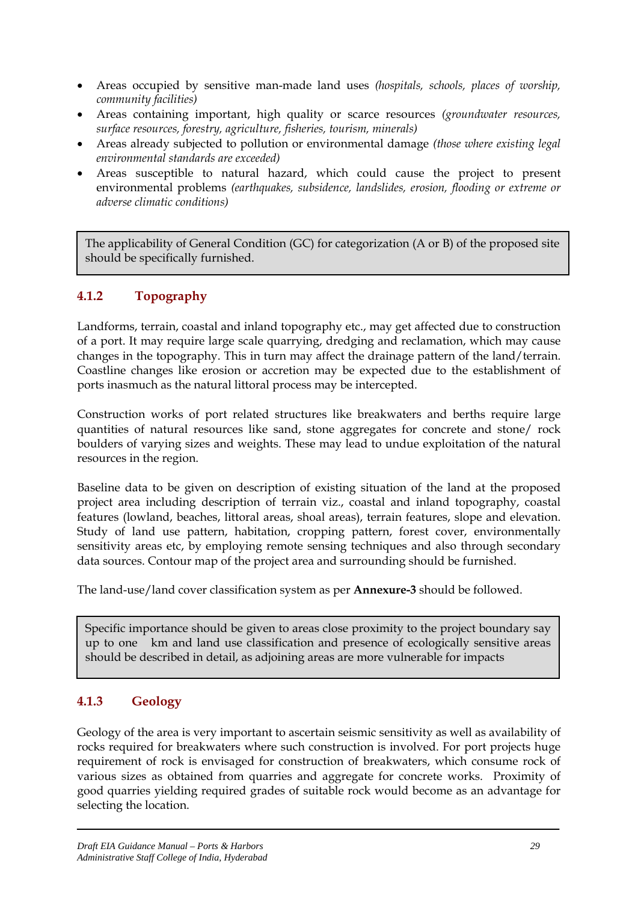- Areas occupied by sensitive man-made land uses *(hospitals, schools, places of worship, community facilities)*
- Areas containing important, high quality or scarce resources *(groundwater resources, surface resources, forestry, agriculture, fisheries, tourism, minerals)*
- Areas already subjected to pollution or environmental damage *(those where existing legal environmental standards are exceeded)*
- Areas susceptible to natural hazard, which could cause the project to present environmental problems *(earthquakes, subsidence, landslides, erosion, flooding or extreme or adverse climatic conditions)*

> The applicability of General Condition (GC) for categorization (A or B) of the proposed site should be specifically furnished.

### 4.1.2 Topography

Landforms, terrain, coastal and inland topography etc., may get affected due to construction of a port. It may require large scale quarrying, dredging and reclamation, which may cause changes in the topography. This in turn may affect the drainage pattern of the land/terrain. Coastline changes like erosion or accretion may be expected due to the establishment of ports inasmuch as the natural littoral process may be intercepted.

Construction works of port related structures like breakwaters and berths require large quantities of natural resources like sand, stone aggregates for concrete and stone/ rock boulders of varying sizes and weights. These may lead to undue exploitation of the natural resources in the region.

Baseline data to be given on description of existing situation of the land at the proposed project area including description of terrain viz., coastal and inland topography, coastal features (lowland, beaches, littoral areas, shoal areas), terrain features, slope and elevation. Study of land use pattern, habitation, cropping pattern, forest cover, environmentally sensitivity areas etc, by employing remote sensing techniques and also through secondary data sources. Contour map of the project area and surrounding should be furnished.

The land-use/land cover classification system as per **Annexure-3** should be followed.

> Specific importance should be given to areas close proximity to the project boundary say up to one km and land use classification and presence of ecologically sensitive areas should be described in detail, as adjoining areas are more vulnerable for impacts

### 4.1.3 Geology

Geology of the area is very important to ascertain seismic sensitivity as well as availability of rocks required for breakwaters where such construction is involved. For port projects huge requirement of rock is envisaged for construction of breakwaters, which consume rock of various sizes as obtained from quarries and aggregate for concrete works. Proximity of good quarries yielding required grades of suitable rock would become as an advantage for selecting the location.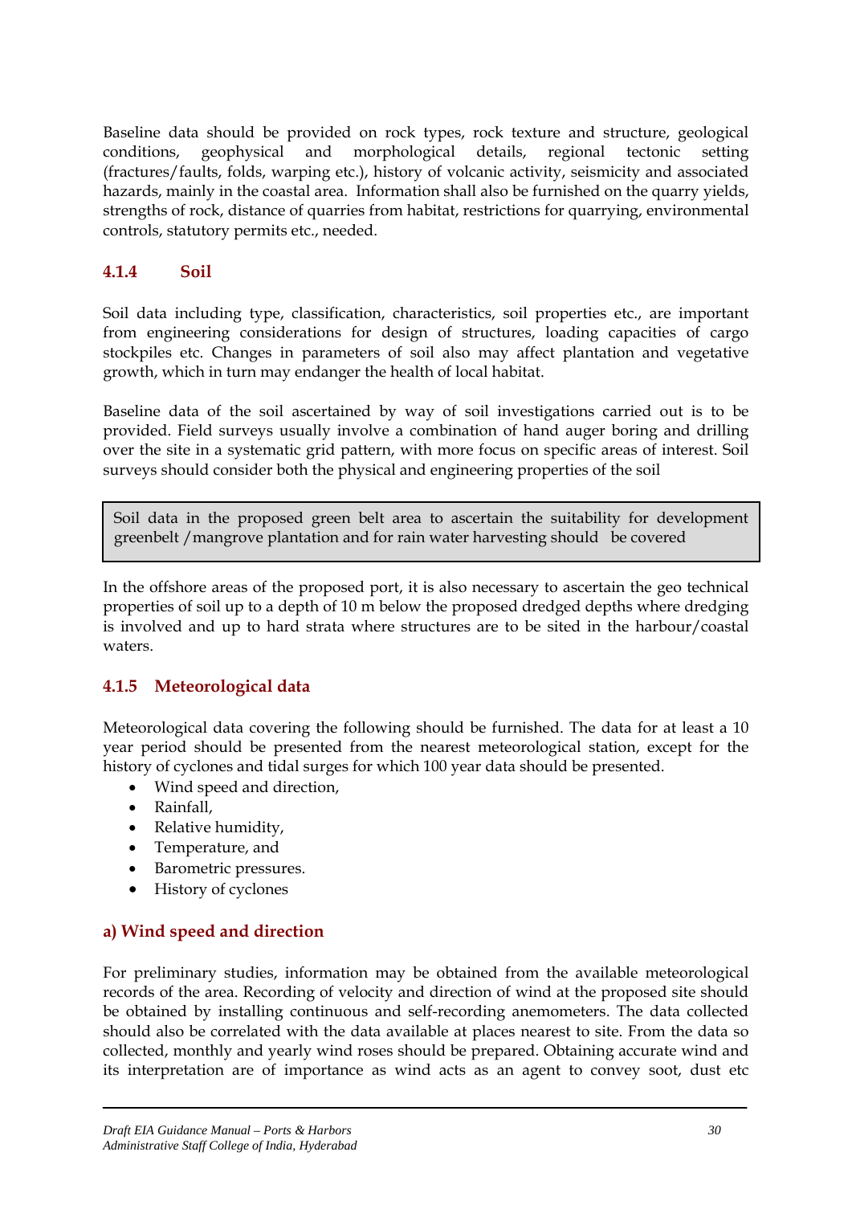Baseline data should be provided on rock types, rock texture and structure, geological conditions, geophysical and morphological details, regional tectonic setting (fractures/faults, folds, warping etc.), history of volcanic activity, seismicity and associated hazards, mainly in the coastal area. Information shall also be furnished on the quarry yields, strengths of rock, distance of quarries from habitat, restrictions for quarrying, environmental controls, statutory permits etc., needed.

### 4.1.4 Soil

Soil data including type, classification, characteristics, soil properties etc., are important from engineering considerations for design of structures, loading capacities of cargo stockpiles etc. Changes in parameters of soil also may affect plantation and vegetative growth, which in turn may endanger the health of local habitat.

Baseline data of the soil ascertained by way of soil investigations carried out is to be provided. Field surveys usually involve a combination of hand auger boring and drilling over the site in a systematic grid pattern, with more focus on specific areas of interest. Soil surveys should consider both the physical and engineering properties of the soil

> Soil data in the proposed green belt area to ascertain the suitability for development greenbelt /mangrove plantation and for rain water harvesting should be covered

In the offshore areas of the proposed port, it is also necessary to ascertain the geo technical properties of soil up to a depth of 10 m below the proposed dredged depths where dredging is involved and up to hard strata where structures are to be sited in the harbour/coastal waters.

### 4.1.5 Meteorological data

Meteorological data covering the following should be furnished. The data for at least a 10 year period should be presented from the nearest meteorological station, except for the history of cyclones and tidal surges for which 100 year data should be presented.

- Wind speed and direction,
- Rainfall,
- Relative humidity,
- Temperature, and
- Barometric pressures.
- History of cyclones

#### a) Wind speed and direction

For preliminary studies, information may be obtained from the available meteorological records of the area. Recording of velocity and direction of wind at the proposed site should be obtained by installing continuous and self-recording anemometers. The data collected should also be correlated with the data available at places nearest to site. From the data so collected, monthly and yearly wind roses should be prepared. Obtaining accurate wind and its interpretation are of importance as wind acts as an agent to convey soot, dust etc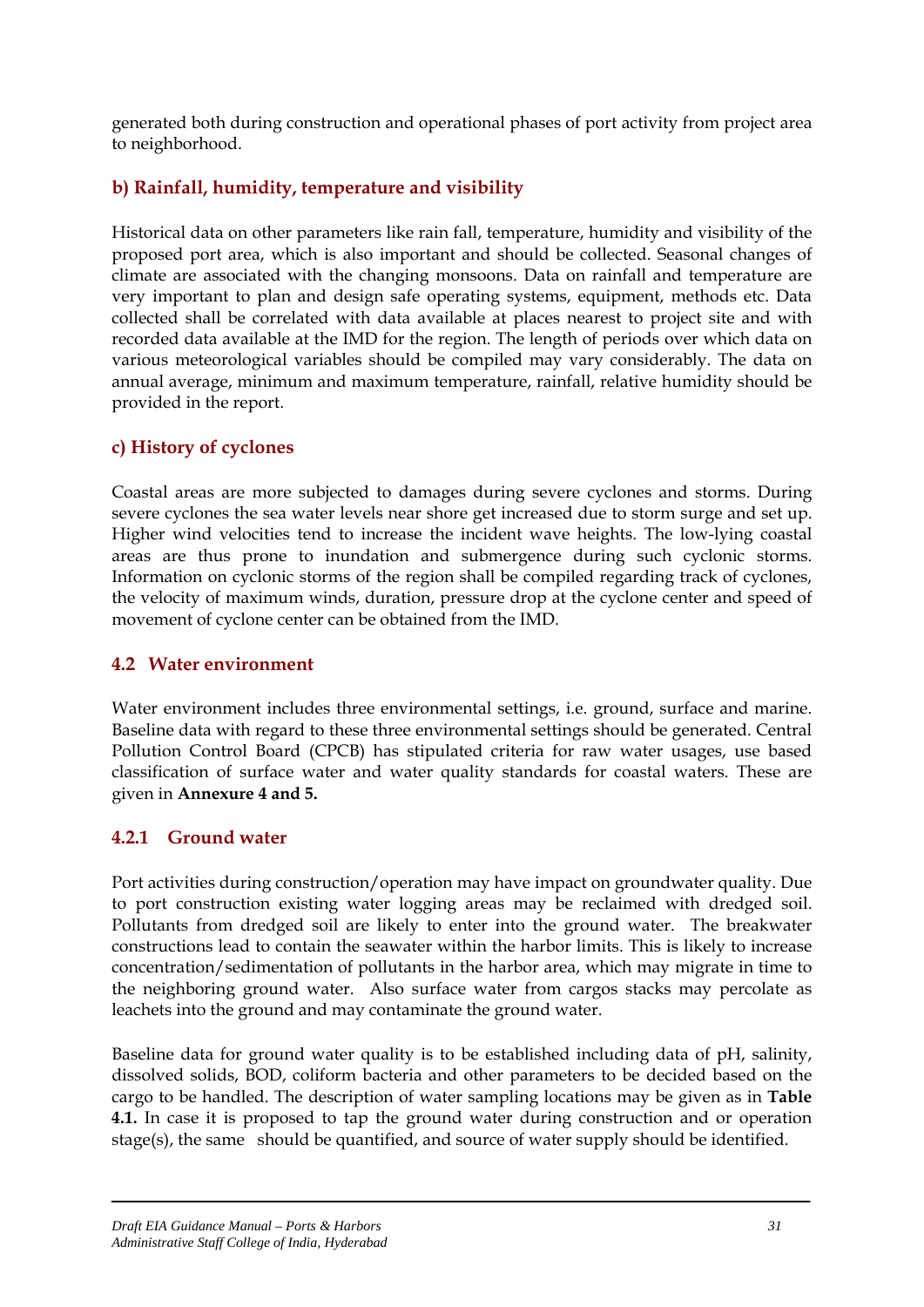generated both during construction and operational phases of port activity from project area to neighborhood.

### b) Rainfall, humidity, temperature and visibility

Historical data on other parameters like rain fall, temperature, humidity and visibility of the proposed port area, which is also important and should be collected. Seasonal changes of climate are associated with the changing monsoons. Data on rainfall and temperature are very important to plan and design safe operating systems, equipment, methods etc. Data collected shall be correlated with data available at places nearest to project site and with recorded data available at the IMD for the region. The length of periods over which data on various meteorological variables should be compiled may vary considerably. The data on annual average, minimum and maximum temperature, rainfall, relative humidity should be provided in the report.

### c) History of cyclones

Coastal areas are more subjected to damages during severe cyclones and storms. During severe cyclones the sea water levels near shore get increased due to storm surge and set up. Higher wind velocities tend to increase the incident wave heights. The low-lying coastal areas are thus prone to inundation and submergence during such cyclonic storms. Information on cyclonic storms of the region shall be compiled regarding track of cyclones, the velocity of maximum winds, duration, pressure drop at the cyclone center and speed of movement of cyclone center can be obtained from the IMD.

## 4.2 Water environment

Water environment includes three environmental settings, i.e. ground, surface and marine. Baseline data with regard to these three environmental settings should be generated. Central Pollution Control Board (CPCB) has stipulated criteria for raw water usages, use based classification of surface water and water quality standards for coastal waters. These are given in **Annexure 4 and 5.**

### 4.2.1 Ground water

Port activities during construction/operation may have impact on groundwater quality. Due to port construction existing water logging areas may be reclaimed with dredged soil. Pollutants from dredged soil are likely to enter into the ground water. The breakwater constructions lead to contain the seawater within the harbor limits. This is likely to increase concentration/sedimentation of pollutants in the harbor area, which may migrate in time to the neighboring ground water. Also surface water from cargos stacks may percolate as leachets into the ground and may contaminate the ground water.

Baseline data for ground water quality is to be established including data of pH, salinity, dissolved solids, BOD, coliform bacteria and other parameters to be decided based on the cargo to be handled. The description of water sampling locations may be given as in **Table 4.1.** In case it is proposed to tap the ground water during construction and or operation stage(s), the same should be quantified, and source of water supply should be identified.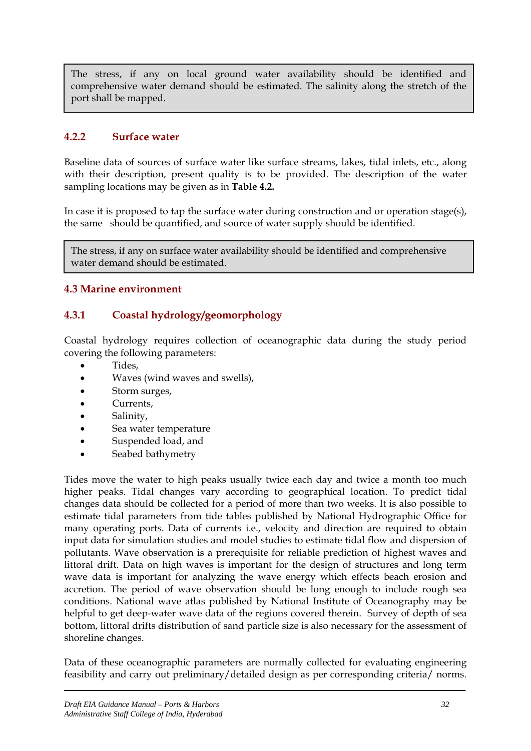> The stress, if any on local ground water availability should be identified and comprehensive water demand should be estimated. The salinity along the stretch of the port shall be mapped.

### 4.2.2 Surface water

Baseline data of sources of surface water like surface streams, lakes, tidal inlets, etc., along with their description, present quality is to be provided. The description of the water sampling locations may be given as in **Table 4.2.**

In case it is proposed to tap the surface water during construction and or operation stage(s), the same should be quantified, and source of water supply should be identified.

> The stress, if any on surface water availability should be identified and comprehensive water demand should be estimated.

## 4.3 Marine environment

### 4.3.1 Coastal hydrology/geomorphology

Coastal hydrology requires collection of oceanographic data during the study period covering the following parameters:

- Tides,
- Waves (wind waves and swells),
- Storm surges,
- Currents,
- Salinity,
- Sea water temperature
- Suspended load, and
- Seabed bathymetry

Tides move the water to high peaks usually twice each day and twice a month too much higher peaks. Tidal changes vary according to geographical location. To predict tidal changes data should be collected for a period of more than two weeks. It is also possible to estimate tidal parameters from tide tables published by National Hydrographic Office for many operating ports. Data of currents i.e., velocity and direction are required to obtain input data for simulation studies and model studies to estimate tidal flow and dispersion of pollutants. Wave observation is a prerequisite for reliable prediction of highest waves and littoral drift. Data on high waves is important for the design of structures and long term wave data is important for analyzing the wave energy which effects beach erosion and accretion. The period of wave observation should be long enough to include rough sea conditions. National wave atlas published by National Institute of Oceanography may be helpful to get deep-water wave data of the regions covered therein. Survey of depth of sea bottom, littoral drifts distribution of sand particle size is also necessary for the assessment of shoreline changes.

Data of these oceanographic parameters are normally collected for evaluating engineering feasibility and carry out preliminary/detailed design as per corresponding criteria/ norms.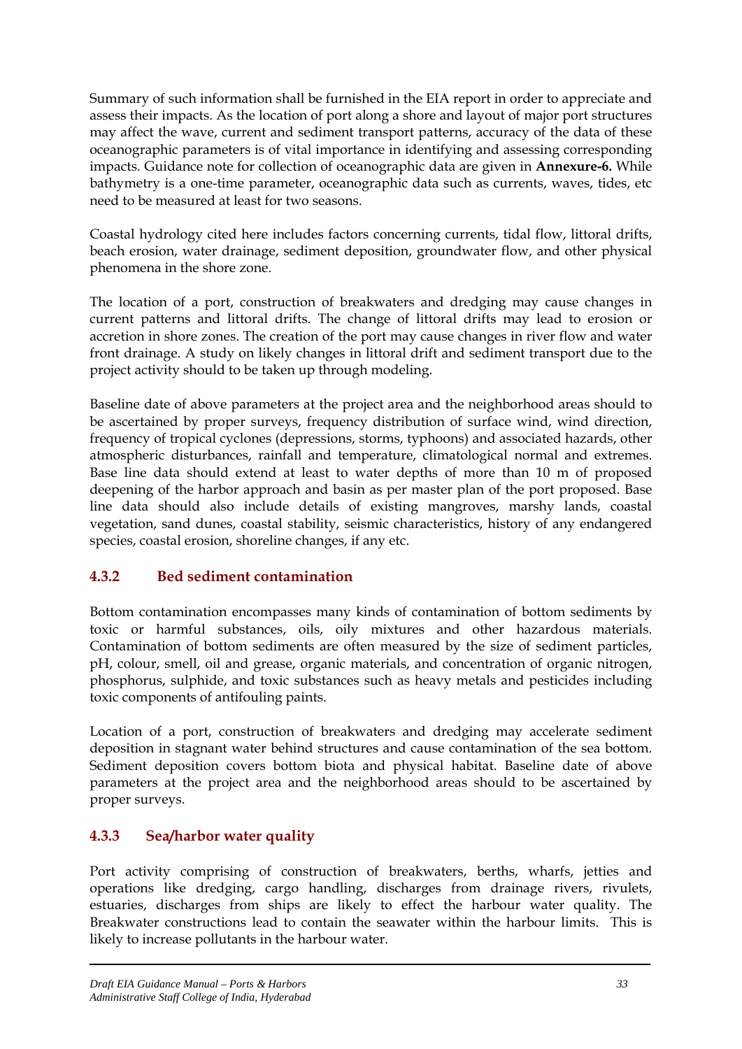Summary of such information shall be furnished in the EIA report in order to appreciate and assess their impacts. As the location of port along a shore and layout of major port structures may affect the wave, current and sediment transport patterns, accuracy of the data of these oceanographic parameters is of vital importance in identifying and assessing corresponding impacts. Guidance note for collection of oceanographic data are given in **Annexure-6.** While bathymetry is a one-time parameter, oceanographic data such as currents, waves, tides, etc need to be measured at least for two seasons.

Coastal hydrology cited here includes factors concerning currents, tidal flow, littoral drifts, beach erosion, water drainage, sediment deposition, groundwater flow, and other physical phenomena in the shore zone.

The location of a port, construction of breakwaters and dredging may cause changes in current patterns and littoral drifts. The change of littoral drifts may lead to erosion or accretion in shore zones. The creation of the port may cause changes in river flow and water front drainage. A study on likely changes in littoral drift and sediment transport due to the project activity should to be taken up through modeling.

Baseline date of above parameters at the project area and the neighborhood areas should to be ascertained by proper surveys, frequency distribution of surface wind, wind direction, frequency of tropical cyclones (depressions, storms, typhoons) and associated hazards, other atmospheric disturbances, rainfall and temperature, climatological normal and extremes. Base line data should extend at least to water depths of more than 10 m of proposed deepening of the harbor approach and basin as per master plan of the port proposed. Base line data should also include details of existing mangroves, marshy lands, coastal vegetation, sand dunes, coastal stability, seismic characteristics, history of any endangered species, coastal erosion, shoreline changes, if any etc.

### 4.3.2 Bed sediment contamination

Bottom contamination encompasses many kinds of contamination of bottom sediments by toxic or harmful substances, oils, oily mixtures and other hazardous materials. Contamination of bottom sediments are often measured by the size of sediment particles, pH, colour, smell, oil and grease, organic materials, and concentration of organic nitrogen, phosphorus, sulphide, and toxic substances such as heavy metals and pesticides including toxic components of antifouling paints.

Location of a port, construction of breakwaters and dredging may accelerate sediment deposition in stagnant water behind structures and cause contamination of the sea bottom. Sediment deposition covers bottom biota and physical habitat. Baseline date of above parameters at the project area and the neighborhood areas should to be ascertained by proper surveys.

### 4.3.3 Sea/harbor water quality

Port activity comprising of construction of breakwaters, berths, wharfs, jetties and operations like dredging, cargo handling, discharges from drainage rivers, rivulets, estuaries, discharges from ships are likely to effect the harbour water quality. The Breakwater constructions lead to contain the seawater within the harbour limits. This is likely to increase pollutants in the harbour water.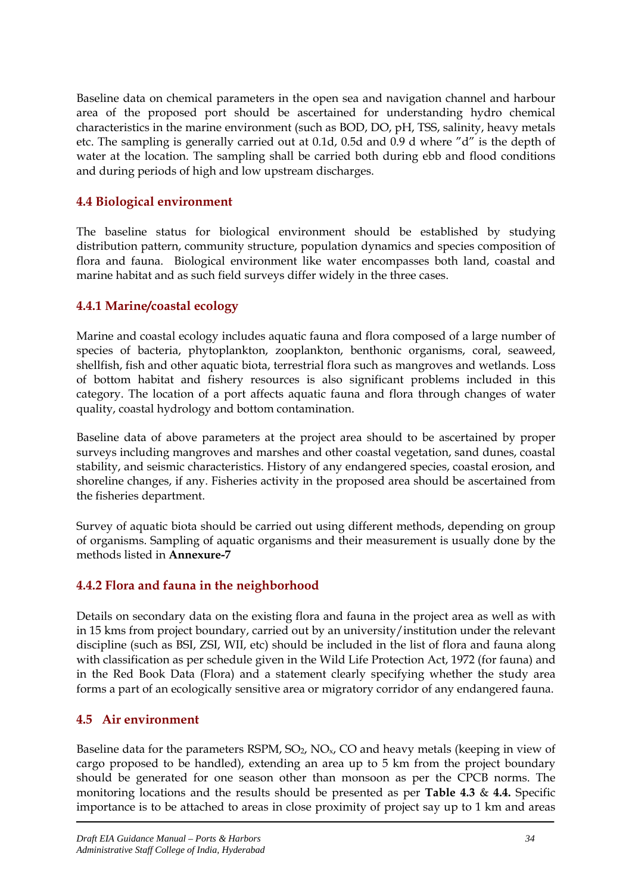Baseline data on chemical parameters in the open sea and navigation channel and harbour area of the proposed port should be ascertained for understanding hydro chemical characteristics in the marine environment (such as BOD, DO, pH, TSS, salinity, heavy metals etc. The sampling is generally carried out at 0.1d, 0.5d and 0.9 d where "d" is the depth of water at the location. The sampling shall be carried both during ebb and flood conditions and during periods of high and low upstream discharges.

### 4.4 Biological environment

The baseline status for biological environment should be established by studying distribution pattern, community structure, population dynamics and species composition of flora and fauna. Biological environment like water encompasses both land, coastal and marine habitat and as such field surveys differ widely in the three cases.

#### 4.4.1 Marine/coastal ecology

Marine and coastal ecology includes aquatic fauna and flora composed of a large number of species of bacteria, phytoplankton, zooplankton, benthonic organisms, coral, seaweed, shellfish, fish and other aquatic biota, terrestrial flora such as mangroves and wetlands. Loss of bottom habitat and fishery resources is also significant problems included in this category. The location of a port affects aquatic fauna and flora through changes of water quality, coastal hydrology and bottom contamination.

Baseline data of above parameters at the project area should to be ascertained by proper surveys including mangroves and marshes and other coastal vegetation, sand dunes, coastal stability, and seismic characteristics. History of any endangered species, coastal erosion, and shoreline changes, if any. Fisheries activity in the proposed area should be ascertained from the fisheries department.

Survey of aquatic biota should be carried out using different methods, depending on group of organisms. Sampling of aquatic organisms and their measurement is usually done by the methods listed in **Annexure-7**

#### 4.4.2 Flora and fauna in the neighborhood

Details on secondary data on the existing flora and fauna in the project area as well as with in 15 kms from project boundary, carried out by an university/institution under the relevant discipline (such as BSI, ZSI, WII, etc) should be included in the list of flora and fauna along with classification as per schedule given in the Wild Life Protection Act, 1972 (for fauna) and in the Red Book Data (Flora) and a statement clearly specifying whether the study area forms a part of an ecologically sensitive area or migratory corridor of any endangered fauna.

### 4.5 Air environment

Baseline data for the parameters RSPM, $SO_2$, $NO_x$, CO and heavy metals (keeping in view of cargo proposed to be handled), extending an area up to 5 km from the project boundary should be generated for one season other than monsoon as per the CPCB norms. The monitoring locations and the results should be presented as per **Table 4.3** & **4.4.** Specific importance is to be attached to areas in close proximity of project say up to 1 km and areas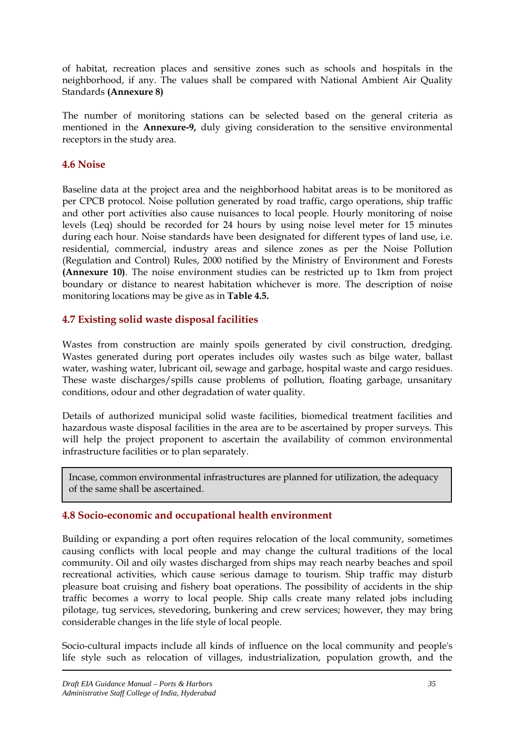of habitat, recreation places and sensitive zones such as schools and hospitals in the neighborhood, if any. The values shall be compared with National Ambient Air Quality Standards **(Annexure 8)**

The number of monitoring stations can be selected based on the general criteria as mentioned in the **Annexure-9,** duly giving consideration to the sensitive environmental receptors in the study area.

## 4.6 Noise

Baseline data at the project area and the neighborhood habitat areas is to be monitored as per CPCB protocol. Noise pollution generated by road traffic, cargo operations, ship traffic and other port activities also cause nuisances to local people. Hourly monitoring of noise levels (Leq) should be recorded for 24 hours by using noise level meter for 15 minutes during each hour. Noise standards have been designated for different types of land use, i.e. residential, commercial, industry areas and silence zones as per the Noise Pollution (Regulation and Control) Rules, 2000 notified by the Ministry of Environment and Forests **(Annexure 10)**. The noise environment studies can be restricted up to 1km from project boundary or distance to nearest habitation whichever is more. The description of noise monitoring locations may be give as in **Table 4.5.**

## 4.7 Existing solid waste disposal facilities

Wastes from construction are mainly spoils generated by civil construction, dredging. Wastes generated during port operates includes oily wastes such as bilge water, ballast water, washing water, lubricant oil, sewage and garbage, hospital waste and cargo residues. These waste discharges/spills cause problems of pollution, floating garbage, unsanitary conditions, odour and other degradation of water quality.

Details of authorized municipal solid waste facilities, biomedical treatment facilities and hazardous waste disposal facilities in the area are to be ascertained by proper surveys. This will help the project proponent to ascertain the availability of common environmental infrastructure facilities or to plan separately.

> Incase, common environmental infrastructures are planned for utilization, the adequacy of the same shall be ascertained.

## 4.8 Socio-economic and occupational health environment

Building or expanding a port often requires relocation of the local community, sometimes causing conflicts with local people and may change the cultural traditions of the local community. Oil and oily wastes discharged from ships may reach nearby beaches and spoil recreational activities, which cause serious damage to tourism. Ship traffic may disturb pleasure boat cruising and fishery boat operations. The possibility of accidents in the ship traffic becomes a worry to local people. Ship calls create many related jobs including pilotage, tug services, stevedoring, bunkering and crew services; however, they may bring considerable changes in the life style of local people.

Socio-cultural impacts include all kinds of influence on the local community and people's life style such as relocation of villages, industrialization, population growth, and the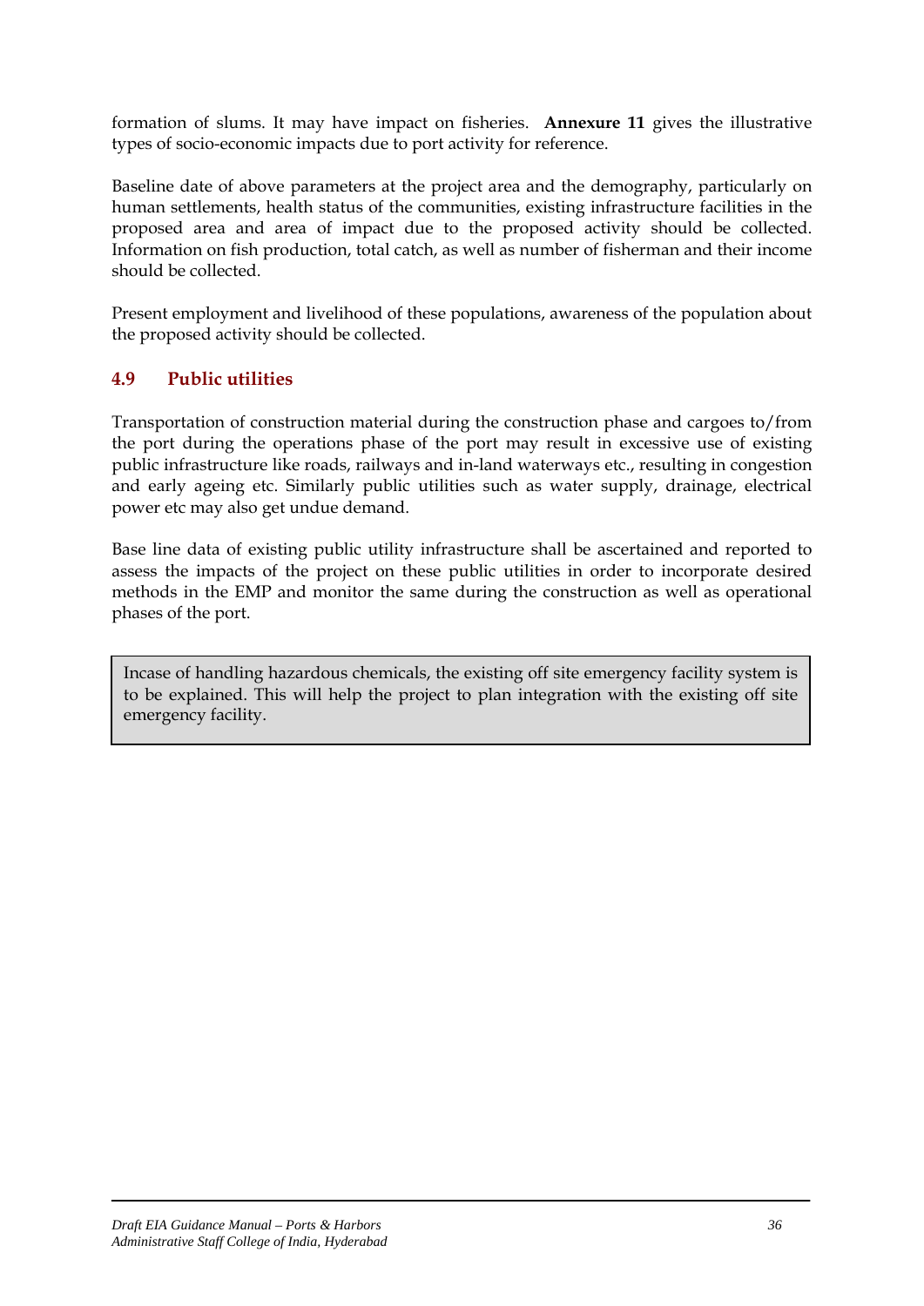formation of slums. It may have impact on fisheries. **Annexure 11** gives the illustrative types of socio-economic impacts due to port activity for reference.

Baseline date of above parameters at the project area and the demography, particularly on human settlements, health status of the communities, existing infrastructure facilities in the proposed area and area of impact due to the proposed activity should be collected. Information on fish production, total catch, as well as number of fisherman and their income should be collected.

Present employment and livelihood of these populations, awareness of the population about the proposed activity should be collected.

## 4.9 Public utilities

Transportation of construction material during the construction phase and cargoes to/from the port during the operations phase of the port may result in excessive use of existing public infrastructure like roads, railways and in-land waterways etc., resulting in congestion and early ageing etc. Similarly public utilities such as water supply, drainage, electrical power etc may also get undue demand.

Base line data of existing public utility infrastructure shall be ascertained and reported to assess the impacts of the project on these public utilities in order to incorporate desired methods in the EMP and monitor the same during the construction as well as operational phases of the port.

> Incase of handling hazardous chemicals, the existing off site emergency facility system is to be explained. This will help the project to plan integration with the existing off site emergency facility.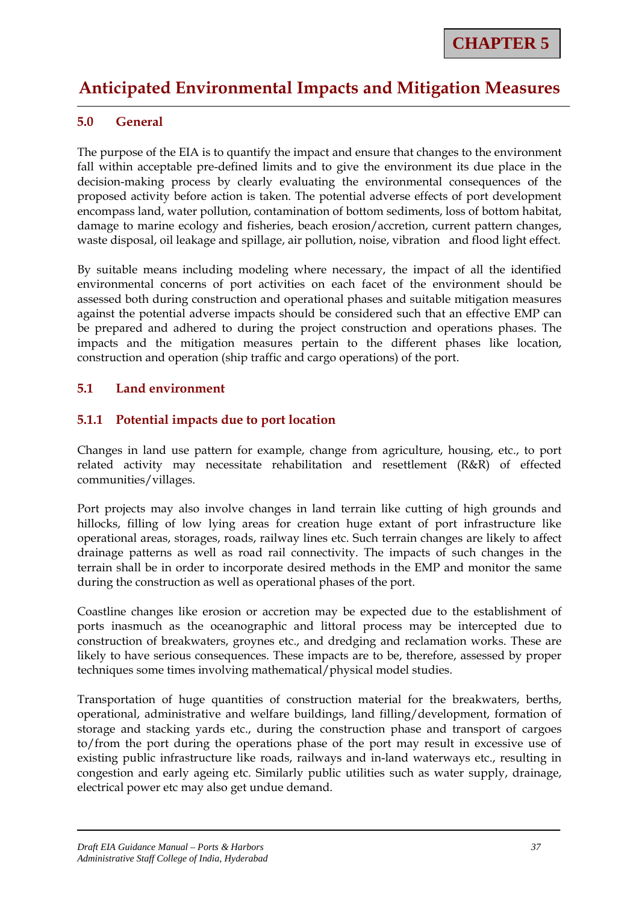# CHAPTER 5

# Anticipated Environmental Impacts and Mitigation Measures

## 5.0 General

The purpose of the EIA is to quantify the impact and ensure that changes to the environment fall within acceptable pre-defined limits and to give the environment its due place in the decision-making process by clearly evaluating the environmental consequences of the proposed activity before action is taken. The potential adverse effects of port development encompass land, water pollution, contamination of bottom sediments, loss of bottom habitat, damage to marine ecology and fisheries, beach erosion/accretion, current pattern changes, waste disposal, oil leakage and spillage, air pollution, noise, vibration and flood light effect.

By suitable means including modeling where necessary, the impact of all the identified environmental concerns of port activities on each facet of the environment should be assessed both during construction and operational phases and suitable mitigation measures against the potential adverse impacts should be considered such that an effective EMP can be prepared and adhered to during the project construction and operations phases. The impacts and the mitigation measures pertain to the different phases like location, construction and operation (ship traffic and cargo operations) of the port.

## 5.1 Land environment

### 5.1.1 Potential impacts due to port location

Changes in land use pattern for example, change from agriculture, housing, etc., to port related activity may necessitate rehabilitation and resettlement (R&R) of effected communities/villages.

Port projects may also involve changes in land terrain like cutting of high grounds and hillocks, filling of low lying areas for creation huge extant of port infrastructure like operational areas, storages, roads, railway lines etc. Such terrain changes are likely to affect drainage patterns as well as road rail connectivity. The impacts of such changes in the terrain shall be in order to incorporate desired methods in the EMP and monitor the same during the construction as well as operational phases of the port.

Coastline changes like erosion or accretion may be expected due to the establishment of ports inasmuch as the oceanographic and littoral process may be intercepted due to construction of breakwaters, groynes etc., and dredging and reclamation works. These are likely to have serious consequences. These impacts are to be, therefore, assessed by proper techniques some times involving mathematical/physical model studies.

Transportation of huge quantities of construction material for the breakwaters, berths, operational, administrative and welfare buildings, land filling/development, formation of storage and stacking yards etc., during the construction phase and transport of cargoes to/from the port during the operations phase of the port may result in excessive use of existing public infrastructure like roads, railways and in-land waterways etc., resulting in congestion and early ageing etc. Similarly public utilities such as water supply, drainage, electrical power etc may also get undue demand.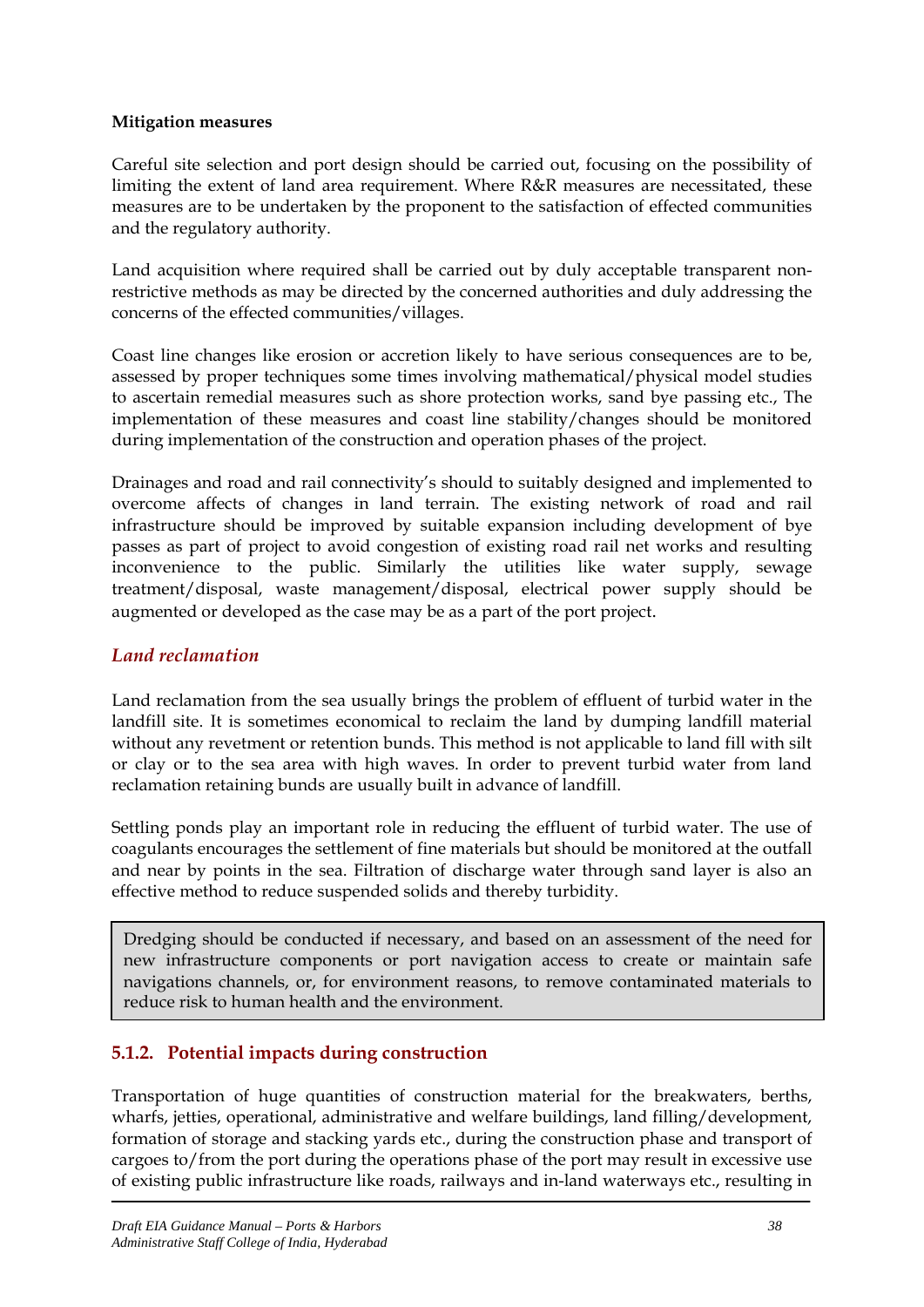**Mitigation measures**

Careful site selection and port design should be carried out, focusing on the possibility of limiting the extent of land area requirement. Where R&R measures are necessitated, these measures are to be undertaken by the proponent to the satisfaction of effected communities and the regulatory authority.

Land acquisition where required shall be carried out by duly acceptable transparent non-restrictive methods as may be directed by the concerned authorities and duly addressing the concerns of the effected communities/villages.

Coast line changes like erosion or accretion likely to have serious consequences are to be, assessed by proper techniques some times involving mathematical/physical model studies to ascertain remedial measures such as shore protection works, sand bye passing etc., The implementation of these measures and coast line stability/changes should be monitored during implementation of the construction and operation phases of the project.

Drainages and road and rail connectivity's should to suitably designed and implemented to overcome affects of changes in land terrain. The existing network of road and rail infrastructure should be improved by suitable expansion including development of bye passes as part of project to avoid congestion of existing road rail net works and resulting inconvenience to the public. Similarly the utilities like water supply, sewage treatment/disposal, waste management/disposal, electrical power supply should be augmented or developed as the case may be as a part of the port project.

### *Land reclamation*

Land reclamation from the sea usually brings the problem of effluent of turbid water in the landfill site. It is sometimes economical to reclaim the land by dumping landfill material without any revetment or retention bunds. This method is not applicable to land fill with silt or clay or to the sea area with high waves. In order to prevent turbid water from land reclamation retaining bunds are usually built in advance of landfill.

Settling ponds play an important role in reducing the effluent of turbid water. The use of coagulants encourages the settlement of fine materials but should be monitored at the outfall and near by points in the sea. Filtration of discharge water through sand layer is also an effective method to reduce suspended solids and thereby turbidity.

> Dredging should be conducted if necessary, and based on an assessment of the need for new infrastructure components or port navigation access to create or maintain safe navigations channels, or, for environment reasons, to remove contaminated materials to reduce risk to human health and the environment.

## 5.1.2. Potential impacts during construction

Transportation of huge quantities of construction material for the breakwaters, berths, wharfs, jetties, operational, administrative and welfare buildings, land filling/development, formation of storage and stacking yards etc., during the construction phase and transport of cargoes to/from the port during the operations phase of the port may result in excessive use of existing public infrastructure like roads, railways and in-land waterways etc., resulting in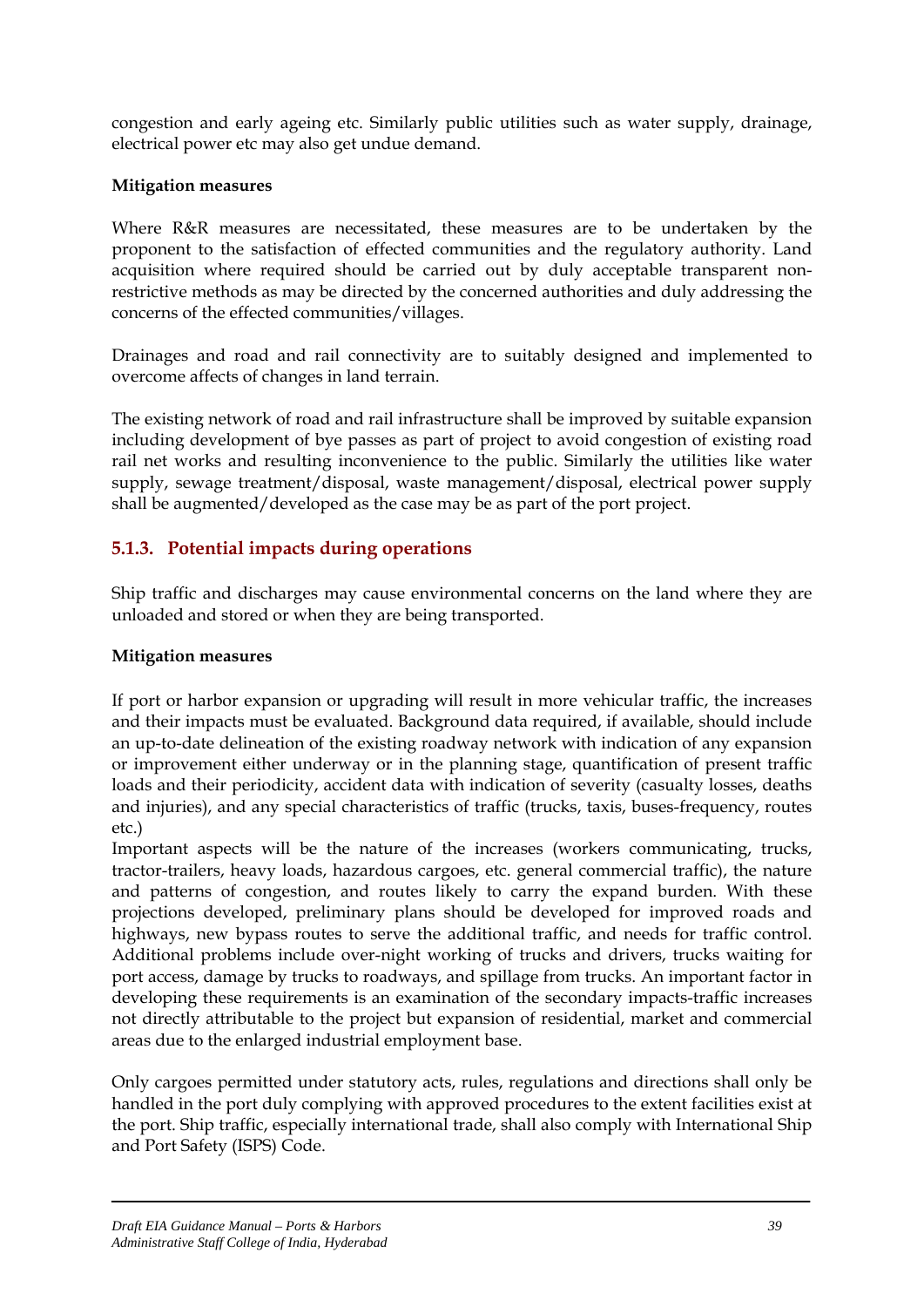congestion and early ageing etc. Similarly public utilities such as water supply, drainage, electrical power etc may also get undue demand.

**Mitigation measures**

Where R&R measures are necessitated, these measures are to be undertaken by the proponent to the satisfaction of effected communities and the regulatory authority. Land acquisition where required should be carried out by duly acceptable transparent non-restrictive methods as may be directed by the concerned authorities and duly addressing the concerns of the effected communities/villages.

Drainages and road and rail connectivity are to suitably designed and implemented to overcome affects of changes in land terrain.

The existing network of road and rail infrastructure shall be improved by suitable expansion including development of bye passes as part of project to avoid congestion of existing road rail net works and resulting inconvenience to the public. Similarly the utilities like water supply, sewage treatment/disposal, waste management/disposal, electrical power supply shall be augmented/developed as the case may be as part of the port project.

### 5.1.3. Potential impacts during operations

Ship traffic and discharges may cause environmental concerns on the land where they are unloaded and stored or when they are being transported.

**Mitigation measures**

If port or harbor expansion or upgrading will result in more vehicular traffic, the increases and their impacts must be evaluated. Background data required, if available, should include an up-to-date delineation of the existing roadway network with indication of any expansion or improvement either underway or in the planning stage, quantification of present traffic loads and their periodicity, accident data with indication of severity (casualty losses, deaths and injuries), and any special characteristics of traffic (trucks, taxis, buses-frequency, routes etc.)
Important aspects will be the nature of the increases (workers communicating, trucks, tractor-trailers, heavy loads, hazardous cargoes, etc. general commercial traffic), the nature and patterns of congestion, and routes likely to carry the expand burden. With these projections developed, preliminary plans should be developed for improved roads and highways, new bypass routes to serve the additional traffic, and needs for traffic control. Additional problems include over-night working of trucks and drivers, trucks waiting for port access, damage by trucks to roadways, and spillage from trucks. An important factor in developing these requirements is an examination of the secondary impacts-traffic increases not directly attributable to the project but expansion of residential, market and commercial areas due to the enlarged industrial employment base.

Only cargoes permitted under statutory acts, rules, regulations and directions shall only be handled in the port duly complying with approved procedures to the extent facilities exist at the port. Ship traffic, especially international trade, shall also comply with International Ship and Port Safety (ISPS) Code.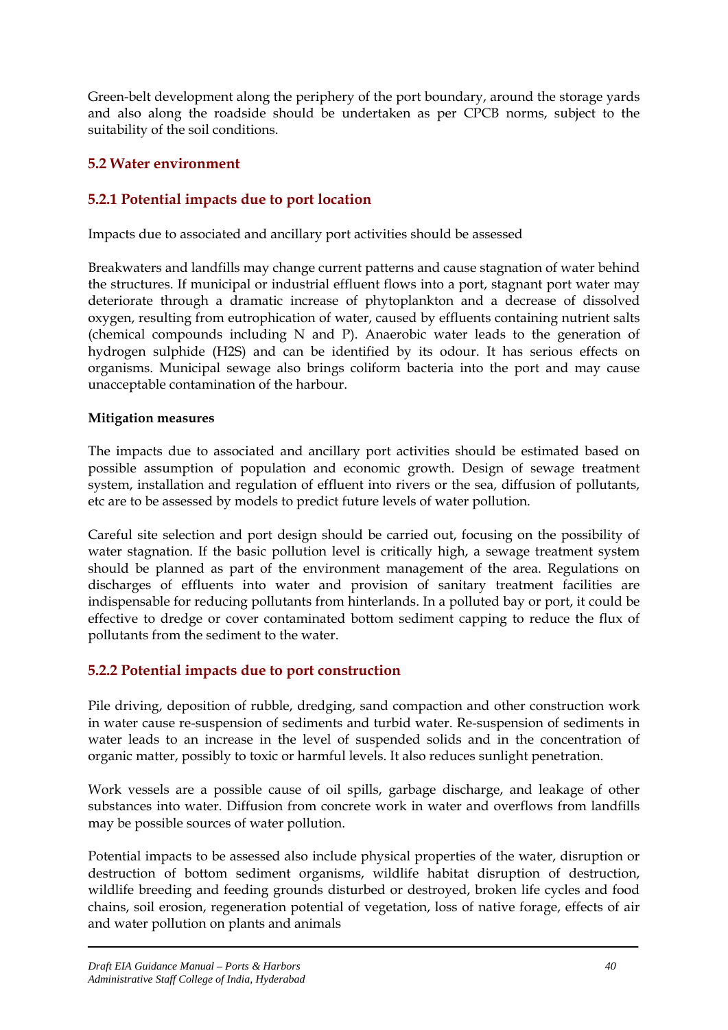Green-belt development along the periphery of the port boundary, around the storage yards and also along the roadside should be undertaken as per CPCB norms, subject to the suitability of the soil conditions.

## 5.2 Water environment

### 5.2.1 Potential impacts due to port location

Impacts due to associated and ancillary port activities should be assessed

Breakwaters and landfills may change current patterns and cause stagnation of water behind the structures. If municipal or industrial effluent flows into a port, stagnant port water may deteriorate through a dramatic increase of phytoplankton and a decrease of dissolved oxygen, resulting from eutrophication of water, caused by effluents containing nutrient salts (chemical compounds including N and P). Anaerobic water leads to the generation of hydrogen sulphide ($H2S$) and can be identified by its odour. It has serious effects on organisms. Municipal sewage also brings coliform bacteria into the port and may cause unacceptable contamination of the harbour.

**Mitigation measures**

The impacts due to associated and ancillary port activities should be estimated based on possible assumption of population and economic growth. Design of sewage treatment system, installation and regulation of effluent into rivers or the sea, diffusion of pollutants, etc are to be assessed by models to predict future levels of water pollution.

Careful site selection and port design should be carried out, focusing on the possibility of water stagnation. If the basic pollution level is critically high, a sewage treatment system should be planned as part of the environment management of the area. Regulations on discharges of effluents into water and provision of sanitary treatment facilities are indispensable for reducing pollutants from hinterlands. In a polluted bay or port, it could be effective to dredge or cover contaminated bottom sediment capping to reduce the flux of pollutants from the sediment to the water.

### 5.2.2 Potential impacts due to port construction

Pile driving, deposition of rubble, dredging, sand compaction and other construction work in water cause re-suspension of sediments and turbid water. Re-suspension of sediments in water leads to an increase in the level of suspended solids and in the concentration of organic matter, possibly to toxic or harmful levels. It also reduces sunlight penetration.

Work vessels are a possible cause of oil spills, garbage discharge, and leakage of other substances into water. Diffusion from concrete work in water and overflows from landfills may be possible sources of water pollution.

Potential impacts to be assessed also include physical properties of the water, disruption or destruction of bottom sediment organisms, wildlife habitat disruption of destruction, wildlife breeding and feeding grounds disturbed or destroyed, broken life cycles and food chains, soil erosion, regeneration potential of vegetation, loss of native forage, effects of air and water pollution on plants and animals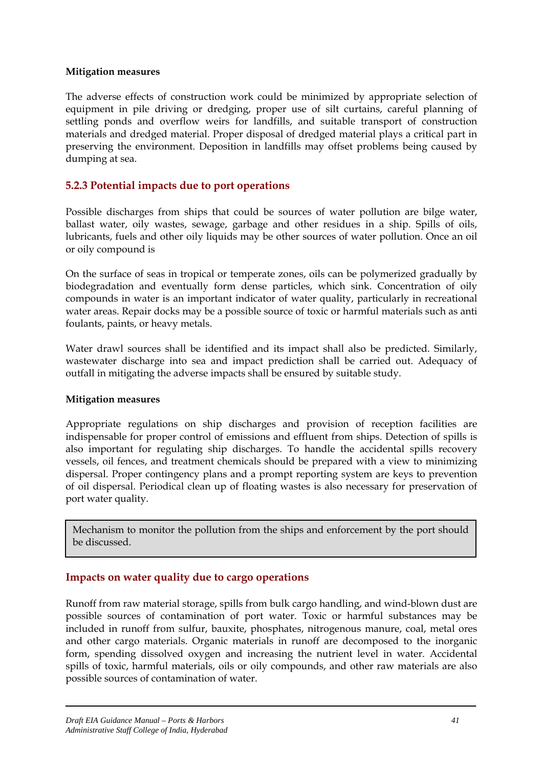**Mitigation measures**

The adverse effects of construction work could be minimized by appropriate selection of equipment in pile driving or dredging, proper use of silt curtains, careful planning of settling ponds and overflow weirs for landfills, and suitable transport of construction materials and dredged material. Proper disposal of dredged material plays a critical part in preserving the environment. Deposition in landfills may offset problems being caused by dumping at sea.

### 5.2.3 Potential impacts due to port operations

Possible discharges from ships that could be sources of water pollution are bilge water, ballast water, oily wastes, sewage, garbage and other residues in a ship. Spills of oils, lubricants, fuels and other oily liquids may be other sources of water pollution. Once an oil or oily compound is

On the surface of seas in tropical or temperate zones, oils can be polymerized gradually by biodegradation and eventually form dense particles, which sink. Concentration of oily compounds in water is an important indicator of water quality, particularly in recreational water areas. Repair docks may be a possible source of toxic or harmful materials such as anti foulants, paints, or heavy metals.

Water drawl sources shall be identified and its impact shall also be predicted. Similarly, wastewater discharge into sea and impact prediction shall be carried out. Adequacy of outfall in mitigating the adverse impacts shall be ensured by suitable study.

**Mitigation measures**

Appropriate regulations on ship discharges and provision of reception facilities are indispensable for proper control of emissions and effluent from ships. Detection of spills is also important for regulating ship discharges. To handle the accidental spills recovery vessels, oil fences, and treatment chemicals should be prepared with a view to minimizing dispersal. Proper contingency plans and a prompt reporting system are keys to prevention of oil dispersal. Periodical clean up of floating wastes is also necessary for preservation of port water quality.

> Mechanism to monitor the pollution from the ships and enforcement by the port should be discussed.

### Impacts on water quality due to cargo operations

Runoff from raw material storage, spills from bulk cargo handling, and wind-blown dust are possible sources of contamination of port water. Toxic or harmful substances may be included in runoff from sulfur, bauxite, phosphates, nitrogenous manure, coal, metal ores and other cargo materials. Organic materials in runoff are decomposed to the inorganic form, spending dissolved oxygen and increasing the nutrient level in water. Accidental spills of toxic, harmful materials, oils or oily compounds, and other raw materials are also possible sources of contamination of water.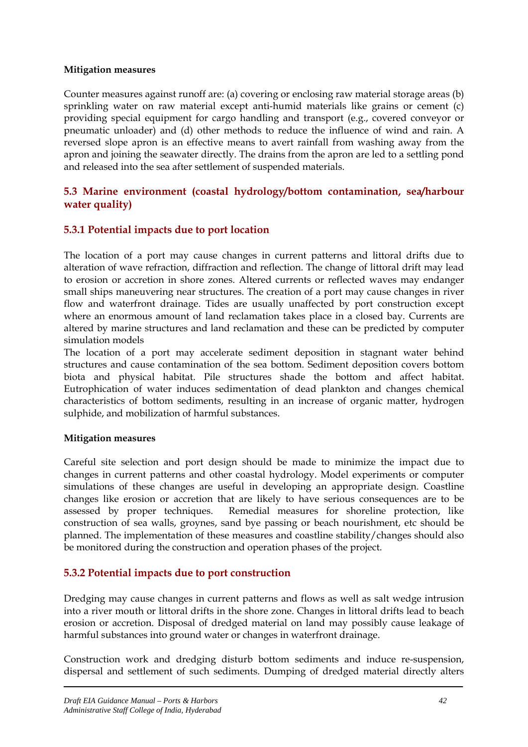**Mitigation measures**

Counter measures against runoff are: (a) covering or enclosing raw material storage areas (b) sprinkling water on raw material except anti-humid materials like grains or cement (c) providing special equipment for cargo handling and transport (e.g., covered conveyor or pneumatic unloader) and (d) other methods to reduce the influence of wind and rain. A reversed slope apron is an effective means to avert rainfall from washing away from the apron and joining the seawater directly. The drains from the apron are led to a settling pond and released into the sea after settlement of suspended materials.

## 5.3 Marine environment (coastal hydrology/bottom contamination, sea/harbour water quality)

### 5.3.1 Potential impacts due to port location

The location of a port may cause changes in current patterns and littoral drifts due to alteration of wave refraction, diffraction and reflection. The change of littoral drift may lead to erosion or accretion in shore zones. Altered currents or reflected waves may endanger small ships maneuvering near structures. The creation of a port may cause changes in river flow and waterfront drainage. Tides are usually unaffected by port construction except where an enormous amount of land reclamation takes place in a closed bay. Currents are altered by marine structures and land reclamation and these can be predicted by computer simulation models

The location of a port may accelerate sediment deposition in stagnant water behind structures and cause contamination of the sea bottom. Sediment deposition covers bottom biota and physical habitat. Pile structures shade the bottom and affect habitat. Eutrophication of water induces sedimentation of dead plankton and changes chemical characteristics of bottom sediments, resulting in an increase of organic matter, hydrogen sulphide, and mobilization of harmful substances.

**Mitigation measures**

Careful site selection and port design should be made to minimize the impact due to changes in current patterns and other coastal hydrology. Model experiments or computer simulations of these changes are useful in developing an appropriate design. Coastline changes like erosion or accretion that are likely to have serious consequences are to be assessed by proper techniques. Remedial measures for shoreline protection, like construction of sea walls, groynes, sand bye passing or beach nourishment, etc should be planned. The implementation of these measures and coastline stability/changes should also be monitored during the construction and operation phases of the project.

### 5.3.2 Potential impacts due to port construction

Dredging may cause changes in current patterns and flows as well as salt wedge intrusion into a river mouth or littoral drifts in the shore zone. Changes in littoral drifts lead to beach erosion or accretion. Disposal of dredged material on land may possibly cause leakage of harmful substances into ground water or changes in waterfront drainage.

Construction work and dredging disturb bottom sediments and induce re-suspension, dispersal and settlement of such sediments. Dumping of dredged material directly alters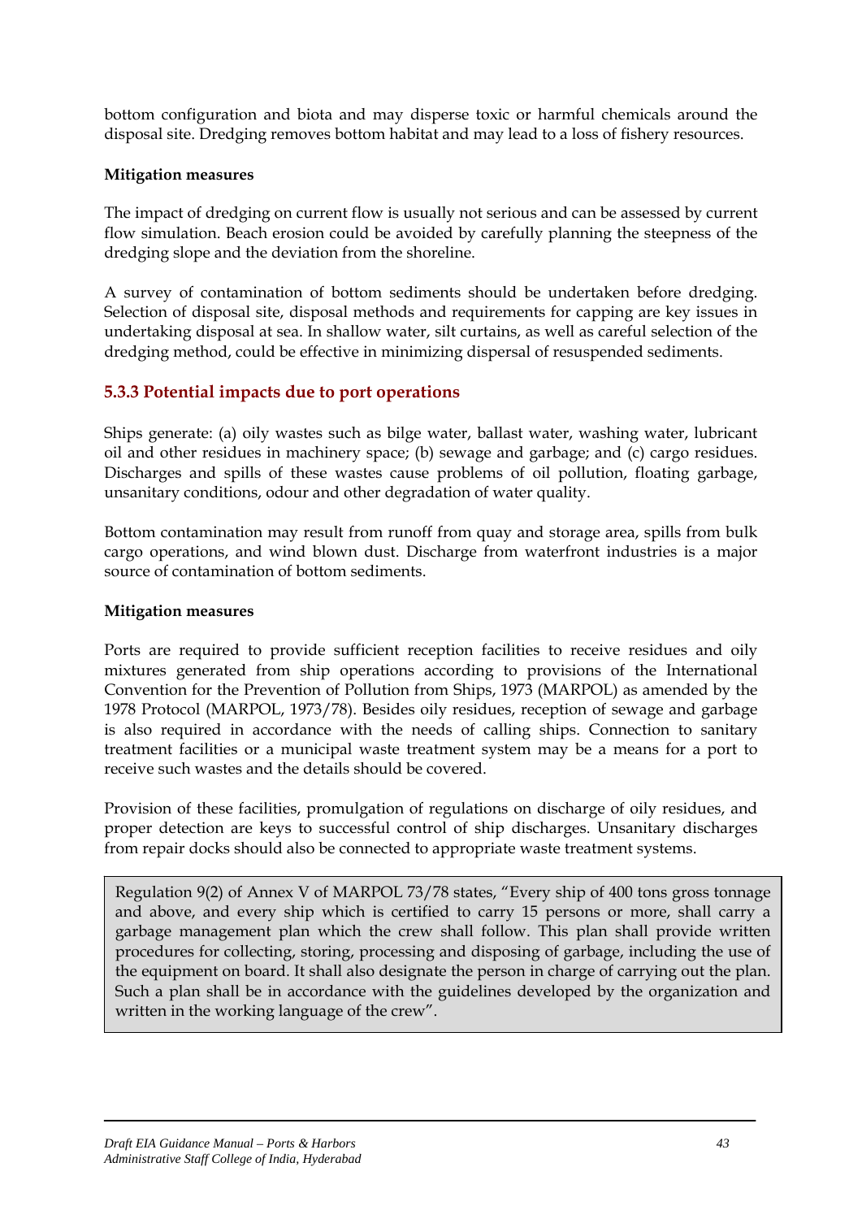bottom configuration and biota and may disperse toxic or harmful chemicals around the disposal site. Dredging removes bottom habitat and may lead to a loss of fishery resources.

**Mitigation measures**

The impact of dredging on current flow is usually not serious and can be assessed by current flow simulation. Beach erosion could be avoided by carefully planning the steepness of the dredging slope and the deviation from the shoreline.

A survey of contamination of bottom sediments should be undertaken before dredging. Selection of disposal site, disposal methods and requirements for capping are key issues in undertaking disposal at sea. In shallow water, silt curtains, as well as careful selection of the dredging method, could be effective in minimizing dispersal of resuspended sediments.

### 5.3.3 Potential impacts due to port operations

Ships generate: (a) oily wastes such as bilge water, ballast water, washing water, lubricant oil and other residues in machinery space; (b) sewage and garbage; and (c) cargo residues. Discharges and spills of these wastes cause problems of oil pollution, floating garbage, unsanitary conditions, odour and other degradation of water quality.

Bottom contamination may result from runoff from quay and storage area, spills from bulk cargo operations, and wind blown dust. Discharge from waterfront industries is a major source of contamination of bottom sediments.

**Mitigation measures**

Ports are required to provide sufficient reception facilities to receive residues and oily mixtures generated from ship operations according to provisions of the International Convention for the Prevention of Pollution from Ships, 1973 (MARPOL) as amended by the 1978 Protocol (MARPOL, 1973/78). Besides oily residues, reception of sewage and garbage is also required in accordance with the needs of calling ships. Connection to sanitary treatment facilities or a municipal waste treatment system may be a means for a port to receive such wastes and the details should be covered.

Provision of these facilities, promulgation of regulations on discharge of oily residues, and proper detection are keys to successful control of ship discharges. Unsanitary discharges from repair docks should also be connected to appropriate waste treatment systems.

> Regulation 9(2) of Annex V of MARPOL 73/78 states, "Every ship of 400 tons gross tonnage and above, and every ship which is certified to carry 15 persons or more, shall carry a garbage management plan which the crew shall follow. This plan shall provide written procedures for collecting, storing, processing and disposing of garbage, including the use of the equipment on board. It shall also designate the person in charge of carrying out the plan. Such a plan shall be in accordance with the guidelines developed by the organization and written in the working language of the crew".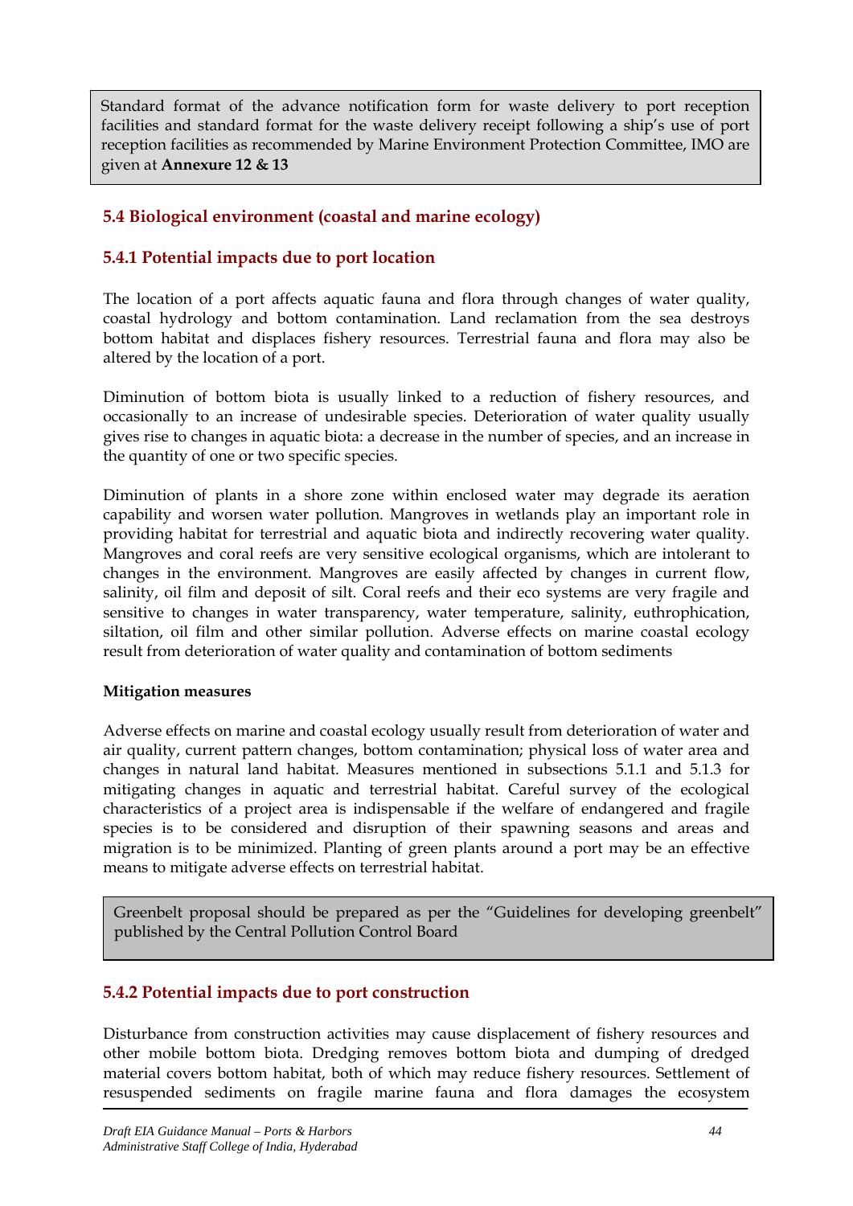Standard format of the advance notification form for waste delivery to port reception facilities and standard format for the waste delivery receipt following a ship's use of port reception facilities as recommended by Marine Environment Protection Committee, IMO are given at **Annexure 12 & 13**

## 5.4 Biological environment (coastal and marine ecology)

### 5.4.1 Potential impacts due to port location

The location of a port affects aquatic fauna and flora through changes of water quality, coastal hydrology and bottom contamination. Land reclamation from the sea destroys bottom habitat and displaces fishery resources. Terrestrial fauna and flora may also be altered by the location of a port.

Diminution of bottom biota is usually linked to a reduction of fishery resources, and occasionally to an increase of undesirable species. Deterioration of water quality usually gives rise to changes in aquatic biota: a decrease in the number of species, and an increase in the quantity of one or two specific species.

Diminution of plants in a shore zone within enclosed water may degrade its aeration capability and worsen water pollution. Mangroves in wetlands play an important role in providing habitat for terrestrial and aquatic biota and indirectly recovering water quality. Mangroves and coral reefs are very sensitive ecological organisms, which are intolerant to changes in the environment. Mangroves are easily affected by changes in current flow, salinity, oil film and deposit of silt. Coral reefs and their eco systems are very fragile and sensitive to changes in water transparency, water temperature, salinity, euthrophication, siltation, oil film and other similar pollution. Adverse effects on marine coastal ecology result from deterioration of water quality and contamination of bottom sediments

**Mitigation measures**

Adverse effects on marine and coastal ecology usually result from deterioration of water and air quality, current pattern changes, bottom contamination; physical loss of water area and changes in natural land habitat. Measures mentioned in subsections 5.1.1 and 5.1.3 for mitigating changes in aquatic and terrestrial habitat. Careful survey of the ecological characteristics of a project area is indispensable if the welfare of endangered and fragile species is to be considered and disruption of their spawning seasons and areas and migration is to be minimized. Planting of green plants around a port may be an effective means to mitigate adverse effects on terrestrial habitat.

Greenbelt proposal should be prepared as per the "Guidelines for developing greenbelt" published by the Central Pollution Control Board

### 5.4.2 Potential impacts due to port construction

Disturbance from construction activities may cause displacement of fishery resources and other mobile bottom biota. Dredging removes bottom biota and dumping of dredged material covers bottom habitat, both of which may reduce fishery resources. Settlement of resuspended sediments on fragile marine fauna and flora damages the ecosystem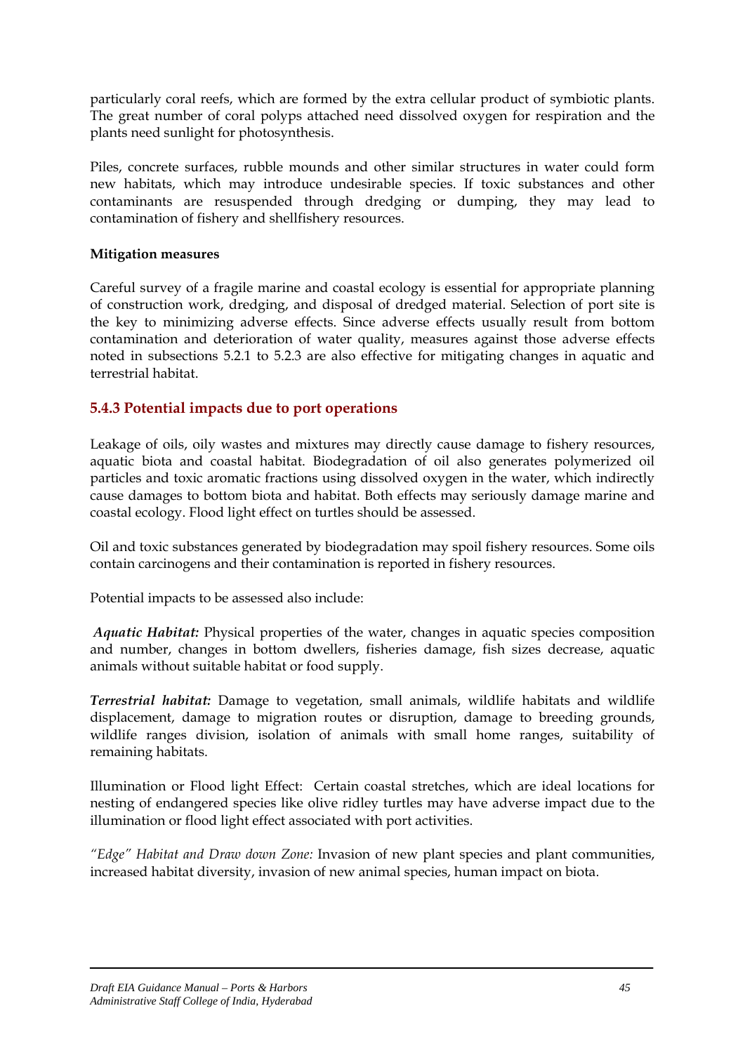particularly coral reefs, which are formed by the extra cellular product of symbiotic plants. The great number of coral polyps attached need dissolved oxygen for respiration and the plants need sunlight for photosynthesis.

Piles, concrete surfaces, rubble mounds and other similar structures in water could form new habitats, which may introduce undesirable species. If toxic substances and other contaminants are resuspended through dredging or dumping, they may lead to contamination of fishery and shellfishery resources.

**Mitigation measures**

Careful survey of a fragile marine and coastal ecology is essential for appropriate planning of construction work, dredging, and disposal of dredged material. Selection of port site is the key to minimizing adverse effects. Since adverse effects usually result from bottom contamination and deterioration of water quality, measures against those adverse effects noted in subsections 5.2.1 to 5.2.3 are also effective for mitigating changes in aquatic and terrestrial habitat.

### 5.4.3 Potential impacts due to port operations

Leakage of oils, oily wastes and mixtures may directly cause damage to fishery resources, aquatic biota and coastal habitat. Biodegradation of oil also generates polymerized oil particles and toxic aromatic fractions using dissolved oxygen in the water, which indirectly cause damages to bottom biota and habitat. Both effects may seriously damage marine and coastal ecology. Flood light effect on turtles should be assessed.

Oil and toxic substances generated by biodegradation may spoil fishery resources. Some oils contain carcinogens and their contamination is reported in fishery resources.

Potential impacts to be assessed also include:

***Aquatic Habitat:*** Physical properties of the water, changes in aquatic species composition and number, changes in bottom dwellers, fisheries damage, fish sizes decrease, aquatic animals without suitable habitat or food supply.

***Terrestrial habitat:*** Damage to vegetation, small animals, wildlife habitats and wildlife displacement, damage to migration routes or disruption, damage to breeding grounds, wildlife ranges division, isolation of animals with small home ranges, suitability of remaining habitats.

Illumination or Flood light Effect: Certain coastal stretches, which are ideal locations for nesting of endangered species like olive ridley turtles may have adverse impact due to the illumination or flood light effect associated with port activities.

*"Edge" Habitat and Draw down Zone:* Invasion of new plant species and plant communities, increased habitat diversity, invasion of new animal species, human impact on biota.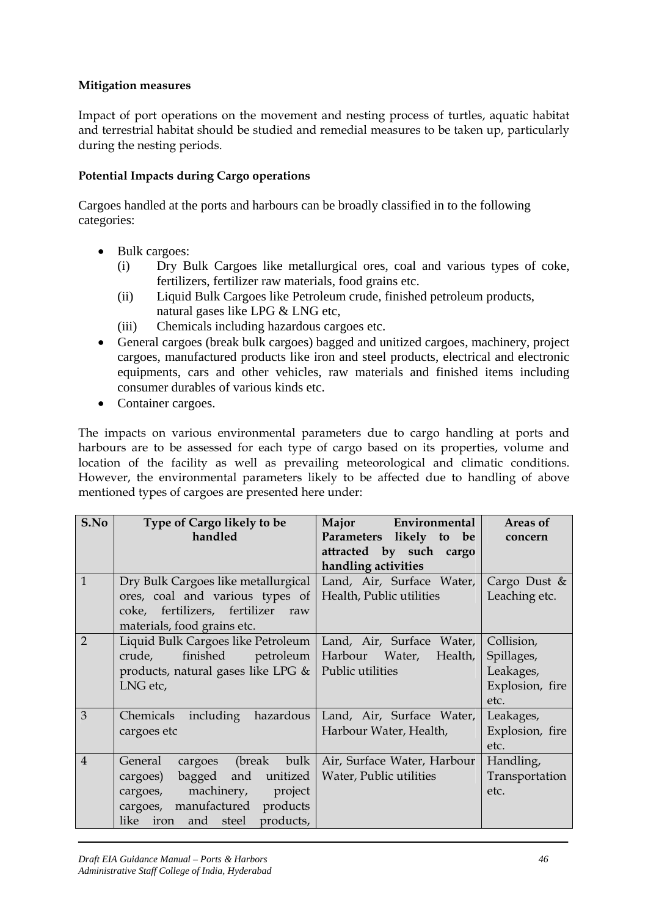**Mitigation measures**

Impact of port operations on the movement and nesting process of turtles, aquatic habitat and terrestrial habitat should be studied and remedial measures to be taken up, particularly during the nesting periods.

**Potential Impacts during Cargo operations**

Cargoes handled at the ports and harbours can be broadly classified in to the following categories:

- Bulk cargoes:
  - (i) Dry Bulk Cargoes like metallurgical ores, coal and various types of coke, fertilizers, fertilizer raw materials, food grains etc.
  - (ii) Liquid Bulk Cargoes like Petroleum crude, finished petroleum products, natural gases like LPG & LNG etc,
  - (iii) Chemicals including hazardous cargoes etc.
- General cargoes (break bulk cargoes) bagged and unitized cargoes, machinery, project cargoes, manufactured products like iron and steel products, electrical and electronic equipments, cars and other vehicles, raw materials and finished items including consumer durables of various kinds etc.
- Container cargoes.

The impacts on various environmental parameters due to cargo handling at ports and harbours are to be assessed for each type of cargo based on its properties, volume and location of the facility as well as prevailing meteorological and climatic conditions. However, the environmental parameters likely to be affected due to handling of above mentioned types of cargoes are presented here under:

| S.No | Type of Cargo likely to be handled | Major Environmental Parameters likely to be attracted by such cargo handling activities | Areas of concern |
|---|---|---|---|
| 1 | Dry Bulk Cargoes like metallurgical ores, coal and various types of coke, fertilizers, fertilizer raw materials, food grains etc. | Land, Air, Surface Water, Health, Public utilities | Cargo Dust & Leaching etc. |
| 2 | Liquid Bulk Cargoes like Petroleum crude, finished petroleum products, natural gases like LPG & LNG etc, | Land, Air, Surface Water, Harbour Water, Health, Public utilities | Collision, Spillages, Leakages, Explosion, fire etc. |
| 3 | Chemicals including hazardous cargoes etc | Land, Air, Surface Water, Harbour Water, Health, | Leakages, Explosion, fire etc. |
| 4 | General cargoes (break bulk cargoes) bagged and unitized cargoes, machinery, project cargoes, manufactured products like iron and steel products, | Air, Surface Water, Harbour Water, Public utilities | Handling, Transportation etc. |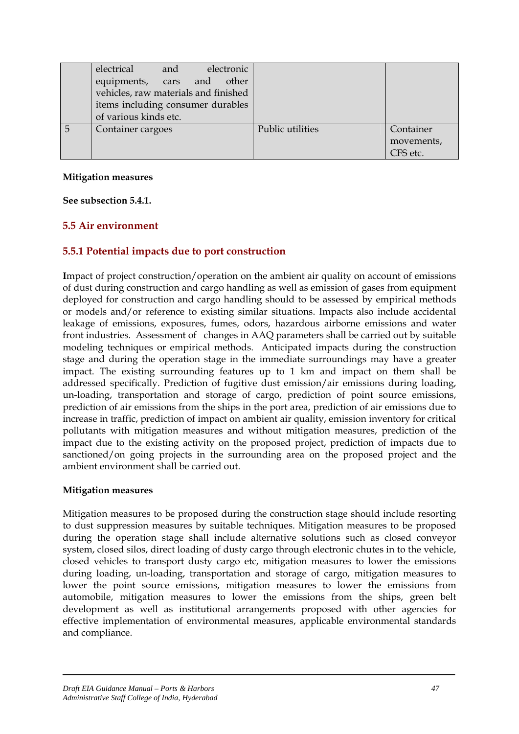| | | | |
|---|---|---|---|
| | electrical and electronic equipments, cars and other vehicles, raw materials and finished items including consumer durables of various kinds etc. | | |
| 5 | Container cargoes | Public utilities | Container movements, CFS etc. |

**Mitigation measures**

**See subsection 5.4.1.**

## 5.5 Air environment

### 5.5.1 Potential impacts due to port construction

**I**mpact of project construction/operation on the ambient air quality on account of emissions of dust during construction and cargo handling as well as emission of gases from equipment deployed for construction and cargo handling should to be assessed by empirical methods or models and/or reference to existing similar situations. Impacts also include accidental leakage of emissions, exposures, fumes, odors, hazardous airborne emissions and water front industries. Assessment of changes in AAQ parameters shall be carried out by suitable modeling techniques or empirical methods. Anticipated impacts during the construction stage and during the operation stage in the immediate surroundings may have a greater impact. The existing surrounding features up to 1 km and impact on them shall be addressed specifically. Prediction of fugitive dust emission/air emissions during loading, un-loading, transportation and storage of cargo, prediction of point source emissions, prediction of air emissions from the ships in the port area, prediction of air emissions due to increase in traffic, prediction of impact on ambient air quality, emission inventory for critical pollutants with mitigation measures and without mitigation measures, prediction of the impact due to the existing activity on the proposed project, prediction of impacts due to sanctioned/on going projects in the surrounding area on the proposed project and the ambient environment shall be carried out.

**Mitigation measures**

Mitigation measures to be proposed during the construction stage should include resorting to dust suppression measures by suitable techniques. Mitigation measures to be proposed during the operation stage shall include alternative solutions such as closed conveyor system, closed silos, direct loading of dusty cargo through electronic chutes in to the vehicle, closed vehicles to transport dusty cargo etc, mitigation measures to lower the emissions during loading, un-loading, transportation and storage of cargo, mitigation measures to lower the point source emissions, mitigation measures to lower the emissions from automobile, mitigation measures to lower the emissions from the ships, green belt development as well as institutional arrangements proposed with other agencies for effective implementation of environmental measures, applicable environmental standards and compliance.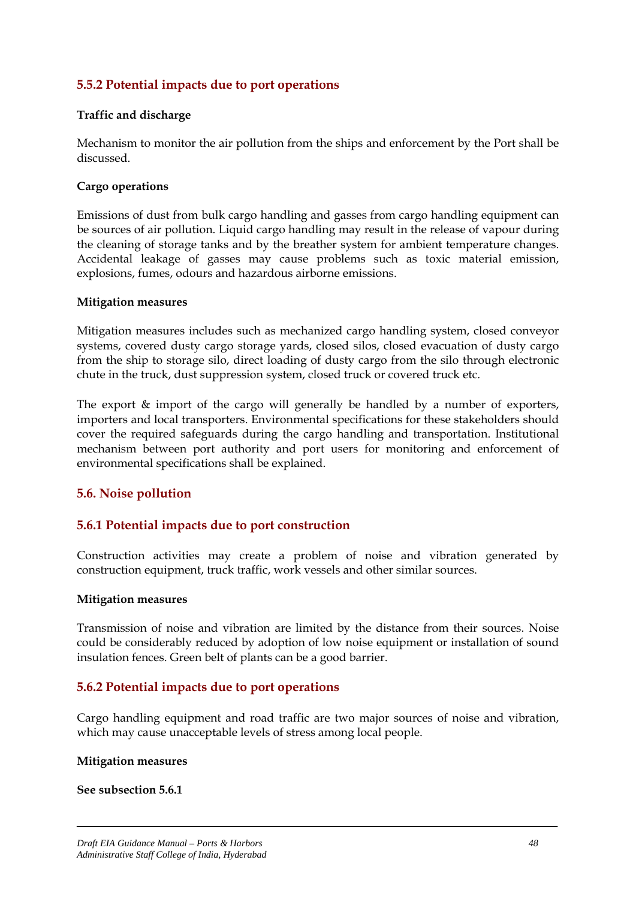### 5.5.2 Potential impacts due to port operations

**Traffic and discharge**

Mechanism to monitor the air pollution from the ships and enforcement by the Port shall be discussed.

**Cargo operations**

Emissions of dust from bulk cargo handling and gasses from cargo handling equipment can be sources of air pollution. Liquid cargo handling may result in the release of vapour during the cleaning of storage tanks and by the breather system for ambient temperature changes. Accidental leakage of gasses may cause problems such as toxic material emission, explosions, fumes, odours and hazardous airborne emissions.

**Mitigation measures**

Mitigation measures includes such as mechanized cargo handling system, closed conveyor systems, covered dusty cargo storage yards, closed silos, closed evacuation of dusty cargo from the ship to storage silo, direct loading of dusty cargo from the silo through electronic chute in the truck, dust suppression system, closed truck or covered truck etc.

The export & import of the cargo will generally be handled by a number of exporters, importers and local transporters. Environmental specifications for these stakeholders should cover the required safeguards during the cargo handling and transportation. Institutional mechanism between port authority and port users for monitoring and enforcement of environmental specifications shall be explained.

## 5.6. Noise pollution

### 5.6.1 Potential impacts due to port construction

Construction activities may create a problem of noise and vibration generated by construction equipment, truck traffic, work vessels and other similar sources.

**Mitigation measures**

Transmission of noise and vibration are limited by the distance from their sources. Noise could be considerably reduced by adoption of low noise equipment or installation of sound insulation fences. Green belt of plants can be a good barrier.

### 5.6.2 Potential impacts due to port operations

Cargo handling equipment and road traffic are two major sources of noise and vibration, which may cause unacceptable levels of stress among local people.

**Mitigation measures**

**See subsection 5.6.1**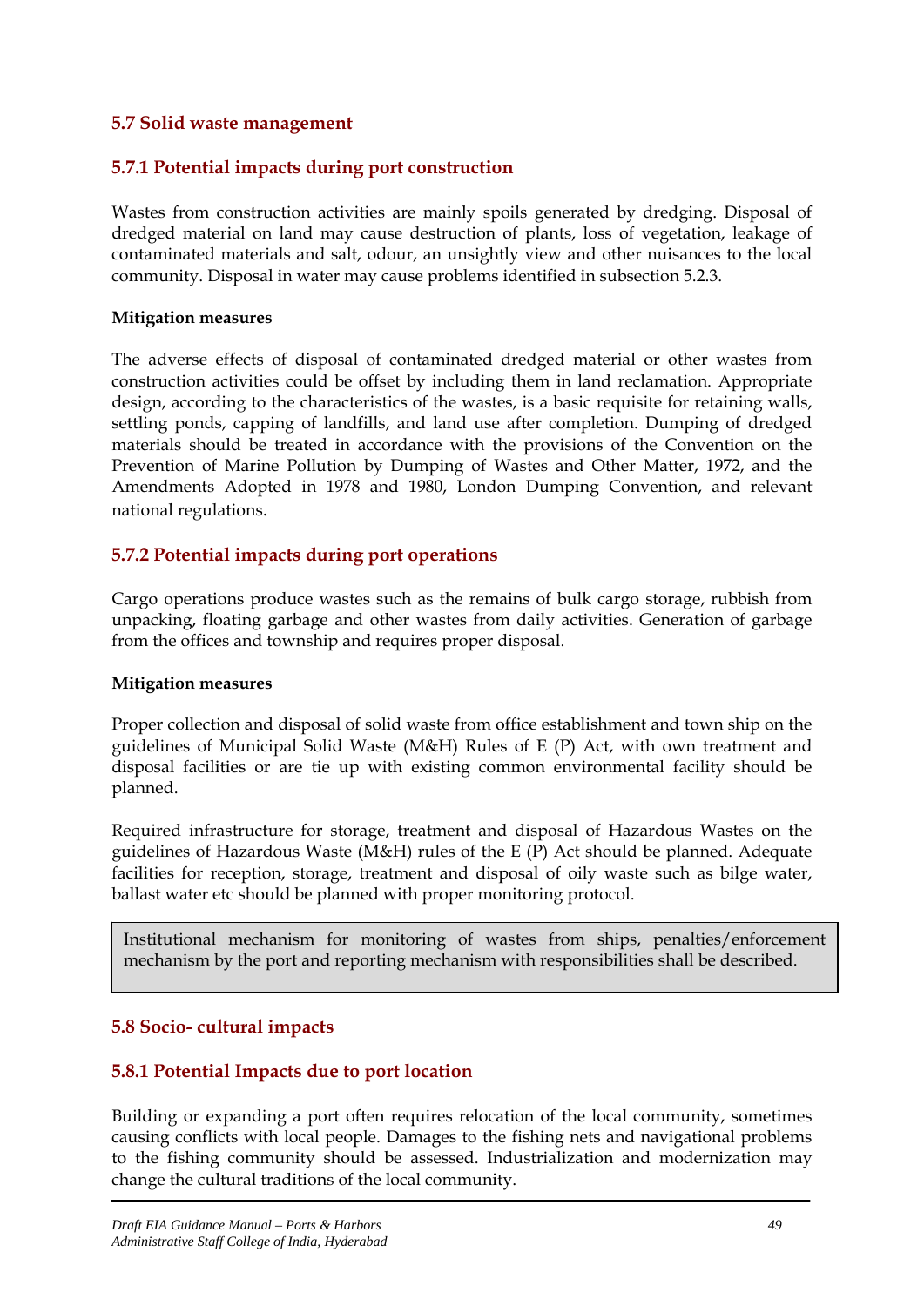## 5.7 Solid waste management

### 5.7.1 Potential impacts during port construction

Wastes from construction activities are mainly spoils generated by dredging. Disposal of dredged material on land may cause destruction of plants, loss of vegetation, leakage of contaminated materials and salt, odour, an unsightly view and other nuisances to the local community. Disposal in water may cause problems identified in subsection 5.2.3.

**Mitigation measures**

The adverse effects of disposal of contaminated dredged material or other wastes from construction activities could be offset by including them in land reclamation. Appropriate design, according to the characteristics of the wastes, is a basic requisite for retaining walls, settling ponds, capping of landfills, and land use after completion. Dumping of dredged materials should be treated in accordance with the provisions of the Convention on the Prevention of Marine Pollution by Dumping of Wastes and Other Matter, 1972, and the Amendments Adopted in 1978 and 1980, London Dumping Convention, and relevant national regulations.

### 5.7.2 Potential impacts during port operations

Cargo operations produce wastes such as the remains of bulk cargo storage, rubbish from unpacking, floating garbage and other wastes from daily activities. Generation of garbage from the offices and township and requires proper disposal.

**Mitigation measures**

Proper collection and disposal of solid waste from office establishment and town ship on the guidelines of Municipal Solid Waste (M&H) Rules of E (P) Act, with own treatment and disposal facilities or are tie up with existing common environmental facility should be planned.

Required infrastructure for storage, treatment and disposal of Hazardous Wastes on the guidelines of Hazardous Waste (M&H) rules of the E (P) Act should be planned. Adequate facilities for reception, storage, treatment and disposal of oily waste such as bilge water, ballast water etc should be planned with proper monitoring protocol.

> Institutional mechanism for monitoring of wastes from ships, penalties/enforcement mechanism by the port and reporting mechanism with responsibilities shall be described.

## 5.8 Socio- cultural impacts

### 5.8.1 Potential Impacts due to port location

Building or expanding a port often requires relocation of the local community, sometimes causing conflicts with local people. Damages to the fishing nets and navigational problems to the fishing community should be assessed. Industrialization and modernization may change the cultural traditions of the local community.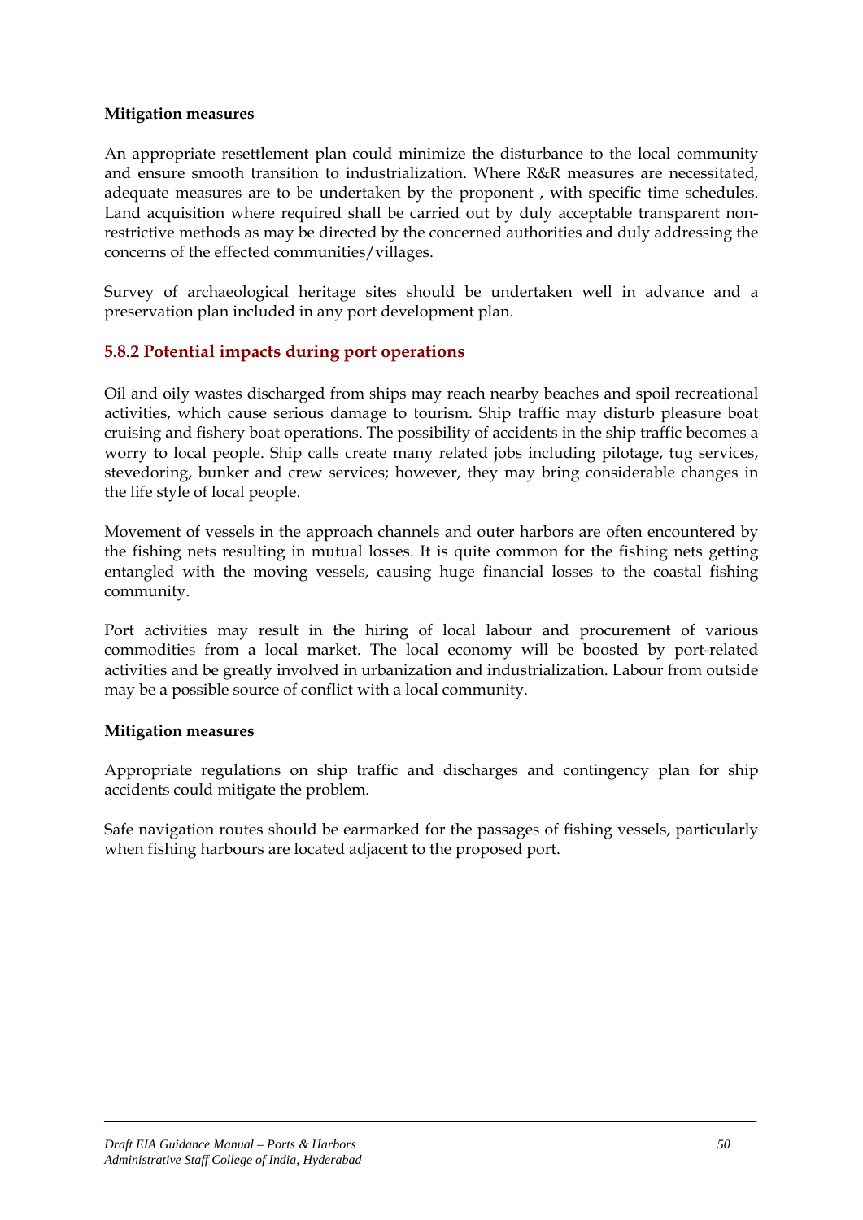**Mitigation measures**

An appropriate resettlement plan could minimize the disturbance to the local community and ensure smooth transition to industrialization. Where R&R measures are necessitated, adequate measures are to be undertaken by the proponent , with specific time schedules. Land acquisition where required shall be carried out by duly acceptable transparent non-restrictive methods as may be directed by the concerned authorities and duly addressing the concerns of the effected communities/villages.

Survey of archaeological heritage sites should be undertaken well in advance and a preservation plan included in any port development plan.

### 5.8.2 Potential impacts during port operations

Oil and oily wastes discharged from ships may reach nearby beaches and spoil recreational activities, which cause serious damage to tourism. Ship traffic may disturb pleasure boat cruising and fishery boat operations. The possibility of accidents in the ship traffic becomes a worry to local people. Ship calls create many related jobs including pilotage, tug services, stevedoring, bunker and crew services; however, they may bring considerable changes in the life style of local people.

Movement of vessels in the approach channels and outer harbors are often encountered by the fishing nets resulting in mutual losses. It is quite common for the fishing nets getting entangled with the moving vessels, causing huge financial losses to the coastal fishing community.

Port activities may result in the hiring of local labour and procurement of various commodities from a local market. The local economy will be boosted by port-related activities and be greatly involved in urbanization and industrialization. Labour from outside may be a possible source of conflict with a local community.

**Mitigation measures**

Appropriate regulations on ship traffic and discharges and contingency plan for ship accidents could mitigate the problem.

Safe navigation routes should be earmarked for the passages of fishing vessels, particularly when fishing harbours are located adjacent to the proposed port.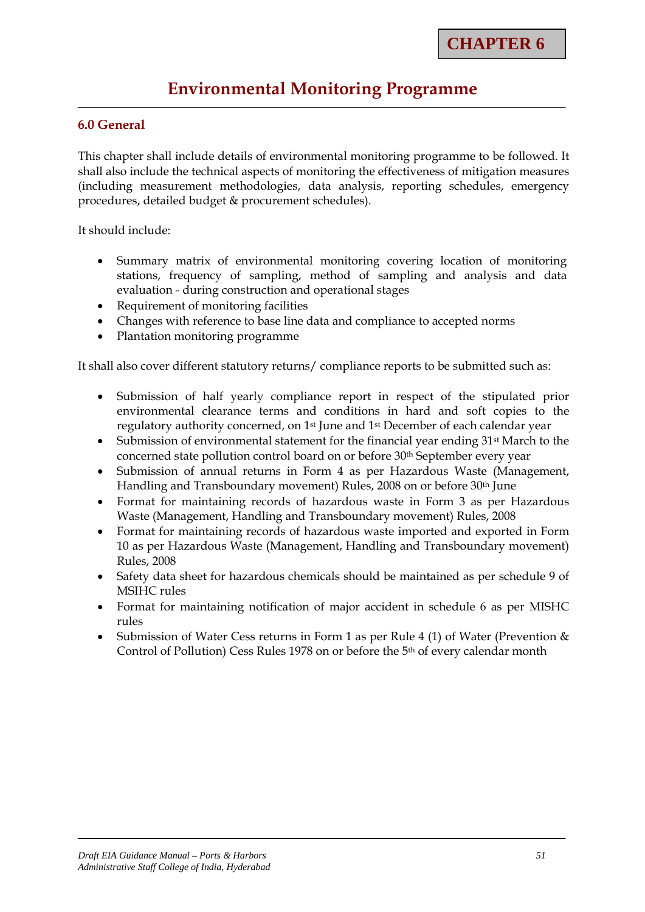**CHAPTER 6**

# Environmental Monitoring Programme

## 6.0 General

This chapter shall include details of environmental monitoring programme to be followed. It shall also include the technical aspects of monitoring the effectiveness of mitigation measures (including measurement methodologies, data analysis, reporting schedules, emergency procedures, detailed budget & procurement schedules).

It should include:

- Summary matrix of environmental monitoring covering location of monitoring stations, frequency of sampling, method of sampling and analysis and data evaluation - during construction and operational stages
- Requirement of monitoring facilities
- Changes with reference to base line data and compliance to accepted norms
- Plantation monitoring programme

It shall also cover different statutory returns/ compliance reports to be submitted such as:

- Submission of half yearly compliance report in respect of the stipulated prior environmental clearance terms and conditions in hard and soft copies to the regulatory authority concerned, on 1st June and 1st December of each calendar year
- Submission of environmental statement for the financial year ending 31st March to the concerned state pollution control board on or before 30th September every year
- Submission of annual returns in Form 4 as per Hazardous Waste (Management, Handling and Transboundary movement) Rules, 2008 on or before 30th June
- Format for maintaining records of hazardous waste in Form 3 as per Hazardous Waste (Management, Handling and Transboundary movement) Rules, 2008
- Format for maintaining records of hazardous waste imported and exported in Form 10 as per Hazardous Waste (Management, Handling and Transboundary movement) Rules, 2008
- Safety data sheet for hazardous chemicals should be maintained as per schedule 9 of MSIHC rules
- Format for maintaining notification of major accident in schedule 6 as per MISHC rules
- Submission of Water Cess returns in Form 1 as per Rule 4 (1) of Water (Prevention & Control of Pollution) Cess Rules 1978 on or before the 5th of every calendar month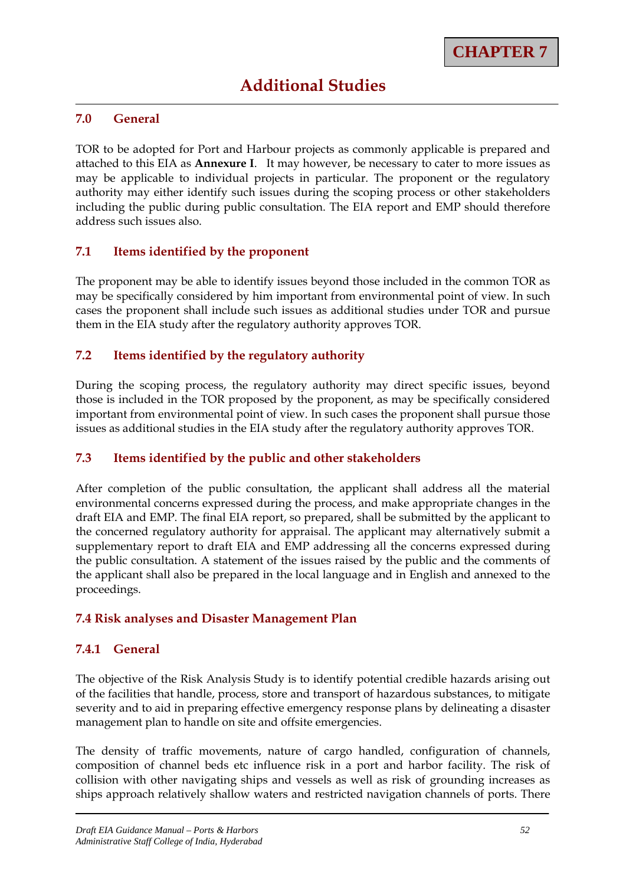**CHAPTER 7**

# Additional Studies

## 7.0 General

TOR to be adopted for Port and Harbour projects as commonly applicable is prepared and attached to this EIA as **Annexure I**. It may however, be necessary to cater to more issues as may be applicable to individual projects in particular. The proponent or the regulatory authority may either identify such issues during the scoping process or other stakeholders including the public during public consultation. The EIA report and EMP should therefore address such issues also.

## 7.1 Items identified by the proponent

The proponent may be able to identify issues beyond those included in the common TOR as may be specifically considered by him important from environmental point of view. In such cases the proponent shall include such issues as additional studies under TOR and pursue them in the EIA study after the regulatory authority approves TOR.

## 7.2 Items identified by the regulatory authority

During the scoping process, the regulatory authority may direct specific issues, beyond those is included in the TOR proposed by the proponent, as may be specifically considered important from environmental point of view. In such cases the proponent shall pursue those issues as additional studies in the EIA study after the regulatory authority approves TOR.

## 7.3 Items identified by the public and other stakeholders

After completion of the public consultation, the applicant shall address all the material environmental concerns expressed during the process, and make appropriate changes in the draft EIA and EMP. The final EIA report, so prepared, shall be submitted by the applicant to the concerned regulatory authority for appraisal. The applicant may alternatively submit a supplementary report to draft EIA and EMP addressing all the concerns expressed during the public consultation. A statement of the issues raised by the public and the comments of the applicant shall also be prepared in the local language and in English and annexed to the proceedings.

## 7.4 Risk analyses and Disaster Management Plan

### 7.4.1 General

The objective of the Risk Analysis Study is to identify potential credible hazards arising out of the facilities that handle, process, store and transport of hazardous substances, to mitigate severity and to aid in preparing effective emergency response plans by delineating a disaster management plan to handle on site and offsite emergencies.

The density of traffic movements, nature of cargo handled, configuration of channels, composition of channel beds etc influence risk in a port and harbor facility. The risk of collision with other navigating ships and vessels as well as risk of grounding increases as ships approach relatively shallow waters and restricted navigation channels of ports. There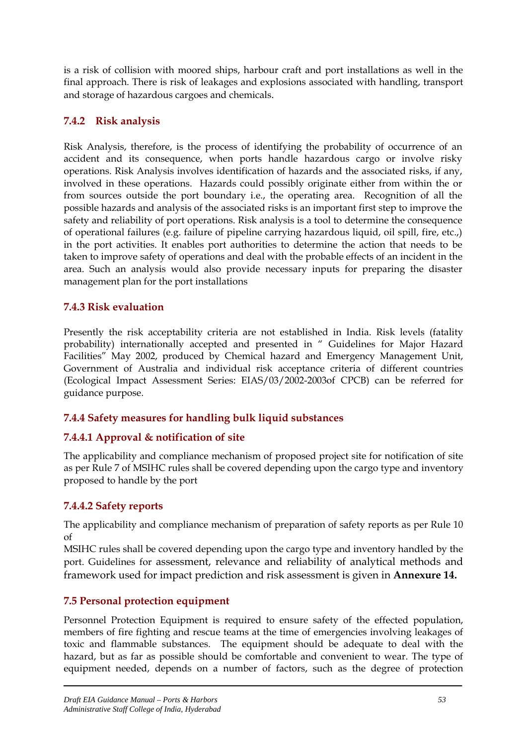is a risk of collision with moored ships, harbour craft and port installations as well in the final approach. There is risk of leakages and explosions associated with handling, transport and storage of hazardous cargoes and chemicals.

### 7.4.2 Risk analysis

Risk Analysis, therefore, is the process of identifying the probability of occurrence of an accident and its consequence, when ports handle hazardous cargo or involve risky operations. Risk Analysis involves identification of hazards and the associated risks, if any, involved in these operations. Hazards could possibly originate either from within the or from sources outside the port boundary i.e., the operating area. Recognition of all the possible hazards and analysis of the associated risks is an important first step to improve the safety and reliability of port operations. Risk analysis is a tool to determine the consequence of operational failures (e.g. failure of pipeline carrying hazardous liquid, oil spill, fire, etc.,) in the port activities. It enables port authorities to determine the action that needs to be taken to improve safety of operations and deal with the probable effects of an incident in the area. Such an analysis would also provide necessary inputs for preparing the disaster management plan for the port installations

### 7.4.3 Risk evaluation

Presently the risk acceptability criteria are not established in India. Risk levels (fatality probability) internationally accepted and presented in " Guidelines for Major Hazard Facilities" May 2002, produced by Chemical hazard and Emergency Management Unit, Government of Australia and individual risk acceptance criteria of different countries (Ecological Impact Assessment Series: EIAS/03/2002-2003of CPCB) can be referred for guidance purpose.

### 7.4.4 Safety measures for handling bulk liquid substances

#### 7.4.4.1 Approval & notification of site

The applicability and compliance mechanism of proposed project site for notification of site as per Rule 7 of MSIHC rules shall be covered depending upon the cargo type and inventory proposed to handle by the port

#### 7.4.4.2 Safety reports

The applicability and compliance mechanism of preparation of safety reports as per Rule 10 of
MSIHC rules shall be covered depending upon the cargo type and inventory handled by the port. Guidelines for assessment, relevance and reliability of analytical methods and framework used for impact prediction and risk assessment is given in **Annexure 14.**

## 7.5 Personal protection equipment

Personnel Protection Equipment is required to ensure safety of the effected population, members of fire fighting and rescue teams at the time of emergencies involving leakages of toxic and flammable substances. The equipment should be adequate to deal with the hazard, but as far as possible should be comfortable and convenient to wear. The type of equipment needed, depends on a number of factors, such as the degree of protection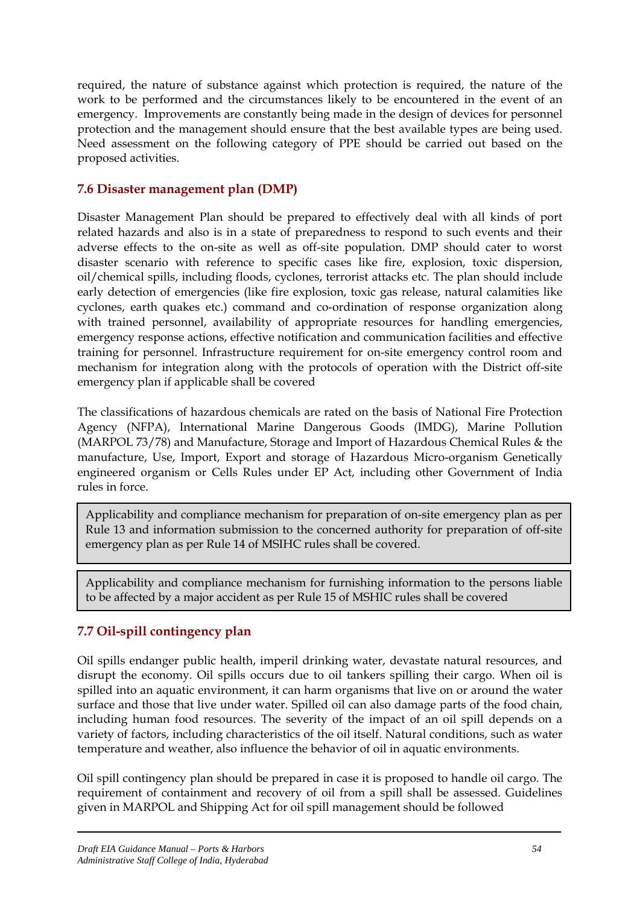required, the nature of substance against which protection is required, the nature of the work to be performed and the circumstances likely to be encountered in the event of an emergency. Improvements are constantly being made in the design of devices for personnel protection and the management should ensure that the best available types are being used. Need assessment on the following category of PPE should be carried out based on the proposed activities.

## 7.6 Disaster management plan (DMP)

Disaster Management Plan should be prepared to effectively deal with all kinds of port related hazards and also is in a state of preparedness to respond to such events and their adverse effects to the on-site as well as off-site population. DMP should cater to worst disaster scenario with reference to specific cases like fire, explosion, toxic dispersion, oil/chemical spills, including floods, cyclones, terrorist attacks etc. The plan should include early detection of emergencies (like fire explosion, toxic gas release, natural calamities like cyclones, earth quakes etc.) command and co-ordination of response organization along with trained personnel, availability of appropriate resources for handling emergencies, emergency response actions, effective notification and communication facilities and effective training for personnel. Infrastructure requirement for on-site emergency control room and mechanism for integration along with the protocols of operation with the District off-site emergency plan if applicable shall be covered

The classifications of hazardous chemicals are rated on the basis of National Fire Protection Agency (NFPA), International Marine Dangerous Goods (IMDG), Marine Pollution (MARPOL 73/78) and Manufacture, Storage and Import of Hazardous Chemical Rules & the manufacture, Use, Import, Export and storage of Hazardous Micro-organism Genetically engineered organism or Cells Rules under EP Act, including other Government of India rules in force.

> Applicability and compliance mechanism for preparation of on-site emergency plan as per Rule 13 and information submission to the concerned authority for preparation of off-site emergency plan as per Rule 14 of MSIHC rules shall be covered.

> Applicability and compliance mechanism for furnishing information to the persons liable to be affected by a major accident as per Rule 15 of MSHIC rules shall be covered

## 7.7 Oil-spill contingency plan

Oil spills endanger public health, imperil drinking water, devastate natural resources, and disrupt the economy. Oil spills occurs due to oil tankers spilling their cargo. When oil is spilled into an aquatic environment, it can harm organisms that live on or around the water surface and those that live under water. Spilled oil can also damage parts of the food chain, including human food resources. The severity of the impact of an oil spill depends on a variety of factors, including characteristics of the oil itself. Natural conditions, such as water temperature and weather, also influence the behavior of oil in aquatic environments.

Oil spill contingency plan should be prepared in case it is proposed to handle oil cargo. The requirement of containment and recovery of oil from a spill shall be assessed. Guidelines given in MARPOL and Shipping Act for oil spill management should be followed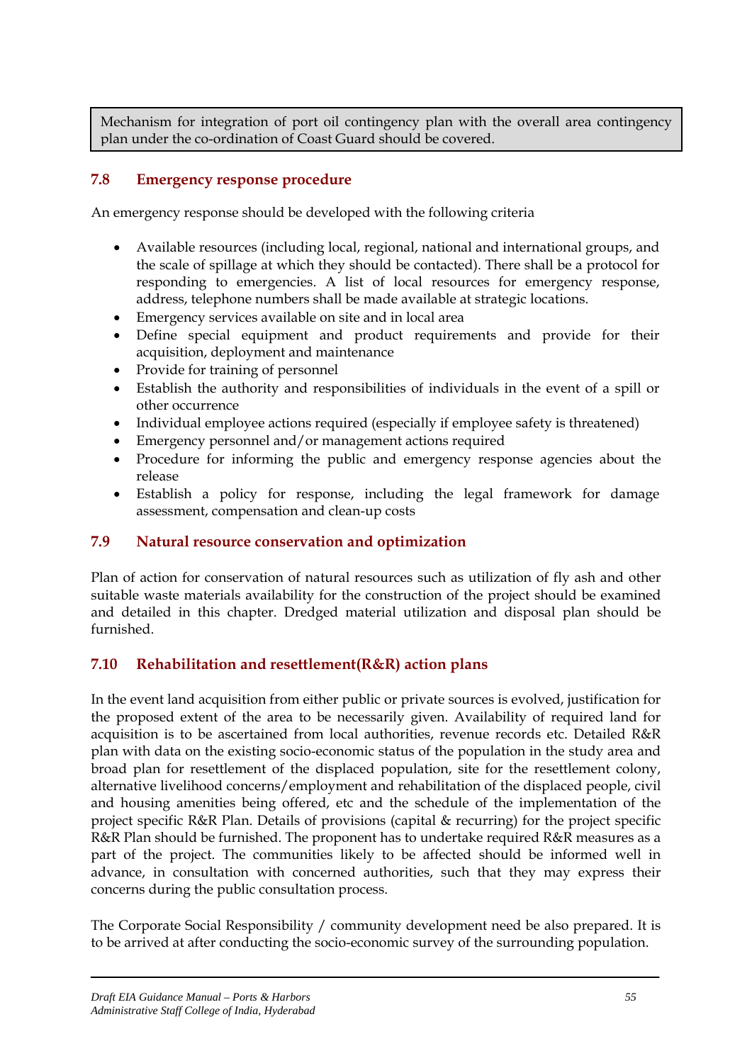Mechanism for integration of port oil contingency plan with the overall area contingency plan under the co-ordination of Coast Guard should be covered.

## 7.8 Emergency response procedure

An emergency response should be developed with the following criteria

- Available resources (including local, regional, national and international groups, and the scale of spillage at which they should be contacted). There shall be a protocol for responding to emergencies. A list of local resources for emergency response, address, telephone numbers shall be made available at strategic locations.
- Emergency services available on site and in local area
- Define special equipment and product requirements and provide for their acquisition, deployment and maintenance
- Provide for training of personnel
- Establish the authority and responsibilities of individuals in the event of a spill or other occurrence
- Individual employee actions required (especially if employee safety is threatened)
- Emergency personnel and/or management actions required
- Procedure for informing the public and emergency response agencies about the release
- Establish a policy for response, including the legal framework for damage assessment, compensation and clean-up costs

## 7.9 Natural resource conservation and optimization

Plan of action for conservation of natural resources such as utilization of fly ash and other suitable waste materials availability for the construction of the project should be examined and detailed in this chapter. Dredged material utilization and disposal plan should be furnished.

## 7.10 Rehabilitation and resettlement(R&R) action plans

In the event land acquisition from either public or private sources is evolved, justification for the proposed extent of the area to be necessarily given. Availability of required land for acquisition is to be ascertained from local authorities, revenue records etc. Detailed R&R plan with data on the existing socio-economic status of the population in the study area and broad plan for resettlement of the displaced population, site for the resettlement colony, alternative livelihood concerns/employment and rehabilitation of the displaced people, civil and housing amenities being offered, etc and the schedule of the implementation of the project specific R&R Plan. Details of provisions (capital & recurring) for the project specific R&R Plan should be furnished. The proponent has to undertake required R&R measures as a part of the project. The communities likely to be affected should be informed well in advance, in consultation with concerned authorities, such that they may express their concerns during the public consultation process.

The Corporate Social Responsibility / community development need be also prepared. It is to be arrived at after conducting the socio-economic survey of the surrounding population.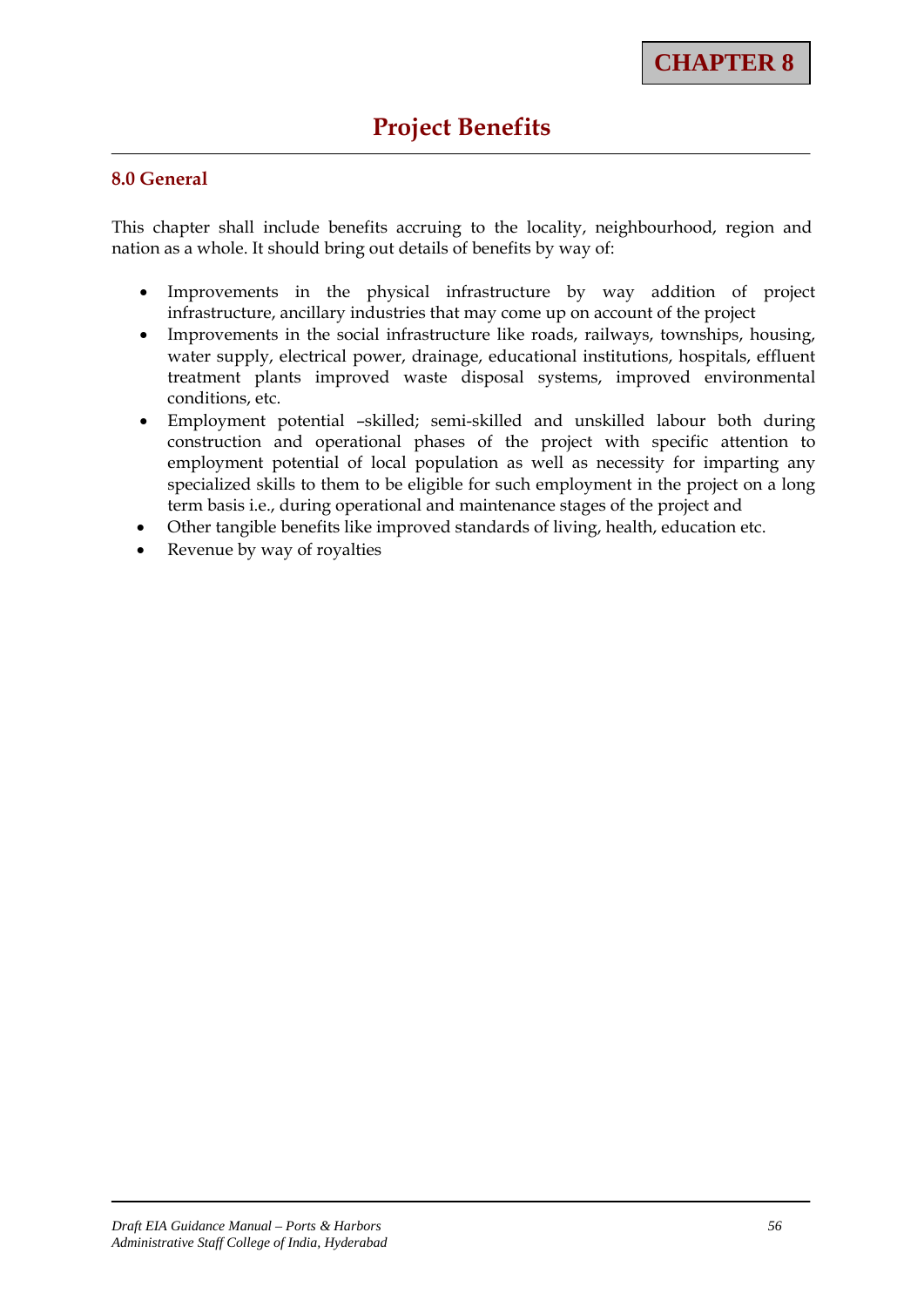**CHAPTER 8**

# Project Benefits

## 8.0 General

This chapter shall include benefits accruing to the locality, neighbourhood, region and nation as a whole. It should bring out details of benefits by way of:

- Improvements in the physical infrastructure by way addition of project infrastructure, ancillary industries that may come up on account of the project
- Improvements in the social infrastructure like roads, railways, townships, housing, water supply, electrical power, drainage, educational institutions, hospitals, effluent treatment plants improved waste disposal systems, improved environmental conditions, etc.
- Employment potential –skilled; semi-skilled and unskilled labour both during construction and operational phases of the project with specific attention to employment potential of local population as well as necessity for imparting any specialized skills to them to be eligible for such employment in the project on a long term basis i.e., during operational and maintenance stages of the project and
- Other tangible benefits like improved standards of living, health, education etc.
- Revenue by way of royalties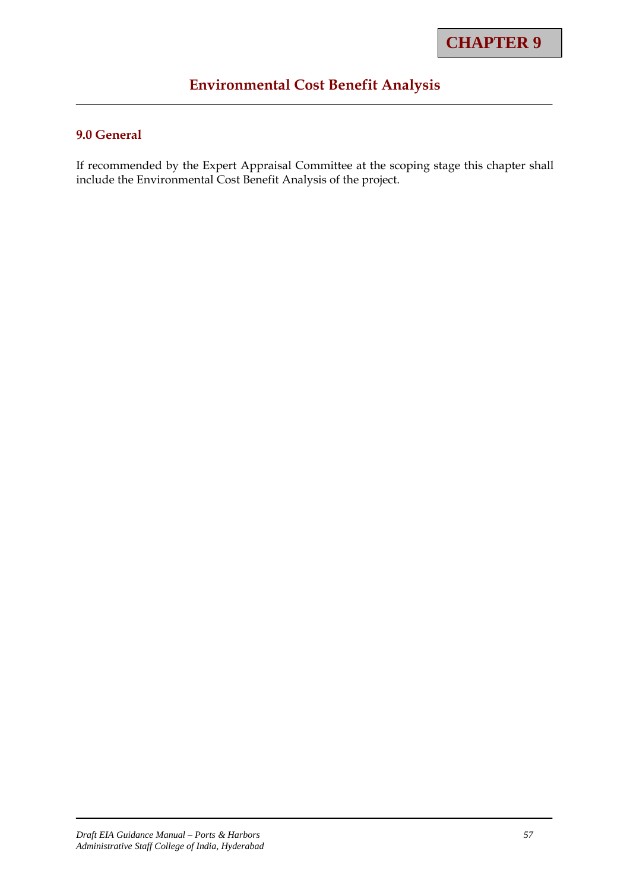**CHAPTER 9**

# Environmental Cost Benefit Analysis

## 9.0 General

If recommended by the Expert Appraisal Committee at the scoping stage this chapter shall include the Environmental Cost Benefit Analysis of the project.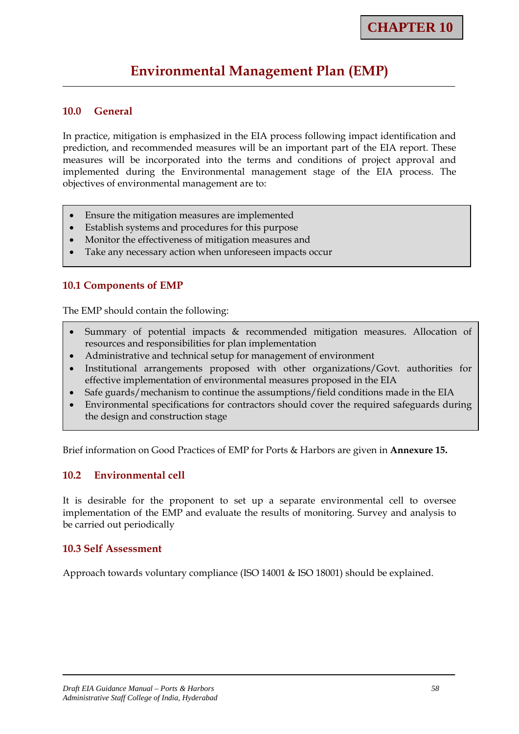**CHAPTER 10**

# Environmental Management Plan (EMP)

## 10.0 General

In practice, mitigation is emphasized in the EIA process following impact identification and prediction, and recommended measures will be an important part of the EIA report. These measures will be incorporated into the terms and conditions of project approval and implemented during the Environmental management stage of the EIA process. The objectives of environmental management are to:

- Ensure the mitigation measures are implemented
- Establish systems and procedures for this purpose
- Monitor the effectiveness of mitigation measures and
- Take any necessary action when unforeseen impacts occur

## 10.1 Components of EMP

The EMP should contain the following:

- Summary of potential impacts & recommended mitigation measures. Allocation of resources and responsibilities for plan implementation
- Administrative and technical setup for management of environment
- Institutional arrangements proposed with other organizations/Govt. authorities for effective implementation of environmental measures proposed in the EIA
- Safe guards/mechanism to continue the assumptions/field conditions made in the EIA
- Environmental specifications for contractors should cover the required safeguards during the design and construction stage

Brief information on Good Practices of EMP for Ports & Harbors are given in **Annexure 15.**

## 10.2 Environmental cell

It is desirable for the proponent to set up a separate environmental cell to oversee implementation of the EMP and evaluate the results of monitoring. Survey and analysis to be carried out periodically

## 10.3 Self Assessment

Approach towards voluntary compliance (ISO 14001 & ISO 18001) should be explained.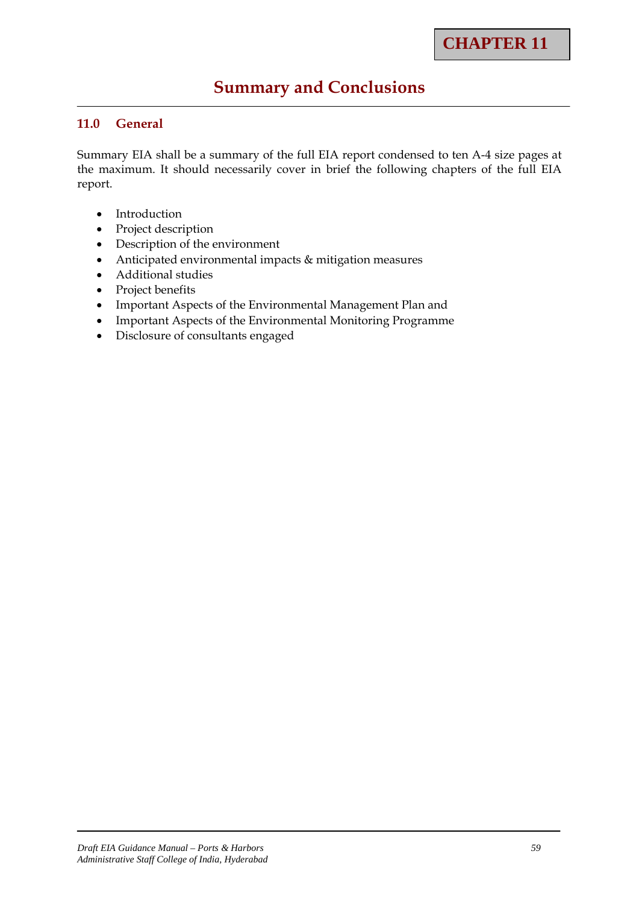# CHAPTER 11

## Summary and Conclusions

### 11.0 General

Summary EIA shall be a summary of the full EIA report condensed to ten A-4 size pages at the maximum. It should necessarily cover in brief the following chapters of the full EIA report.

- Introduction
- Project description
- Description of the environment
- Anticipated environmental impacts & mitigation measures
- Additional studies
- Project benefits
- Important Aspects of the Environmental Management Plan and
- Important Aspects of the Environmental Monitoring Programme
- Disclosure of consultants engaged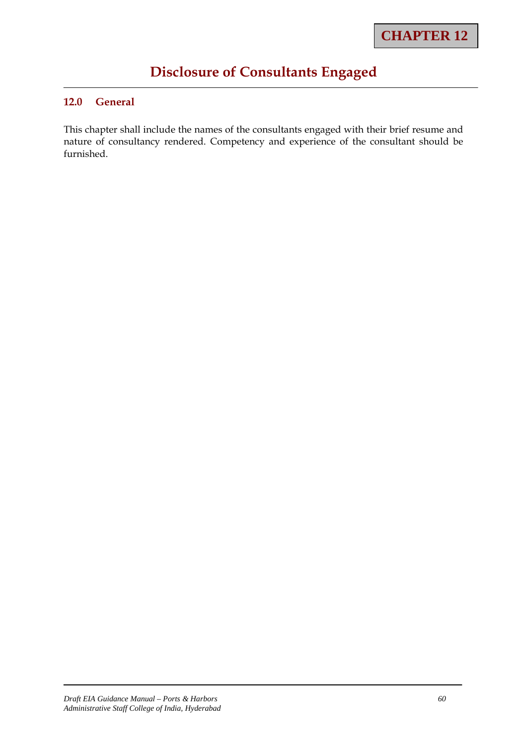**CHAPTER 12**

# Disclosure of Consultants Engaged

## 12.0 General

This chapter shall include the names of the consultants engaged with their brief resume and nature of consultancy rendered. Competency and experience of the consultant should be furnished.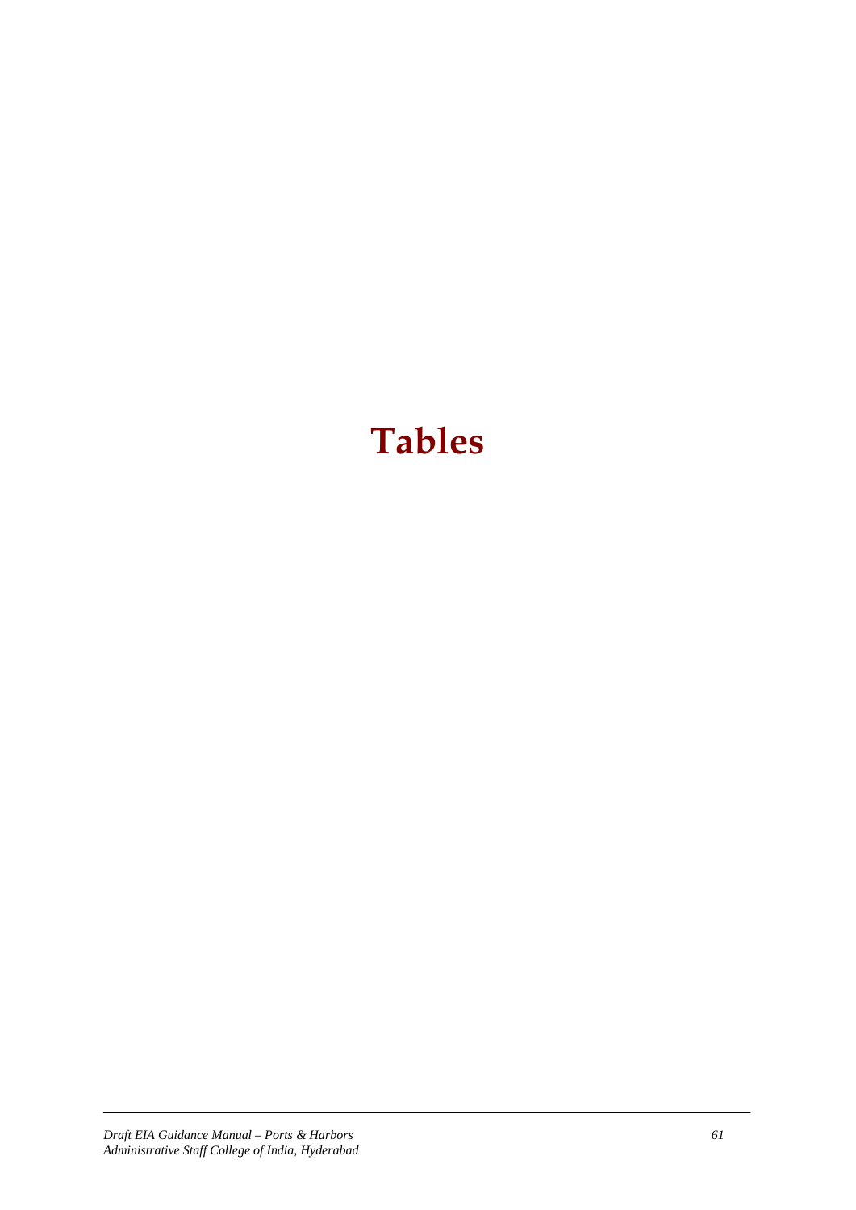# Tables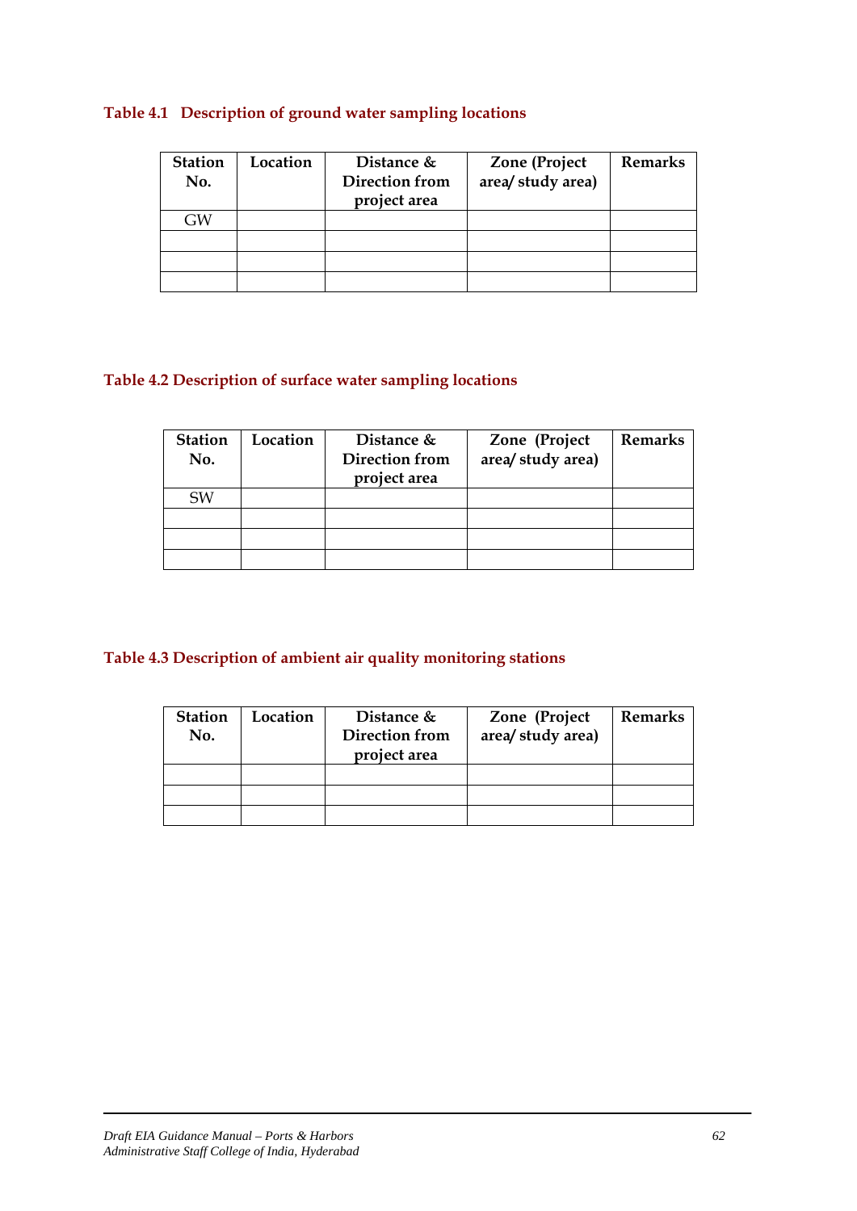**Table 4.1 Description of ground water sampling locations**

| Station No. | Location | Distance & Direction from project area | Zone (Project area/ study area) | Remarks |
|---|---|---|---|---|
| GW | | | | |
| | | | | |
| | | | | |
| | | | | |

**Table 4.2 Description of surface water sampling locations**

| Station No. | Location | Distance & Direction from project area | Zone (Project area/ study area) | Remarks |
|---|---|---|---|---|
| SW | | | | |
| | | | | |
| | | | | |
| | | | | |

**Table 4.3 Description of ambient air quality monitoring stations**

| Station No. | Location | Distance & Direction from project area | Zone (Project area/ study area) | Remarks |
|---|---|---|---|---|
| | | | | |
| | | | | |
| | | | | |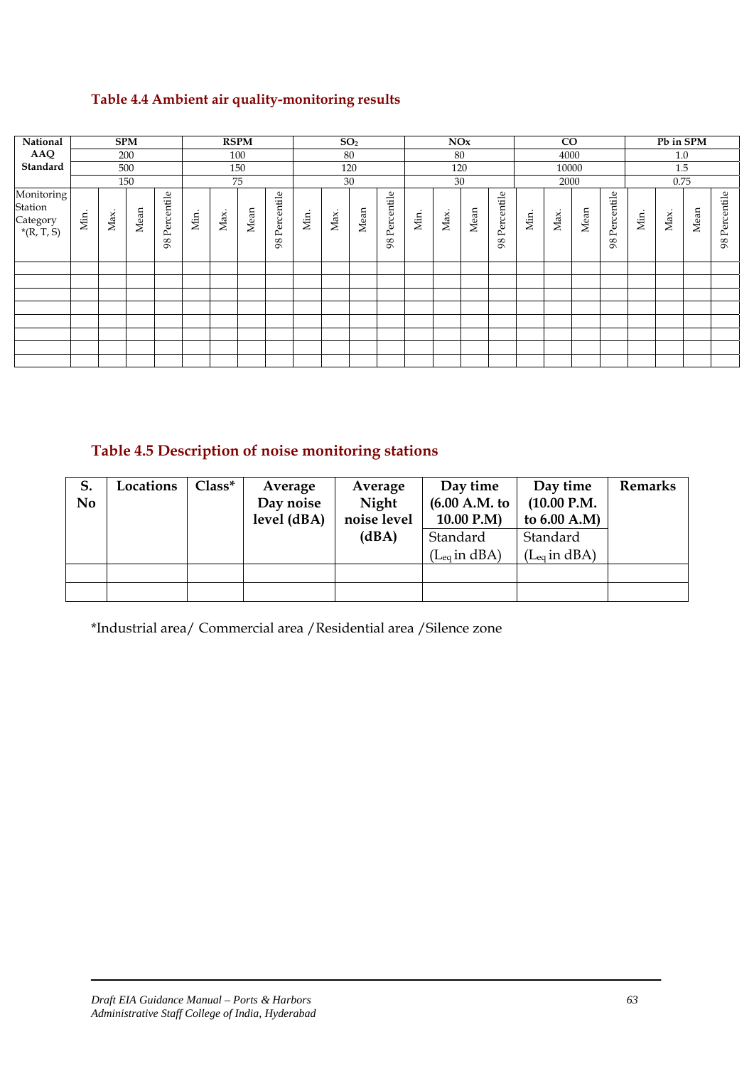### Table 4.4 Ambient air quality-monitoring results

| National AAQ Standard | SPM | | | | RSPM | | | | $SO_2$ | | | | NOx | | | | CO | | | | Pb in SPM | | | |
|---|---|---|---|---|---|---|---|---|---|---|---|---|---|---|---|---|---|---|---|---|---|---|---|---|
| | 200 | | | | 100 | | | | 80 | | | | 80 | | | | 4000 | | | | 1.0 | | | |
| | 500 | | | | 150 | | | | 120 | | | | 120 | | | | 10000 | | | | 1.5 | | | |
| | 150 | | | | 75 | | | | 30 | | | | 30 | | | | 2000 | | | | 0.75 | | | |
| Monitoring Station Category *(R, T, S) | Min. | Max. | Mean | 98 Percentile | Min. | Max. | Mean | 98 Percentile | Min. | Max. | Mean | 98 Percentile | Min. | Max. | Mean | 98 Percentile | Min. | Max. | Mean | 98 Percentile | Min. | Max. | Mean | 98 Percentile |
| | | | | | | | | | | | | | | | | | | | | | | | | |
| | | | | | | | | | | | | | | | | | | | | | | | | |
| | | | | | | | | | | | | | | | | | | | | | | | | |
| | | | | | | | | | | | | | | | | | | | | | | | | |
| | | | | | | | | | | | | | | | | | | | | | | | | |
| | | | | | | | | | | | | | | | | | | | | | | | | |
| | | | | | | | | | | | | | | | | | | | | | | | | |
| | | | | | | | | | | | | | | | | | | | | | | | | |

### Table 4.5 Description of noise monitoring stations

| S. No | Locations | Class* | Average Day noise level (dBA) | Average Night noise level (dBA) | Day time (6.00 A.M. to 10.00 P.M) | Day time (10.00 P.M. to 6.00 A.M) | Remarks |
|---|---|---|---|---|---|---|---|
| | | | | | Standard ($L_{eq}$ in dBA) | Standard ($L_{eq}$ in dBA) | |
| | | | | | | | |
| | | | | | | | |

*Industrial area/ Commercial area /Residential area /Silence zone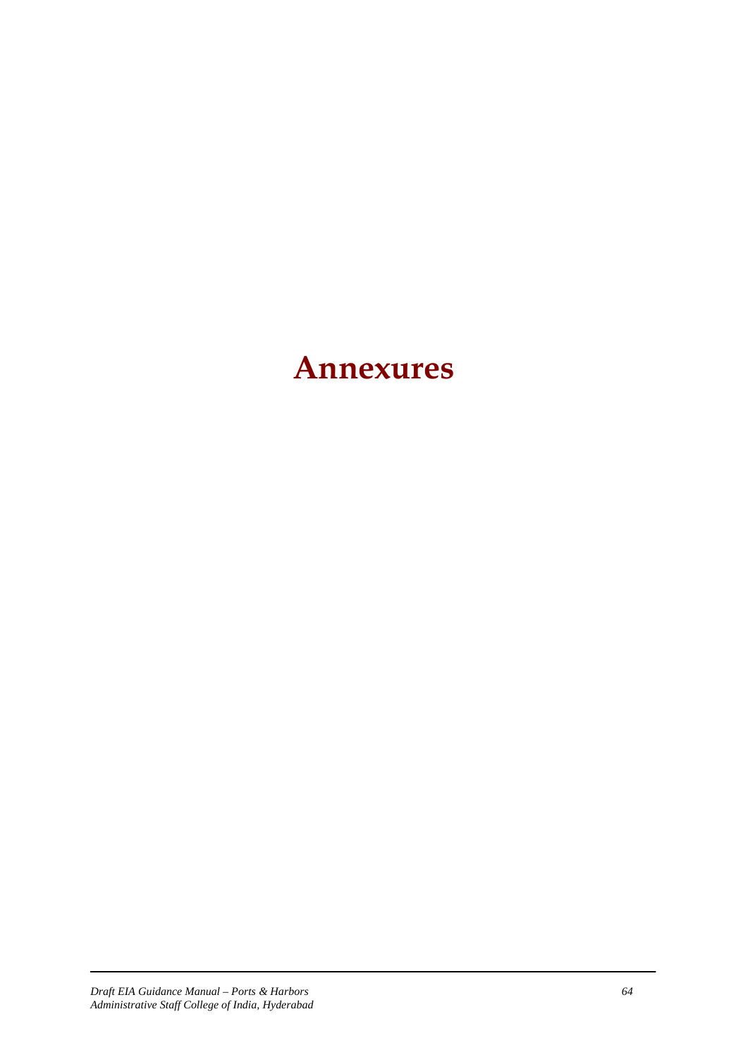# Annexures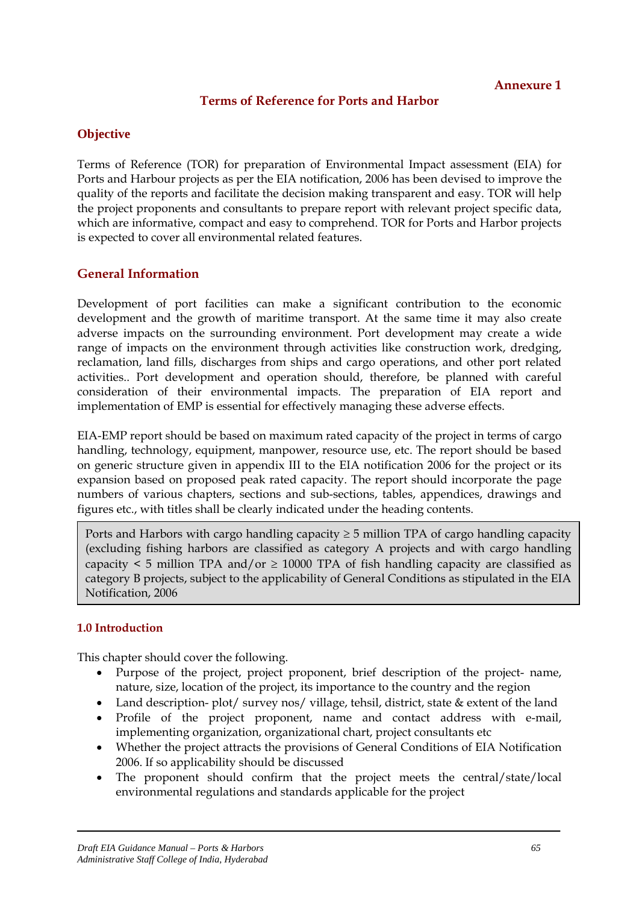**Annexure 1**

## Terms of Reference for Ports and Harbor

### Objective

Terms of Reference (TOR) for preparation of Environmental Impact assessment (EIA) for Ports and Harbour projects as per the EIA notification, 2006 has been devised to improve the quality of the reports and facilitate the decision making transparent and easy. TOR will help the project proponents and consultants to prepare report with relevant project specific data, which are informative, compact and easy to comprehend. TOR for Ports and Harbor projects is expected to cover all environmental related features.

### General Information

Development of port facilities can make a significant contribution to the economic development and the growth of maritime transport. At the same time it may also create adverse impacts on the surrounding environment. Port development may create a wide range of impacts on the environment through activities like construction work, dredging, reclamation, land fills, discharges from ships and cargo operations, and other port related activities.. Port development and operation should, therefore, be planned with careful consideration of their environmental impacts. The preparation of EIA report and implementation of EMP is essential for effectively managing these adverse effects.

EIA-EMP report should be based on maximum rated capacity of the project in terms of cargo handling, technology, equipment, manpower, resource use, etc. The report should be based on generic structure given in appendix III to the EIA notification 2006 for the project or its expansion based on proposed peak rated capacity. The report should incorporate the page numbers of various chapters, sections and sub-sections, tables, appendices, drawings and figures etc., with titles shall be clearly indicated under the heading contents.

> Ports and Harbors with cargo handling capacity ≥ 5 million TPA of cargo handling capacity (excluding fishing harbors are classified as category A projects and with cargo handling capacity < 5 million TPA and/or ≥ 10000 TPA of fish handling capacity are classified as category B projects, subject to the applicability of General Conditions as stipulated in the EIA Notification, 2006

#### 1.0 Introduction

This chapter should cover the following.

- Purpose of the project, project proponent, brief description of the project- name, nature, size, location of the project, its importance to the country and the region
- Land description- plot/ survey nos/ village, tehsil, district, state & extent of the land
- Profile of the project proponent, name and contact address with e-mail, implementing organization, organizational chart, project consultants etc
- Whether the project attracts the provisions of General Conditions of EIA Notification 2006. If so applicability should be discussed
- The proponent should confirm that the project meets the central/state/local environmental regulations and standards applicable for the project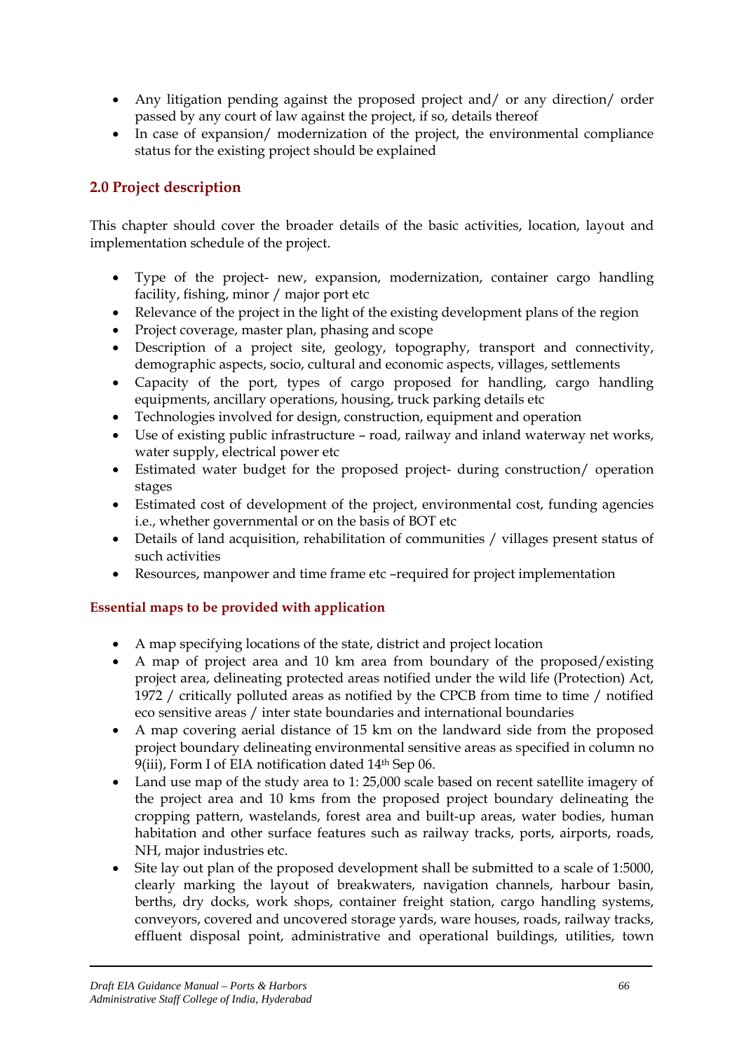- Any litigation pending against the proposed project and/ or any direction/ order passed by any court of law against the project, if so, details thereof
- In case of expansion/ modernization of the project, the environmental compliance status for the existing project should be explained

## 2.0 Project description

This chapter should cover the broader details of the basic activities, location, layout and implementation schedule of the project.

- Type of the project- new, expansion, modernization, container cargo handling facility, fishing, minor / major port etc
- Relevance of the project in the light of the existing development plans of the region
- Project coverage, master plan, phasing and scope
- Description of a project site, geology, topography, transport and connectivity, demographic aspects, socio, cultural and economic aspects, villages, settlements
- Capacity of the port, types of cargo proposed for handling, cargo handling equipments, ancillary operations, housing, truck parking details etc
- Technologies involved for design, construction, equipment and operation
- Use of existing public infrastructure – road, railway and inland waterway net works, water supply, electrical power etc
- Estimated water budget for the proposed project- during construction/ operation stages
- Estimated cost of development of the project, environmental cost, funding agencies i.e., whether governmental or on the basis of BOT etc
- Details of land acquisition, rehabilitation of communities / villages present status of such activities
- Resources, manpower and time frame etc –required for project implementation

### Essential maps to be provided with application

- A map specifying locations of the state, district and project location
- A map of project area and 10 km area from boundary of the proposed/existing project area, delineating protected areas notified under the wild life (Protection) Act, 1972 / critically polluted areas as notified by the CPCB from time to time / notified eco sensitive areas / inter state boundaries and international boundaries
- A map covering aerial distance of 15 km on the landward side from the proposed project boundary delineating environmental sensitive areas as specified in column no 9(iii), Form I of EIA notification dated 14th Sep 06.
- Land use map of the study area to 1: 25,000 scale based on recent satellite imagery of the project area and 10 kms from the proposed project boundary delineating the cropping pattern, wastelands, forest area and built-up areas, water bodies, human habitation and other surface features such as railway tracks, ports, airports, roads, NH, major industries etc.
- Site lay out plan of the proposed development shall be submitted to a scale of 1:5000, clearly marking the layout of breakwaters, navigation channels, harbour basin, berths, dry docks, work shops, container freight station, cargo handling systems, conveyors, covered and uncovered storage yards, ware houses, roads, railway tracks, effluent disposal point, administrative and operational buildings, utilities, town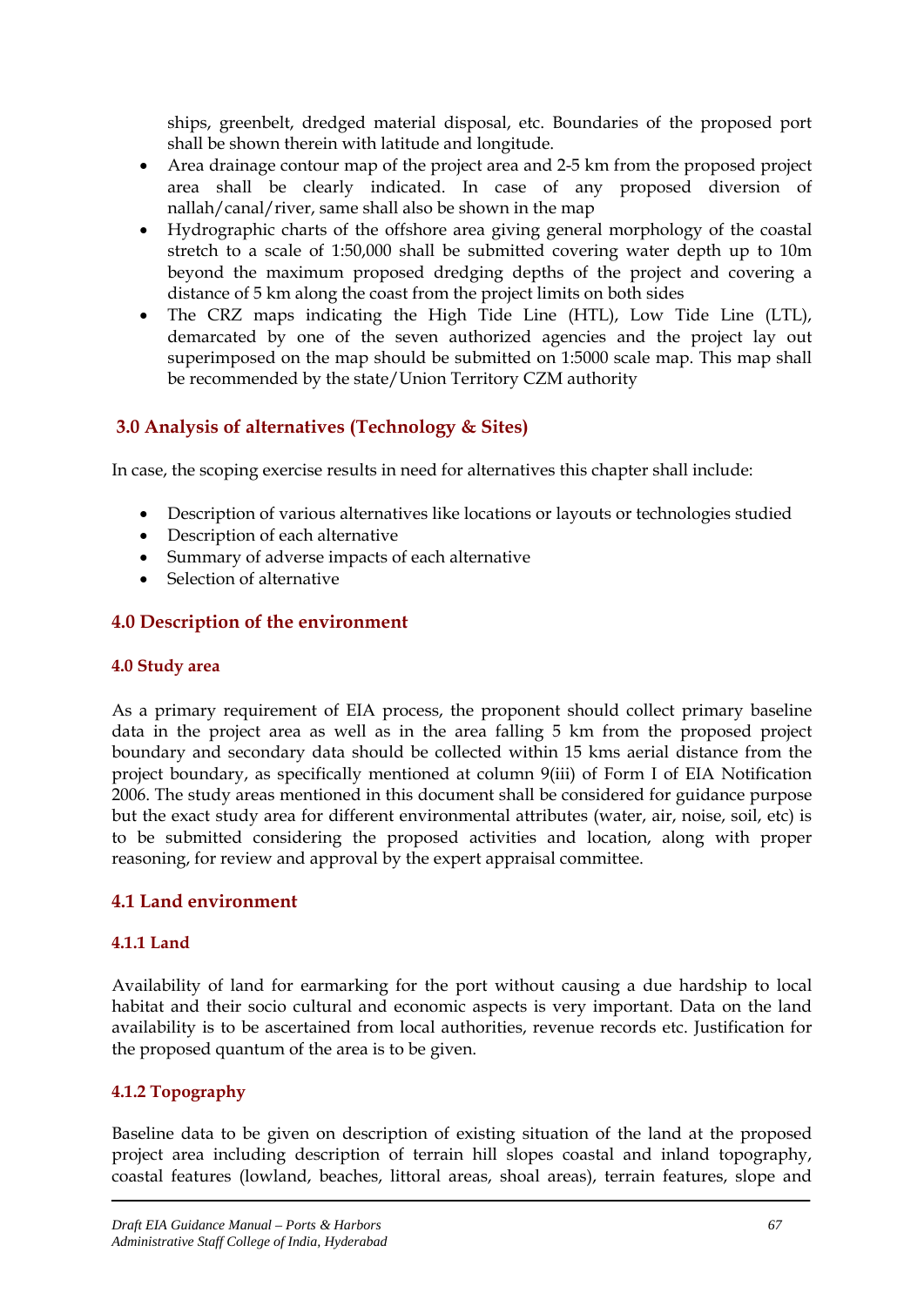ships, greenbelt, dredged material disposal, etc. Boundaries of the proposed port shall be shown therein with latitude and longitude.

- Area drainage contour map of the project area and 2-5 km from the proposed project area shall be clearly indicated. In case of any proposed diversion of nallah/canal/river, same shall also be shown in the map
- Hydrographic charts of the offshore area giving general morphology of the coastal stretch to a scale of 1:50,000 shall be submitted covering water depth up to 10m beyond the maximum proposed dredging depths of the project and covering a distance of 5 km along the coast from the project limits on both sides
- The CRZ maps indicating the High Tide Line (HTL), Low Tide Line (LTL), demarcated by one of the seven authorized agencies and the project lay out superimposed on the map should be submitted on 1:5000 scale map. This map shall be recommended by the state/Union Territory CZM authority

## 3.0 Analysis of alternatives (Technology & Sites)

In case, the scoping exercise results in need for alternatives this chapter shall include:

- Description of various alternatives like locations or layouts or technologies studied
- Description of each alternative
- Summary of adverse impacts of each alternative
- Selection of alternative

## 4.0 Description of the environment

### 4.0 Study area

As a primary requirement of EIA process, the proponent should collect primary baseline data in the project area as well as in the area falling 5 km from the proposed project boundary and secondary data should be collected within 15 kms aerial distance from the project boundary, as specifically mentioned at column 9(iii) of Form I of EIA Notification 2006. The study areas mentioned in this document shall be considered for guidance purpose but the exact study area for different environmental attributes (water, air, noise, soil, etc) is to be submitted considering the proposed activities and location, along with proper reasoning, for review and approval by the expert appraisal committee.

## 4.1 Land environment

### 4.1.1 Land

Availability of land for earmarking for the port without causing a due hardship to local habitat and their socio cultural and economic aspects is very important. Data on the land availability is to be ascertained from local authorities, revenue records etc. Justification for the proposed quantum of the area is to be given.

### 4.1.2 Topography

Baseline data to be given on description of existing situation of the land at the proposed project area including description of terrain hill slopes coastal and inland topography, coastal features (lowland, beaches, littoral areas, shoal areas), terrain features, slope and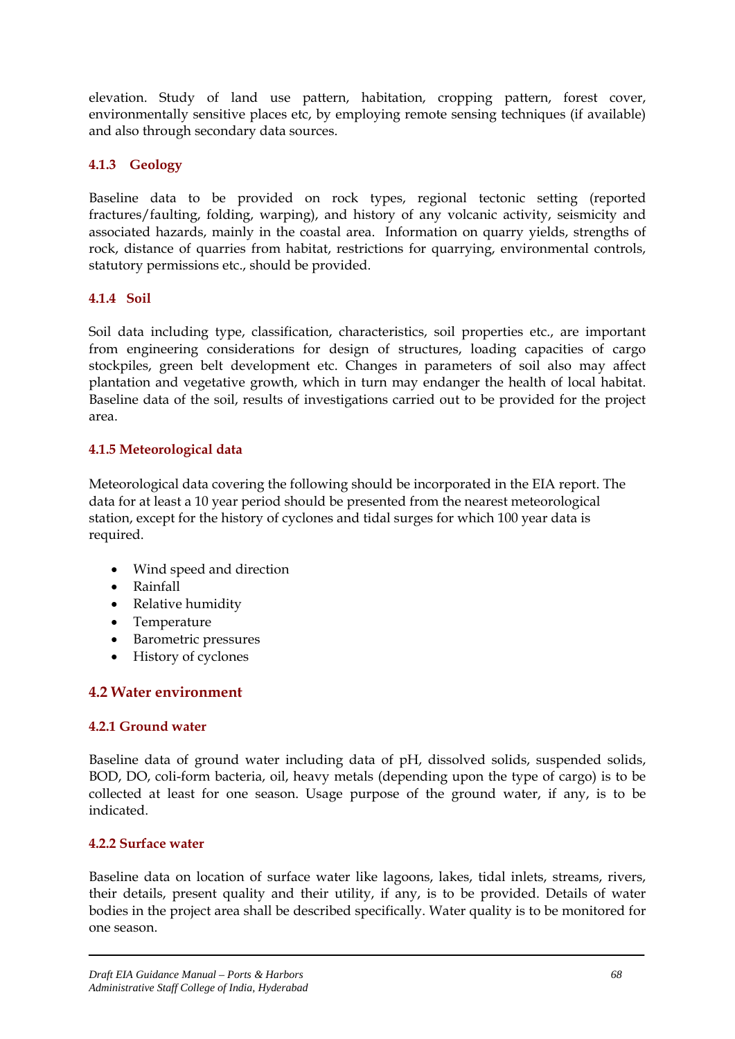elevation. Study of land use pattern, habitation, cropping pattern, forest cover, environmentally sensitive places etc, by employing remote sensing techniques (if available) and also through secondary data sources.

### 4.1.3 Geology

Baseline data to be provided on rock types, regional tectonic setting (reported fractures/faulting, folding, warping), and history of any volcanic activity, seismicity and associated hazards, mainly in the coastal area. Information on quarry yields, strengths of rock, distance of quarries from habitat, restrictions for quarrying, environmental controls, statutory permissions etc., should be provided.

### 4.1.4 Soil

Soil data including type, classification, characteristics, soil properties etc., are important from engineering considerations for design of structures, loading capacities of cargo stockpiles, green belt development etc. Changes in parameters of soil also may affect plantation and vegetative growth, which in turn may endanger the health of local habitat. Baseline data of the soil, results of investigations carried out to be provided for the project area.

### 4.1.5 Meteorological data

Meteorological data covering the following should be incorporated in the EIA report. The data for at least a 10 year period should be presented from the nearest meteorological station, except for the history of cyclones and tidal surges for which 100 year data is required.

- Wind speed and direction
- Rainfall
- Relative humidity
- Temperature
- Barometric pressures
- History of cyclones

## 4.2 Water environment

### 4.2.1 Ground water

Baseline data of ground water including data of pH, dissolved solids, suspended solids, BOD, DO, coli-form bacteria, oil, heavy metals (depending upon the type of cargo) is to be collected at least for one season. Usage purpose of the ground water, if any, is to be indicated.

### 4.2.2 Surface water

Baseline data on location of surface water like lagoons, lakes, tidal inlets, streams, rivers, their details, present quality and their utility, if any, is to be provided. Details of water bodies in the project area shall be described specifically. Water quality is to be monitored for one season.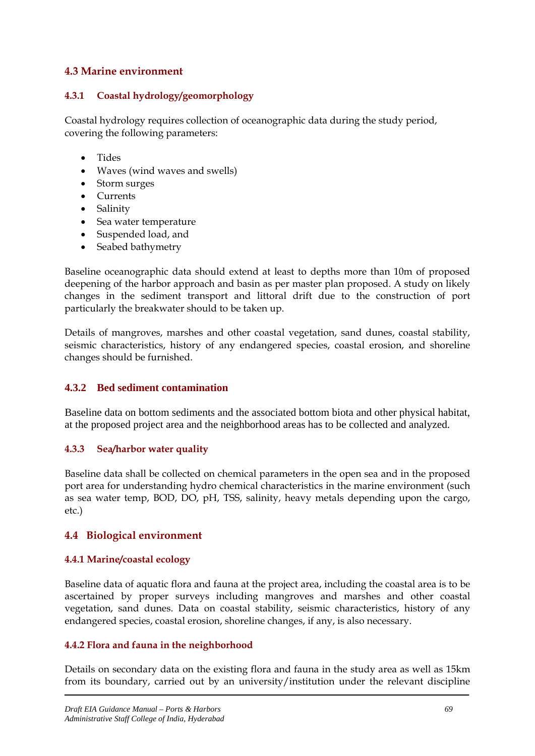## 4.3 Marine environment

### 4.3.1 Coastal hydrology/geomorphology

Coastal hydrology requires collection of oceanographic data during the study period, covering the following parameters:

- Tides
- Waves (wind waves and swells)
- Storm surges
- Currents
- Salinity
- Sea water temperature
- Suspended load, and
- Seabed bathymetry

Baseline oceanographic data should extend at least to depths more than 10m of proposed deepening of the harbor approach and basin as per master plan proposed. A study on likely changes in the sediment transport and littoral drift due to the construction of port particularly the breakwater should to be taken up.

Details of mangroves, marshes and other coastal vegetation, sand dunes, coastal stability, seismic characteristics, history of any endangered species, coastal erosion, and shoreline changes should be furnished.

### 4.3.2 Bed sediment contamination

Baseline data on bottom sediments and the associated bottom biota and other physical habitat, at the proposed project area and the neighborhood areas has to be collected and analyzed.

### 4.3.3 Sea/harbor water quality

Baseline data shall be collected on chemical parameters in the open sea and in the proposed port area for understanding hydro chemical characteristics in the marine environment (such as sea water temp, BOD, DO, pH, TSS, salinity, heavy metals depending upon the cargo, etc.)

## 4.4 Biological environment

### 4.4.1 Marine/coastal ecology

Baseline data of aquatic flora and fauna at the project area, including the coastal area is to be ascertained by proper surveys including mangroves and marshes and other coastal vegetation, sand dunes. Data on coastal stability, seismic characteristics, history of any endangered species, coastal erosion, shoreline changes, if any, is also necessary.

### 4.4.2 Flora and fauna in the neighborhood

Details on secondary data on the existing flora and fauna in the study area as well as 15km from its boundary, carried out by an university/institution under the relevant discipline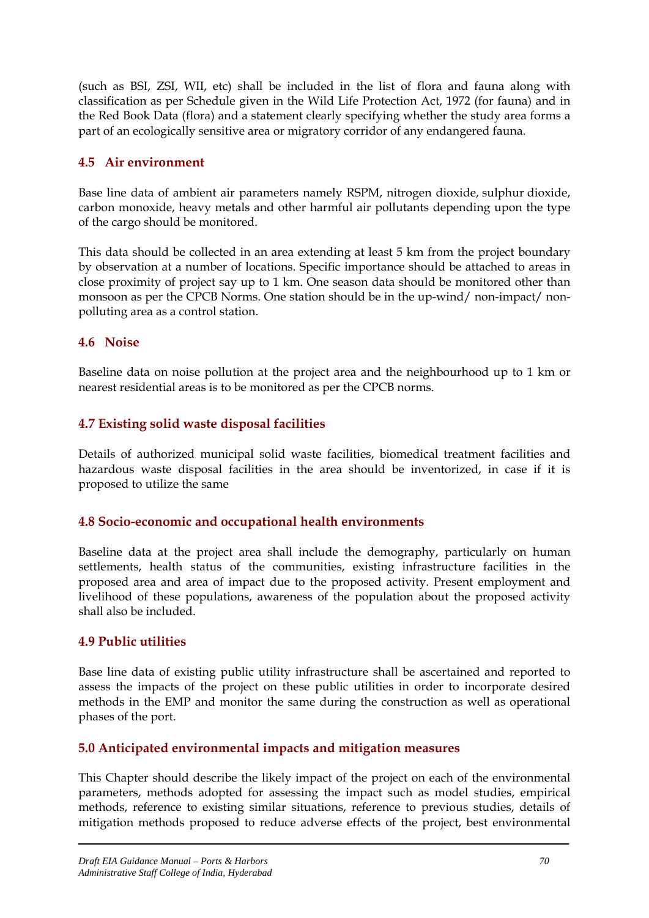(such as BSI, ZSI, WII, etc) shall be included in the list of flora and fauna along with classification as per Schedule given in the Wild Life Protection Act, 1972 (for fauna) and in the Red Book Data (flora) and a statement clearly specifying whether the study area forms a part of an ecologically sensitive area or migratory corridor of any endangered fauna.

### 4.5 Air environment

Base line data of ambient air parameters namely RSPM, nitrogen dioxide, sulphur dioxide, carbon monoxide, heavy metals and other harmful air pollutants depending upon the type of the cargo should be monitored.

This data should be collected in an area extending at least 5 km from the project boundary by observation at a number of locations. Specific importance should be attached to areas in close proximity of project say up to 1 km. One season data should be monitored other than monsoon as per the CPCB Norms. One station should be in the up-wind/ non-impact/ non-polluting area as a control station.

### 4.6 Noise

Baseline data on noise pollution at the project area and the neighbourhood up to 1 km or nearest residential areas is to be monitored as per the CPCB norms.

### 4.7 Existing solid waste disposal facilities

Details of authorized municipal solid waste facilities, biomedical treatment facilities and hazardous waste disposal facilities in the area should be inventorized, in case if it is proposed to utilize the same

### 4.8 Socio-economic and occupational health environments

Baseline data at the project area shall include the demography, particularly on human settlements, health status of the communities, existing infrastructure facilities in the proposed area and area of impact due to the proposed activity. Present employment and livelihood of these populations, awareness of the population about the proposed activity shall also be included.

### 4.9 Public utilities

Base line data of existing public utility infrastructure shall be ascertained and reported to assess the impacts of the project on these public utilities in order to incorporate desired methods in the EMP and monitor the same during the construction as well as operational phases of the port.

## 5.0 Anticipated environmental impacts and mitigation measures

This Chapter should describe the likely impact of the project on each of the environmental parameters, methods adopted for assessing the impact such as model studies, empirical methods, reference to existing similar situations, reference to previous studies, details of mitigation methods proposed to reduce adverse effects of the project, best environmental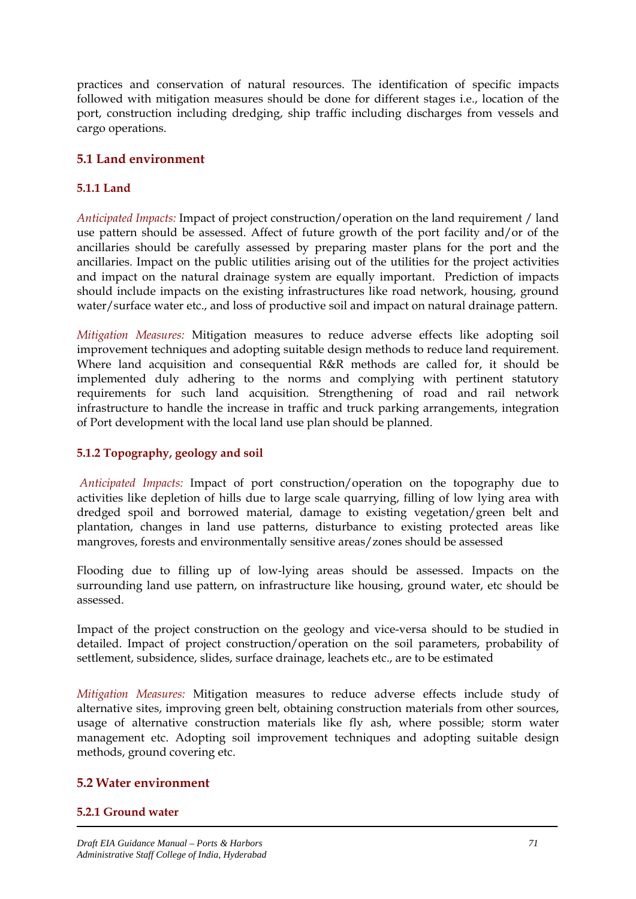practices and conservation of natural resources. The identification of specific impacts followed with mitigation measures should be done for different stages i.e., location of the port, construction including dredging, ship traffic including discharges from vessels and cargo operations.

## 5.1 Land environment

### 5.1.1 Land

*Anticipated Impacts:* Impact of project construction/operation on the land requirement / land use pattern should be assessed. Affect of future growth of the port facility and/or of the ancillaries should be carefully assessed by preparing master plans for the port and the ancillaries. Impact on the public utilities arising out of the utilities for the project activities and impact on the natural drainage system are equally important. Prediction of impacts should include impacts on the existing infrastructures like road network, housing, ground water/surface water etc., and loss of productive soil and impact on natural drainage pattern.

*Mitigation Measures:* Mitigation measures to reduce adverse effects like adopting soil improvement techniques and adopting suitable design methods to reduce land requirement. Where land acquisition and consequential R&R methods are called for, it should be implemented duly adhering to the norms and complying with pertinent statutory requirements for such land acquisition. Strengthening of road and rail network infrastructure to handle the increase in traffic and truck parking arrangements, integration of Port development with the local land use plan should be planned.

### 5.1.2 Topography, geology and soil

*Anticipated Impacts:* Impact of port construction/operation on the topography due to activities like depletion of hills due to large scale quarrying, filling of low lying area with dredged spoil and borrowed material, damage to existing vegetation/green belt and plantation, changes in land use patterns, disturbance to existing protected areas like mangroves, forests and environmentally sensitive areas/zones should be assessed

Flooding due to filling up of low-lying areas should be assessed. Impacts on the surrounding land use pattern, on infrastructure like housing, ground water, etc should be assessed.

Impact of the project construction on the geology and vice-versa should to be studied in detailed. Impact of project construction/operation on the soil parameters, probability of settlement, subsidence, slides, surface drainage, leachets etc., are to be estimated

*Mitigation Measures:* Mitigation measures to reduce adverse effects include study of alternative sites, improving green belt, obtaining construction materials from other sources, usage of alternative construction materials like fly ash, where possible; storm water management etc. Adopting soil improvement techniques and adopting suitable design methods, ground covering etc.

## 5.2 Water environment

### 5.2.1 Ground water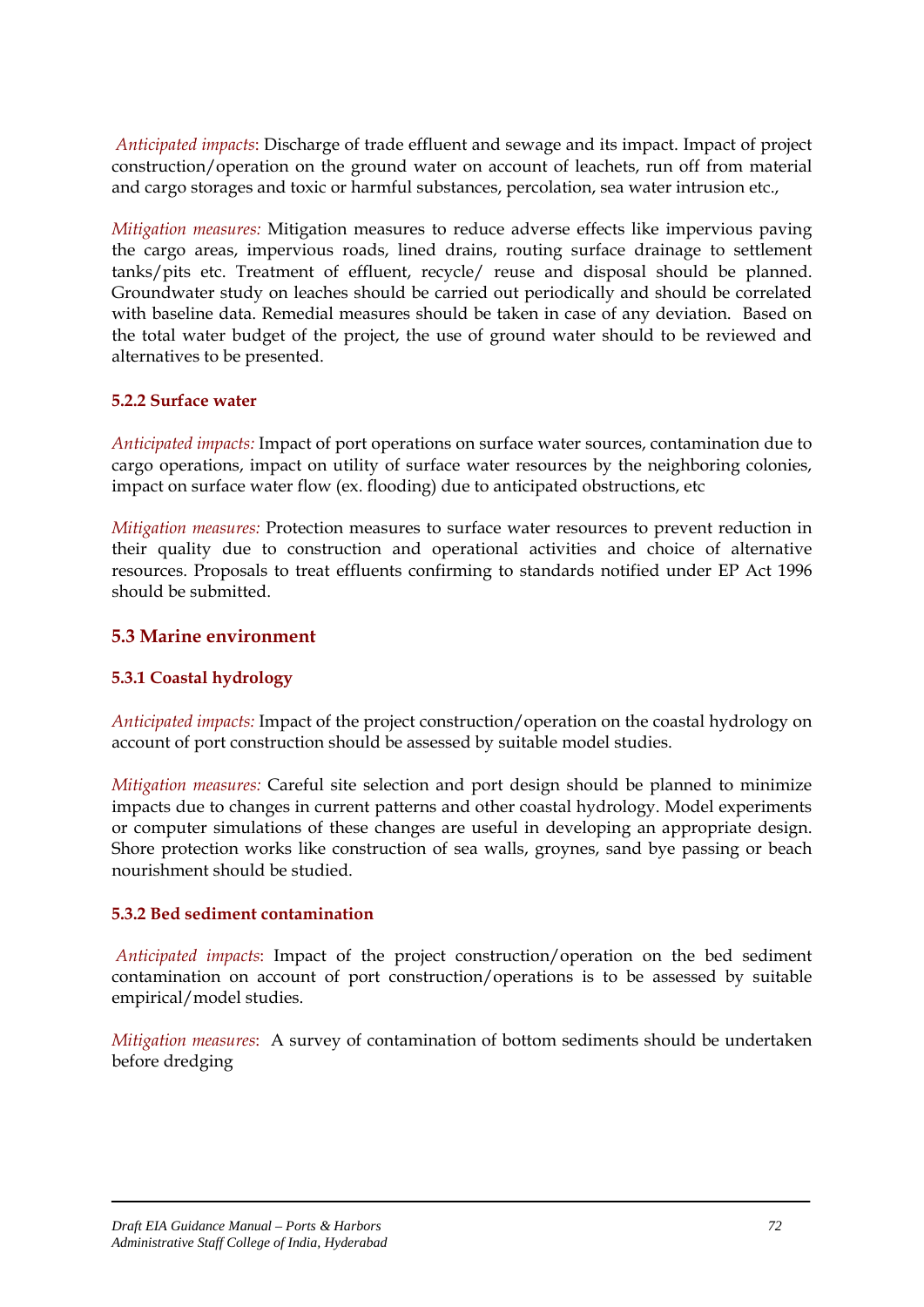*Anticipated impacts*: Discharge of trade effluent and sewage and its impact. Impact of project construction/operation on the ground water on account of leachets, run off from material and cargo storages and toxic or harmful substances, percolation, sea water intrusion etc.,

*Mitigation measures:* Mitigation measures to reduce adverse effects like impervious paving the cargo areas, impervious roads, lined drains, routing surface drainage to settlement tanks/pits etc. Treatment of effluent, recycle/ reuse and disposal should be planned. Groundwater study on leaches should be carried out periodically and should be correlated with baseline data. Remedial measures should be taken in case of any deviation. Based on the total water budget of the project, the use of ground water should to be reviewed and alternatives to be presented.

#### 5.2.2 Surface water

*Anticipated impacts:* Impact of port operations on surface water sources, contamination due to cargo operations, impact on utility of surface water resources by the neighboring colonies, impact on surface water flow (ex. flooding) due to anticipated obstructions, etc

*Mitigation measures:* Protection measures to surface water resources to prevent reduction in their quality due to construction and operational activities and choice of alternative resources. Proposals to treat effluents confirming to standards notified under EP Act 1996 should be submitted.

### 5.3 Marine environment

#### 5.3.1 Coastal hydrology

*Anticipated impacts:* Impact of the project construction/operation on the coastal hydrology on account of port construction should be assessed by suitable model studies.

*Mitigation measures:* Careful site selection and port design should be planned to minimize impacts due to changes in current patterns and other coastal hydrology. Model experiments or computer simulations of these changes are useful in developing an appropriate design. Shore protection works like construction of sea walls, groynes, sand bye passing or beach nourishment should be studied.

#### 5.3.2 Bed sediment contamination

*Anticipated impacts*: Impact of the project construction/operation on the bed sediment contamination on account of port construction/operations is to be assessed by suitable empirical/model studies.

*Mitigation measures*: A survey of contamination of bottom sediments should be undertaken before dredging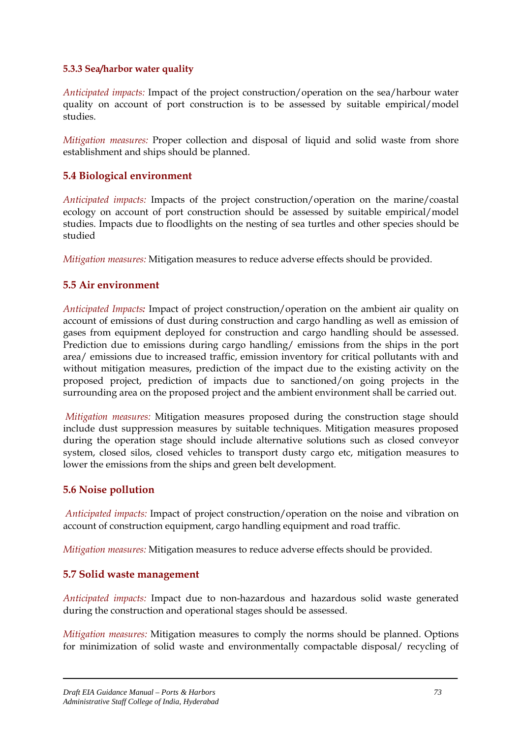#### 5.3.3 Sea/harbor water quality

*Anticipated impacts:* Impact of the project construction/operation on the sea/harbour water quality on account of port construction is to be assessed by suitable empirical/model studies.

*Mitigation measures:* Proper collection and disposal of liquid and solid waste from shore establishment and ships should be planned.

### 5.4 Biological environment

*Anticipated impacts:* Impacts of the project construction/operation on the marine/coastal ecology on account of port construction should be assessed by suitable empirical/model studies. Impacts due to floodlights on the nesting of sea turtles and other species should be studied

*Mitigation measures:* Mitigation measures to reduce adverse effects should be provided.

### 5.5 Air environment

*Anticipated Impacts:* Impact of project construction/operation on the ambient air quality on account of emissions of dust during construction and cargo handling as well as emission of gases from equipment deployed for construction and cargo handling should be assessed. Prediction due to emissions during cargo handling/ emissions from the ships in the port area/ emissions due to increased traffic, emission inventory for critical pollutants with and without mitigation measures, prediction of the impact due to the existing activity on the proposed project, prediction of impacts due to sanctioned/on going projects in the surrounding area on the proposed project and the ambient environment shall be carried out.

*Mitigation measures:* Mitigation measures proposed during the construction stage should include dust suppression measures by suitable techniques. Mitigation measures proposed during the operation stage should include alternative solutions such as closed conveyor system, closed silos, closed vehicles to transport dusty cargo etc, mitigation measures to lower the emissions from the ships and green belt development.

### 5.6 Noise pollution

*Anticipated impacts:* Impact of project construction/operation on the noise and vibration on account of construction equipment, cargo handling equipment and road traffic.

*Mitigation measures:* Mitigation measures to reduce adverse effects should be provided.

### 5.7 Solid waste management

*Anticipated impacts:* Impact due to non-hazardous and hazardous solid waste generated during the construction and operational stages should be assessed.

*Mitigation measures:* Mitigation measures to comply the norms should be planned. Options for minimization of solid waste and environmentally compactable disposal/ recycling of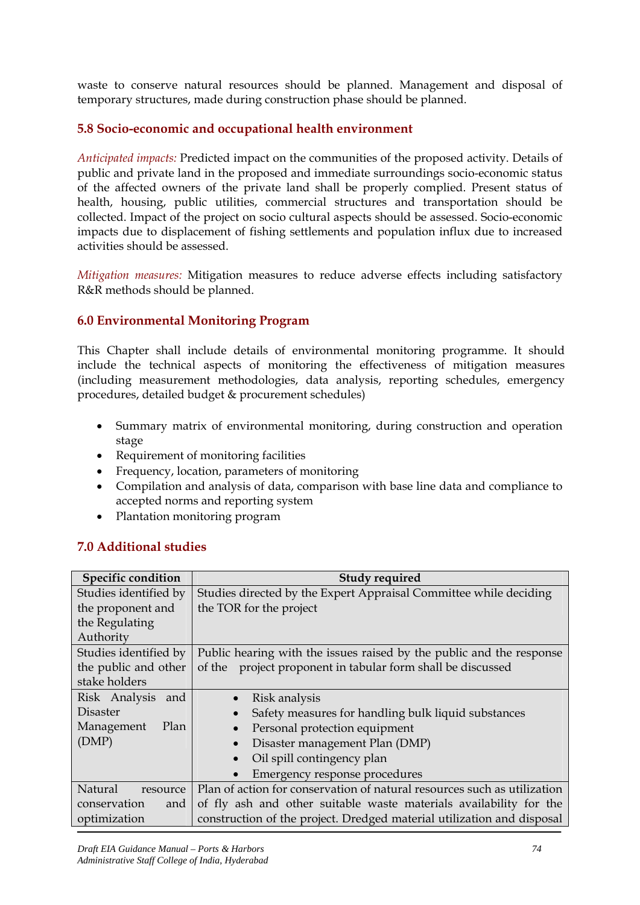waste to conserve natural resources should be planned. Management and disposal of temporary structures, made during construction phase should be planned.

### 5.8 Socio-economic and occupational health environment

*Anticipated impacts:* Predicted impact on the communities of the proposed activity. Details of public and private land in the proposed and immediate surroundings socio-economic status of the affected owners of the private land shall be properly complied. Present status of health, housing, public utilities, commercial structures and transportation should be collected. Impact of the project on socio cultural aspects should be assessed. Socio-economic impacts due to displacement of fishing settlements and population influx due to increased activities should be assessed.

*Mitigation measures:* Mitigation measures to reduce adverse effects including satisfactory R&R methods should be planned.

## 6.0 Environmental Monitoring Program

This Chapter shall include details of environmental monitoring programme. It should include the technical aspects of monitoring the effectiveness of mitigation measures (including measurement methodologies, data analysis, reporting schedules, emergency procedures, detailed budget & procurement schedules)

- Summary matrix of environmental monitoring, during construction and operation stage
- Requirement of monitoring facilities
- Frequency, location, parameters of monitoring
- Compilation and analysis of data, comparison with base line data and compliance to accepted norms and reporting system
- Plantation monitoring program

## 7.0 Additional studies

| Specific condition | Study required |
|---|---|
| Studies identified by the proponent and the Regulating Authority | Studies directed by the Expert Appraisal Committee while deciding the TOR for the project |
| Studies identified by the public and other stake holders | Public hearing with the issues raised by the public and the response of the project proponent in tabular form shall be discussed |
| Risk Analysis and Disaster Management Plan (DMP) | • Risk analysis<br>• Safety measures for handling bulk liquid substances<br>• Personal protection equipment<br>• Disaster management Plan (DMP)<br>• Oil spill contingency plan<br>• Emergency response procedures |
| Natural resource conservation and optimization | Plan of action for conservation of natural resources such as utilization of fly ash and other suitable waste materials availability for the construction of the project. Dredged material utilization and disposal |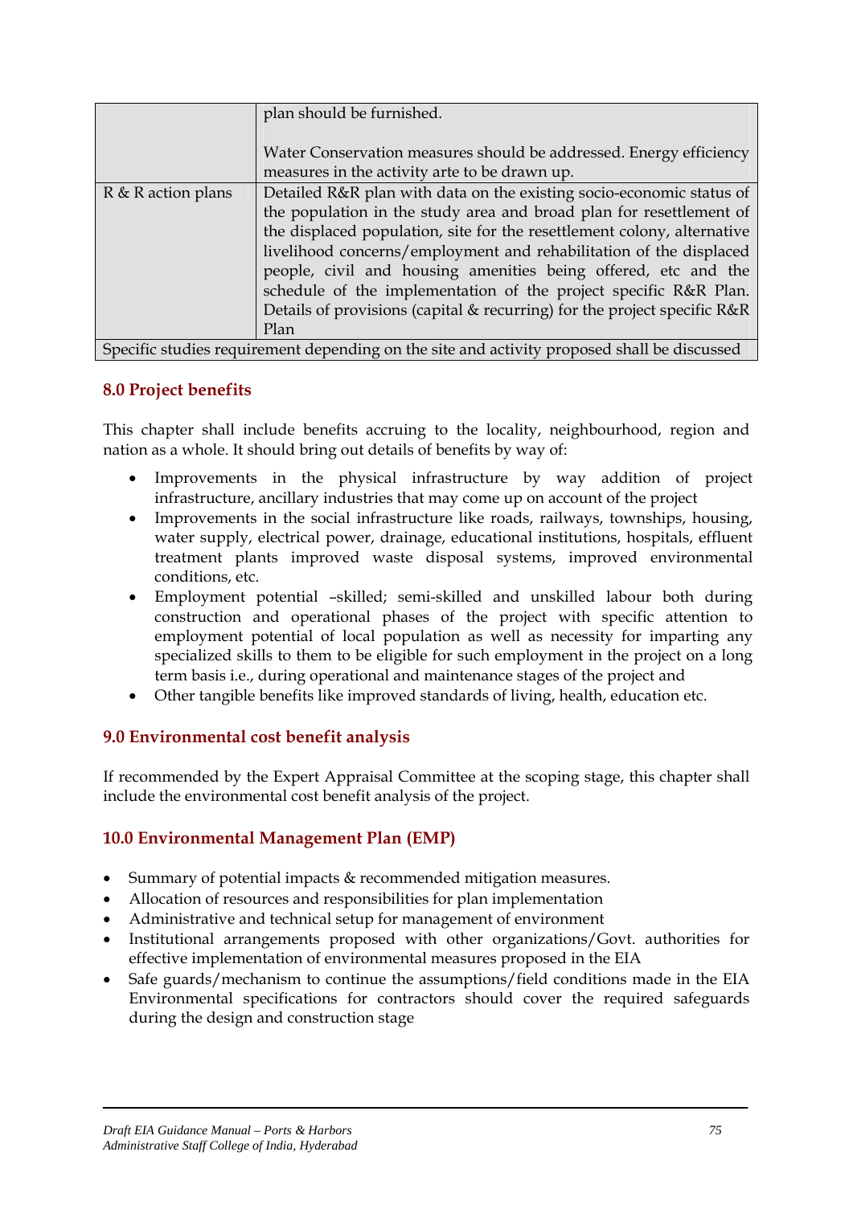|  |  |
|---|---|
|  | plan should be furnished.<br><br>Water Conservation measures should be addressed. Energy efficiency measures in the activity arte to be drawn up. |
| R & R action plans | Detailed R&R plan with data on the existing socio-economic status of the population in the study area and broad plan for resettlement of the displaced population, site for the resettlement colony, alternative livelihood concerns/employment and rehabilitation of the displaced people, civil and housing amenities being offered, etc and the schedule of the implementation of the project specific R&R Plan. Details of provisions (capital & recurring) for the project specific R&R Plan |
| Specific studies requirement depending on the site and activity proposed shall be discussed |  |

## 8.0 Project benefits

This chapter shall include benefits accruing to the locality, neighbourhood, region and nation as a whole. It should bring out details of benefits by way of:

- Improvements in the physical infrastructure by way addition of project infrastructure, ancillary industries that may come up on account of the project
- Improvements in the social infrastructure like roads, railways, townships, housing, water supply, electrical power, drainage, educational institutions, hospitals, effluent treatment plants improved waste disposal systems, improved environmental conditions, etc.
- Employment potential –skilled; semi-skilled and unskilled labour both during construction and operational phases of the project with specific attention to employment potential of local population as well as necessity for imparting any specialized skills to them to be eligible for such employment in the project on a long term basis i.e., during operational and maintenance stages of the project and
- Other tangible benefits like improved standards of living, health, education etc.

## 9.0 Environmental cost benefit analysis

If recommended by the Expert Appraisal Committee at the scoping stage, this chapter shall include the environmental cost benefit analysis of the project.

## 10.0 Environmental Management Plan (EMP)

- Summary of potential impacts & recommended mitigation measures.
- Allocation of resources and responsibilities for plan implementation
- Administrative and technical setup for management of environment
- Institutional arrangements proposed with other organizations/Govt. authorities for effective implementation of environmental measures proposed in the EIA
- Safe guards/mechanism to continue the assumptions/field conditions made in the EIA Environmental specifications for contractors should cover the required safeguards during the design and construction stage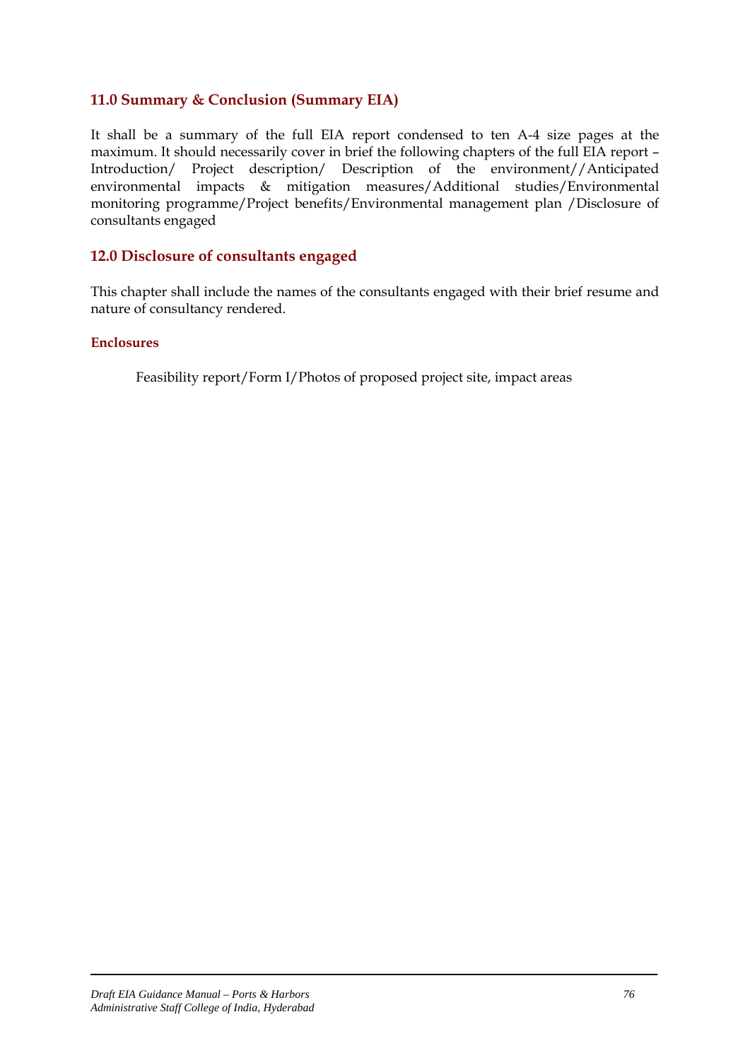## 11.0 Summary & Conclusion (Summary EIA)

It shall be a summary of the full EIA report condensed to ten A-4 size pages at the maximum. It should necessarily cover in brief the following chapters of the full EIA report – Introduction/ Project description/ Description of the environment//Anticipated environmental impacts & mitigation measures/Additional studies/Environmental monitoring programme/Project benefits/Environmental management plan /Disclosure of consultants engaged

## 12.0 Disclosure of consultants engaged

This chapter shall include the names of the consultants engaged with their brief resume and nature of consultancy rendered.

### Enclosures

Feasibility report/Form I/Photos of proposed project site, impact areas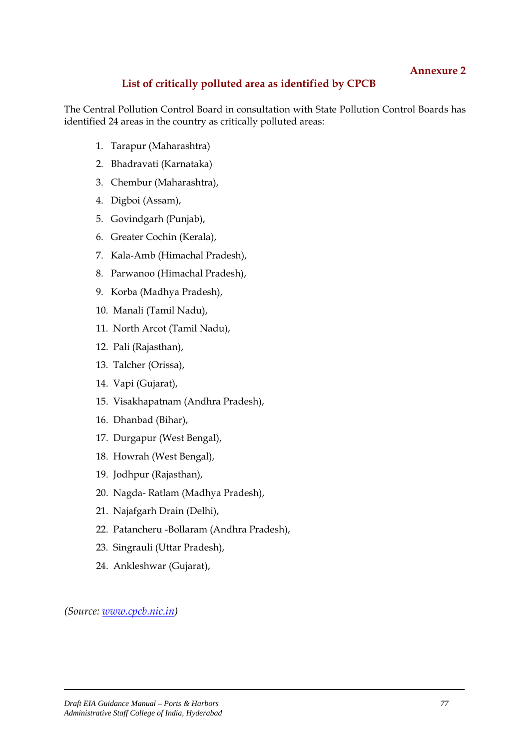**Annexure 2**

## List of critically polluted area as identified by CPCB

The Central Pollution Control Board in consultation with State Pollution Control Boards has identified 24 areas in the country as critically polluted areas:

1. Tarapur (Maharashtra)
2. Bhadravati (Karnataka)
3. Chembur (Maharashtra),
4. Digboi (Assam),
5. Govindgarh (Punjab),
6. Greater Cochin (Kerala),
7. Kala-Amb (Himachal Pradesh),
8. Parwanoo (Himachal Pradesh),
9. Korba (Madhya Pradesh),
10. Manali (Tamil Nadu),
11. North Arcot (Tamil Nadu),
12. Pali (Rajasthan),
13. Talcher (Orissa),
14. Vapi (Gujarat),
15. Visakhapatnam (Andhra Pradesh),
16. Dhanbad (Bihar),
17. Durgapur (West Bengal),
18. Howrah (West Bengal),
19. Jodhpur (Rajasthan),
20. Nagda- Ratlam (Madhya Pradesh),
21. Najafgarh Drain (Delhi),
22. Patancheru -Bollaram (Andhra Pradesh),
23. Singrauli (Uttar Pradesh),
24. Ankleshwar (Gujarat),

*(Source: [www.cpcb.nic.in](http://www.cpcb.nic.in))*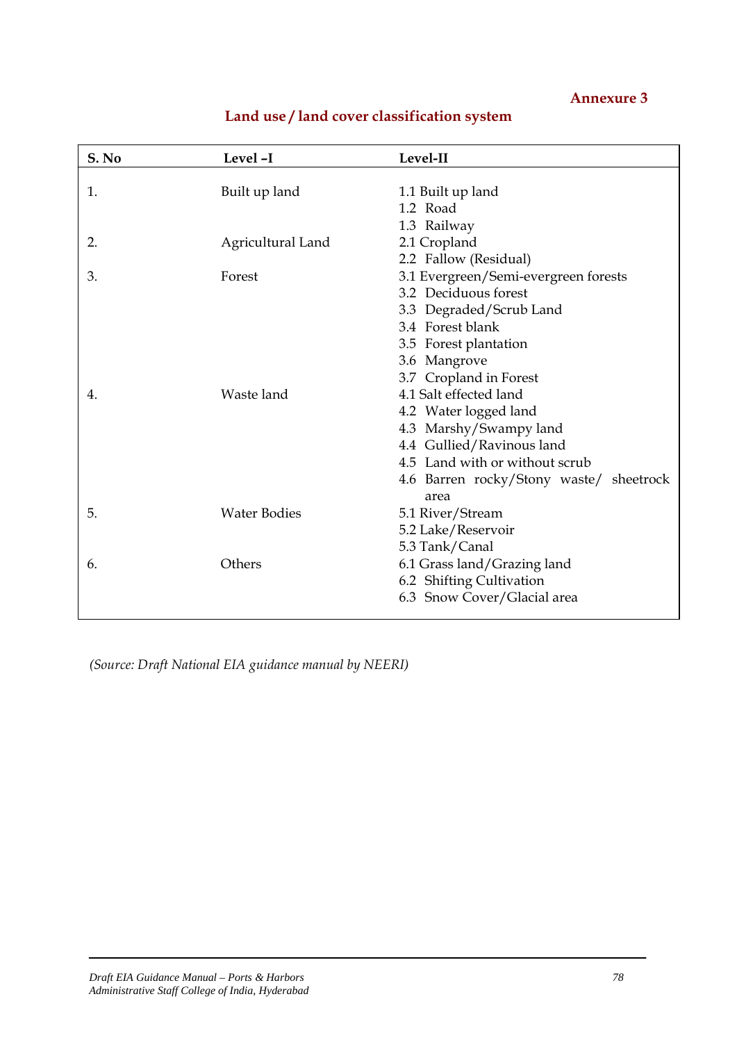**Annexure 3**

## Land use / land cover classification system

| S. No | Level –I | Level-II |
|---|---|---|
| 1. | Built up land | 1.1 Built up land<br>1.2 Road<br>1.3 Railway |
| 2. | Agricultural Land | 2.1 Cropland<br>2.2 Fallow (Residual) |
| 3. | Forest | 3.1 Evergreen/Semi-evergreen forests<br>3.2 Deciduous forest<br>3.3 Degraded/Scrub Land<br>3.4 Forest blank<br>3.5 Forest plantation<br>3.6 Mangrove<br>3.7 Cropland in Forest |
| 4. | Waste land | 4.1 Salt effected land<br>4.2 Water logged land<br>4.3 Marshy/Swampy land<br>4.4 Gullied/Ravinous land<br>4.5 Land with or without scrub<br>4.6 Barren rocky/Stony waste/ sheetrock area |
| 5. | Water Bodies | 5.1 River/Stream<br>5.2 Lake/Reservoir<br>5.3 Tank/Canal |
| 6. | Others | 6.1 Grass land/Grazing land<br>6.2 Shifting Cultivation<br>6.3 Snow Cover/Glacial area |

*(Source: Draft National EIA guidance manual by NEERI)*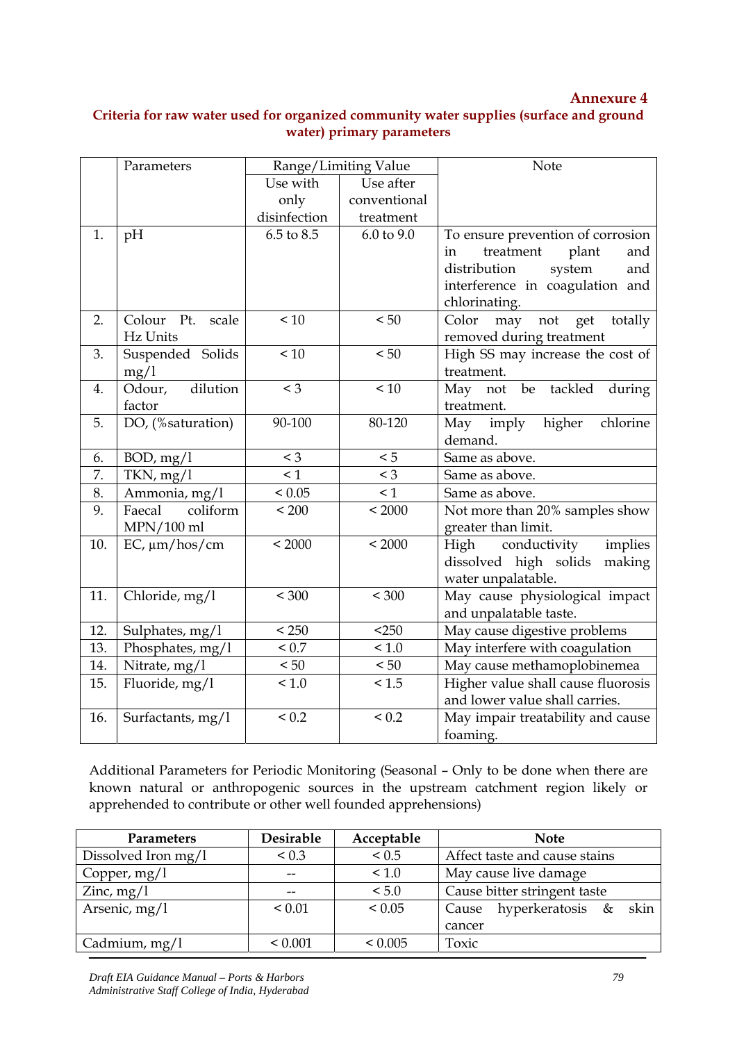**Annexure 4**

## Criteria for raw water used for organized community water supplies (surface and ground water) primary parameters

| | Parameters | Range/Limiting Value | | Note |
|---|---|---|---|---|
| | | Use with only disinfection | Use after conventional treatment | |
| 1. | pH | 6.5 to 8.5 | 6.0 to 9.0 | To ensure prevention of corrosion in treatment plant and distribution system and interference in coagulation and chlorinating. |
| 2. | Colour Pt. scale Hz Units | < 10 | < 50 | Color may not get totally removed during treatment |
| 3. | Suspended Solids mg/l | < 10 | < 50 | High SS may increase the cost of treatment. |
| 4. | Odour, dilution factor | < 3 | < 10 | May not be tackled during treatment. |
| 5. | DO, (%saturation) | 90-100 | 80-120 | May imply higher chlorine demand. |
| 6. | BOD, mg/l | < 3 | < 5 | Same as above. |
| 7. | TKN, mg/l | < 1 | < 3 | Same as above. |
| 8. | Ammonia, mg/l | < 0.05 | < 1 | Same as above. |
| 9. | Faecal coliform MPN/100 ml | < 200 | < 2000 | Not more than 20% samples show greater than limit. |
| 10. | EC, µm/hos/cm | < 2000 | < 2000 | High conductivity implies dissolved high solids making water unpalatable. |
| 11. | Chloride, mg/l | < 300 | < 300 | May cause physiological impact and unpalatable taste. |
| 12. | Sulphates, mg/l | < 250 | <250 | May cause digestive problems |
| 13. | Phosphates, mg/l | < 0.7 | < 1.0 | May interfere with coagulation |
| 14. | Nitrate, mg/l | < 50 | < 50 | May cause methamoplobinemea |
| 15. | Fluoride, mg/l | < 1.0 | < 1.5 | Higher value shall cause fluorosis and lower value shall carries. |
| 16. | Surfactants, mg/l | < 0.2 | < 0.2 | May impair treatability and cause foaming. |

Additional Parameters for Periodic Monitoring (Seasonal – Only to be done when there are known natural or anthropogenic sources in the upstream catchment region likely or apprehended to contribute or other well founded apprehensions)

| Parameters | Desirable | Acceptable | Note |
|---|---|---|---|
| Dissolved Iron mg/l | < 0.3 | < 0.5 | Affect taste and cause stains |
| Copper, mg/l | -- | < 1.0 | May cause live damage |
| Zinc, mg/l | -- | < 5.0 | Cause bitter stringent taste |
| Arsenic, mg/l | < 0.01 | < 0.05 | Cause hyperkeratosis & skin cancer |
| Cadmium, mg/l | < 0.001 | < 0.005 | Toxic |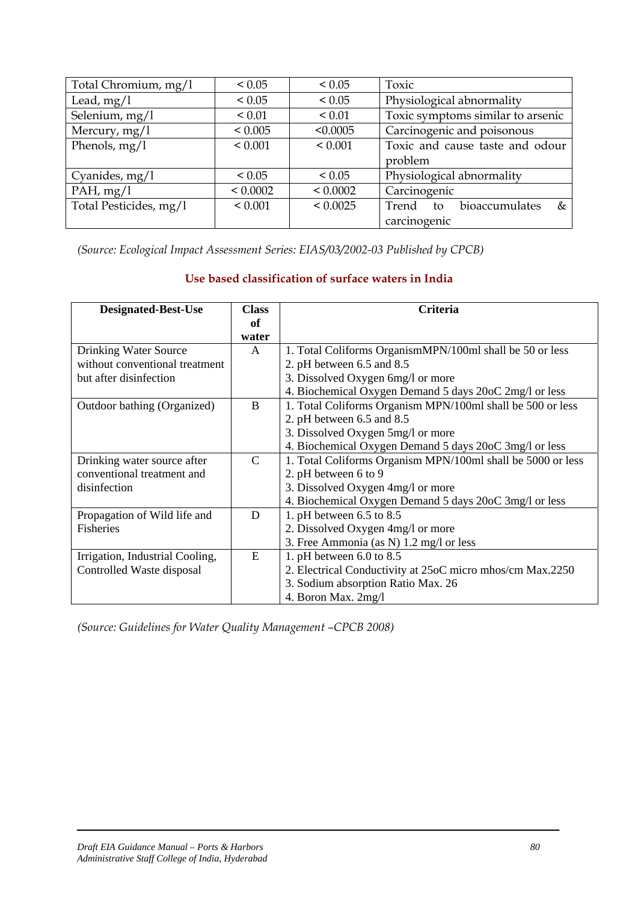| Total Chromium, mg/l | < 0.05 | < 0.05 | Toxic |
|---|---|---|---|
| Lead, mg/l | < 0.05 | < 0.05 | Physiological abnormality |
| Selenium, mg/l | < 0.01 | < 0.01 | Toxic symptoms similar to arsenic |
| Mercury, mg/l | < 0.005 | <0.0005 | Carcinogenic and poisonous |
| Phenols, mg/l | < 0.001 | < 0.001 | Toxic and cause taste and odour problem |
| Cyanides, mg/l | < 0.05 | < 0.05 | Physiological abnormality |
| PAH, mg/l | < 0.0002 | < 0.0002 | Carcinogenic |
| Total Pesticides, mg/l | < 0.001 | < 0.0025 | Trend to bioaccumulates & carcinogenic |

*(Source: Ecological Impact Assessment Series: EIAS/03/2002-03 Published by CPCB)*

## Use based classification of surface waters in India

| Designated-Best-Use | Class of water | Criteria |
|---|---|---|
| Drinking Water Source without conventional treatment but after disinfection | A | 1. Total Coliforms OrganismMPN/100ml shall be 50 or less<br>2. pH between 6.5 and 8.5<br>3. Dissolved Oxygen 6mg/l or more<br>4. Biochemical Oxygen Demand 5 days 20oC 2mg/l or less |
| Outdoor bathing (Organized) | B | 1. Total Coliforms Organism MPN/100ml shall be 500 or less<br>2. pH between 6.5 and 8.5<br>3. Dissolved Oxygen 5mg/l or more<br>4. Biochemical Oxygen Demand 5 days 20oC 3mg/l or less |
| Drinking water source after conventional treatment and disinfection | C | 1. Total Coliforms Organism MPN/100ml shall be 5000 or less<br>2. pH between 6 to 9<br>3. Dissolved Oxygen 4mg/l or more<br>4. Biochemical Oxygen Demand 5 days 20oC 3mg/l or less |
| Propagation of Wild life and Fisheries | D | 1. pH between 6.5 to 8.5<br>2. Dissolved Oxygen 4mg/l or more<br>3. Free Ammonia (as N) 1.2 mg/l or less |
| Irrigation, Industrial Cooling, Controlled Waste disposal | E | 1. pH between 6.0 to 8.5<br>2. Electrical Conductivity at 25oC micro mhos/cm Max.2250<br>3. Sodium absorption Ratio Max. 26<br>4. Boron Max. 2mg/l |

*(Source: Guidelines for Water Quality Management –CPCB 2008)*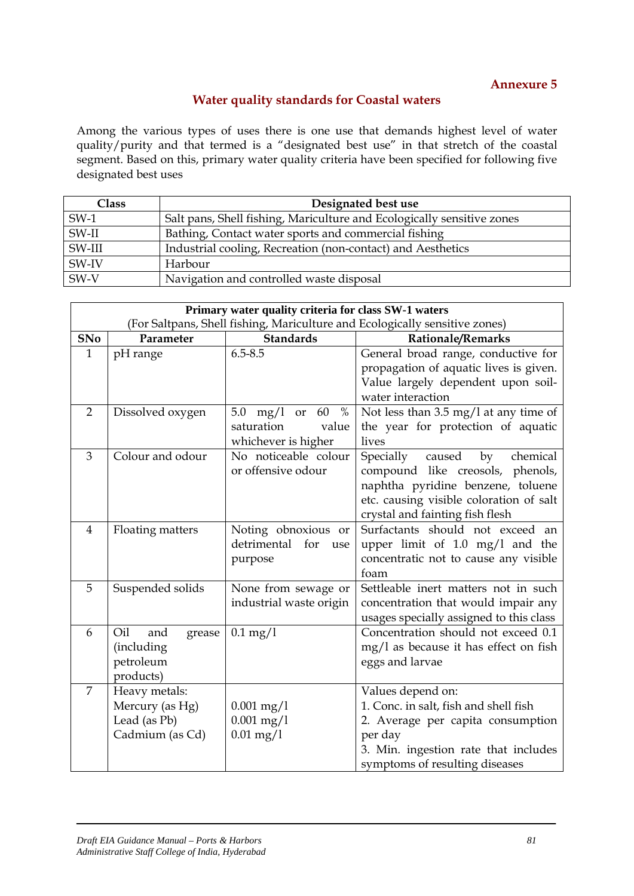**Annexure 5**

## Water quality standards for Coastal waters

Among the various types of uses there is one use that demands highest level of water quality/purity and that termed is a "designated best use" in that stretch of the coastal segment. Based on this, primary water quality criteria have been specified for following five designated best uses

| Class | Designated best use |
|---|---|
| SW-1 | Salt pans, Shell fishing, Mariculture and Ecologically sensitive zones |
| SW-II | Bathing, Contact water sports and commercial fishing |
| SW-III | Industrial cooling, Recreation (non-contact) and Aesthetics |
| SW-IV | Harbour |
| SW-V | Navigation and controlled waste disposal |

**Primary water quality criteria for class SW-1 waters**
(For Saltpans, Shell fishing, Mariculture and Ecologically sensitive zones)

| SNo | Parameter | Standards | Rationale/Remarks |
|---|---|---|---|
| 1 | pH range | 6.5-8.5 | General broad range, conductive for propagation of aquatic lives is given. Value largely dependent upon soil-water interaction |
| 2 | Dissolved oxygen | 5.0 mg/l or 60 % saturation value whichever is higher | Not less than 3.5 mg/l at any time of the year for protection of aquatic lives |
| 3 | Colour and odour | No noticeable colour or offensive odour | Specially caused by chemical compound like creosols, phenols, naphtha pyridine benzene, toluene etc. causing visible coloration of salt crystal and fainting fish flesh |
| 4 | Floating matters | Noting obnoxious or detrimental for use purpose | Surfactants should not exceed an upper limit of 1.0 mg/l and the concentratic not to cause any visible foam |
| 5 | Suspended solids | None from sewage or industrial waste origin | Settleable inert matters not in such concentration that would impair any usages specially assigned to this class |
| 6 | Oil and grease (including petroleum products) | 0.1 mg/l | Concentration should not exceed 0.1 mg/l as because it has effect on fish eggs and larvae |
| 7 | Heavy metals:<br>Mercury (as Hg)<br>Lead (as Pb)<br>Cadmium (as Cd) | <br>0.001 mg/l<br>0.001 mg/l<br>0.01 mg/l | Values depend on:<br>1. Conc. in salt, fish and shell fish<br>2. Average per capita consumption per day<br>3. Min. ingestion rate that includes symptoms of resulting diseases |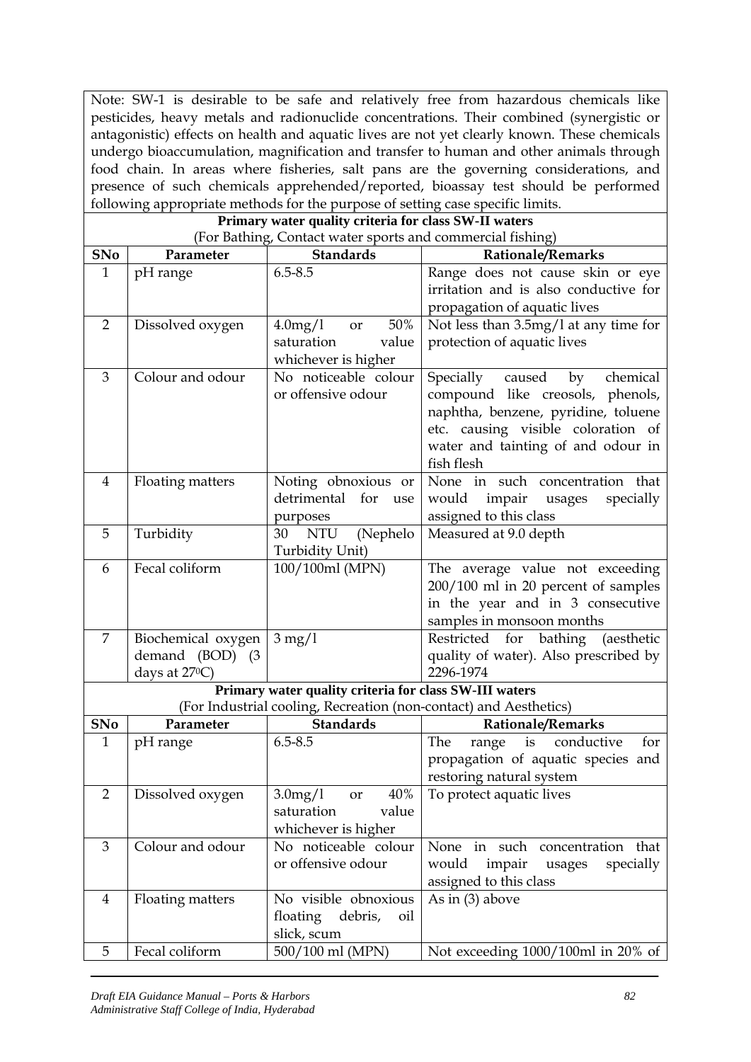Note: SW-1 is desirable to be safe and relatively free from hazardous chemicals like pesticides, heavy metals and radionuclide concentrations. Their combined (synergistic or antagonistic) effects on health and aquatic lives are not yet clearly known. These chemicals undergo bioaccumulation, magnification and transfer to human and other animals through food chain. In areas where fisheries, salt pans are the governing considerations, and presence of such chemicals apprehended/reported, bioassay test should be performed following appropriate methods for the purpose of setting case specific limits.

**Primary water quality criteria for class SW-II waters**
(For Bathing, Contact water sports and commercial fishing)

| SNo | Parameter | Standards | Rationale/Remarks |
|---|---|---|---|
| 1 | pH range | 6.5-8.5 | Range does not cause skin or eye irritation and is also conductive for propagation of aquatic lives |
| 2 | Dissolved oxygen | 4.0mg/l or 50% saturation value whichever is higher | Not less than 3.5mg/l at any time for protection of aquatic lives |
| 3 | Colour and odour | No noticeable colour or offensive odour | Specially caused by chemical compound like creosols, phenols, naphtha, benzene, pyridine, toluene etc. causing visible coloration of water and tainting of and odour in fish flesh |
| 4 | Floating matters | Noting obnoxious or detrimental for use purposes | None in such concentration that would impair usages specially assigned to this class |
| 5 | Turbidity | 30 NTU (Nephelo Turbidity Unit) | Measured at 9.0 depth |
| 6 | Fecal coliform | 100/100ml (MPN) | The average value not exceeding 200/100 ml in 20 percent of samples in the year and in 3 consecutive samples in monsoon months |
| 7 | Biochemical oxygen demand (BOD) (3 days at 27$^0$C) | 3 mg/l | Restricted for bathing (aesthetic quality of water). Also prescribed by 2296-1974 |

**Primary water quality criteria for class SW-III waters**
(For Industrial cooling, Recreation (non-contact) and Aesthetics)

| SNo | Parameter | Standards | Rationale/Remarks |
|---|---|---|---|
| 1 | pH range | 6.5-8.5 | The range is conductive for propagation of aquatic species and restoring natural system |
| 2 | Dissolved oxygen | 3.0mg/l or 40% saturation value whichever is higher | To protect aquatic lives |
| 3 | Colour and odour | No noticeable colour or offensive odour | None in such concentration that would impair usages specially assigned to this class |
| 4 | Floating matters | No visible obnoxious floating debris, oil slick, scum | As in (3) above |
| 5 | Fecal coliform | 500/100 ml (MPN) | Not exceeding 1000/100ml in 20% of |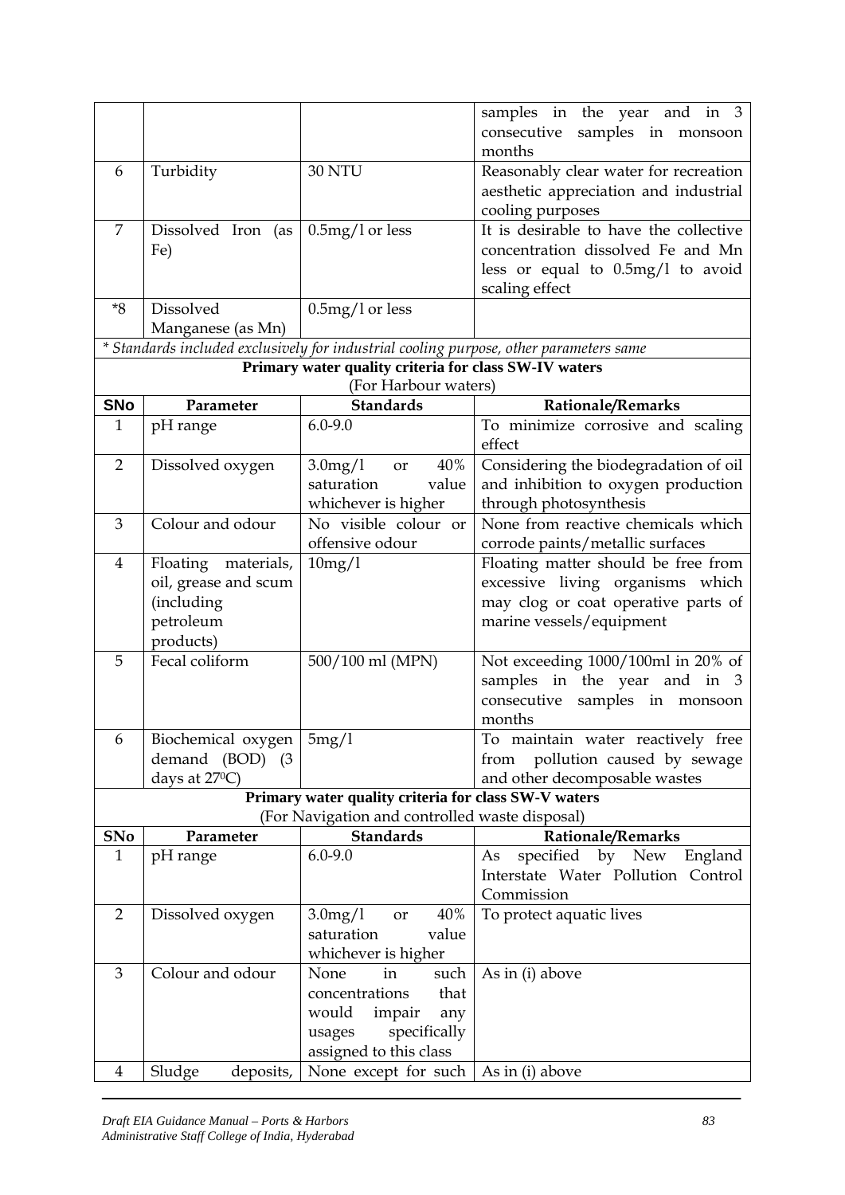| | | | samples in the year and in 3 consecutive samples in monsoon months |
|---|---|---|---|
| 6 | Turbidity | 30 NTU | Reasonably clear water for recreation aesthetic appreciation and industrial cooling purposes |
| 7 | Dissolved Iron (as Fe) | 0.5mg/l or less | It is desirable to have the collective concentration dissolved Fe and Mn less or equal to 0.5mg/l to avoid scaling effect |
| *8 | Dissolved Manganese (as Mn) | 0.5mg/l or less | |

*\* Standards included exclusively for industrial cooling purpose, other parameters same*

**Primary water quality criteria for class SW-IV waters**
(For Harbour waters)

| SNo | Parameter | Standards | Rationale/Remarks |
|---|---|---|---|
| 1 | pH range | 6.0-9.0 | To minimize corrosive and scaling effect |
| 2 | Dissolved oxygen | 3.0mg/l or 40% saturation value whichever is higher | Considering the biodegradation of oil and inhibition to oxygen production through photosynthesis |
| 3 | Colour and odour | No visible colour or offensive odour | None from reactive chemicals which corrode paints/metallic surfaces |
| 4 | Floating materials, oil, grease and scum (including petroleum products) | 10mg/l | Floating matter should be free from excessive living organisms which may clog or coat operative parts of marine vessels/equipment |
| 5 | Fecal coliform | 500/100 ml (MPN) | Not exceeding 1000/100ml in 20% of samples in the year and in 3 consecutive samples in monsoon months |
| 6 | Biochemical oxygen demand (BOD) (3 days at 27°C) | 5mg/l | To maintain water reactively free from pollution caused by sewage and other decomposable wastes |

**Primary water quality criteria for class SW-V waters**
(For Navigation and controlled waste disposal)

| SNo | Parameter | Standards | Rationale/Remarks |
|---|---|---|---|
| 1 | pH range | 6.0-9.0 | As specified by New England Interstate Water Pollution Control Commission |
| 2 | Dissolved oxygen | 3.0mg/l or 40% saturation value whichever is higher | To protect aquatic lives |
| 3 | Colour and odour | None in such concentrations that would impair any usages specifically assigned to this class | As in (i) above |
| 4 | Sludge deposits, | None except for such | As in (i) above |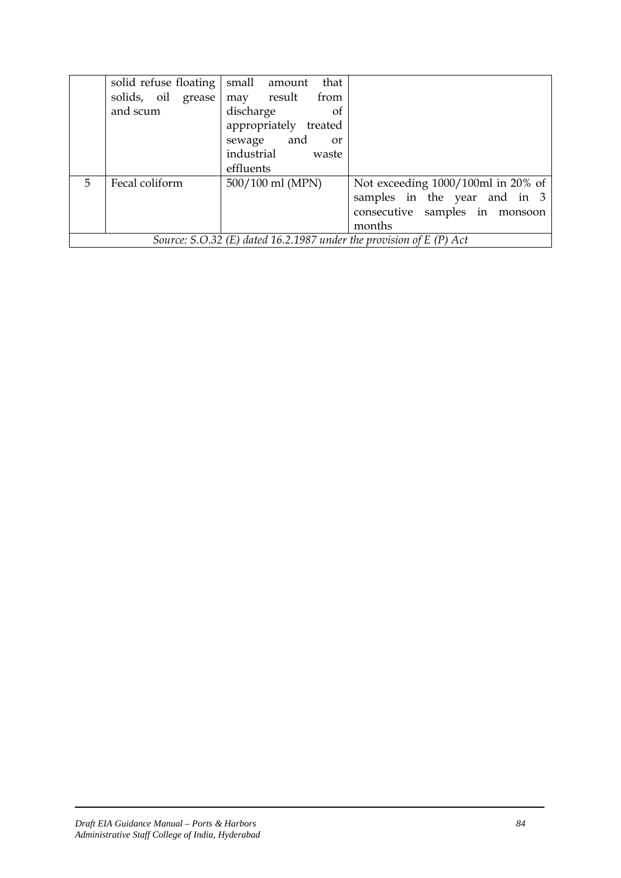|   |   |   |   |
|---|---|---|---|
|   | solid refuse floating solids, oil grease and scum | small amount that may result from discharge of appropriately treated sewage and or industrial waste effluents |   |
| 5 | Fecal coliform | 500/100 ml (MPN) | Not exceeding 1000/100ml in 20% of samples in the year and in 3 consecutive samples in monsoon months |
| *Source: S.O.32 (E) dated 16.2.1987 under the provision of E (P) Act* | | | |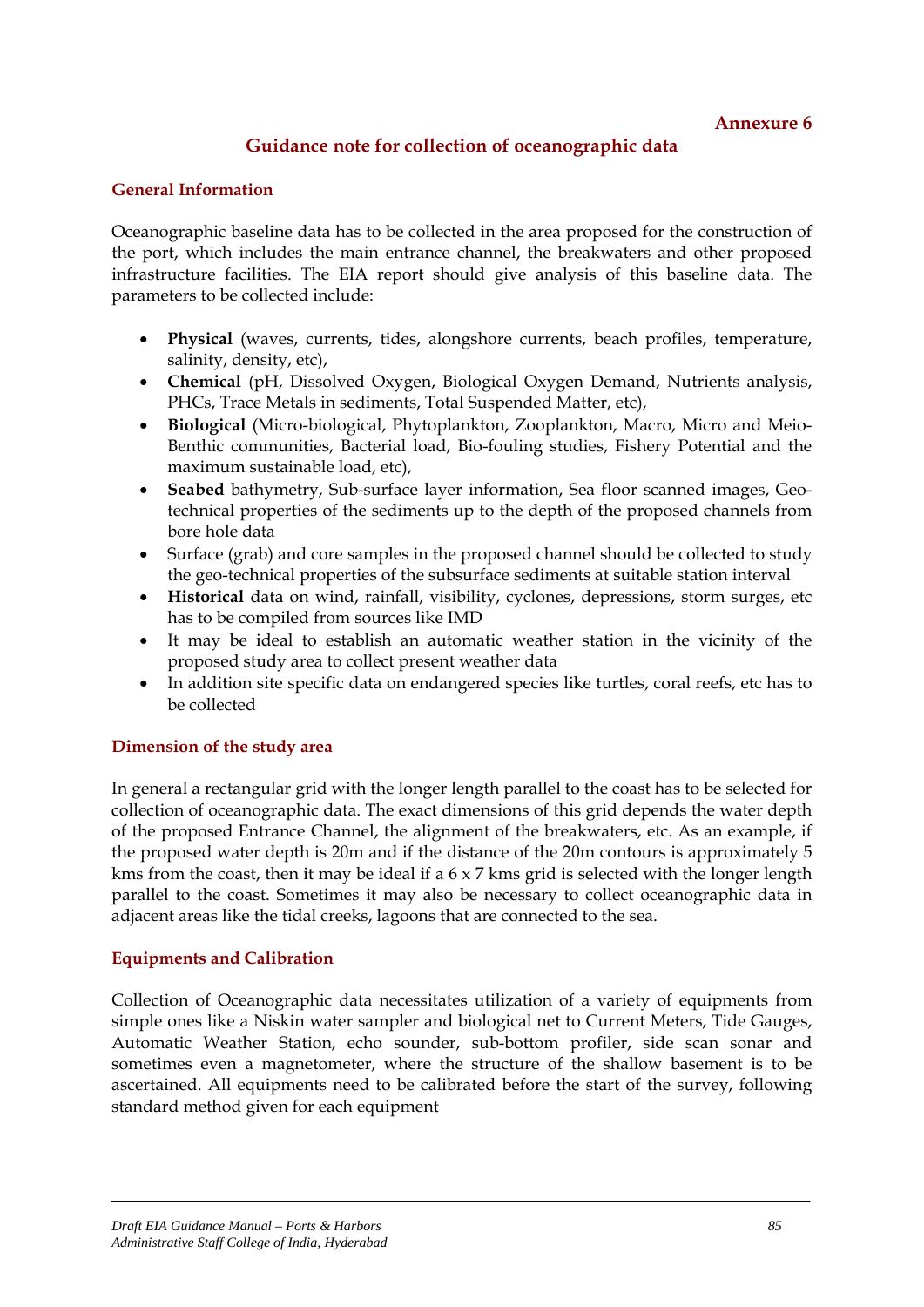**Annexure 6**

# Guidance note for collection of oceanographic data

## General Information

Oceanographic baseline data has to be collected in the area proposed for the construction of the port, which includes the main entrance channel, the breakwaters and other proposed infrastructure facilities. The EIA report should give analysis of this baseline data. The parameters to be collected include:

- **Physical** (waves, currents, tides, alongshore currents, beach profiles, temperature, salinity, density, etc),
- **Chemical** (pH, Dissolved Oxygen, Biological Oxygen Demand, Nutrients analysis, PHCs, Trace Metals in sediments, Total Suspended Matter, etc),
- **Biological** (Micro-biological, Phytoplankton, Zooplankton, Macro, Micro and Meio-Benthic communities, Bacterial load, Bio-fouling studies, Fishery Potential and the maximum sustainable load, etc),
- **Seabed** bathymetry, Sub-surface layer information, Sea floor scanned images, Geo-technical properties of the sediments up to the depth of the proposed channels from bore hole data
- Surface (grab) and core samples in the proposed channel should be collected to study the geo-technical properties of the subsurface sediments at suitable station interval
- **Historical** data on wind, rainfall, visibility, cyclones, depressions, storm surges, etc has to be compiled from sources like IMD
- It may be ideal to establish an automatic weather station in the vicinity of the proposed study area to collect present weather data
- In addition site specific data on endangered species like turtles, coral reefs, etc has to be collected

## Dimension of the study area

In general a rectangular grid with the longer length parallel to the coast has to be selected for collection of oceanographic data. The exact dimensions of this grid depends the water depth of the proposed Entrance Channel, the alignment of the breakwaters, etc. As an example, if the proposed water depth is 20m and if the distance of the 20m contours is approximately 5 kms from the coast, then it may be ideal if a 6 x 7 kms grid is selected with the longer length parallel to the coast. Sometimes it may also be necessary to collect oceanographic data in adjacent areas like the tidal creeks, lagoons that are connected to the sea.

## Equipments and Calibration

Collection of Oceanographic data necessitates utilization of a variety of equipments from simple ones like a Niskin water sampler and biological net to Current Meters, Tide Gauges, Automatic Weather Station, echo sounder, sub-bottom profiler, side scan sonar and sometimes even a magnetometer, where the structure of the shallow basement is to be ascertained. All equipments need to be calibrated before the start of the survey, following standard method given for each equipment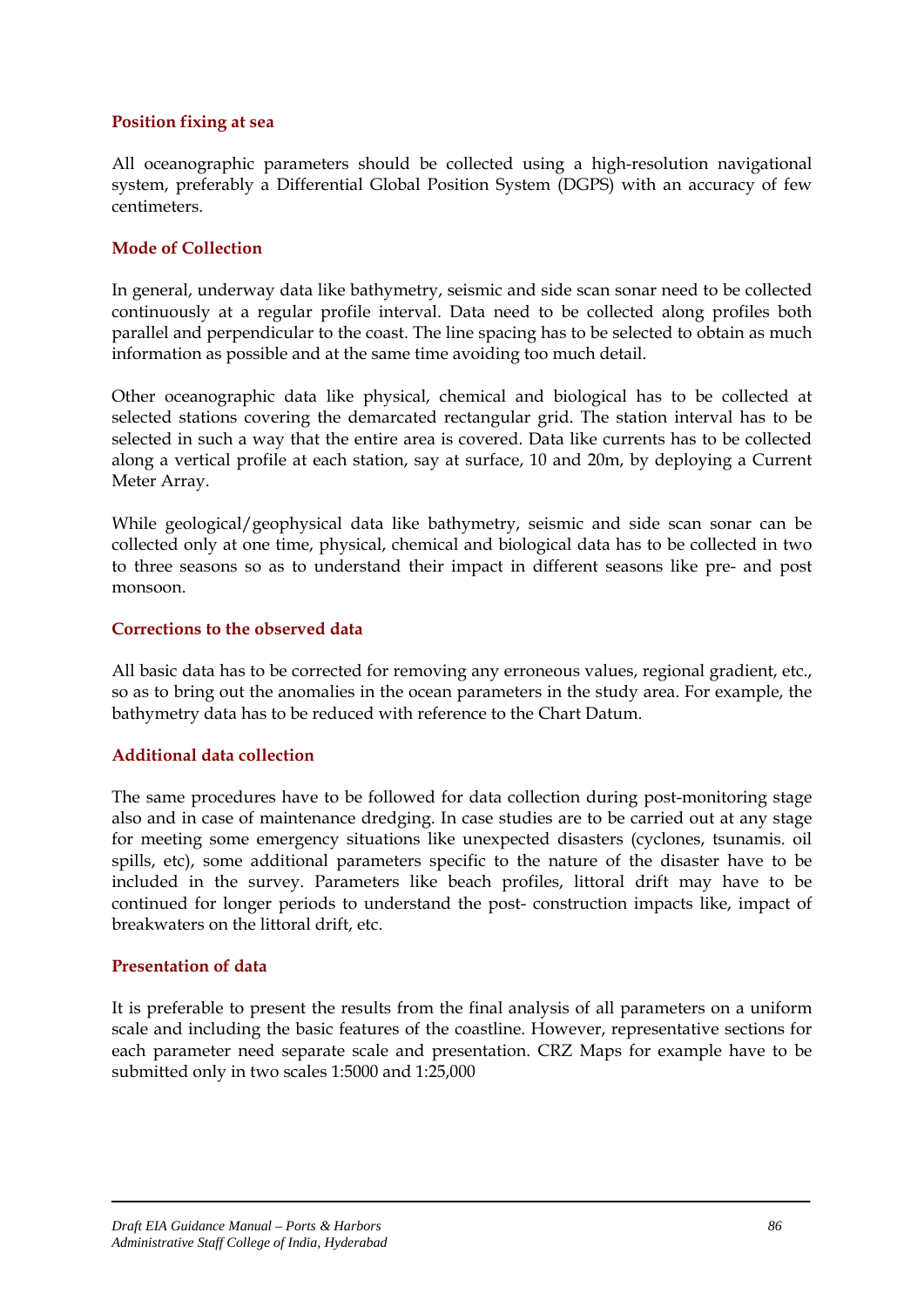### Position fixing at sea

All oceanographic parameters should be collected using a high-resolution navigational system, preferably a Differential Global Position System (DGPS) with an accuracy of few centimeters.

### Mode of Collection

In general, underway data like bathymetry, seismic and side scan sonar need to be collected continuously at a regular profile interval. Data need to be collected along profiles both parallel and perpendicular to the coast. The line spacing has to be selected to obtain as much information as possible and at the same time avoiding too much detail.

Other oceanographic data like physical, chemical and biological has to be collected at selected stations covering the demarcated rectangular grid. The station interval has to be selected in such a way that the entire area is covered. Data like currents has to be collected along a vertical profile at each station, say at surface, 10 and 20m, by deploying a Current Meter Array.

While geological/geophysical data like bathymetry, seismic and side scan sonar can be collected only at one time, physical, chemical and biological data has to be collected in two to three seasons so as to understand their impact in different seasons like pre- and post monsoon.

### Corrections to the observed data

All basic data has to be corrected for removing any erroneous values, regional gradient, etc., so as to bring out the anomalies in the ocean parameters in the study area. For example, the bathymetry data has to be reduced with reference to the Chart Datum.

### Additional data collection

The same procedures have to be followed for data collection during post-monitoring stage also and in case of maintenance dredging. In case studies are to be carried out at any stage for meeting some emergency situations like unexpected disasters (cyclones, tsunamis. oil spills, etc), some additional parameters specific to the nature of the disaster have to be included in the survey. Parameters like beach profiles, littoral drift may have to be continued for longer periods to understand the post- construction impacts like, impact of breakwaters on the littoral drift, etc.

### Presentation of data

It is preferable to present the results from the final analysis of all parameters on a uniform scale and including the basic features of the coastline. However, representative sections for each parameter need separate scale and presentation. CRZ Maps for example have to be submitted only in two scales 1:5000 and 1:25,000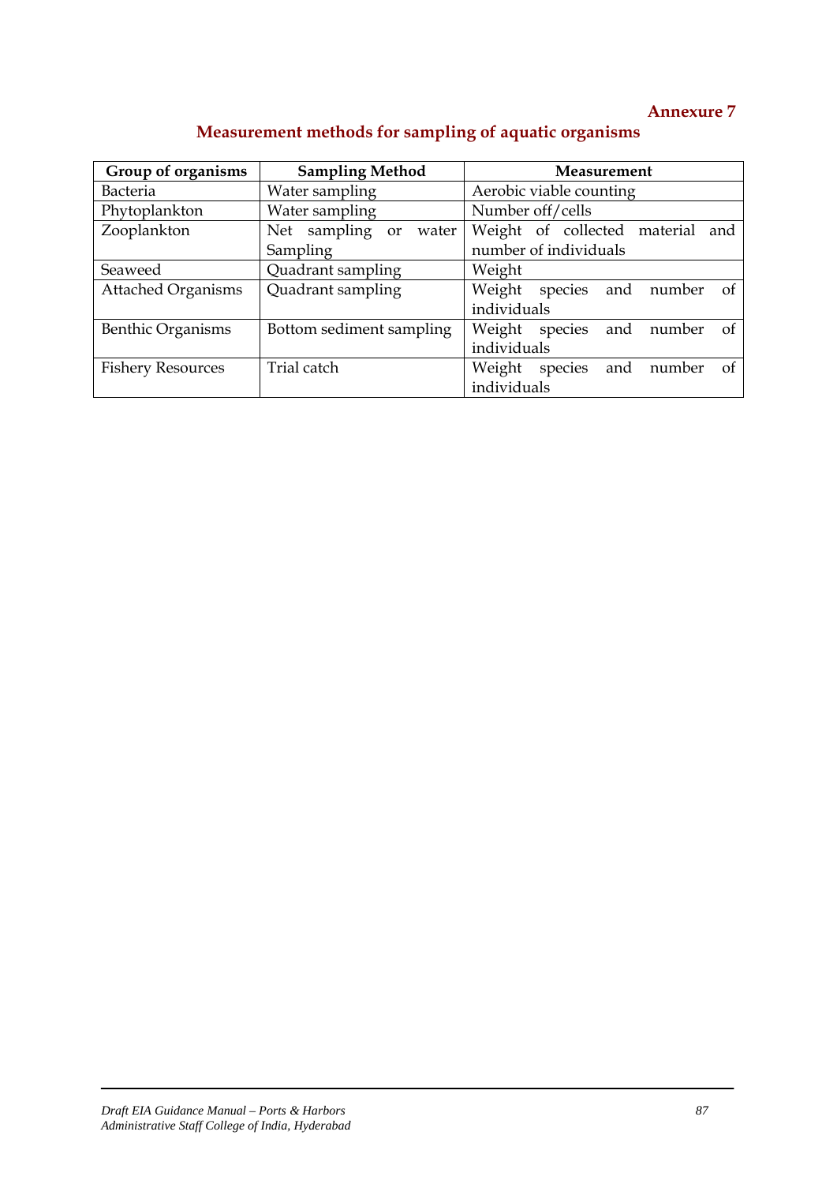**Annexure 7**

## Measurement methods for sampling of aquatic organisms

| Group of organisms | Sampling Method | Measurement |
|---|---|---|
| Bacteria | Water sampling | Aerobic viable counting |
| Phytoplankton | Water sampling | Number off/cells |
| Zooplankton | Net sampling or water Sampling | Weight of collected material and number of individuals |
| Seaweed | Quadrant sampling | Weight |
| Attached Organisms | Quadrant sampling | Weight species and number of individuals |
| Benthic Organisms | Bottom sediment sampling | Weight species and number of individuals |
| Fishery Resources | Trial catch | Weight species and number of individuals |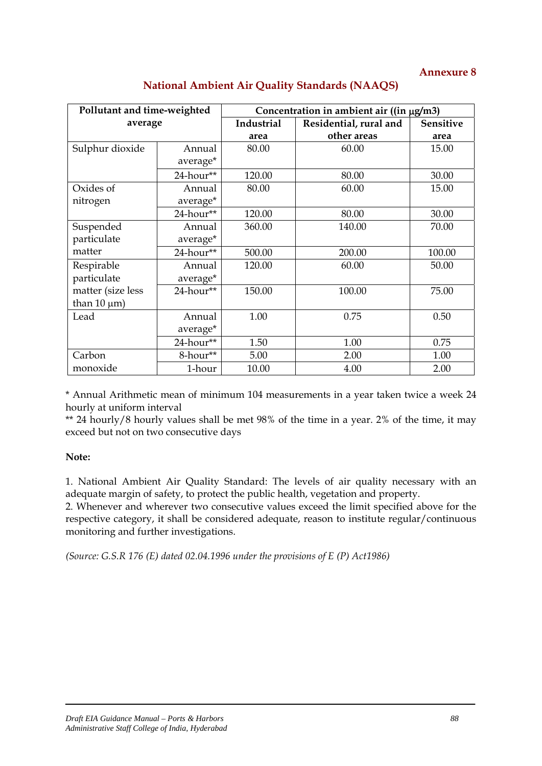**Annexure 8**

## National Ambient Air Quality Standards (NAAQS)

| Pollutant and time-weighted average | | Concentration in ambient air ((in μg/m3) | | |
|---|---|---|---|---|
| | | Industrial area | Residential, rural and other areas | Sensitive area |
| Sulphur dioxide | Annual average* | 80.00 | 60.00 | 15.00 |
| | 24-hour** | 120.00 | 80.00 | 30.00 |
| Oxides of nitrogen | Annual average* | 80.00 | 60.00 | 15.00 |
| | 24-hour** | 120.00 | 80.00 | 30.00 |
| Suspended particulate matter | Annual average* | 360.00 | 140.00 | 70.00 |
| | 24-hour** | 500.00 | 200.00 | 100.00 |
| Respirable particulate matter (size less than 10 μm) | Annual average* | 120.00 | 60.00 | 50.00 |
| | 24-hour** | 150.00 | 100.00 | 75.00 |
| Lead | Annual average* | 1.00 | 0.75 | 0.50 |
| | 24-hour** | 1.50 | 1.00 | 0.75 |
| Carbon monoxide | 8-hour** | 5.00 | 2.00 | 1.00 |
| | 1-hour | 10.00 | 4.00 | 2.00 |

* Annual Arithmetic mean of minimum 104 measurements in a year taken twice a week 24 hourly at uniform interval

** 24 hourly/8 hourly values shall be met 98% of the time in a year. 2% of the time, it may exceed but not on two consecutive days

**Note:**

1. National Ambient Air Quality Standard: The levels of air quality necessary with an adequate margin of safety, to protect the public health, vegetation and property.
2. Whenever and wherever two consecutive values exceed the limit specified above for the respective category, it shall be considered adequate, reason to institute regular/continuous monitoring and further investigations.

*(Source: G.S.R 176 (E) dated 02.04.1996 under the provisions of E (P) Act1986)*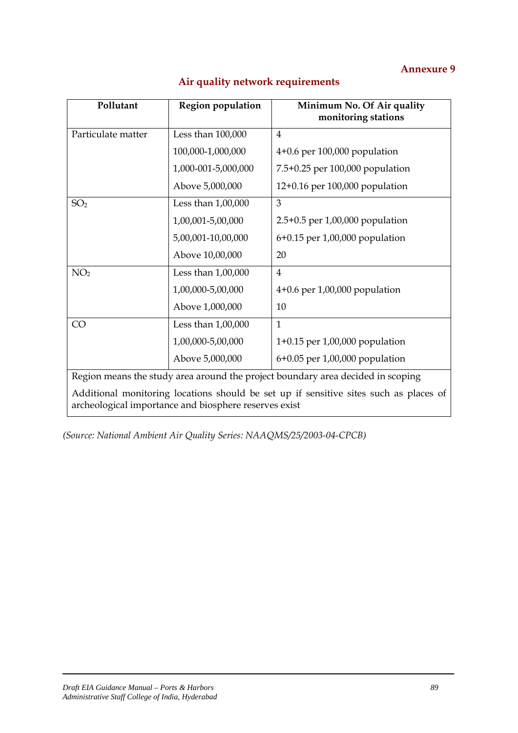**Annexure 9**

## Air quality network requirements

| Pollutant | Region population | Minimum No. Of Air quality monitoring stations |
|---|---|---|
| Particulate matter | Less than 100,000 | 4 |
| | 100,000-1,000,000 | 4+0.6 per 100,000 population |
| | 1,000-001-5,000,000 | 7.5+0.25 per 100,000 population |
| | Above 5,000,000 | 12+0.16 per 100,000 population |
| $SO_2$ | Less than 1,00,000 | 3 |
| | 1,00,001-5,00,000 | 2.5+0.5 per 1,00,000 population |
| | 5,00,001-10,00,000 | 6+0.15 per 1,00,000 population |
| | Above 10,00,000 | 20 |
| $NO_2$ | Less than 1,00,000 | 4 |
| | 1,00,000-5,00,000 | 4+0.6 per 1,00,000 population |
| | Above 1,000,000 | 10 |
| CO | Less than 1,00,000 | 1 |
| | 1,00,000-5,00,000 | 1+0.15 per 1,00,000 population |
| | Above 5,000,000 | 6+0.05 per 1,00,000 population |
| Region means the study area around the project boundary area decided in scoping | | |
| Additional monitoring locations should be set up if sensitive sites such as places of archeological importance and biosphere reserves exist | | |

*(Source: National Ambient Air Quality Series: NAAQMS/25/2003-04-CPCB)*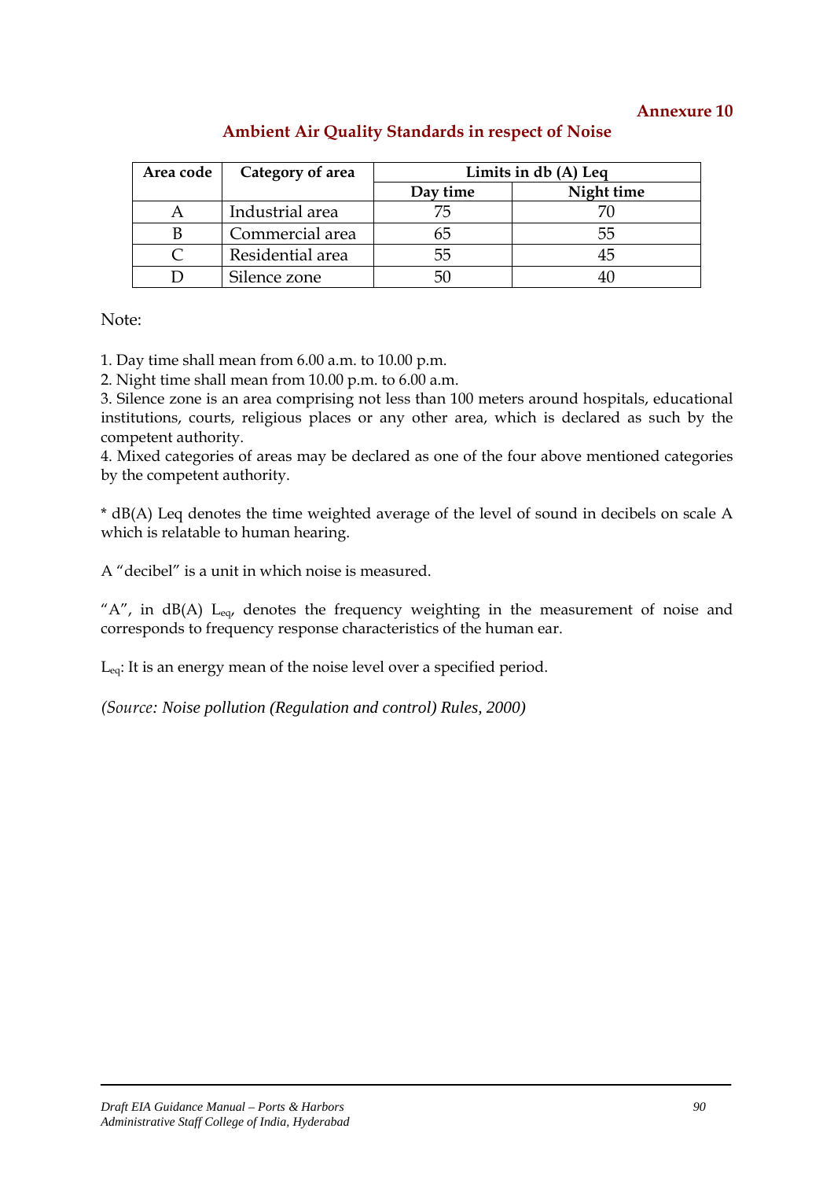**Annexure 10**

## Ambient Air Quality Standards in respect of Noise

| Area code | Category of area | Limits in db (A) Leq | |
|---|---|---|---|
| | | Day time | Night time |
| A | Industrial area | 75 | 70 |
| B | Commercial area | 65 | 55 |
| C | Residential area | 55 | 45 |
| D | Silence zone | 50 | 40 |

Note:

1. Day time shall mean from 6.00 a.m. to 10.00 p.m.
2. Night time shall mean from 10.00 p.m. to 6.00 a.m.
3. Silence zone is an area comprising not less than 100 meters around hospitals, educational institutions, courts, religious places or any other area, which is declared as such by the competent authority.
4. Mixed categories of areas may be declared as one of the four above mentioned categories by the competent authority.

* dB(A) Leq denotes the time weighted average of the level of sound in decibels on scale A which is relatable to human hearing.

A "decibel" is a unit in which noise is measured.

"A", in dB(A) $L_{eq}$, denotes the frequency weighting in the measurement of noise and corresponds to frequency response characteristics of the human ear.

$L_{eq}$: It is an energy mean of the noise level over a specified period.

*(Source: Noise pollution (Regulation and control) Rules, 2000)*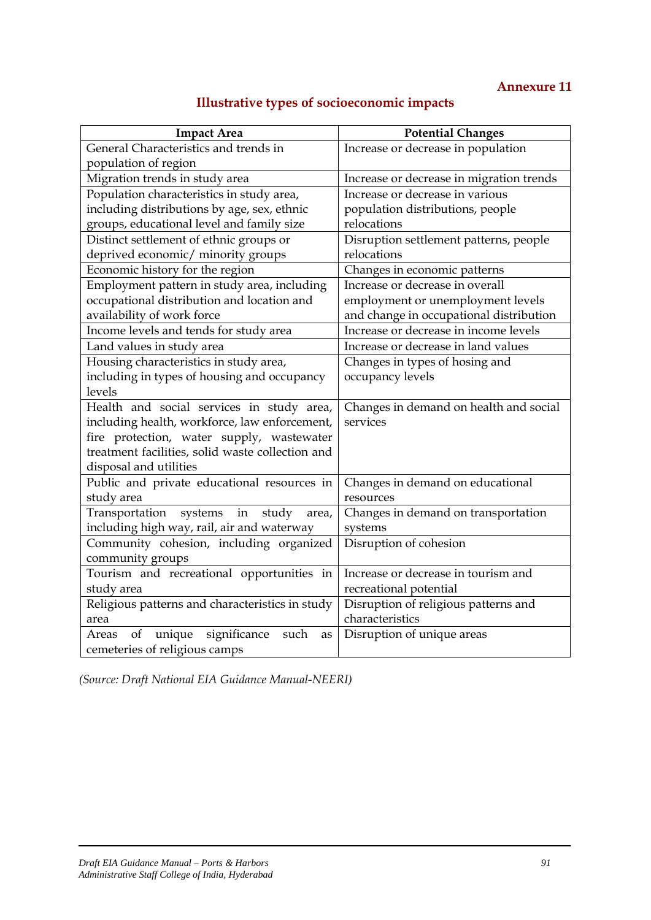**Annexure 11**

## Illustrative types of socioeconomic impacts

| Impact Area | Potential Changes |
|---|---|
| General Characteristics and trends in population of region | Increase or decrease in population |
| Migration trends in study area | Increase or decrease in migration trends |
| Population characteristics in study area, including distributions by age, sex, ethnic groups, educational level and family size | Increase or decrease in various population distributions, people relocations |
| Distinct settlement of ethnic groups or deprived economic/ minority groups | Disruption settlement patterns, people relocations |
| Economic history for the region | Changes in economic patterns |
| Employment pattern in study area, including occupational distribution and location and availability of work force | Increase or decrease in overall employment or unemployment levels and change in occupational distribution |
| Income levels and tends for study area | Increase or decrease in income levels |
| Land values in study area | Increase or decrease in land values |
| Housing characteristics in study area, including in types of housing and occupancy levels | Changes in types of hosing and occupancy levels |
| Health and social services in study area, including health, workforce, law enforcement, fire protection, water supply, wastewater treatment facilities, solid waste collection and disposal and utilities | Changes in demand on health and social services |
| Public and private educational resources in study area | Changes in demand on educational resources |
| Transportation systems in study area, including high way, rail, air and waterway | Changes in demand on transportation systems |
| Community cohesion, including organized community groups | Disruption of cohesion |
| Tourism and recreational opportunities in study area | Increase or decrease in tourism and recreational potential |
| Religious patterns and characteristics in study area | Disruption of religious patterns and characteristics |
| Areas of unique significance such as cemeteries of religious camps | Disruption of unique areas |

*(Source: Draft National EIA Guidance Manual-NEERI)*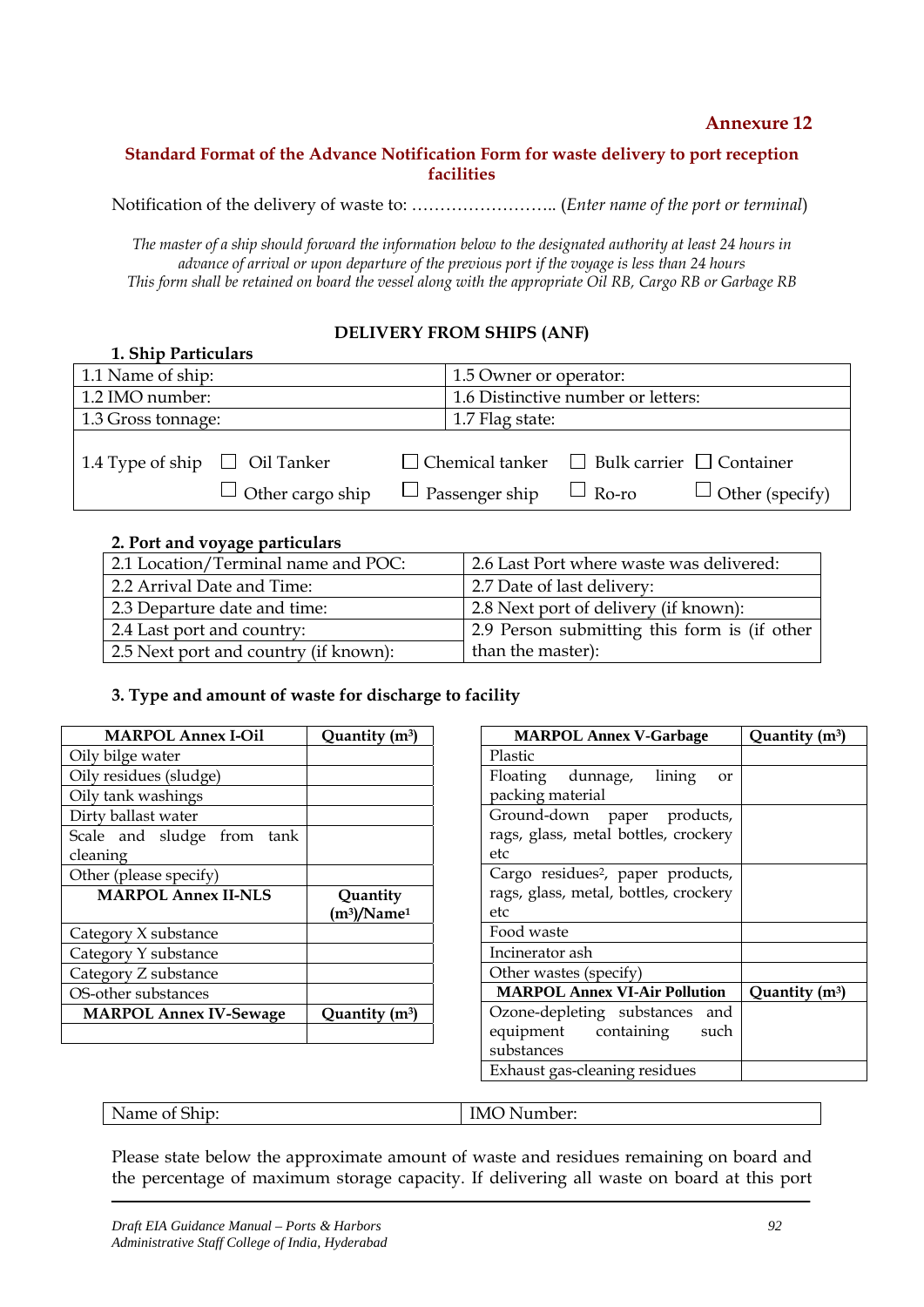**Annexure 12**

## Standard Format of the Advance Notification Form for waste delivery to port reception facilities

Notification of the delivery of waste to: …………………….. (*Enter name of the port or terminal*)

*The master of a ship should forward the information below to the designated authority at least 24 hours in advance of arrival or upon departure of the previous port if the voyage is less than 24 hours*
*This form shall be retained on board the vessel along with the appropriate Oil RB, Cargo RB or Garbage RB*

### DELIVERY FROM SHIPS (ANF)

**1. Ship Particulars**

| | |
|---|---|
| 1.1 Name of ship: | 1.5 Owner or operator: |
| 1.2 IMO number: | 1.6 Distinctive number or letters: |
| 1.3 Gross tonnage: | 1.7 Flag state: |

1.4 Type of ship ☐ Oil Tanker ☐ Chemical tanker ☐ Bulk carrier ☐ Container ☐ Other cargo ship ☐ Passenger ship ☐ Ro-ro ☐ Other (specify)

**2. Port and voyage particulars**

| | |
|---|---|
| 2.1 Location/Terminal name and POC: | 2.6 Last Port where waste was delivered: |
| 2.2 Arrival Date and Time: | 2.7 Date of last delivery: |
| 2.3 Departure date and time: | 2.8 Next port of delivery (if known): |
| 2.4 Last port and country: | 2.9 Person submitting this form is (if other than the master): |
| 2.5 Next port and country (if known): | |

**3. Type and amount of waste for discharge to facility**

| **MARPOL Annex I-Oil** | **Quantity (m³)** |
|---|---|
| Oily bilge water | |
| Oily residues (sludge) | |
| Oily tank washings | |
| Dirty ballast water | |
| Scale and sludge from tank cleaning | |
| Other (please specify) | |
| **MARPOL Annex II-NLS** | **Quantity (m³)/Name[1]** |
| Category X substance | |
| Category Y substance | |
| Category Z substance | |
| OS-other substances | |
| **MARPOL Annex IV-Sewage** | **Quantity (m³)** |
| | |

| **MARPOL Annex V-Garbage** | **Quantity (m³)** |
|---|---|
| Plastic | |
| Floating dunnage, lining or packing material | |
| Ground-down paper products, rags, glass, metal bottles, crockery etc | |
| Cargo residues[2], paper products, rags, glass, metal, bottles, crockery etc | |
| Food waste | |
| Incinerator ash | |
| Other wastes (specify) | |
| **MARPOL Annex VI-Air Pollution** | **Quantity (m³)** |
| Ozone-depleting substances and equipment containing such substances | |
| Exhaust gas-cleaning residues | |

| | |
|---|---|
| Name of Ship: | IMO Number: |

Please state below the approximate amount of waste and residues remaining on board and the percentage of maximum storage capacity. If delivering all waste on board at this port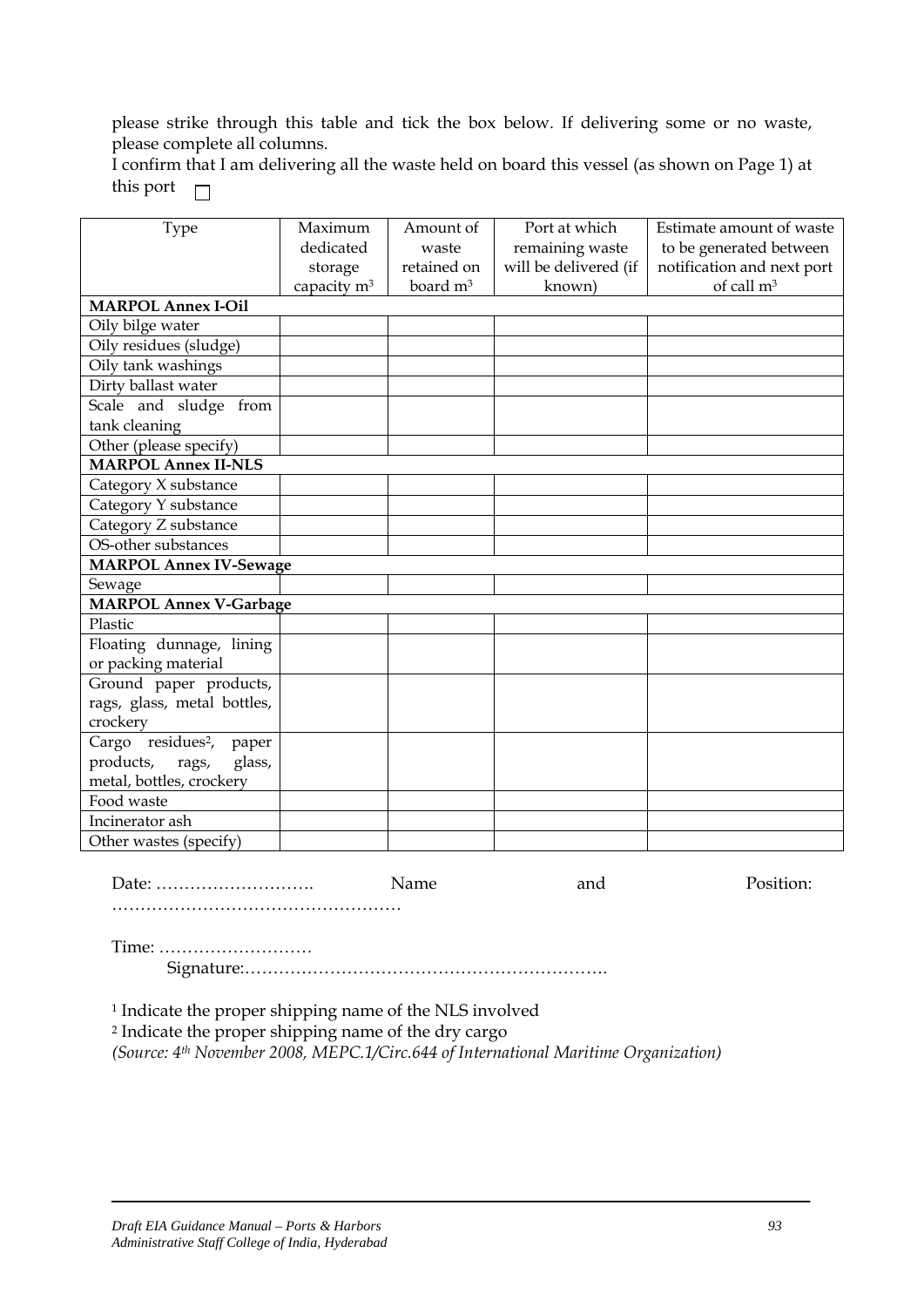please strike through this table and tick the box below. If delivering some or no waste, please complete all columns.

I confirm that I am delivering all the waste held on board this vessel (as shown on Page 1) at this port ☐

| Type | Maximum dedicated storage capacity $m^3$ | Amount of waste retained on board $m^3$ | Port at which remaining waste will be delivered (if known) | Estimate amount of waste to be generated between notification and next port of call $m^3$ |
|---|---|---|---|---|
| **MARPOL Annex I-Oil** | | | | |
| Oily bilge water | | | | |
| Oily residues (sludge) | | | | |
| Oily tank washings | | | | |
| Dirty ballast water | | | | |
| Scale and sludge from tank cleaning | | | | |
| Other (please specify) | | | | |
| **MARPOL Annex II-NLS** | | | | |
| Category X substance | | | | |
| Category Y substance | | | | |
| Category Z substance | | | | |
| OS-other substances | | | | |
| **MARPOL Annex IV-Sewage** | | | | |
| Sewage | | | | |
| **MARPOL Annex V-Garbage** | | | | |
| Plastic | | | | |
| Floating dunnage, lining or packing material | | | | |
| Ground paper products, rags, glass, metal bottles, crockery | | | | |
| Cargo residues[2], paper products, rags, glass, metal, bottles, crockery | | | | |
| Food waste | | | | |
| Incinerator ash | | | | |
| Other wastes (specify) | | | | |

Date: ………………………. Name and Position: ……………………………………………

Time: ………………………

Signature:……………………………………………………….

[1] Indicate the proper shipping name of the NLS involved

[2] Indicate the proper shipping name of the dry cargo

*(Source: 4th November 2008, MEPC.1/Circ.644 of International Maritime Organization)*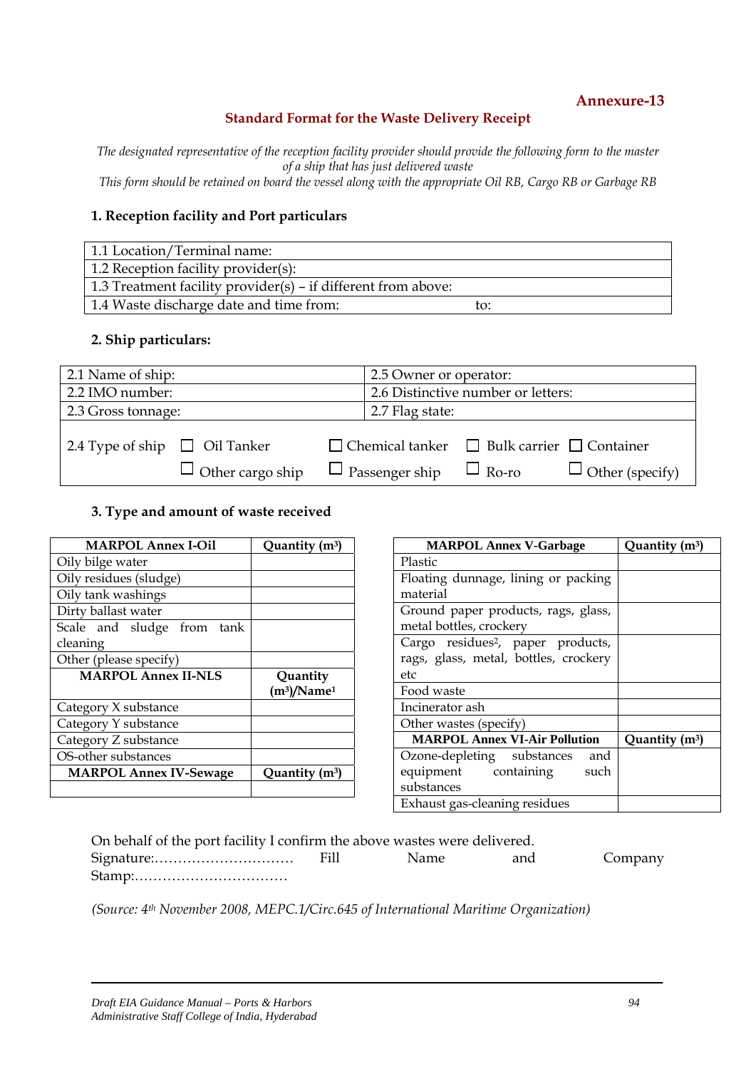**Annexure-13**

## Standard Format for the Waste Delivery Receipt

*The designated representative of the reception facility provider should provide the following form to the master of a ship that has just delivered waste*
*This form should be retained on board the vessel along with the appropriate Oil RB, Cargo RB or Garbage RB*

### 1. Reception facility and Port particulars

| 1.1 Location/Terminal name: |
|---|
| 1.2 Reception facility provider(s): |
| 1.3 Treatment facility provider(s) – if different from above: |
| 1.4 Waste discharge date and time from: to: |

### 2. Ship particulars:

| 2.1 Name of ship: | 2.5 Owner or operator: |
|---|---|
| 2.2 IMO number: | 2.6 Distinctive number or letters: |
| 2.3 Gross tonnage: | 2.7 Flag state: |
| 2.4 Type of ship ☐ Oil Tanker ☐ Chemical tanker ☐ Bulk carrier ☐ Container ☐ Other cargo ship ☐ Passenger ship ☐ Ro-ro ☐ Other (specify) | |

### 3. Type and amount of waste received

| MARPOL Annex I-Oil | Quantity ($m^3$) |
|---|---|
| Oily bilge water | |
| Oily residues (sludge) | |
| Oily tank washings | |
| Dirty ballast water | |
| Scale and sludge from tank cleaning | |
| Other (please specify) | |
| **MARPOL Annex II-NLS** | **Quantity ($m^3$)/Name[1]** |
| Category X substance | |
| Category Y substance | |
| Category Z substance | |
| OS-other substances | |
| **MARPOL Annex IV-Sewage** | **Quantity ($m^3$)** |
| | |

| MARPOL Annex V-Garbage | Quantity ($m^3$) |
|---|---|
| Plastic | |
| Floating dunnage, lining or packing material | |
| Ground paper products, rags, glass, metal bottles, crockery | |
| Cargo residues[2], paper products, rags, glass, metal, bottles, crockery etc | |
| Food waste | |
| Incinerator ash | |
| Other wastes (specify) | |
| **MARPOL Annex VI-Air Pollution** | **Quantity ($m^3$)** |
| Ozone-depleting substances and equipment containing such substances | |
| Exhaust gas-cleaning residues | |

On behalf of the port facility I confirm the above wastes were delivered.
Signature:………………………… Fill Name and Company Stamp:……………………………

*(Source: 4th November 2008, MEPC.1/Circ.645 of International Maritime Organization)*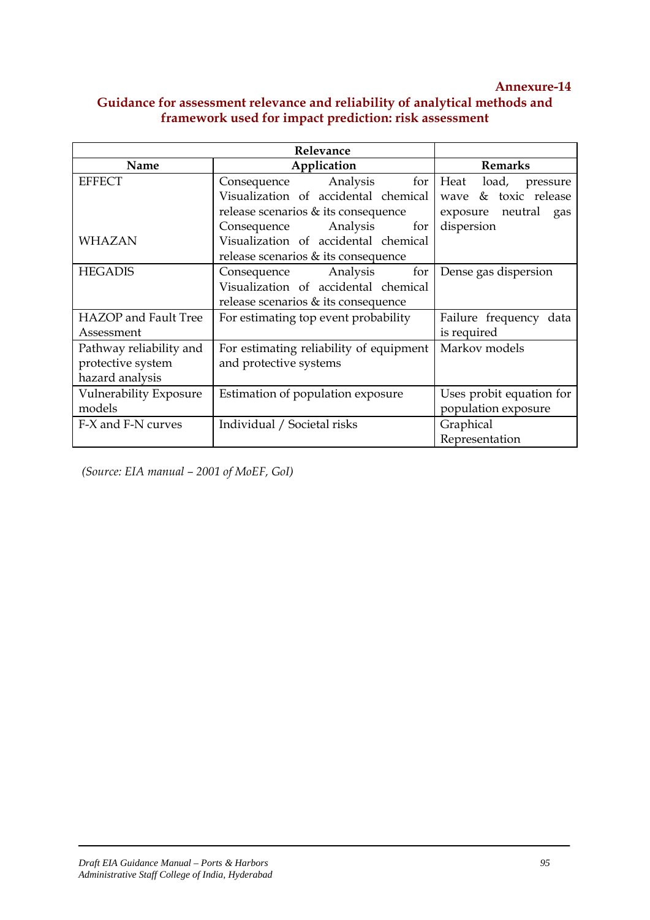**Annexure-14**

## Guidance for assessment relevance and reliability of analytical methods and framework used for impact prediction: risk assessment

| Relevance | | |
|---|---|---|
| **Name** | **Application** | **Remarks** |
| EFFECT<br><br>WHAZAN | Consequence Analysis for Visualization of accidental chemical release scenarios & its consequence<br>Consequence Analysis for Visualization of accidental chemical release scenarios & its consequence | Heat load, pressure wave & toxic release exposure neutral gas dispersion |
| HEGADIS | Consequence Analysis for Visualization of accidental chemical release scenarios & its consequence | Dense gas dispersion |
| HAZOP and Fault Tree Assessment | For estimating top event probability | Failure frequency data is required |
| Pathway reliability and protective system hazard analysis | For estimating reliability of equipment and protective systems | Markov models |
| Vulnerability Exposure models | Estimation of population exposure | Uses probit equation for population exposure |
| F-X and F-N curves | Individual / Societal risks | Graphical Representation |

*(Source: EIA manual – 2001 of MoEF, GoI)*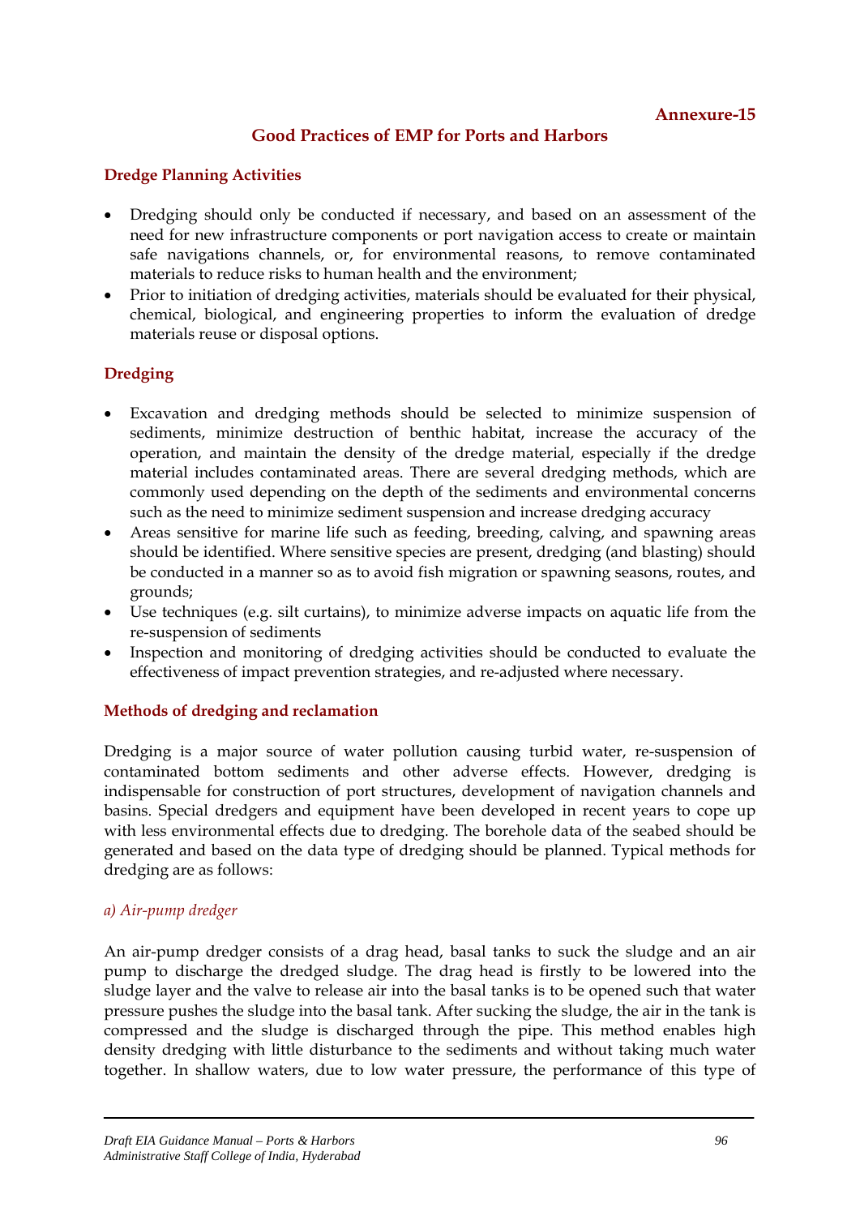Annexure-15

## Good Practices of EMP for Ports and Harbors

### Dredge Planning Activities

- Dredging should only be conducted if necessary, and based on an assessment of the need for new infrastructure components or port navigation access to create or maintain safe navigations channels, or, for environmental reasons, to remove contaminated materials to reduce risks to human health and the environment;
- Prior to initiation of dredging activities, materials should be evaluated for their physical, chemical, biological, and engineering properties to inform the evaluation of dredge materials reuse or disposal options.

### Dredging

- Excavation and dredging methods should be selected to minimize suspension of sediments, minimize destruction of benthic habitat, increase the accuracy of the operation, and maintain the density of the dredge material, especially if the dredge material includes contaminated areas. There are several dredging methods, which are commonly used depending on the depth of the sediments and environmental concerns such as the need to minimize sediment suspension and increase dredging accuracy
- Areas sensitive for marine life such as feeding, breeding, calving, and spawning areas should be identified. Where sensitive species are present, dredging (and blasting) should be conducted in a manner so as to avoid fish migration or spawning seasons, routes, and grounds;
- Use techniques (e.g. silt curtains), to minimize adverse impacts on aquatic life from the re-suspension of sediments
- Inspection and monitoring of dredging activities should be conducted to evaluate the effectiveness of impact prevention strategies, and re-adjusted where necessary.

### Methods of dredging and reclamation

Dredging is a major source of water pollution causing turbid water, re-suspension of contaminated bottom sediments and other adverse effects. However, dredging is indispensable for construction of port structures, development of navigation channels and basins. Special dredgers and equipment have been developed in recent years to cope up with less environmental effects due to dredging. The borehole data of the seabed should be generated and based on the data type of dredging should be planned. Typical methods for dredging are as follows:

*a) Air-pump dredger*

An air-pump dredger consists of a drag head, basal tanks to suck the sludge and an air pump to discharge the dredged sludge. The drag head is firstly to be lowered into the sludge layer and the valve to release air into the basal tanks is to be opened such that water pressure pushes the sludge into the basal tank. After sucking the sludge, the air in the tank is compressed and the sludge is discharged through the pipe. This method enables high density dredging with little disturbance to the sediments and without taking much water together. In shallow waters, due to low water pressure, the performance of this type of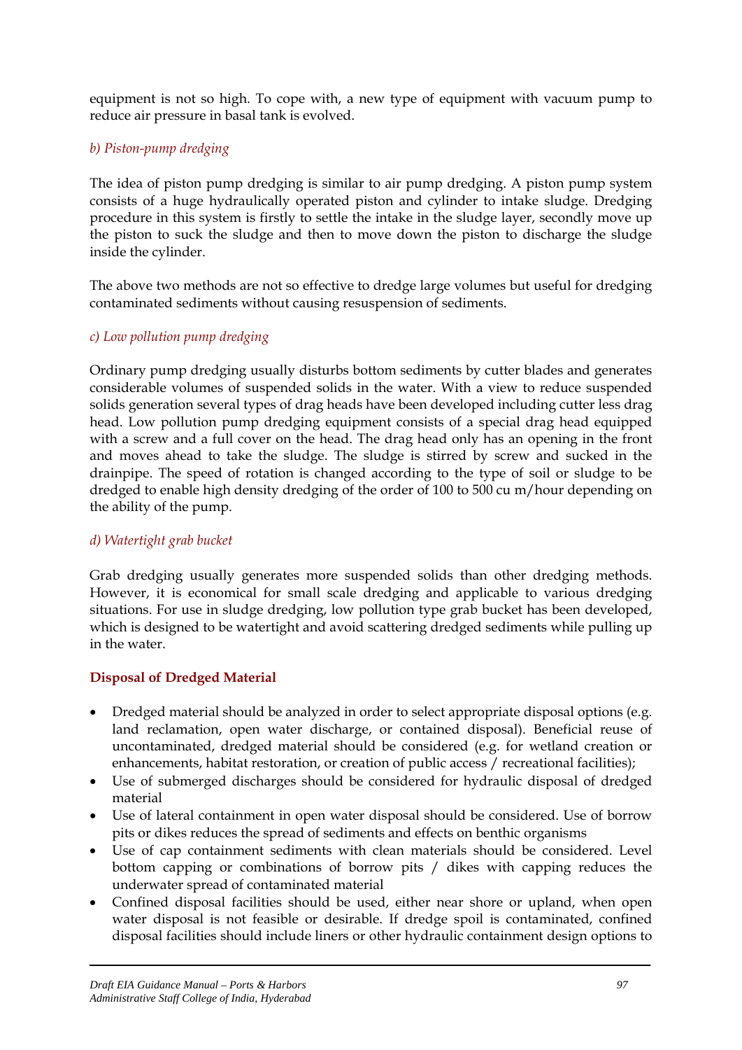equipment is not so high. To cope with, a new type of equipment with vacuum pump to reduce air pressure in basal tank is evolved.

*b) Piston-pump dredging*

The idea of piston pump dredging is similar to air pump dredging. A piston pump system consists of a huge hydraulically operated piston and cylinder to intake sludge. Dredging procedure in this system is firstly to settle the intake in the sludge layer, secondly move up the piston to suck the sludge and then to move down the piston to discharge the sludge inside the cylinder.

The above two methods are not so effective to dredge large volumes but useful for dredging contaminated sediments without causing resuspension of sediments.

*c) Low pollution pump dredging*

Ordinary pump dredging usually disturbs bottom sediments by cutter blades and generates considerable volumes of suspended solids in the water. With a view to reduce suspended solids generation several types of drag heads have been developed including cutter less drag head. Low pollution pump dredging equipment consists of a special drag head equipped with a screw and a full cover on the head. The drag head only has an opening in the front and moves ahead to take the sludge. The sludge is stirred by screw and sucked in the drainpipe. The speed of rotation is changed according to the type of soil or sludge to be dredged to enable high density dredging of the order of 100 to 500 cu m/hour depending on the ability of the pump.

*d) Watertight grab bucket*

Grab dredging usually generates more suspended solids than other dredging methods. However, it is economical for small scale dredging and applicable to various dredging situations. For use in sludge dredging, low pollution type grab bucket has been developed, which is designed to be watertight and avoid scattering dredged sediments while pulling up in the water.

**Disposal of Dredged Material**

- Dredged material should be analyzed in order to select appropriate disposal options (e.g. land reclamation, open water discharge, or contained disposal). Beneficial reuse of uncontaminated, dredged material should be considered (e.g. for wetland creation or enhancements, habitat restoration, or creation of public access / recreational facilities);
- Use of submerged discharges should be considered for hydraulic disposal of dredged material
- Use of lateral containment in open water disposal should be considered. Use of borrow pits or dikes reduces the spread of sediments and effects on benthic organisms
- Use of cap containment sediments with clean materials should be considered. Level bottom capping or combinations of borrow pits / dikes with capping reduces the underwater spread of contaminated material
- Confined disposal facilities should be used, either near shore or upland, when open water disposal is not feasible or desirable. If dredge spoil is contaminated, confined disposal facilities should include liners or other hydraulic containment design options to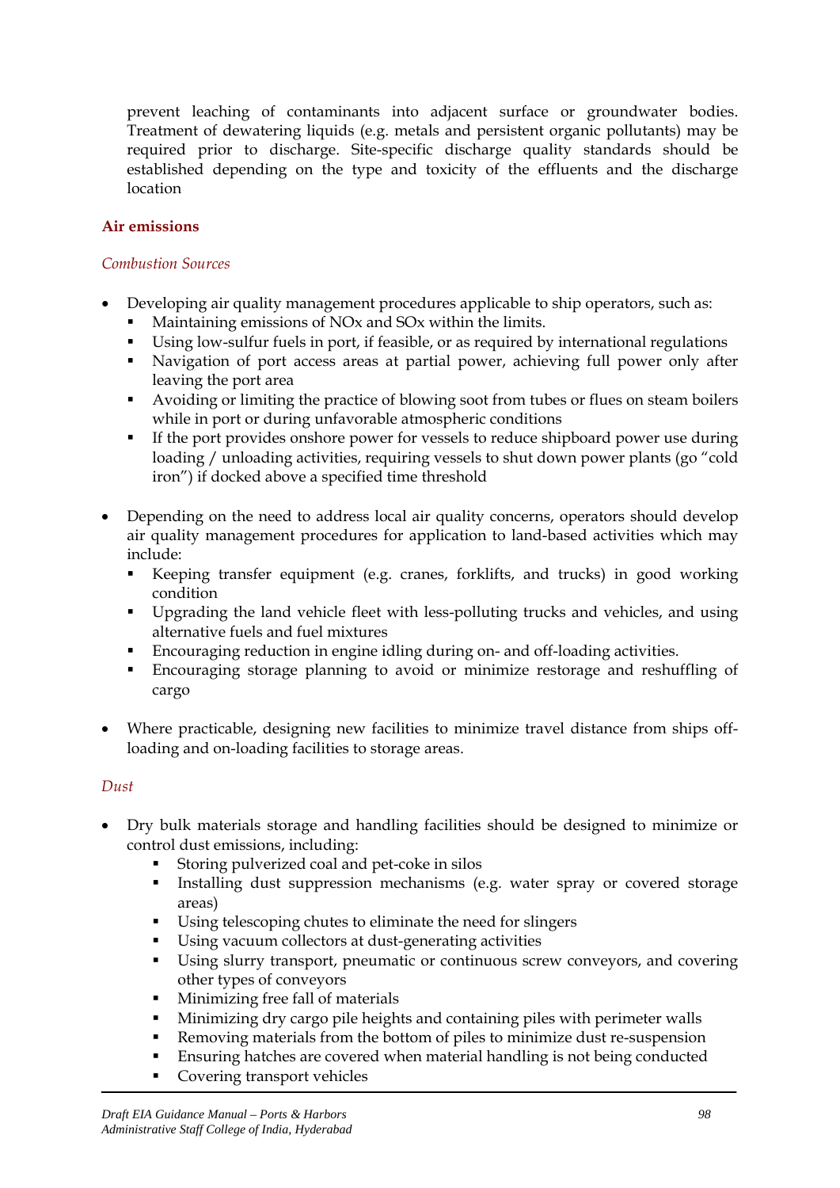prevent leaching of contaminants into adjacent surface or groundwater bodies. Treatment of dewatering liquids (e.g. metals and persistent organic pollutants) may be required prior to discharge. Site-specific discharge quality standards should be established depending on the type and toxicity of the effluents and the discharge location

**Air emissions**

*Combustion Sources*

- Developing air quality management procedures applicable to ship operators, such as:
  - Maintaining emissions of NOx and SOx within the limits.
  - Using low-sulfur fuels in port, if feasible, or as required by international regulations
  - Navigation of port access areas at partial power, achieving full power only after leaving the port area
  - Avoiding or limiting the practice of blowing soot from tubes or flues on steam boilers while in port or during unfavorable atmospheric conditions
  - If the port provides onshore power for vessels to reduce shipboard power use during loading / unloading activities, requiring vessels to shut down power plants (go "cold iron") if docked above a specified time threshold

- Depending on the need to address local air quality concerns, operators should develop air quality management procedures for application to land-based activities which may include:
  - Keeping transfer equipment (e.g. cranes, forklifts, and trucks) in good working condition
  - Upgrading the land vehicle fleet with less-polluting trucks and vehicles, and using alternative fuels and fuel mixtures
  - Encouraging reduction in engine idling during on- and off-loading activities.
  - Encouraging storage planning to avoid or minimize restorage and reshuffling of cargo

- Where practicable, designing new facilities to minimize travel distance from ships off-loading and on-loading facilities to storage areas.

*Dust*

- Dry bulk materials storage and handling facilities should be designed to minimize or control dust emissions, including:
  - Storing pulverized coal and pet-coke in silos
  - Installing dust suppression mechanisms (e.g. water spray or covered storage areas)
  - Using telescoping chutes to eliminate the need for slingers
  - Using vacuum collectors at dust-generating activities
  - Using slurry transport, pneumatic or continuous screw conveyors, and covering other types of conveyors
  - Minimizing free fall of materials
  - Minimizing dry cargo pile heights and containing piles with perimeter walls
  - Removing materials from the bottom of piles to minimize dust re-suspension
  - Ensuring hatches are covered when material handling is not being conducted
  - Covering transport vehicles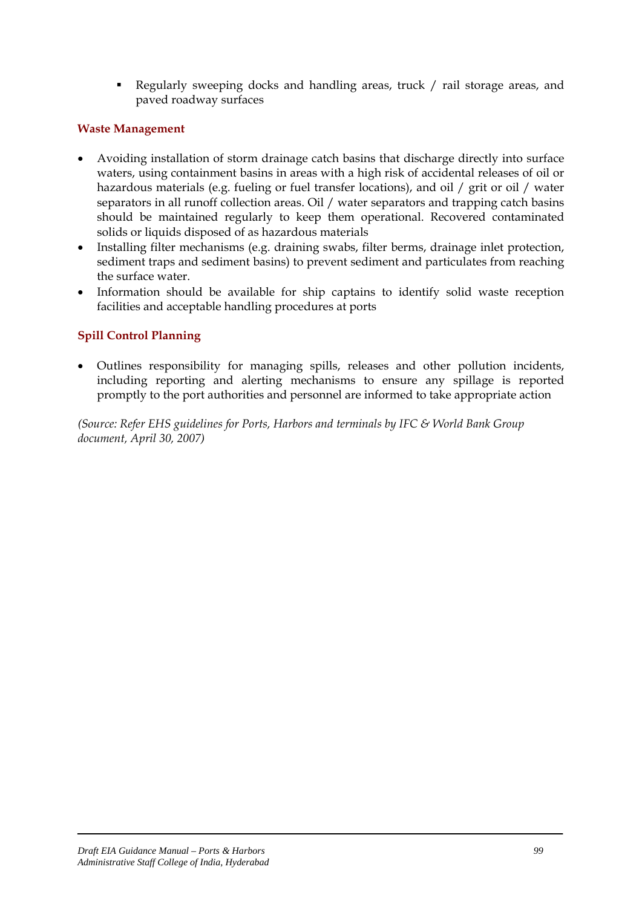- Regularly sweeping docks and handling areas, truck / rail storage areas, and paved roadway surfaces

**Waste Management**

- Avoiding installation of storm drainage catch basins that discharge directly into surface waters, using containment basins in areas with a high risk of accidental releases of oil or hazardous materials (e.g. fueling or fuel transfer locations), and oil / grit or oil / water separators in all runoff collection areas. Oil / water separators and trapping catch basins should be maintained regularly to keep them operational. Recovered contaminated solids or liquids disposed of as hazardous materials
- Installing filter mechanisms (e.g. draining swabs, filter berms, drainage inlet protection, sediment traps and sediment basins) to prevent sediment and particulates from reaching the surface water.
- Information should be available for ship captains to identify solid waste reception facilities and acceptable handling procedures at ports

**Spill Control Planning**

- Outlines responsibility for managing spills, releases and other pollution incidents, including reporting and alerting mechanisms to ensure any spillage is reported promptly to the port authorities and personnel are informed to take appropriate action

*(Source: Refer EHS guidelines for Ports, Harbors and terminals by IFC & World Bank Group document, April 30, 2007)*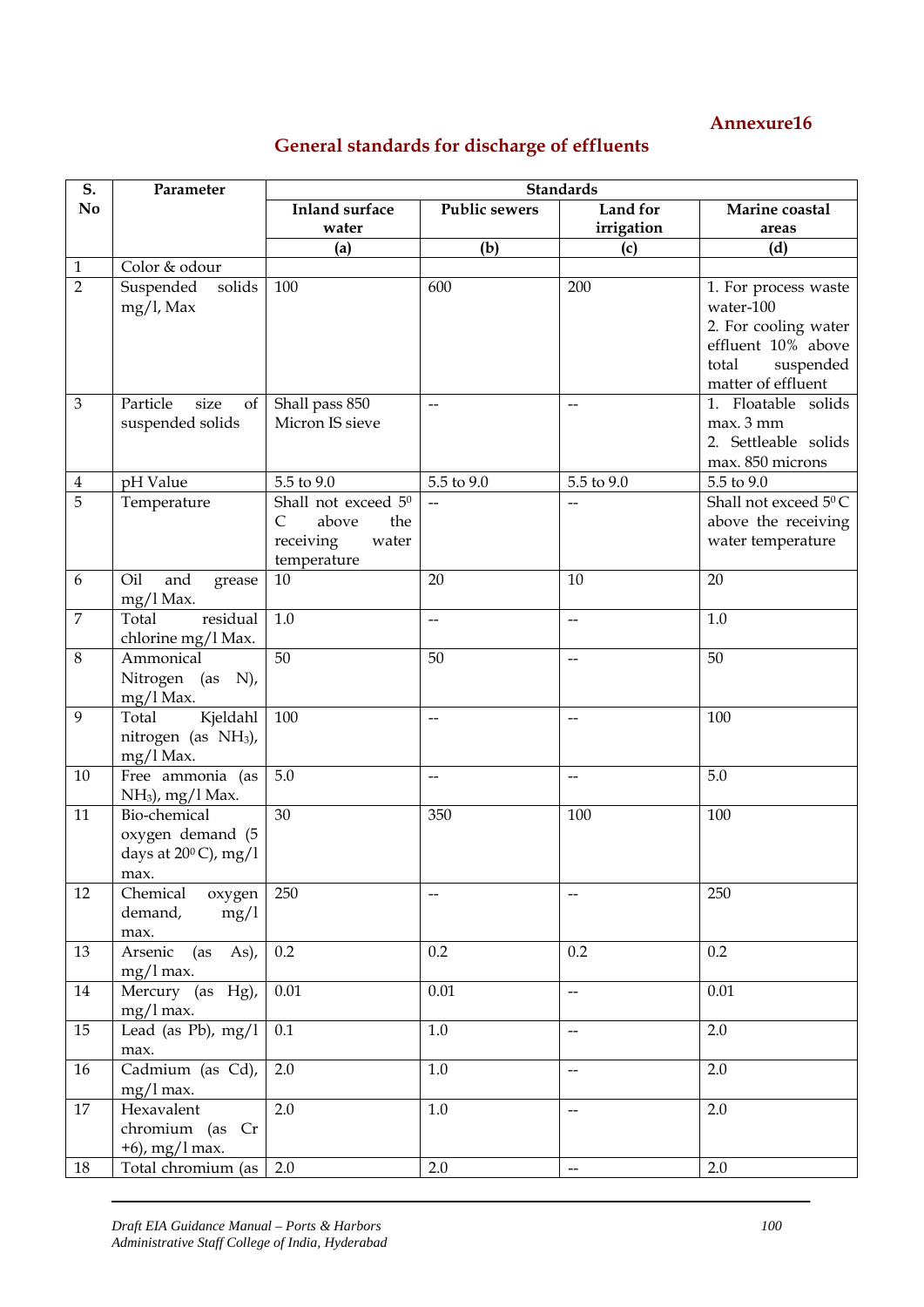**Annexure16**

## General standards for discharge of effluents

| S. No | Parameter | Standards | | | |
|---|---|---|---|---|---|
| | | Inland surface water | Public sewers | Land for irrigation | Marine coastal areas |
| | | (a) | (b) | (c) | (d) |
| 1 | Color & odour | | | | |
| 2 | Suspended solids mg/l, Max | 100 | 600 | 200 | 1. For process waste water-100<br>2. For cooling water effluent 10% above total suspended matter of effluent |
| 3 | Particle size of suspended solids | Shall pass 850 Micron IS sieve | -- | -- | 1. Floatable solids max. 3 mm<br>2. Settleable solids max. 850 microns |
| 4 | pH Value | 5.5 to 9.0 | 5.5 to 9.0 | 5.5 to 9.0 | 5.5 to 9.0 |
| 5 | Temperature | Shall not exceed $5^0$ C above the receiving water temperature | -- | -- | Shall not exceed $5^0$ C above the receiving water temperature |
| 6 | Oil and grease mg/l Max. | 10 | 20 | 10 | 20 |
| 7 | Total residual chlorine mg/l Max. | 1.0 | -- | -- | 1.0 |
| 8 | Ammonical Nitrogen (as N), mg/l Max. | 50 | 50 | -- | 50 |
| 9 | Total Kjeldahl nitrogen (as $NH_3$), mg/l Max. | 100 | -- | -- | 100 |
| 10 | Free ammonia (as $NH_3$), mg/l Max. | 5.0 | -- | -- | 5.0 |
| 11 | Bio-chemical oxygen demand (5 days at $20^0$ C), mg/l max. | 30 | 350 | 100 | 100 |
| 12 | Chemical oxygen demand, mg/l max. | 250 | -- | -- | 250 |
| 13 | Arsenic (as As), mg/l max. | 0.2 | 0.2 | 0.2 | 0.2 |
| 14 | Mercury (as Hg), mg/l max. | 0.01 | 0.01 | -- | 0.01 |
| 15 | Lead (as Pb), mg/l max. | 0.1 | 1.0 | -- | 2.0 |
| 16 | Cadmium (as Cd), mg/l max. | 2.0 | 1.0 | -- | 2.0 |
| 17 | Hexavalent chromium (as Cr +6), mg/l max. | 2.0 | 1.0 | -- | 2.0 |
| 18 | Total chromium (as | 2.0 | 2.0 | -- | 2.0 |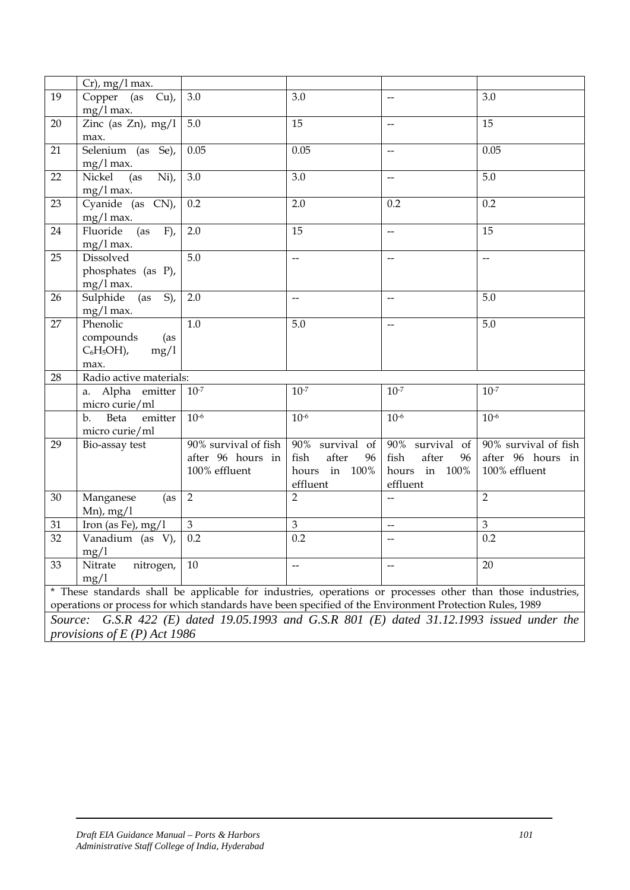|  | Cr), mg/l max. |  |  |  |  |
|---|---|---|---|---|---|
| 19 | Copper (as Cu), mg/l max. | 3.0 | 3.0 | -- | 3.0 |
| 20 | Zinc (as Zn), mg/l max. | 5.0 | 15 | -- | 15 |
| 21 | Selenium (as Se), mg/l max. | 0.05 | 0.05 | -- | 0.05 |
| 22 | Nickel (as Ni), mg/l max. | 3.0 | 3.0 | -- | 5.0 |
| 23 | Cyanide (as CN), mg/l max. | 0.2 | 2.0 | 0.2 | 0.2 |
| 24 | Fluoride (as F), mg/l max. | 2.0 | 15 | -- | 15 |
| 25 | Dissolved phosphates (as P), mg/l max. | 5.0 | -- | -- | -- |
| 26 | Sulphide (as S), mg/l max. | 2.0 | -- | -- | 5.0 |
| 27 | Phenolic compounds (as $C_6H_5OH$), mg/l max. | 1.0 | 5.0 | -- | 5.0 |
| 28 | Radio active materials: |  |  |  |  |
|  | a. Alpha emitter micro curie/ml | $10^{-7}$ | $10^{-7}$ | $10^{-7}$ | $10^{-7}$ |
|  | b. Beta emitter micro curie/ml | $10^{-6}$ | $10^{-6}$ | $10^{-6}$ | $10^{-6}$ |
| 29 | Bio-assay test | 90% survival of fish after 96 hours in 100% effluent | 90% survival of fish after 96 hours in 100% effluent | 90% survival of fish after 96 hours in 100% effluent | 90% survival of fish after 96 hours in 100% effluent |
| 30 | Manganese (as Mn), mg/l | 2 | 2 | -- | 2 |
| 31 | Iron (as Fe), mg/l | 3 | 3 | -- | 3 |
| 32 | Vanadium (as V), mg/l | 0.2 | 0.2 | -- | 0.2 |
| 33 | Nitrate nitrogen, mg/l | 10 | -- | -- | 20 |

\* These standards shall be applicable for industries, operations or processes other than those industries, operations or process for which standards have been specified of the Environment Protection Rules, 1989

*Source: G.S.R 422 (E) dated 19.05.1993 and G.S.R 801 (E) dated 31.12.1993 issued under the provisions of E (P) Act 1986*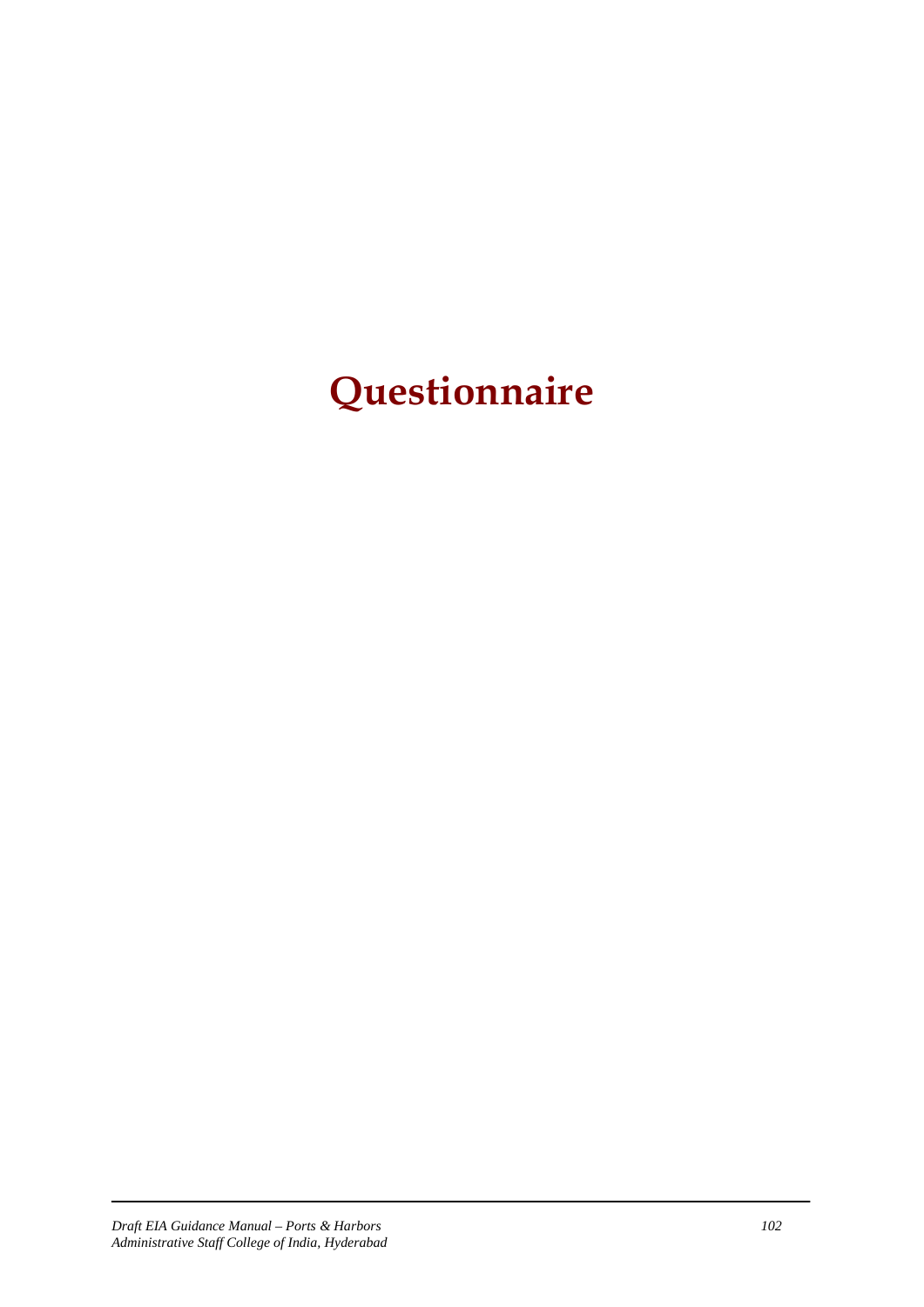# Questionnaire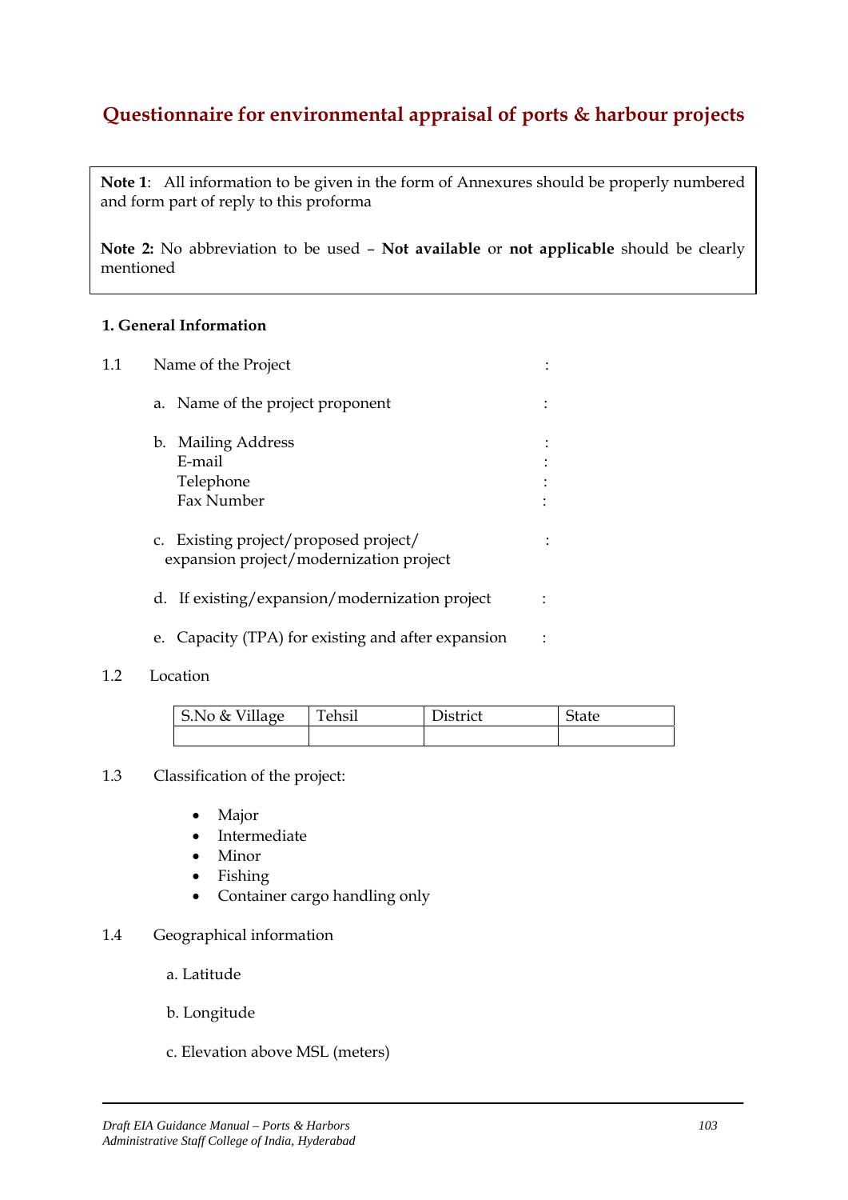# Questionnaire for environmental appraisal of ports & harbour projects

**Note 1**: All information to be given in the form of Annexures should be properly numbered and form part of reply to this proforma

**Note 2:** No abbreviation to be used – **Not available** or **not applicable** should be clearly mentioned

**1. General Information**

1.1 Name of the Project :

a. Name of the project proponent :

b. Mailing Address :
E-mail :
Telephone :
Fax Number :

c. Existing project/proposed project/ expansion project/modernization project :

d. If existing/expansion/modernization project :

e. Capacity (TPA) for existing and after expansion :

1.2 Location

| S.No & Village | Tehsil | District | State |
|---|---|---|---|
| | | | |

1.3 Classification of the project:

- Major
- Intermediate
- Minor
- Fishing
- Container cargo handling only

1.4 Geographical information

a. Latitude

b. Longitude

c. Elevation above MSL (meters)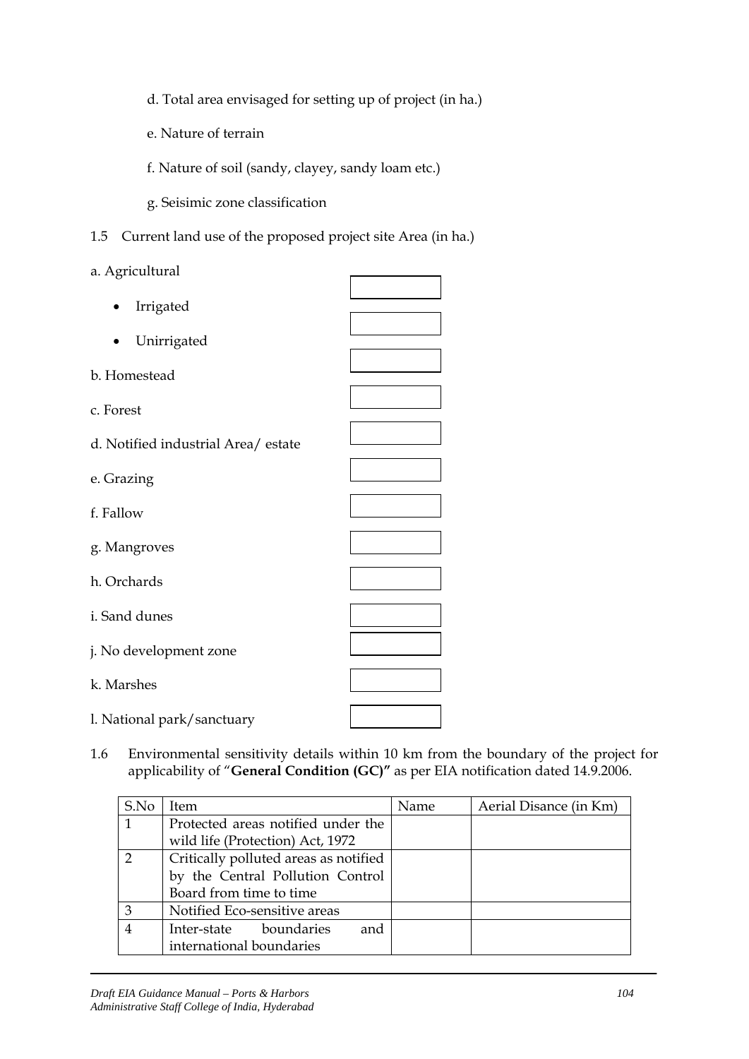d. Total area envisaged for setting up of project (in ha.)

e. Nature of terrain

f. Nature of soil (sandy, clayey, sandy loam etc.)

g. Seisimic zone classification

1.5 Current land use of the proposed project site Area (in ha.)

a. Agricultural

- Irrigated
- Unirrigated

b. Homestead

c. Forest

d. Notified industrial Area/ estate

e. Grazing

f. Fallow

g. Mangroves

h. Orchards

i. Sand dunes

j. No development zone

k. Marshes

l. National park/sanctuary

1.6 Environmental sensitivity details within 10 km from the boundary of the project for applicability of "**General Condition (GC)**" as per EIA notification dated 14.9.2006.

| S.No | Item | Name | Aerial Disance (in Km) |
|---|---|---|---|
| 1 | Protected areas notified under the wild life (Protection) Act, 1972 | | |
| 2 | Critically polluted areas as notified by the Central Pollution Control Board from time to time | | |
| 3 | Notified Eco-sensitive areas | | |
| 4 | Inter-state boundaries and international boundaries | | |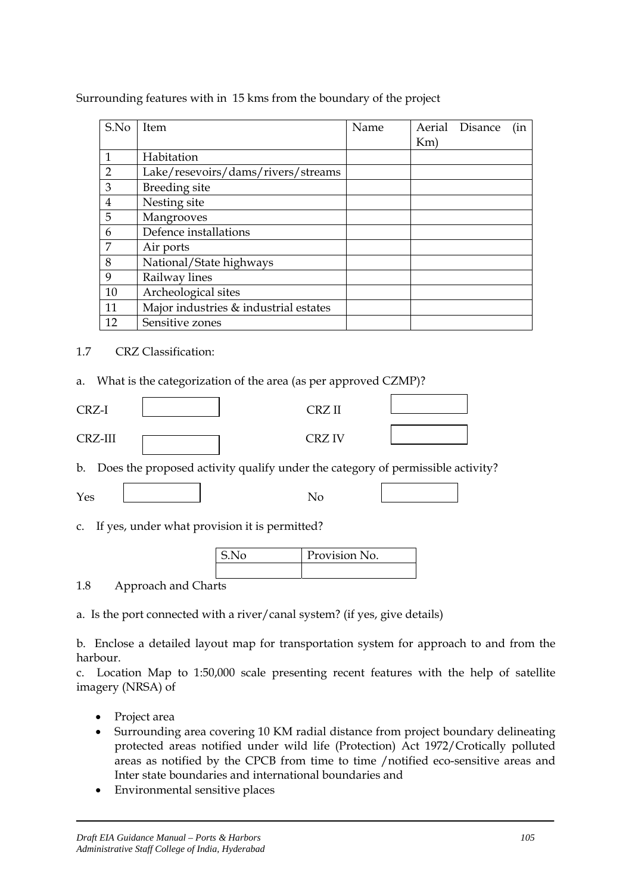Surrounding features with in 15 kms from the boundary of the project

| S.No | Item | Name | Aerial Disance (in Km) |
|---|---|---|---|
| 1 | Habitation | | |
| 2 | Lake/resevoirs/dams/rivers/streams | | |
| 3 | Breeding site | | |
| 4 | Nesting site | | |
| 5 | Mangrooves | | |
| 6 | Defence installations | | |
| 7 | Air ports | | |
| 8 | National/State highways | | |
| 9 | Railway lines | | |
| 10 | Archeological sites | | |
| 11 | Major industries & industrial estates | | |
| 12 | Sensitive zones | | |

1.7 CRZ Classification:

a. What is the categorization of the area (as per approved CZMP)?

CRZ-I [ ]   CRZ II [ ]

CRZ-III [ ]   CRZ IV [ ]

b. Does the proposed activity qualify under the category of permissible activity?

Yes [ ]   No [ ]

c. If yes, under what provision it is permitted?

| S.No | Provision No. |
|---|---|
| | |

1.8 Approach and Charts

a. Is the port connected with a river/canal system? (if yes, give details)

b. Enclose a detailed layout map for transportation system for approach to and from the harbour.

c. Location Map to 1:50,000 scale presenting recent features with the help of satellite imagery (NRSA) of

- Project area
- Surrounding area covering 10 KM radial distance from project boundary delineating protected areas notified under wild life (Protection) Act 1972/Crotically polluted areas as notified by the CPCB from time to time /notified eco-sensitive areas and Inter state boundaries and international boundaries and
- Environmental sensitive places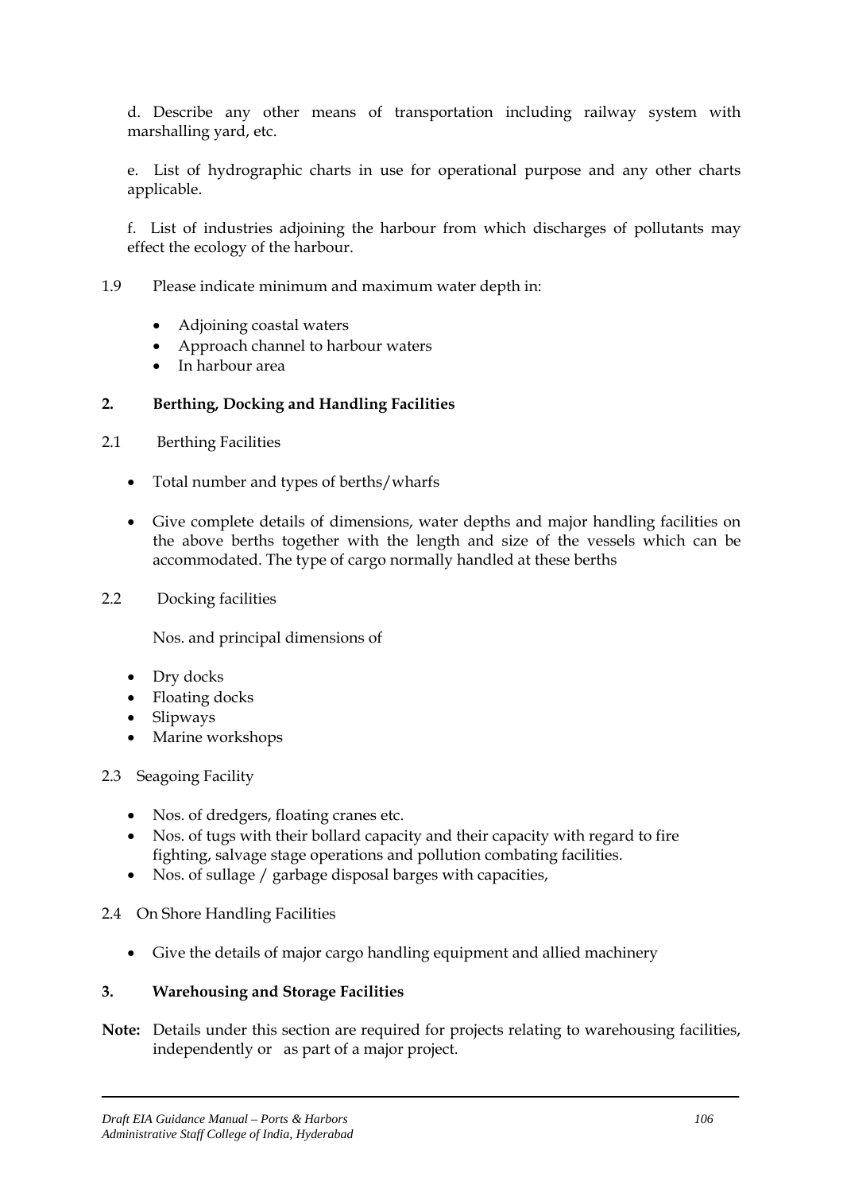d. Describe any other means of transportation including railway system with marshalling yard, etc.

e. List of hydrographic charts in use for operational purpose and any other charts applicable.

f. List of industries adjoining the harbour from which discharges of pollutants may effect the ecology of the harbour.

1.9 Please indicate minimum and maximum water depth in:

- Adjoining coastal waters
- Approach channel to harbour waters
- In harbour area

## 2. Berthing, Docking and Handling Facilities

2.1 Berthing Facilities

- Total number and types of berths/wharfs
- Give complete details of dimensions, water depths and major handling facilities on the above berths together with the length and size of the vessels which can be accommodated. The type of cargo normally handled at these berths

2.2 Docking facilities

Nos. and principal dimensions of

- Dry docks
- Floating docks
- Slipways
- Marine workshops

2.3 Seagoing Facility

- Nos. of dredgers, floating cranes etc.
- Nos. of tugs with their bollard capacity and their capacity with regard to fire fighting, salvage stage operations and pollution combating facilities.
- Nos. of sullage / garbage disposal barges with capacities,

2.4 On Shore Handling Facilities

- Give the details of major cargo handling equipment and allied machinery

## 3. Warehousing and Storage Facilities

**Note:** Details under this section are required for projects relating to warehousing facilities, independently or as part of a major project.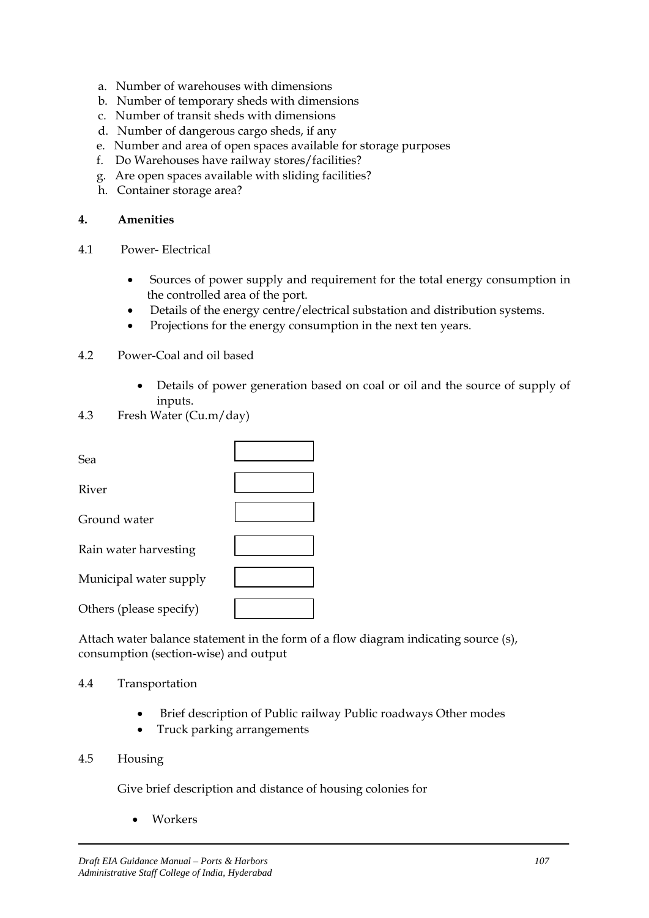a. Number of warehouses with dimensions
b. Number of temporary sheds with dimensions
c. Number of transit sheds with dimensions
d. Number of dangerous cargo sheds, if any
e. Number and area of open spaces available for storage purposes
f. Do Warehouses have railway stores/facilities?
g. Are open spaces available with sliding facilities?
h. Container storage area?

**4. Amenities**

4.1 Power- Electrical

- Sources of power supply and requirement for the total energy consumption in the controlled area of the port.
- Details of the energy centre/electrical substation and distribution systems.
- Projections for the energy consumption in the next ten years.

4.2 Power-Coal and oil based

- Details of power generation based on coal or oil and the source of supply of inputs.

4.3 Fresh Water (Cu.m/day)

| Source | Quantity |
|---|---|
| Sea | |
| River | |
| Ground water | |
| Rain water harvesting | |
| Municipal water supply | |
| Others (please specify) | |

Attach water balance statement in the form of a flow diagram indicating source (s), consumption (section-wise) and output

4.4 Transportation

- Brief description of Public railway Public roadways Other modes
- Truck parking arrangements

4.5 Housing

Give brief description and distance of housing colonies for

- Workers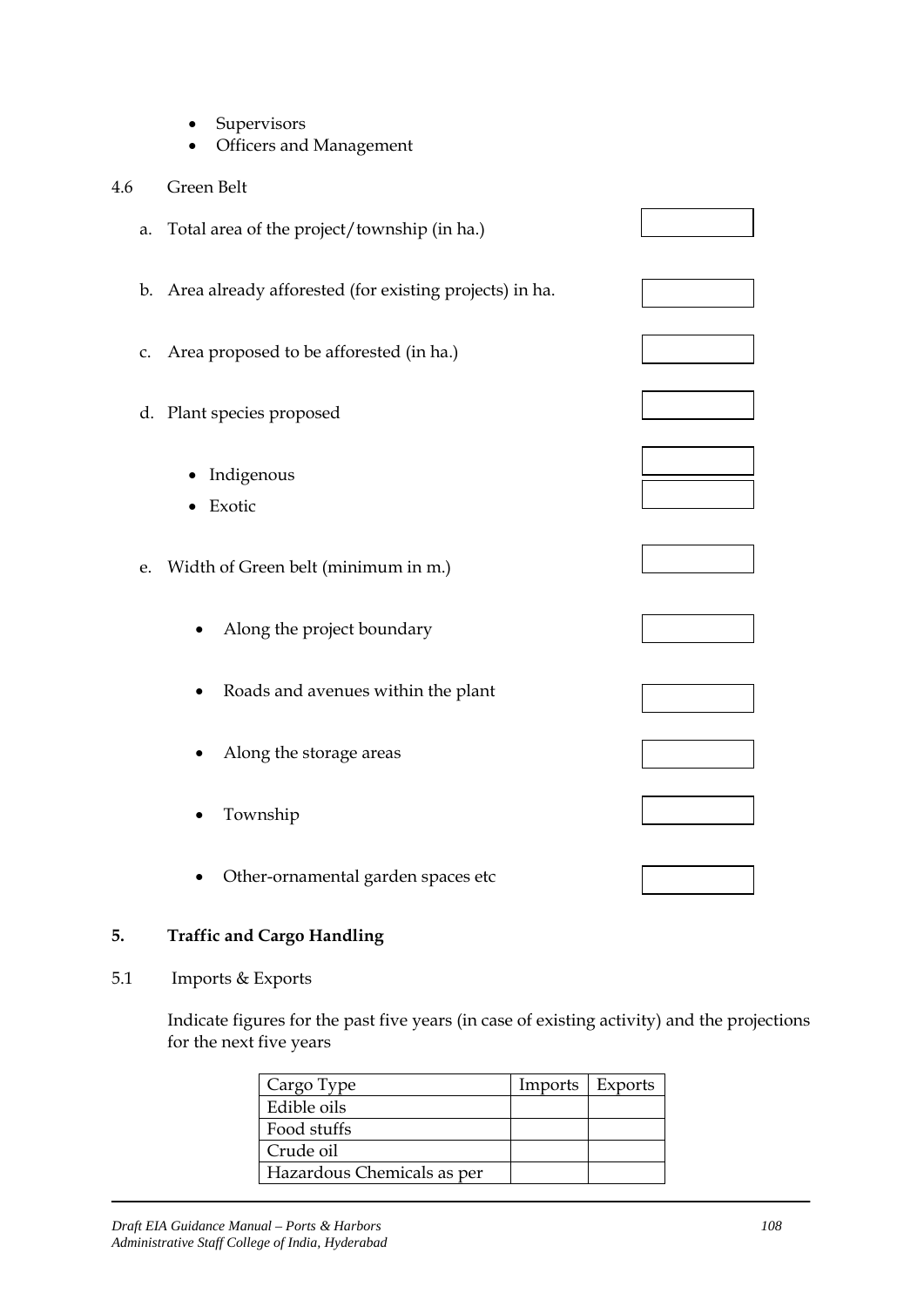- Supervisors
- Officers and Management

4.6 Green Belt

a. Total area of the project/township (in ha.)

b. Area already afforested (for existing projects) in ha.

c. Area proposed to be afforested (in ha.)

d. Plant species proposed

- Indigenous
- Exotic

e. Width of Green belt (minimum in m.)

- Along the project boundary
- Roads and avenues within the plant
- Along the storage areas
- Township
- Other-ornamental garden spaces etc

**5. Traffic and Cargo Handling**

5.1 Imports & Exports

Indicate figures for the past five years (in case of existing activity) and the projections for the next five years

| Cargo Type | Imports | Exports |
|---|---|---|
| Edible oils | | |
| Food stuffs | | |
| Crude oil | | |
| Hazardous Chemicals as per | | |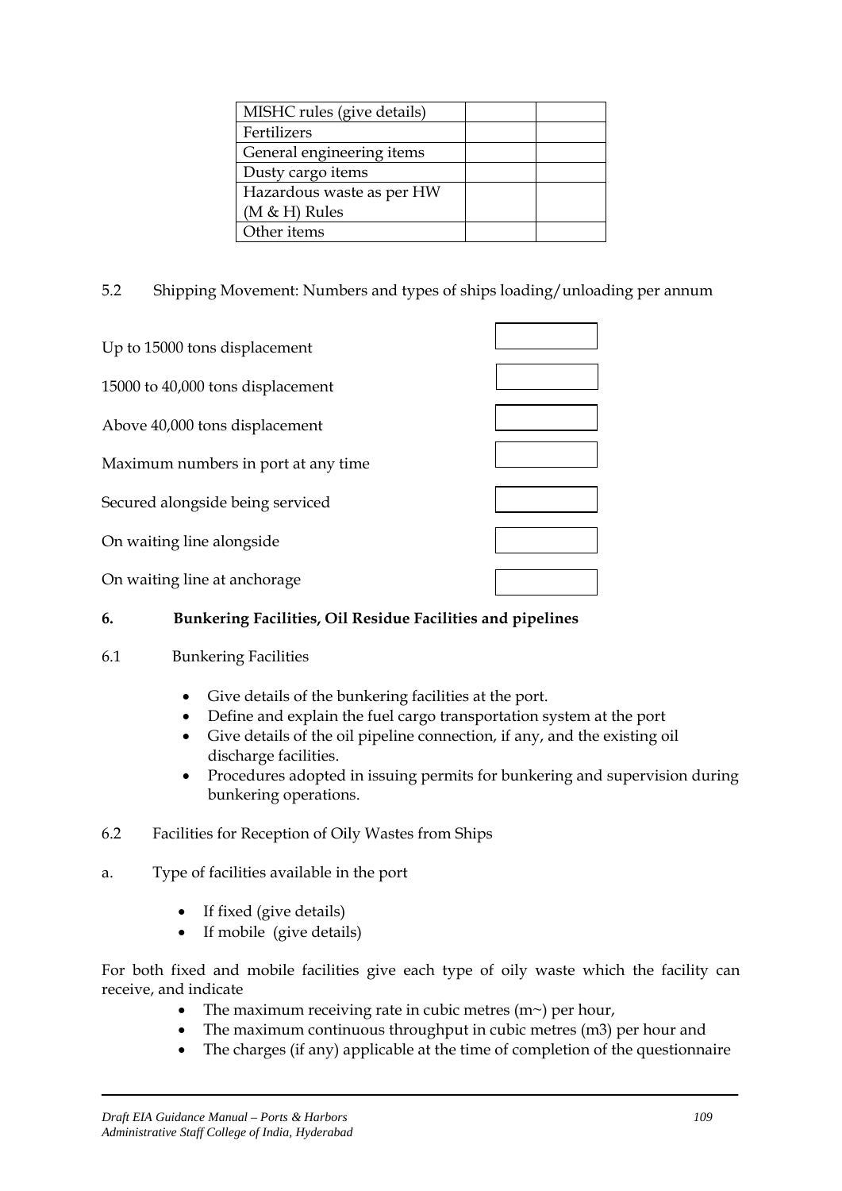| | | |
|---|---|---|
| MISHC rules (give details) | | |
| Fertilizers | | |
| General engineering items | | |
| Dusty cargo items | | |
| Hazardous waste as per HW (M & H) Rules | | |
| Other items | | |

5.2 Shipping Movement: Numbers and types of ships loading/unloading per annum

| | |
|---|---|
| Up to 15000 tons displacement | |
| 15000 to 40,000 tons displacement | |
| Above 40,000 tons displacement | |
| Maximum numbers in port at any time | |
| Secured alongside being serviced | |
| On waiting line alongside | |
| On waiting line at anchorage | |

## 6. Bunkering Facilities, Oil Residue Facilities and pipelines

6.1 Bunkering Facilities

- Give details of the bunkering facilities at the port.
- Define and explain the fuel cargo transportation system at the port
- Give details of the oil pipeline connection, if any, and the existing oil discharge facilities.
- Procedures adopted in issuing permits for bunkering and supervision during bunkering operations.

6.2 Facilities for Reception of Oily Wastes from Ships

a. Type of facilities available in the port

- If fixed (give details)
- If mobile (give details)

For both fixed and mobile facilities give each type of oily waste which the facility can receive, and indicate

- The maximum receiving rate in cubic metres (m~) per hour,
- The maximum continuous throughput in cubic metres (m3) per hour and
- The charges (if any) applicable at the time of completion of the questionnaire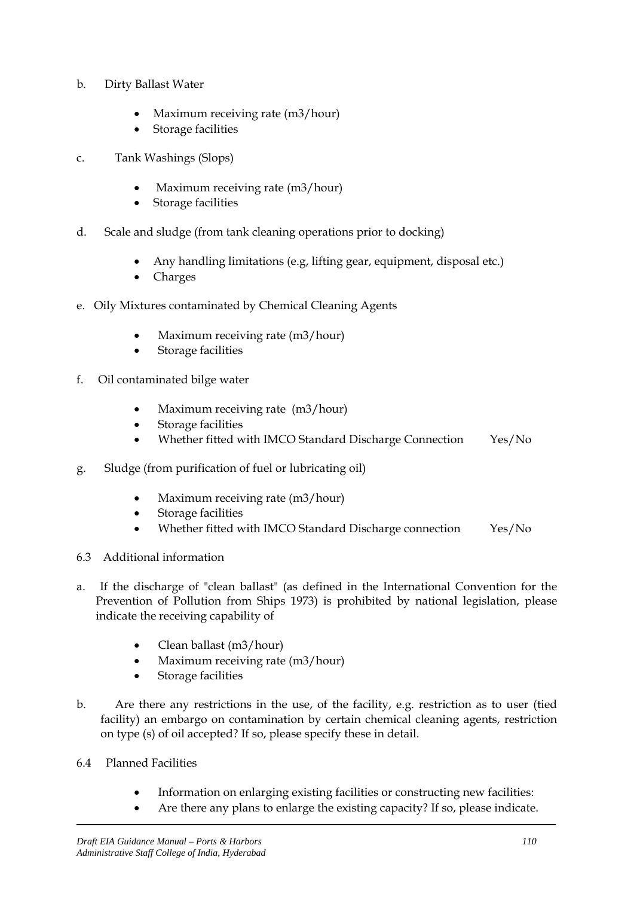b. Dirty Ballast Water

- Maximum receiving rate (m3/hour)
- Storage facilities

c. Tank Washings (Slops)

- Maximum receiving rate (m3/hour)
- Storage facilities

d. Scale and sludge (from tank cleaning operations prior to docking)

- Any handling limitations (e.g, lifting gear, equipment, disposal etc.)
- Charges

e. Oily Mixtures contaminated by Chemical Cleaning Agents

- Maximum receiving rate (m3/hour)
- Storage facilities

f. Oil contaminated bilge water

- Maximum receiving rate (m3/hour)
- Storage facilities
- Whether fitted with IMCO Standard Discharge Connection Yes/No

g. Sludge (from purification of fuel or lubricating oil)

- Maximum receiving rate (m3/hour)
- Storage facilities
- Whether fitted with IMCO Standard Discharge connection Yes/No

6.3 Additional information

a. If the discharge of "clean ballast" (as defined in the International Convention for the Prevention of Pollution from Ships 1973) is prohibited by national legislation, please indicate the receiving capability of

- Clean ballast (m3/hour)
- Maximum receiving rate (m3/hour)
- Storage facilities

b. Are there any restrictions in the use, of the facility, e.g. restriction as to user (tied facility) an embargo on contamination by certain chemical cleaning agents, restriction on type (s) of oil accepted? If so, please specify these in detail.

6.4 Planned Facilities

- Information on enlarging existing facilities or constructing new facilities:
- Are there any plans to enlarge the existing capacity? If so, please indicate.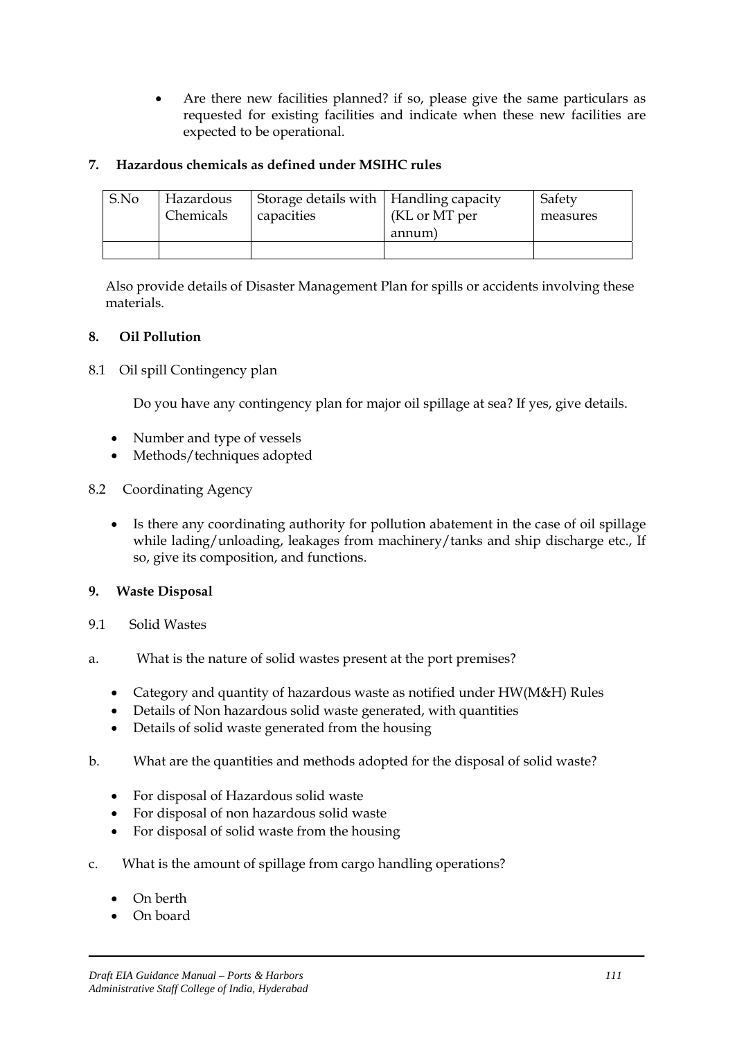- Are there new facilities planned? if so, please give the same particulars as requested for existing facilities and indicate when these new facilities are expected to be operational.

### 7. Hazardous chemicals as defined under MSIHC rules

| S.No | Hazardous Chemicals | Storage details with capacities | Handling capacity (KL or MT per annum) | Safety measures |
|---|---|---|---|---|
| | | | | |

Also provide details of Disaster Management Plan for spills or accidents involving these materials.

### 8. Oil Pollution

8.1 Oil spill Contingency plan

Do you have any contingency plan for major oil spillage at sea? If yes, give details.

- Number and type of vessels
- Methods/techniques adopted

8.2 Coordinating Agency

- Is there any coordinating authority for pollution abatement in the case of oil spillage while lading/unloading, leakages from machinery/tanks and ship discharge etc., If so, give its composition, and functions.

### 9. Waste Disposal

9.1 Solid Wastes

a. What is the nature of solid wastes present at the port premises?

- Category and quantity of hazardous waste as notified under HW(M&H) Rules
- Details of Non hazardous solid waste generated, with quantities
- Details of solid waste generated from the housing

b. What are the quantities and methods adopted for the disposal of solid waste?

- For disposal of Hazardous solid waste
- For disposal of non hazardous solid waste
- For disposal of solid waste from the housing

c. What is the amount of spillage from cargo handling operations?

- On berth
- On board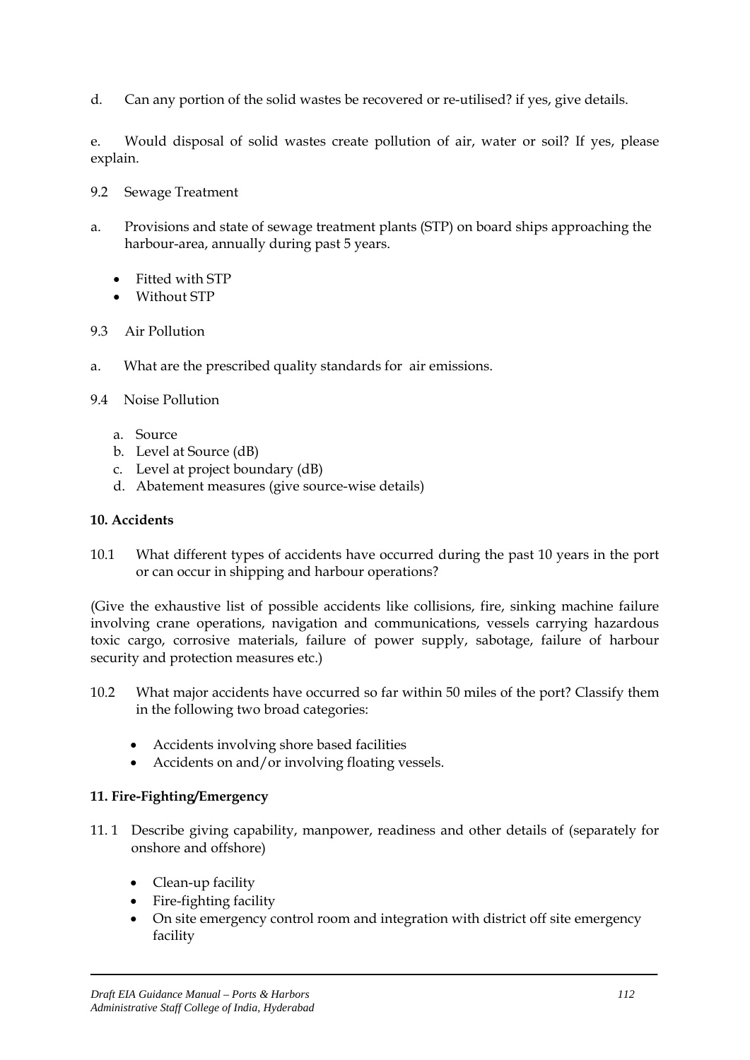d. Can any portion of the solid wastes be recovered or re-utilised? if yes, give details.

e. Would disposal of solid wastes create pollution of air, water or soil? If yes, please explain.

9.2 Sewage Treatment

a. Provisions and state of sewage treatment plants (STP) on board ships approaching the harbour-area, annually during past 5 years.

- Fitted with STP
- Without STP

9.3 Air Pollution

a. What are the prescribed quality standards for air emissions.

9.4 Noise Pollution

a. Source
b. Level at Source (dB)
c. Level at project boundary (dB)
d. Abatement measures (give source-wise details)

**10. Accidents**

10.1 What different types of accidents have occurred during the past 10 years in the port or can occur in shipping and harbour operations?

(Give the exhaustive list of possible accidents like collisions, fire, sinking machine failure involving crane operations, navigation and communications, vessels carrying hazardous toxic cargo, corrosive materials, failure of power supply, sabotage, failure of harbour security and protection measures etc.)

10.2 What major accidents have occurred so far within 50 miles of the port? Classify them in the following two broad categories:

- Accidents involving shore based facilities
- Accidents on and/or involving floating vessels.

**11. Fire-Fighting/Emergency**

11. 1 Describe giving capability, manpower, readiness and other details of (separately for onshore and offshore)

- Clean-up facility
- Fire-fighting facility
- On site emergency control room and integration with district off site emergency facility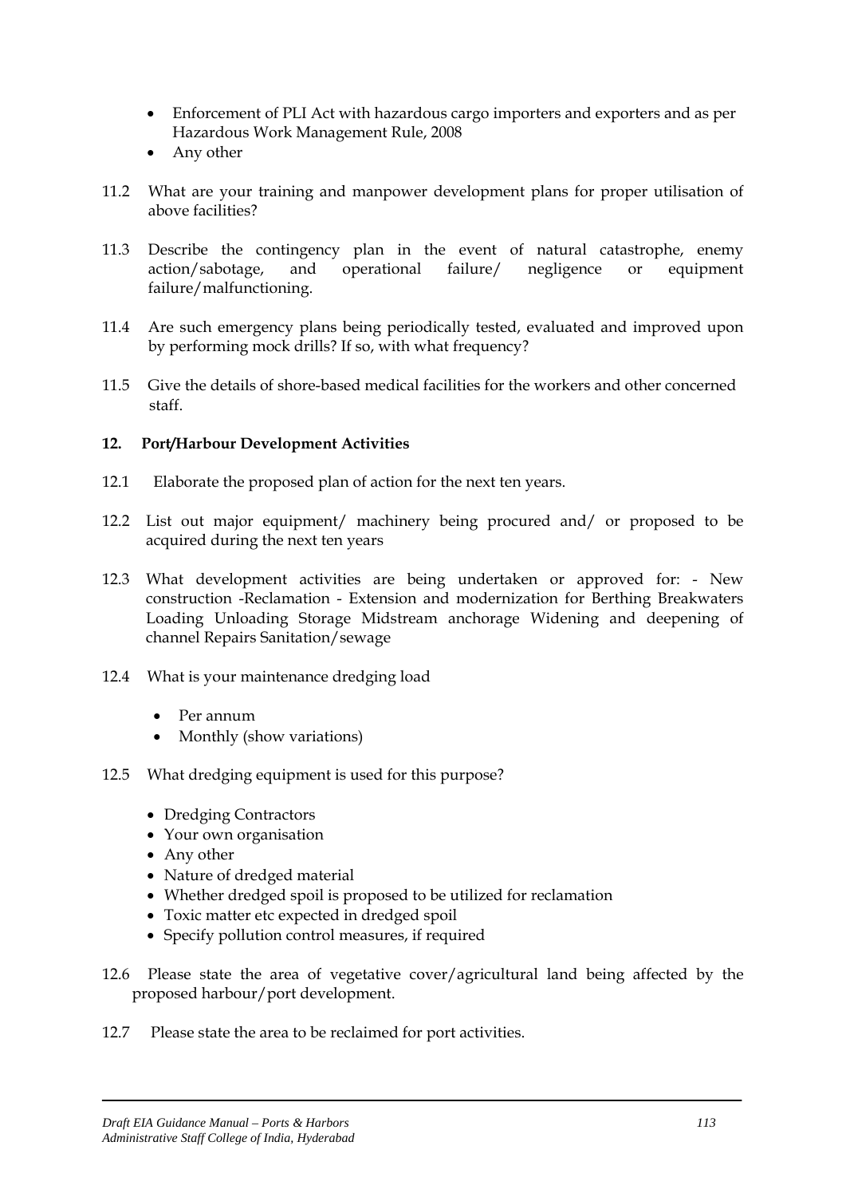- Enforcement of PLI Act with hazardous cargo importers and exporters and as per Hazardous Work Management Rule, 2008
- Any other

11.2 What are your training and manpower development plans for proper utilisation of above facilities?

11.3 Describe the contingency plan in the event of natural catastrophe, enemy action/sabotage, and operational failure/ negligence or equipment failure/malfunctioning.

11.4 Are such emergency plans being periodically tested, evaluated and improved upon by performing mock drills? If so, with what frequency?

11.5 Give the details of shore-based medical facilities for the workers and other concerned staff.

**12. Port/Harbour Development Activities**

12.1 Elaborate the proposed plan of action for the next ten years.

12.2 List out major equipment/ machinery being procured and/ or proposed to be acquired during the next ten years

12.3 What development activities are being undertaken or approved for: - New construction -Reclamation - Extension and modernization for Berthing Breakwaters Loading Unloading Storage Midstream anchorage Widening and deepening of channel Repairs Sanitation/sewage

12.4 What is your maintenance dredging load

- Per annum
- Monthly (show variations)

12.5 What dredging equipment is used for this purpose?

- Dredging Contractors
- Your own organisation
- Any other
- Nature of dredged material
- Whether dredged spoil is proposed to be utilized for reclamation
- Toxic matter etc expected in dredged spoil
- Specify pollution control measures, if required

12.6 Please state the area of vegetative cover/agricultural land being affected by the proposed harbour/port development.

12.7 Please state the area to be reclaimed for port activities.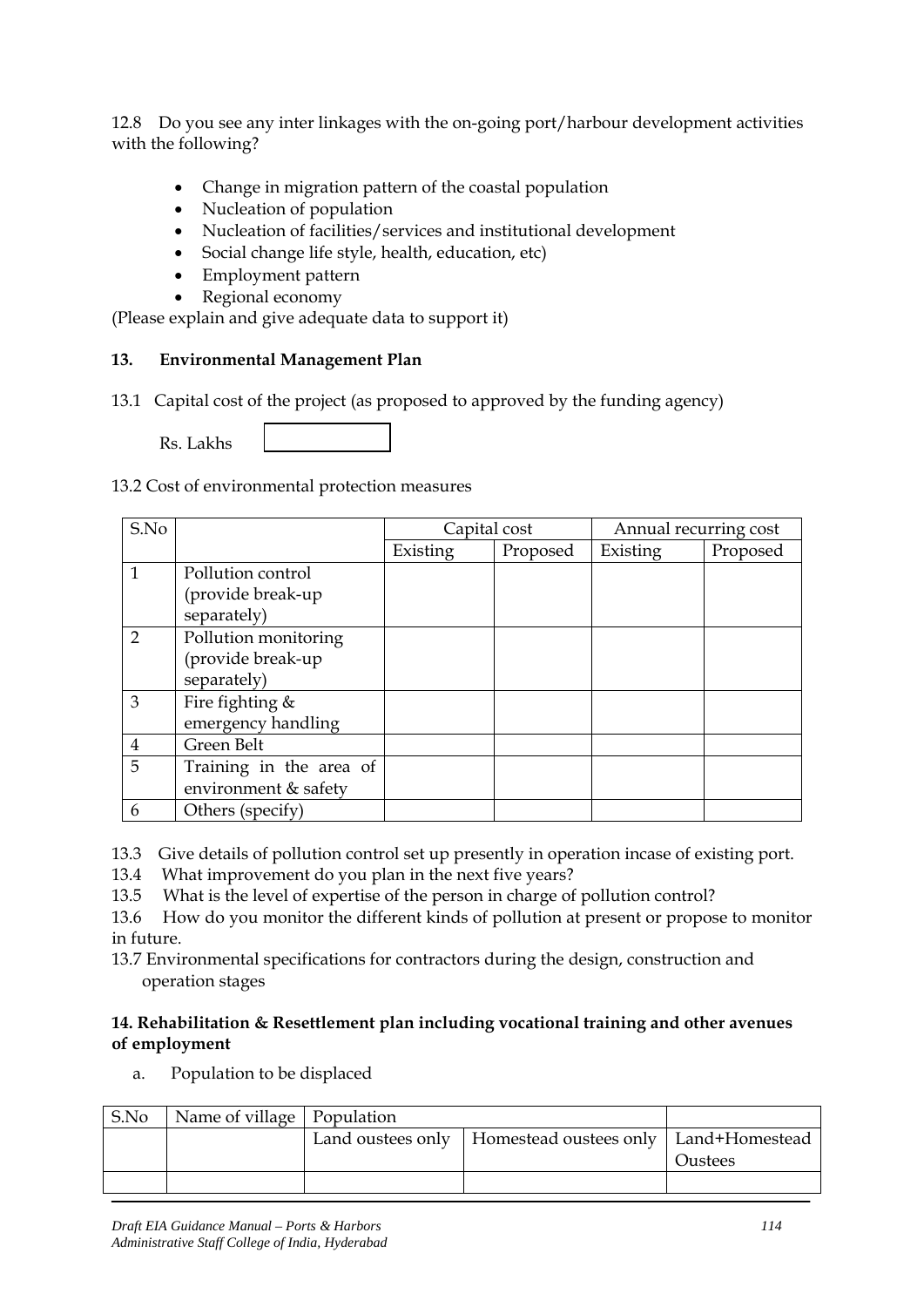12.8 Do you see any inter linkages with the on-going port/harbour development activities with the following?

- Change in migration pattern of the coastal population
- Nucleation of population
- Nucleation of facilities/services and institutional development
- Social change life style, health, education, etc)
- Employment pattern
- Regional economy

(Please explain and give adequate data to support it)

## 13. Environmental Management Plan

13.1 Capital cost of the project (as proposed to approved by the funding agency)

Rs. Lakhs [          ]

13.2 Cost of environmental protection measures

| S.No | | Capital cost | | Annual recurring cost | |
|---|---|---|---|---|---|
| | | Existing | Proposed | Existing | Proposed |
| 1 | Pollution control (provide break-up separately) | | | | |
| 2 | Pollution monitoring (provide break-up separately) | | | | |
| 3 | Fire fighting & emergency handling | | | | |
| 4 | Green Belt | | | | |
| 5 | Training in the area of environment & safety | | | | |
| 6 | Others (specify) | | | | |

13.3 Give details of pollution control set up presently in operation incase of existing port.

13.4 What improvement do you plan in the next five years?

13.5 What is the level of expertise of the person in charge of pollution control?

13.6 How do you monitor the different kinds of pollution at present or propose to monitor in future.

13.7 Environmental specifications for contractors during the design, construction and operation stages

## 14. Rehabilitation & Resettlement plan including vocational training and other avenues of employment

a. Population to be displaced

| S.No | Name of village | Population | | |
|---|---|---|---|---|
| | | Land oustees only | Homestead oustees only | Land+Homestead Oustees |
| | | | | |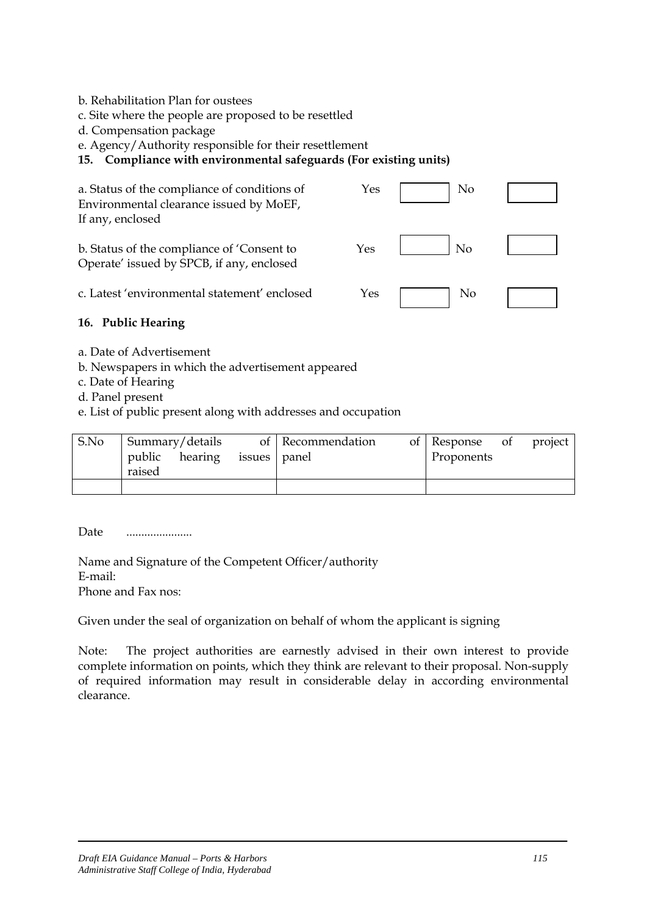b. Rehabilitation Plan for oustees

c. Site where the people are proposed to be resettled

d. Compensation package

e. Agency/Authority responsible for their resettlement

**15. Compliance with environmental safeguards (For existing units)**

| | | | | |
|---|---|---|---|---|
| a. Status of the compliance of conditions of Environmental clearance issued by MoEF, If any, enclosed | Yes | | No | |
| b. Status of the compliance of 'Consent to Operate' issued by SPCB, if any, enclosed | Yes | | No | |
| c. Latest 'environmental statement' enclosed | Yes | | No | |

**16. Public Hearing**

a. Date of Advertisement

b. Newspapers in which the advertisement appeared

c. Date of Hearing

d. Panel present

e. List of public present along with addresses and occupation

| S.No | Summary/details of public hearing issues raised | Recommendation of panel | Response of project Proponents |
|---|---|---|---|
| | | | |

Date ......................

Name and Signature of the Competent Officer/authority
E-mail:
Phone and Fax nos:

Given under the seal of organization on behalf of whom the applicant is signing

Note: The project authorities are earnestly advised in their own interest to provide complete information on points, which they think are relevant to their proposal. Non-supply of required information may result in considerable delay in according environmental clearance.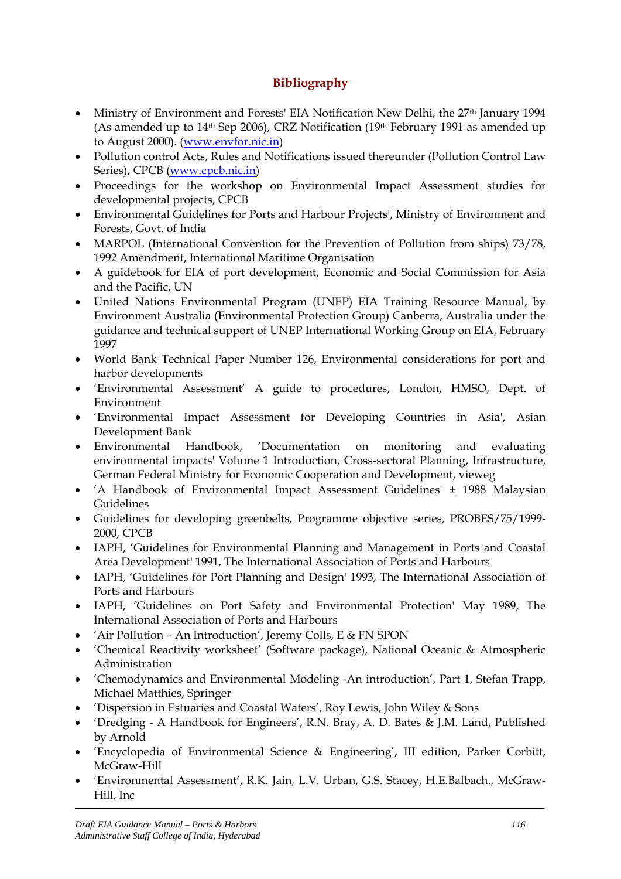# Bibliography

- Ministry of Environment and Forests' EIA Notification New Delhi, the 27th January 1994 (As amended up to 14th Sep 2006), CRZ Notification (19th February 1991 as amended up to August 2000). (www.envfor.nic.in)
- Pollution control Acts, Rules and Notifications issued thereunder (Pollution Control Law Series), CPCB (www.cpcb.nic.in)
- Proceedings for the workshop on Environmental Impact Assessment studies for developmental projects, CPCB
- Environmental Guidelines for Ports and Harbour Projects', Ministry of Environment and Forests, Govt. of India
- MARPOL (International Convention for the Prevention of Pollution from ships) 73/78, 1992 Amendment, International Maritime Organisation
- A guidebook for EIA of port development, Economic and Social Commission for Asia and the Pacific, UN
- United Nations Environmental Program (UNEP) EIA Training Resource Manual, by Environment Australia (Environmental Protection Group) Canberra, Australia under the guidance and technical support of UNEP International Working Group on EIA, February 1997
- World Bank Technical Paper Number 126, Environmental considerations for port and harbor developments
- 'Environmental Assessment' A guide to procedures, London, HMSO, Dept. of Environment
- 'Environmental Impact Assessment for Developing Countries in Asia', Asian Development Bank
- Environmental Handbook, 'Documentation on monitoring and evaluating environmental impacts' Volume 1 Introduction, Cross-sectoral Planning, Infrastructure, German Federal Ministry for Economic Cooperation and Development, vieweg
- 'A Handbook of Environmental Impact Assessment Guidelines' ± 1988 Malaysian Guidelines
- Guidelines for developing greenbelts, Programme objective series, PROBES/75/1999-2000, CPCB
- IAPH, 'Guidelines for Environmental Planning and Management in Ports and Coastal Area Development' 1991, The International Association of Ports and Harbours
- IAPH, 'Guidelines for Port Planning and Design' 1993, The International Association of Ports and Harbours
- IAPH, 'Guidelines on Port Safety and Environmental Protection' May 1989, The International Association of Ports and Harbours
- 'Air Pollution – An Introduction', Jeremy Colls, E & FN SPON
- 'Chemical Reactivity worksheet' (Software package), National Oceanic & Atmospheric Administration
- 'Chemodynamics and Environmental Modeling -An introduction', Part 1, Stefan Trapp, Michael Matthies, Springer
- 'Dispersion in Estuaries and Coastal Waters', Roy Lewis, John Wiley & Sons
- 'Dredging - A Handbook for Engineers', R.N. Bray, A. D. Bates & J.M. Land, Published by Arnold
- 'Encyclopedia of Environmental Science & Engineering', III edition, Parker Corbitt, McGraw-Hill
- 'Environmental Assessment', R.K. Jain, L.V. Urban, G.S. Stacey, H.E.Balbach., McGraw-Hill, Inc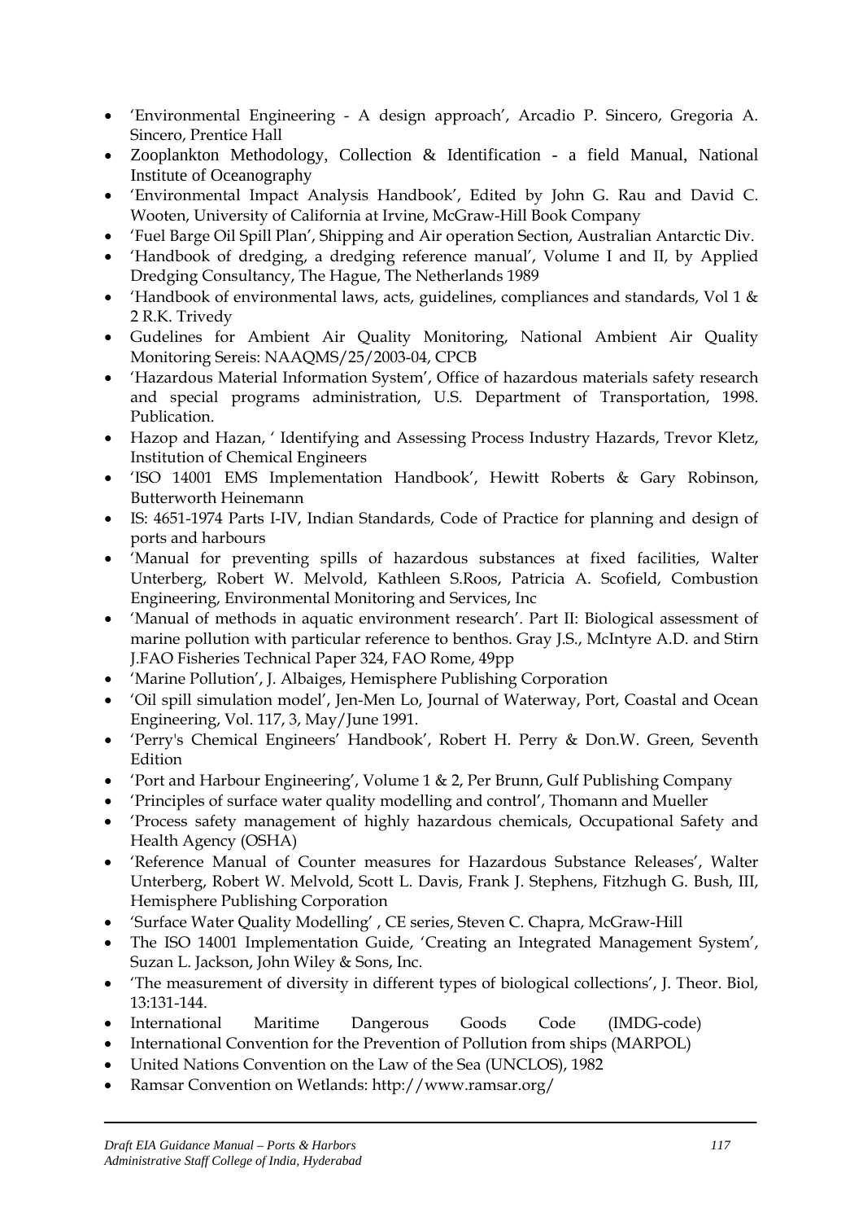- 'Environmental Engineering - A design approach', Arcadio P. Sincero, Gregoria A. Sincero, Prentice Hall
- Zooplankton Methodology, Collection & Identification - a field Manual, National Institute of Oceanography
- 'Environmental Impact Analysis Handbook', Edited by John G. Rau and David C. Wooten, University of California at Irvine, McGraw-Hill Book Company
- 'Fuel Barge Oil Spill Plan', Shipping and Air operation Section, Australian Antarctic Div.
- 'Handbook of dredging, a dredging reference manual', Volume I and II, by Applied Dredging Consultancy, The Hague, The Netherlands 1989
- 'Handbook of environmental laws, acts, guidelines, compliances and standards, Vol 1 & 2 R.K. Trivedy
- Gudelines for Ambient Air Quality Monitoring, National Ambient Air Quality Monitoring Sereis: NAAQMS/25/2003-04, CPCB
- 'Hazardous Material Information System', Office of hazardous materials safety research and special programs administration, U.S. Department of Transportation, 1998. Publication.
- Hazop and Hazan, ' Identifying and Assessing Process Industry Hazards, Trevor Kletz, Institution of Chemical Engineers
- 'ISO 14001 EMS Implementation Handbook', Hewitt Roberts & Gary Robinson, Butterworth Heinemann
- IS: 4651-1974 Parts I-IV, Indian Standards, Code of Practice for planning and design of ports and harbours
- 'Manual for preventing spills of hazardous substances at fixed facilities, Walter Unterberg, Robert W. Melvold, Kathleen S.Roos, Patricia A. Scofield, Combustion Engineering, Environmental Monitoring and Services, Inc
- 'Manual of methods in aquatic environment research'. Part II: Biological assessment of marine pollution with particular reference to benthos. Gray J.S., McIntyre A.D. and Stirn J.FAO Fisheries Technical Paper 324, FAO Rome, 49pp
- 'Marine Pollution', J. Albaiges, Hemisphere Publishing Corporation
- 'Oil spill simulation model', Jen-Men Lo, Journal of Waterway, Port, Coastal and Ocean Engineering, Vol. 117, 3, May/June 1991.
- 'Perry's Chemical Engineers' Handbook', Robert H. Perry & Don.W. Green, Seventh Edition
- 'Port and Harbour Engineering', Volume 1 & 2, Per Brunn, Gulf Publishing Company
- 'Principles of surface water quality modelling and control', Thomann and Mueller
- 'Process safety management of highly hazardous chemicals, Occupational Safety and Health Agency (OSHA)
- 'Reference Manual of Counter measures for Hazardous Substance Releases', Walter Unterberg, Robert W. Melvold, Scott L. Davis, Frank J. Stephens, Fitzhugh G. Bush, III, Hemisphere Publishing Corporation
- 'Surface Water Quality Modelling' , CE series, Steven C. Chapra, McGraw-Hill
- The ISO 14001 Implementation Guide, 'Creating an Integrated Management System', Suzan L. Jackson, John Wiley & Sons, Inc.
- 'The measurement of diversity in different types of biological collections', J. Theor. Biol, 13:131-144.
- International Maritime Dangerous Goods Code (IMDG-code)
- International Convention for the Prevention of Pollution from ships (MARPOL)
- United Nations Convention on the Law of the Sea (UNCLOS), 1982
- Ramsar Convention on Wetlands: http://www.ramsar.org/